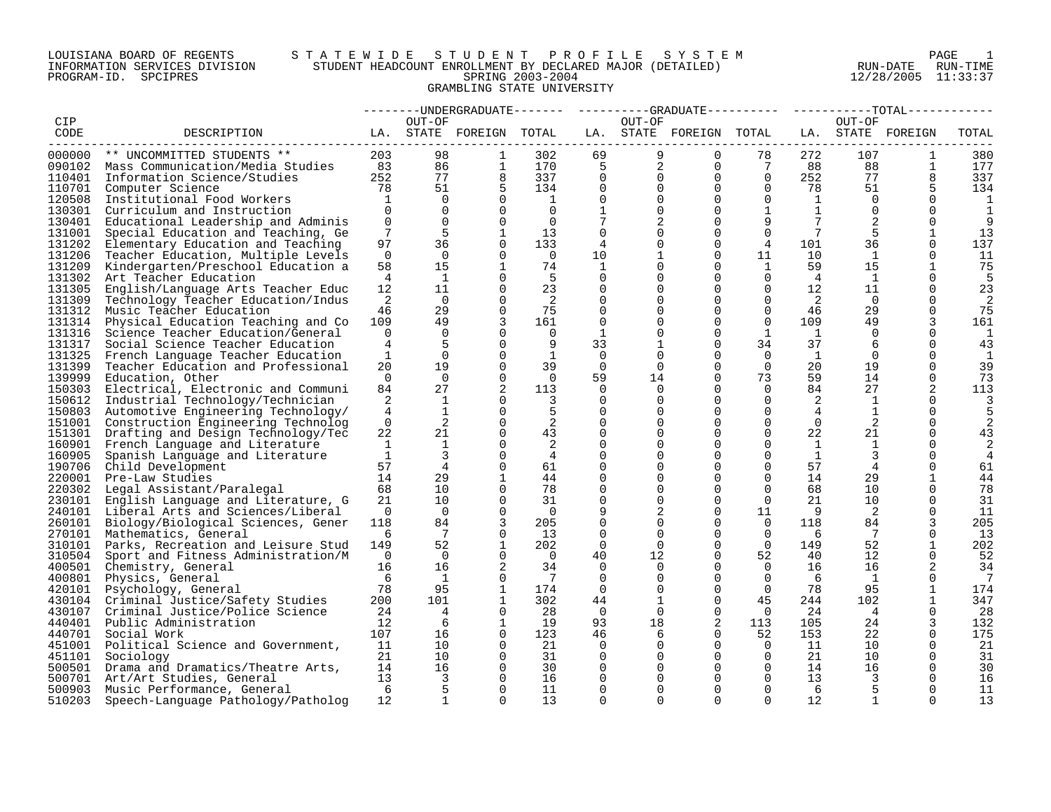LOUISIANA BOARD OF REGENTS — STATEWIDE STUDENT PROFILE SYSTEM
INFORMATION SERVICES DIVISION — STUDENT HEADCOUNT ENROLLMENT BY DECLARED MAJOR (DETAILED) — RUN-DATE 12/28/2005 RUN-TIME 11:33:37
PROGRAM-ID. SPCIPRES — SPRING 2003-2004

GRAMBLING STATE UNIVERSITY

| CIP CODE | DESCRIPTION | UNDERGRADUATE LA. | UNDERGRADUATE OUT-OF STATE | UNDERGRADUATE FOREIGN | UNDERGRADUATE TOTAL | GRADUATE LA. | GRADUATE OUT-OF STATE | GRADUATE FOREIGN | GRADUATE TOTAL | TOTAL LA. | TOTAL OUT-OF STATE | TOTAL FOREIGN | TOTAL |
|---|---|---|---|---|---|---|---|---|---|---|---|---|---|
| 000000 | ** UNCOMMITTED STUDENTS ** | 203 | 98 | 1 | 302 | 69 | 9 | 0 | 78 | 272 | 107 | 1 | 380 |
| 090102 | Mass Communication/Media Studies | 83 | 86 | 1 | 170 | 5 | 2 | 0 | 7 | 88 | 88 | 1 | 177 |
| 110401 | Information Science/Studies | 252 | 77 | 8 | 337 | 0 | 0 | 0 | 0 | 252 | 77 | 8 | 337 |
| 110701 | Computer Science | 78 | 51 | 5 | 134 | 0 | 0 | 0 | 0 | 78 | 51 | 5 | 134 |
| 120508 | Institutional Food Workers | 1 | 0 | 0 | 1 | 0 | 0 | 0 | 0 | 1 | 0 | 0 | 1 |
| 130301 | Curriculum and Instruction | 0 | 0 | 0 | 0 | 1 | 0 | 0 | 1 | 1 | 0 | 0 | 1 |
| 130401 | Educational Leadership and Adminis | 0 | 0 | 0 | 0 | 7 | 2 | 0 | 9 | 7 | 2 | 0 | 9 |
| 131001 | Special Education and Teaching, Ge | 7 | 5 | 1 | 13 | 0 | 0 | 0 | 0 | 7 | 5 | 1 | 13 |
| 131202 | Elementary Education and Teaching | 97 | 36 | 0 | 133 | 4 | 0 | 0 | 4 | 101 | 36 | 0 | 137 |
| 131206 | Teacher Education, Multiple Levels | 0 | 0 | 0 | 0 | 10 | 1 | 0 | 11 | 10 | 1 | 0 | 11 |
| 131209 | Kindergarten/Preschool Education a | 58 | 15 | 1 | 74 | 1 | 0 | 0 | 1 | 59 | 15 | 1 | 75 |
| 131302 | Art Teacher Education | 4 | 1 | 0 | 5 | 0 | 0 | 0 | 0 | 4 | 1 | 0 | 5 |
| 131305 | English/Language Arts Teacher Educ | 12 | 11 | 0 | 23 | 0 | 0 | 0 | 0 | 12 | 11 | 0 | 23 |
| 131309 | Technology Teacher Education/Indus | 2 | 0 | 0 | 2 | 0 | 0 | 0 | 0 | 2 | 0 | 0 | 2 |
| 131312 | Music Teacher Education | 46 | 29 | 0 | 75 | 0 | 0 | 0 | 0 | 46 | 29 | 0 | 75 |
| 131314 | Physical Education Teaching and Co | 109 | 49 | 3 | 161 | 0 | 0 | 0 | 0 | 109 | 49 | 3 | 161 |
| 131316 | Science Teacher Education/General | 0 | 0 | 0 | 0 | 1 | 0 | 0 | 1 | 1 | 0 | 0 | 1 |
| 131317 | Social Science Teacher Education | 4 | 5 | 0 | 9 | 33 | 1 | 0 | 34 | 37 | 6 | 0 | 43 |
| 131325 | French Language Teacher Education | 1 | 0 | 0 | 1 | 0 | 0 | 0 | 0 | 1 | 0 | 0 | 1 |
| 131399 | Teacher Education and Professional | 20 | 19 | 0 | 39 | 0 | 0 | 0 | 0 | 20 | 19 | 0 | 39 |
| 139999 | Education, Other | 0 | 0 | 0 | 0 | 59 | 14 | 0 | 73 | 59 | 14 | 0 | 73 |
| 150303 | Electrical, Electronic and Communi | 84 | 27 | 2 | 113 | 0 | 0 | 0 | 0 | 84 | 27 | 2 | 113 |
| 150612 | Industrial Technology/Technician | 2 | 1 | 0 | 3 | 0 | 0 | 0 | 0 | 2 | 1 | 0 | 3 |
| 150803 | Automotive Engineering Technology/ | 4 | 1 | 0 | 5 | 0 | 0 | 0 | 0 | 4 | 1 | 0 | 5 |
| 151001 | Construction Engineering Technolog | 0 | 2 | 0 | 2 | 0 | 0 | 0 | 0 | 0 | 2 | 0 | 2 |
| 151301 | Drafting and Design Technology/Tec | 22 | 21 | 0 | 43 | 0 | 0 | 0 | 0 | 22 | 21 | 0 | 43 |
| 160901 | French Language and Literature | 1 | 1 | 0 | 2 | 0 | 0 | 0 | 0 | 1 | 1 | 0 | 2 |
| 160905 | Spanish Language and Literature | 1 | 3 | 0 | 4 | 0 | 0 | 0 | 0 | 1 | 3 | 0 | 4 |
| 190706 | Child Development | 57 | 4 | 0 | 61 | 0 | 0 | 0 | 0 | 57 | 4 | 0 | 61 |
| 220001 | Pre-Law Studies | 14 | 29 | 1 | 44 | 0 | 0 | 0 | 0 | 14 | 29 | 1 | 44 |
| 220302 | Legal Assistant/Paralegal | 68 | 10 | 0 | 78 | 0 | 0 | 0 | 0 | 68 | 10 | 0 | 78 |
| 230101 | English Language and Literature, G | 21 | 10 | 0 | 31 | 0 | 0 | 0 | 0 | 21 | 10 | 0 | 31 |
| 240101 | Liberal Arts and Sciences/Liberal | 0 | 0 | 0 | 0 | 9 | 2 | 0 | 11 | 9 | 2 | 0 | 11 |
| 260101 | Biology/Biological Sciences, Gener | 118 | 84 | 3 | 205 | 0 | 0 | 0 | 0 | 118 | 84 | 3 | 205 |
| 270101 | Mathematics, General | 6 | 7 | 0 | 13 | 0 | 0 | 0 | 0 | 6 | 7 | 0 | 13 |
| 310101 | Parks, Recreation and Leisure Stud | 149 | 52 | 1 | 202 | 0 | 0 | 0 | 0 | 149 | 52 | 1 | 202 |
| 310504 | Sport and Fitness Administration/M | 0 | 0 | 0 | 0 | 40 | 12 | 0 | 52 | 40 | 12 | 0 | 52 |
| 400501 | Chemistry, General | 16 | 16 | 2 | 34 | 0 | 0 | 0 | 0 | 16 | 16 | 2 | 34 |
| 400801 | Physics, General | 6 | 1 | 0 | 7 | 0 | 0 | 0 | 0 | 6 | 1 | 0 | 7 |
| 420101 | Psychology, General | 78 | 95 | 1 | 174 | 0 | 0 | 0 | 0 | 78 | 95 | 1 | 174 |
| 430104 | Criminal Justice/Safety Studies | 200 | 101 | 1 | 302 | 44 | 1 | 0 | 45 | 244 | 102 | 1 | 347 |
| 430107 | Criminal Justice/Police Science | 24 | 4 | 0 | 28 | 0 | 0 | 0 | 0 | 24 | 4 | 0 | 28 |
| 440401 | Public Administration | 12 | 6 | 1 | 19 | 93 | 18 | 2 | 113 | 105 | 24 | 3 | 132 |
| 440701 | Social Work | 107 | 16 | 0 | 123 | 46 | 6 | 0 | 52 | 153 | 22 | 0 | 175 |
| 451001 | Political Science and Government, | 11 | 10 | 0 | 21 | 0 | 0 | 0 | 0 | 11 | 10 | 0 | 21 |
| 451101 | Sociology | 21 | 10 | 0 | 31 | 0 | 0 | 0 | 0 | 21 | 10 | 0 | 31 |
| 500501 | Drama and Dramatics/Theatre Arts, | 14 | 16 | 0 | 30 | 0 | 0 | 0 | 0 | 14 | 16 | 0 | 30 |
| 500701 | Art/Art Studies, General | 13 | 3 | 0 | 16 | 0 | 0 | 0 | 0 | 13 | 3 | 0 | 16 |
| 500903 | Music Performance, General | 6 | 5 | 0 | 11 | 0 | 0 | 0 | 0 | 6 | 5 | 0 | 11 |
| 510203 | Speech-Language Pathology/Patholog | 12 | 1 | 0 | 13 | 0 | 0 | 0 | 0 | 12 | 1 | 0 | 13 |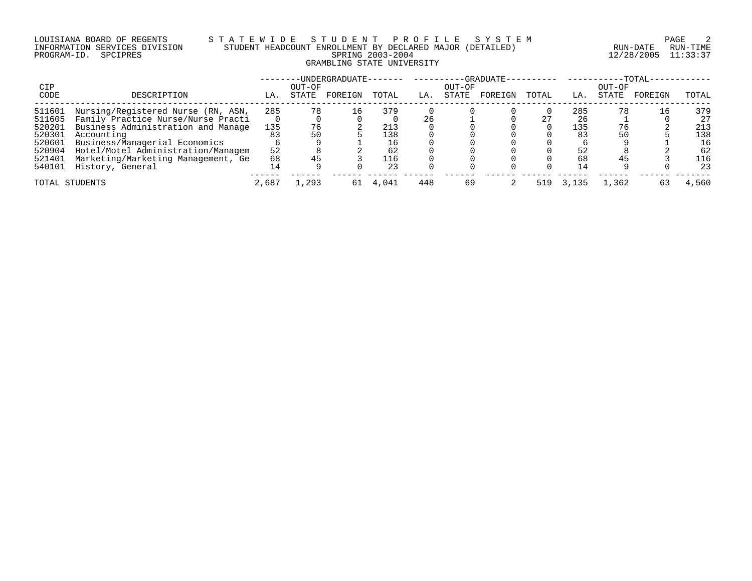LOUISIANA BOARD OF REGENTS — STATEWIDE STUDENT PROFILE SYSTEM
INFORMATION SERVICES DIVISION — STUDENT HEADCOUNT ENROLLMENT BY DECLARED MAJOR (DETAILED)
PROGRAM-ID. SPCIPRES — SPRING 2003-2004
RUN-DATE 12/28/2005 RUN-TIME 11:33:37

## GRAMBLING STATE UNIVERSITY

| CIP CODE | DESCRIPTION | UNDERGRADUATE LA. | UNDERGRADUATE OUT-OF STATE | UNDERGRADUATE FOREIGN | UNDERGRADUATE TOTAL | GRADUATE LA. | GRADUATE OUT-OF STATE | GRADUATE FOREIGN | GRADUATE TOTAL | TOTAL LA. | TOTAL OUT-OF STATE | TOTAL FOREIGN | TOTAL |
|---|---|---|---|---|---|---|---|---|---|---|---|---|---|
| 511601 | Nursing/Registered Nurse (RN, ASN, | 285 | 78 | 16 | 379 | 0 | 0 | 0 | 0 | 285 | 78 | 16 | 379 |
| 511605 | Family Practice Nurse/Nurse Practi | 0 | 0 | 0 | 0 | 26 | 1 | 0 | 27 | 26 | 1 | 0 | 27 |
| 520201 | Business Administration and Manage | 135 | 76 | 2 | 213 | 0 | 0 | 0 | 0 | 135 | 76 | 2 | 213 |
| 520301 | Accounting | 83 | 50 | 5 | 138 | 0 | 0 | 0 | 0 | 83 | 50 | 5 | 138 |
| 520601 | Business/Managerial Economics | 6 | 9 | 1 | 16 | 0 | 0 | 0 | 0 | 6 | 9 | 1 | 16 |
| 520904 | Hotel/Motel Administration/Managem | 52 | 8 | 2 | 62 | 0 | 0 | 0 | 0 | 52 | 8 | 2 | 62 |
| 521401 | Marketing/Marketing Management, Ge | 68 | 45 | 3 | 116 | 0 | 0 | 0 | 0 | 68 | 45 | 3 | 116 |
| 540101 | History, General | 14 | 9 | 0 | 23 | 0 | 0 | 0 | 0 | 14 | 9 | 0 | 23 |
| TOTAL STUDENTS | | 2,687 | 1,293 | 61 | 4,041 | 448 | 69 | 2 | 519 | 3,135 | 1,362 | 63 | 4,560 |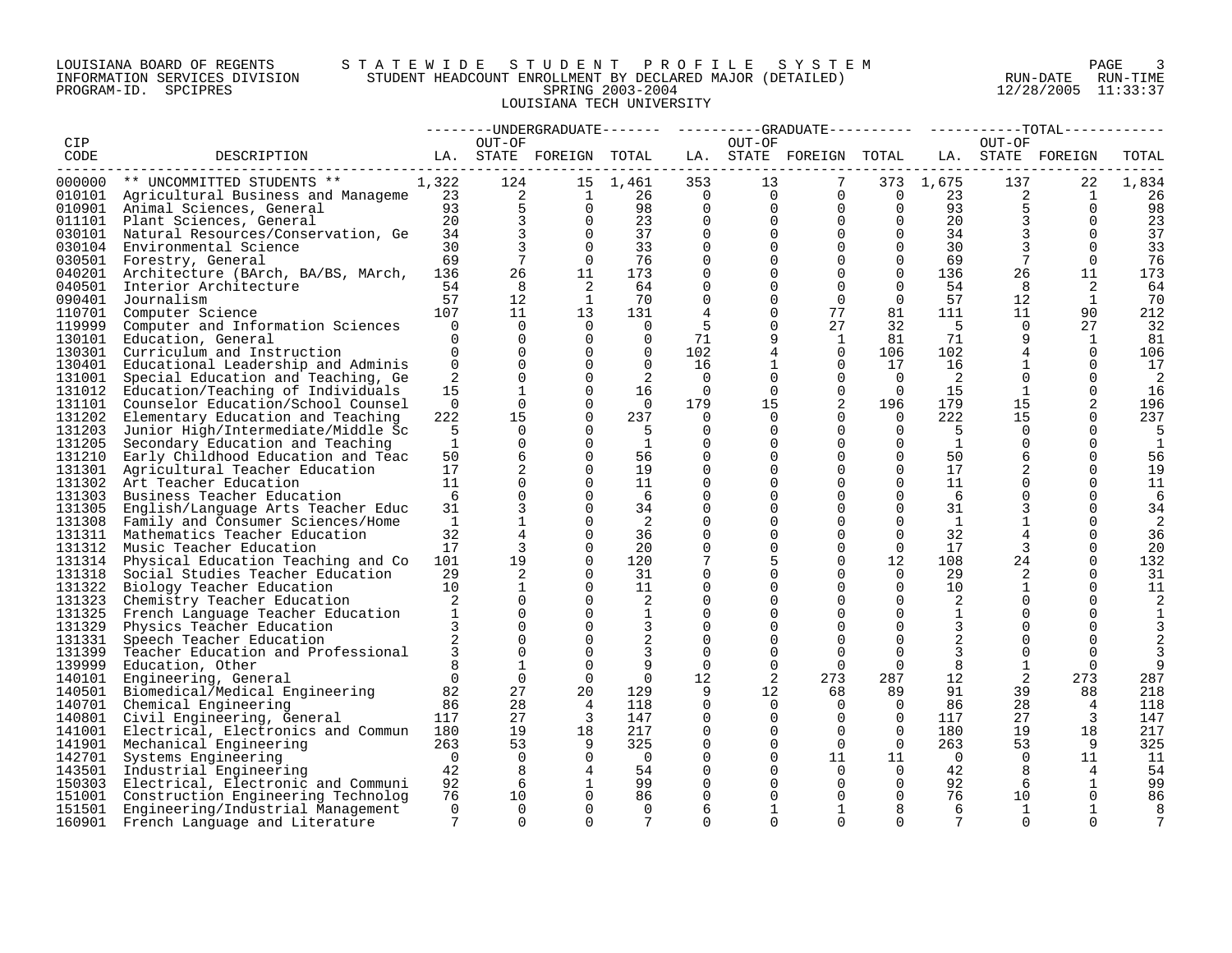LOUISIANA BOARD OF REGENTS — STATEWIDE STUDENT PROFILE SYSTEM
INFORMATION SERVICES DIVISION — STUDENT HEADCOUNT ENROLLMENT BY DECLARED MAJOR (DETAILED) — RUN-DATE 12/28/2005 RUN-TIME 11:33:37
PROGRAM-ID. SPCIPRES — SPRING 2003-2004

LOUISIANA TECH UNIVERSITY

| CIP CODE | DESCRIPTION | UNDERGRADUATE LA. | UNDERGRADUATE OUT-OF STATE | UNDERGRADUATE FOREIGN | UNDERGRADUATE TOTAL | GRADUATE LA. | GRADUATE OUT-OF STATE | GRADUATE FOREIGN | GRADUATE TOTAL | TOTAL LA. | TOTAL OUT-OF STATE | TOTAL FOREIGN | TOTAL |
|---|---|---|---|---|---|---|---|---|---|---|---|---|---|
| 000000 | ** UNCOMMITTED STUDENTS ** | 1,322 | 124 | 15 | 1,461 | 353 | 13 | 7 | 373 | 1,675 | 137 | 22 | 1,834 |
| 010101 | Agricultural Business and Manageme | 23 | 2 | 1 | 26 | 0 | 0 | 0 | 0 | 23 | 2 | 1 | 26 |
| 010901 | Animal Sciences, General | 93 | 5 | 0 | 98 | 0 | 0 | 0 | 0 | 93 | 5 | 0 | 98 |
| 011101 | Plant Sciences, General | 20 | 3 | 0 | 23 | 0 | 0 | 0 | 0 | 20 | 3 | 0 | 23 |
| 030101 | Natural Resources/Conservation, Ge | 34 | 3 | 0 | 37 | 0 | 0 | 0 | 0 | 34 | 3 | 0 | 37 |
| 030104 | Environmental Science | 30 | 3 | 0 | 33 | 0 | 0 | 0 | 0 | 30 | 3 | 0 | 33 |
| 030501 | Forestry, General | 69 | 7 | 0 | 76 | 0 | 0 | 0 | 0 | 69 | 7 | 0 | 76 |
| 040201 | Architecture (BArch, BA/BS, MArch, | 136 | 26 | 11 | 173 | 0 | 0 | 0 | 0 | 136 | 26 | 11 | 173 |
| 040501 | Interior Architecture | 54 | 8 | 2 | 64 | 0 | 0 | 0 | 0 | 54 | 8 | 2 | 64 |
| 090401 | Journalism | 57 | 12 | 1 | 70 | 0 | 0 | 0 | 0 | 57 | 12 | 1 | 70 |
| 110701 | Computer Science | 107 | 11 | 13 | 131 | 4 | 0 | 77 | 81 | 111 | 11 | 90 | 212 |
| 119999 | Computer and Information Sciences | 0 | 0 | 0 | 0 | 5 | 0 | 27 | 32 | 5 | 0 | 27 | 32 |
| 130101 | Education, General | 0 | 0 | 0 | 0 | 71 | 9 | 1 | 81 | 71 | 9 | 1 | 81 |
| 130301 | Curriculum and Instruction | 0 | 0 | 0 | 0 | 102 | 4 | 0 | 106 | 102 | 4 | 0 | 106 |
| 130401 | Educational Leadership and Adminis | 0 | 0 | 0 | 0 | 16 | 1 | 0 | 17 | 16 | 1 | 0 | 17 |
| 131001 | Special Education and Teaching, Ge | 2 | 0 | 0 | 2 | 0 | 0 | 0 | 0 | 2 | 0 | 0 | 2 |
| 131012 | Education/Teaching of Individuals | 15 | 1 | 0 | 16 | 0 | 0 | 0 | 0 | 15 | 1 | 0 | 16 |
| 131101 | Counselor Education/School Counsel | 0 | 0 | 0 | 0 | 179 | 15 | 2 | 196 | 179 | 15 | 2 | 196 |
| 131202 | Elementary Education and Teaching | 222 | 15 | 0 | 237 | 0 | 0 | 0 | 0 | 222 | 15 | 0 | 237 |
| 131203 | Junior High/Intermediate/Middle Sc | 5 | 0 | 0 | 5 | 0 | 0 | 0 | 0 | 5 | 0 | 0 | 5 |
| 131205 | Secondary Education and Teaching | 1 | 0 | 0 | 1 | 0 | 0 | 0 | 0 | 1 | 0 | 0 | 1 |
| 131210 | Early Childhood Education and Teac | 50 | 6 | 0 | 56 | 0 | 0 | 0 | 0 | 50 | 6 | 0 | 56 |
| 131301 | Agricultural Teacher Education | 17 | 2 | 0 | 19 | 0 | 0 | 0 | 0 | 17 | 2 | 0 | 19 |
| 131302 | Art Teacher Education | 11 | 0 | 0 | 11 | 0 | 0 | 0 | 0 | 11 | 0 | 0 | 11 |
| 131303 | Business Teacher Education | 6 | 0 | 0 | 6 | 0 | 0 | 0 | 0 | 6 | 0 | 0 | 6 |
| 131305 | English/Language Arts Teacher Educ | 31 | 3 | 0 | 34 | 0 | 0 | 0 | 0 | 31 | 3 | 0 | 34 |
| 131308 | Family and Consumer Sciences/Home | 1 | 1 | 0 | 2 | 0 | 0 | 0 | 0 | 1 | 1 | 0 | 2 |
| 131311 | Mathematics Teacher Education | 32 | 4 | 0 | 36 | 0 | 0 | 0 | 0 | 32 | 4 | 0 | 36 |
| 131312 | Music Teacher Education | 17 | 3 | 0 | 20 | 0 | 0 | 0 | 0 | 17 | 3 | 0 | 20 |
| 131314 | Physical Education Teaching and Co | 101 | 19 | 0 | 120 | 7 | 5 | 0 | 12 | 108 | 24 | 0 | 132 |
| 131318 | Social Studies Teacher Education | 29 | 2 | 0 | 31 | 0 | 0 | 0 | 0 | 29 | 2 | 0 | 31 |
| 131322 | Biology Teacher Education | 10 | 1 | 0 | 11 | 0 | 0 | 0 | 0 | 10 | 1 | 0 | 11 |
| 131323 | Chemistry Teacher Education | 2 | 0 | 0 | 2 | 0 | 0 | 0 | 0 | 2 | 0 | 0 | 2 |
| 131325 | French Language Teacher Education | 1 | 0 | 0 | 1 | 0 | 0 | 0 | 0 | 1 | 0 | 0 | 1 |
| 131329 | Physics Teacher Education | 3 | 0 | 0 | 3 | 0 | 0 | 0 | 0 | 3 | 0 | 0 | 3 |
| 131331 | Speech Teacher Education | 2 | 0 | 0 | 2 | 0 | 0 | 0 | 0 | 2 | 0 | 0 | 2 |
| 131399 | Teacher Education and Professional | 3 | 0 | 0 | 3 | 0 | 0 | 0 | 0 | 3 | 0 | 0 | 3 |
| 139999 | Education, Other | 8 | 1 | 0 | 9 | 0 | 0 | 0 | 0 | 8 | 1 | 0 | 9 |
| 140101 | Engineering, General | 0 | 0 | 0 | 0 | 12 | 2 | 273 | 287 | 12 | 2 | 273 | 287 |
| 140501 | Biomedical/Medical Engineering | 82 | 27 | 20 | 129 | 9 | 12 | 68 | 89 | 91 | 39 | 88 | 218 |
| 140701 | Chemical Engineering | 86 | 28 | 4 | 118 | 0 | 0 | 0 | 0 | 86 | 28 | 4 | 118 |
| 140801 | Civil Engineering, General | 117 | 27 | 3 | 147 | 0 | 0 | 0 | 0 | 117 | 27 | 3 | 147 |
| 141001 | Electrical, Electronics and Commun | 180 | 19 | 18 | 217 | 0 | 0 | 0 | 0 | 180 | 19 | 18 | 217 |
| 141901 | Mechanical Engineering | 263 | 53 | 9 | 325 | 0 | 0 | 0 | 0 | 263 | 53 | 9 | 325 |
| 142701 | Systems Engineering | 0 | 0 | 0 | 0 | 0 | 0 | 11 | 11 | 0 | 0 | 11 | 11 |
| 143501 | Industrial Engineering | 42 | 8 | 4 | 54 | 0 | 0 | 0 | 0 | 42 | 8 | 4 | 54 |
| 150303 | Electrical, Electronic and Communi | 92 | 6 | 1 | 99 | 0 | 0 | 0 | 0 | 92 | 6 | 1 | 99 |
| 151001 | Construction Engineering Technolog | 76 | 10 | 0 | 86 | 0 | 0 | 0 | 0 | 76 | 10 | 0 | 86 |
| 151501 | Engineering/Industrial Management | 0 | 0 | 0 | 0 | 6 | 1 | 1 | 8 | 6 | 1 | 1 | 8 |
| 160901 | French Language and Literature | 7 | 0 | 0 | 7 | 0 | 0 | 0 | 0 | 7 | 0 | 0 | 7 |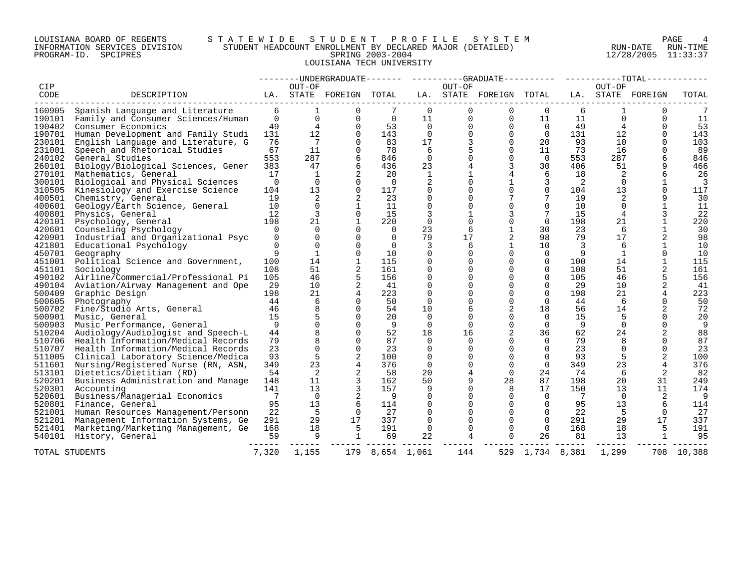LOUISIANA BOARD OF REGENTS — STATEWIDE STUDENT PROFILE SYSTEM
INFORMATION SERVICES DIVISION — STUDENT HEADCOUNT ENROLLMENT BY DECLARED MAJOR (DETAILED)
PROGRAM-ID. SPCIPRES — SPRING 2003-2004 — RUN-DATE 12/28/2005 RUN-TIME 11:33:37

LOUISIANA TECH UNIVERSITY

| CIP CODE | DESCRIPTION | UNDERGRADUATE LA. | UNDERGRADUATE OUT-OF STATE | UNDERGRADUATE FOREIGN | UNDERGRADUATE TOTAL | GRADUATE LA. | GRADUATE OUT-OF STATE | GRADUATE FOREIGN | GRADUATE TOTAL | TOTAL LA. | TOTAL OUT-OF STATE | TOTAL FOREIGN | TOTAL |
|---|---|---|---|---|---|---|---|---|---|---|---|---|---|
| 160905 | Spanish Language and Literature | 6 | 1 | 0 | 7 | 0 | 0 | 0 | 0 | 6 | 1 | 0 | 7 |
| 190101 | Family and Consumer Sciences/Human | 0 | 0 | 0 | 0 | 11 | 0 | 0 | 11 | 11 | 0 | 0 | 11 |
| 190402 | Consumer Economics | 49 | 4 | 0 | 53 | 0 | 0 | 0 | 0 | 49 | 4 | 0 | 53 |
| 190701 | Human Development and Family Studi | 131 | 12 | 0 | 143 | 0 | 0 | 0 | 0 | 131 | 12 | 0 | 143 |
| 230101 | English Language and Literature, G | 76 | 7 | 0 | 83 | 17 | 3 | 0 | 20 | 93 | 10 | 0 | 103 |
| 231001 | Speech and Rhetorical Studies | 67 | 11 | 0 | 78 | 6 | 5 | 0 | 11 | 73 | 16 | 0 | 89 |
| 240102 | General Studies | 553 | 287 | 6 | 846 | 0 | 0 | 0 | 0 | 553 | 287 | 6 | 846 |
| 260101 | Biology/Biological Sciences, Gener | 383 | 47 | 6 | 436 | 23 | 4 | 3 | 30 | 406 | 51 | 9 | 466 |
| 270101 | Mathematics, General | 17 | 1 | 2 | 20 | 1 | 1 | 4 | 6 | 18 | 2 | 6 | 26 |
| 300101 | Biological and Physical Sciences | 0 | 0 | 0 | 0 | 2 | 0 | 1 | 3 | 2 | 0 | 1 | 3 |
| 310505 | Kinesiology and Exercise Science | 104 | 13 | 0 | 117 | 0 | 0 | 0 | 0 | 104 | 13 | 0 | 117 |
| 400501 | Chemistry, General | 19 | 2 | 2 | 23 | 0 | 0 | 7 | 7 | 19 | 2 | 9 | 30 |
| 400601 | Geology/Earth Science, General | 10 | 0 | 1 | 11 | 0 | 0 | 0 | 0 | 10 | 0 | 1 | 11 |
| 400801 | Physics, General | 12 | 3 | 0 | 15 | 3 | 1 | 3 | 7 | 15 | 4 | 3 | 22 |
| 420101 | Psychology, General | 198 | 21 | 1 | 220 | 0 | 0 | 0 | 0 | 198 | 21 | 1 | 220 |
| 420601 | Counseling Psychology | 0 | 0 | 0 | 0 | 23 | 6 | 1 | 30 | 23 | 6 | 1 | 30 |
| 420901 | Industrial and Organizational Psyc | 0 | 0 | 0 | 0 | 79 | 17 | 2 | 98 | 79 | 17 | 2 | 98 |
| 421801 | Educational Psychology | 0 | 0 | 0 | 0 | 3 | 6 | 1 | 10 | 3 | 6 | 1 | 10 |
| 450701 | Geography | 9 | 1 | 0 | 10 | 0 | 0 | 0 | 0 | 9 | 1 | 0 | 10 |
| 451001 | Political Science and Government, | 100 | 14 | 1 | 115 | 0 | 0 | 0 | 0 | 100 | 14 | 1 | 115 |
| 451101 | Sociology | 108 | 51 | 2 | 161 | 0 | 0 | 0 | 0 | 108 | 51 | 2 | 161 |
| 490102 | Airline/Commercial/Professional Pi | 105 | 46 | 5 | 156 | 0 | 0 | 0 | 0 | 105 | 46 | 5 | 156 |
| 490104 | Aviation/Airway Management and Ope | 29 | 10 | 2 | 41 | 0 | 0 | 0 | 0 | 29 | 10 | 2 | 41 |
| 500409 | Graphic Design | 198 | 21 | 4 | 223 | 0 | 0 | 0 | 0 | 198 | 21 | 4 | 223 |
| 500605 | Photography | 44 | 6 | 0 | 50 | 0 | 0 | 0 | 0 | 44 | 6 | 0 | 50 |
| 500702 | Fine/Studio Arts, General | 46 | 8 | 0 | 54 | 10 | 6 | 2 | 18 | 56 | 14 | 2 | 72 |
| 500901 | Music, General | 15 | 5 | 0 | 20 | 0 | 0 | 0 | 0 | 15 | 5 | 0 | 20 |
| 500903 | Music Performance, General | 9 | 0 | 0 | 9 | 0 | 0 | 0 | 0 | 9 | 0 | 0 | 9 |
| 510204 | Audiology/Audiologist and Speech-L | 44 | 8 | 0 | 52 | 18 | 16 | 2 | 36 | 62 | 24 | 2 | 88 |
| 510706 | Health Information/Medical Records | 79 | 8 | 0 | 87 | 0 | 0 | 0 | 0 | 79 | 8 | 0 | 87 |
| 510707 | Health Information/Medical Records | 23 | 0 | 0 | 23 | 0 | 0 | 0 | 0 | 23 | 0 | 0 | 23 |
| 511005 | Clinical Laboratory Science/Medica | 93 | 5 | 2 | 100 | 0 | 0 | 0 | 0 | 93 | 5 | 2 | 100 |
| 511601 | Nursing/Registered Nurse (RN, ASN, | 349 | 23 | 4 | 376 | 0 | 0 | 0 | 0 | 349 | 23 | 4 | 376 |
| 513101 | Dietetics/Dietitian (RD) | 54 | 2 | 2 | 58 | 20 | 4 | 0 | 24 | 74 | 6 | 2 | 82 |
| 520201 | Business Administration and Manage | 148 | 11 | 3 | 162 | 50 | 9 | 28 | 87 | 198 | 20 | 31 | 249 |
| 520301 | Accounting | 141 | 13 | 3 | 157 | 9 | 0 | 8 | 17 | 150 | 13 | 11 | 174 |
| 520601 | Business/Managerial Economics | 7 | 0 | 2 | 9 | 0 | 0 | 0 | 0 | 7 | 0 | 2 | 9 |
| 520801 | Finance, General | 95 | 13 | 6 | 114 | 0 | 0 | 0 | 0 | 95 | 13 | 6 | 114 |
| 521001 | Human Resources Management/Personn | 22 | 5 | 0 | 27 | 0 | 0 | 0 | 0 | 22 | 5 | 0 | 27 |
| 521201 | Management Information Systems, Ge | 291 | 29 | 17 | 337 | 0 | 0 | 0 | 0 | 291 | 29 | 17 | 337 |
| 521401 | Marketing/Marketing Management, Ge | 168 | 18 | 5 | 191 | 0 | 0 | 0 | 0 | 168 | 18 | 5 | 191 |
| 540101 | History, General | 59 | 9 | 1 | 69 | 22 | 4 | 0 | 26 | 81 | 13 | 1 | 95 |
| TOTAL STUDENTS | | 7,320 | 1,155 | 179 | 8,654 | 1,061 | 144 | 529 | 1,734 | 8,381 | 1,299 | 708 | 10,388 |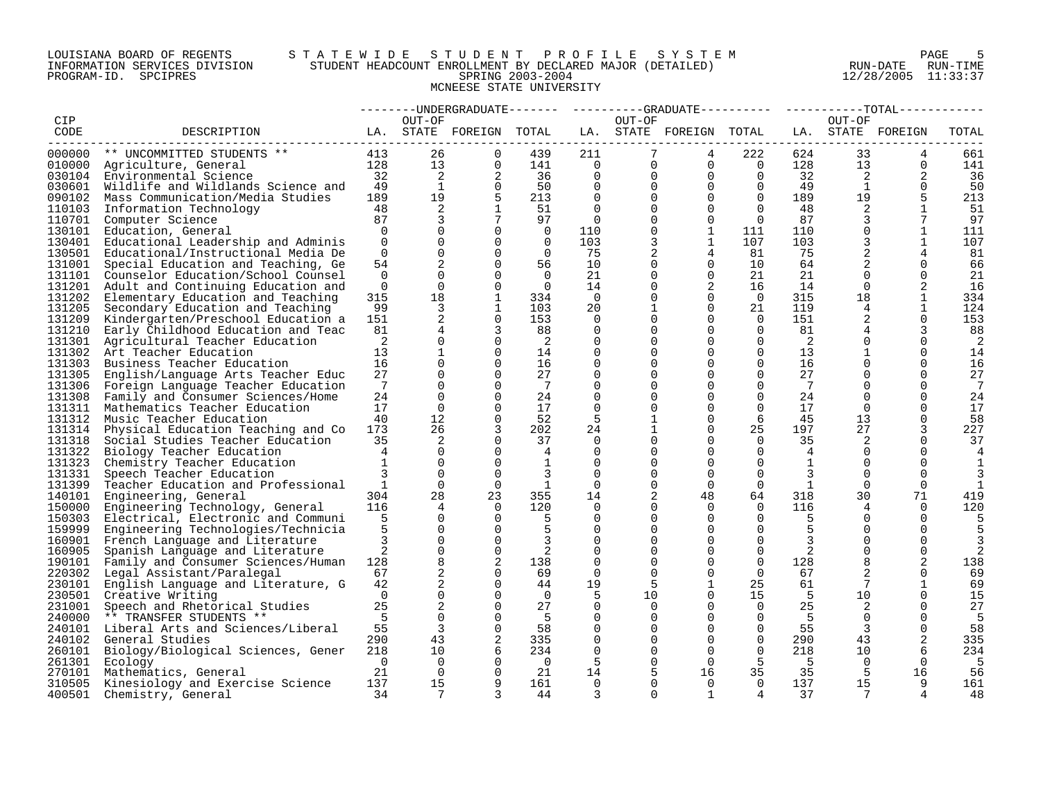LOUISIANA BOARD OF REGENTS — INFORMATION SERVICES DIVISION — PROGRAM-ID. SPCIPRES

STATEWIDE STUDENT PROFILE SYSTEM
STUDENT HEADCOUNT ENROLLMENT BY DECLARED MAJOR (DETAILED)
SPRING 2003-2004
MCNEESE STATE UNIVERSITY

RUN-DATE 12/28/2005 RUN-TIME 11:33:37

| CIP CODE | DESCRIPTION | UNDERGRADUATE LA. | UNDERGRADUATE OUT-OF STATE | UNDERGRADUATE FOREIGN | UNDERGRADUATE TOTAL | GRADUATE LA. | GRADUATE OUT-OF STATE | GRADUATE FOREIGN | GRADUATE TOTAL | TOTAL LA. | TOTAL OUT-OF STATE | TOTAL FOREIGN | TOTAL |
|---|---|---|---|---|---|---|---|---|---|---|---|---|---|
| 000000 | ** UNCOMMITTED STUDENTS ** | 413 | 26 | 0 | 439 | 211 | 7 | 4 | 222 | 624 | 33 | 4 | 661 |
| 010000 | Agriculture, General | 128 | 13 | 0 | 141 | 0 | 0 | 0 | 0 | 128 | 13 | 0 | 141 |
| 030104 | Environmental Science | 32 | 2 | 2 | 36 | 0 | 0 | 0 | 0 | 32 | 2 | 2 | 36 |
| 030601 | Wildlife and Wildlands Science and | 49 | 1 | 0 | 50 | 0 | 0 | 0 | 0 | 49 | 1 | 0 | 50 |
| 090102 | Mass Communication/Media Studies | 189 | 19 | 5 | 213 | 0 | 0 | 0 | 0 | 189 | 19 | 5 | 213 |
| 110103 | Information Technology | 48 | 2 | 1 | 51 | 0 | 0 | 0 | 0 | 48 | 2 | 1 | 51 |
| 110701 | Computer Science | 87 | 3 | 7 | 97 | 0 | 0 | 0 | 0 | 87 | 3 | 7 | 97 |
| 130101 | Education, General | 0 | 0 | 0 | 0 | 110 | 0 | 1 | 111 | 110 | 0 | 1 | 111 |
| 130401 | Educational Leadership and Adminis | 0 | 0 | 0 | 0 | 103 | 3 | 1 | 107 | 103 | 3 | 1 | 107 |
| 130501 | Educational/Instructional Media De | 0 | 0 | 0 | 0 | 75 | 2 | 4 | 81 | 75 | 2 | 4 | 81 |
| 131001 | Special Education and Teaching, Ge | 54 | 2 | 0 | 56 | 10 | 0 | 0 | 10 | 64 | 2 | 0 | 66 |
| 131101 | Counselor Education/School Counsel | 0 | 0 | 0 | 0 | 21 | 0 | 0 | 21 | 21 | 0 | 0 | 21 |
| 131201 | Adult and Continuing Education and | 0 | 0 | 0 | 0 | 14 | 0 | 2 | 16 | 14 | 0 | 2 | 16 |
| 131202 | Elementary Education and Teaching | 315 | 18 | 1 | 334 | 0 | 0 | 0 | 0 | 315 | 18 | 1 | 334 |
| 131205 | Secondary Education and Teaching | 99 | 3 | 1 | 103 | 20 | 1 | 0 | 21 | 119 | 4 | 1 | 124 |
| 131209 | Kindergarten/Preschool Education a | 151 | 2 | 0 | 153 | 0 | 0 | 0 | 0 | 151 | 2 | 0 | 153 |
| 131210 | Early Childhood Education and Teac | 81 | 4 | 3 | 88 | 0 | 0 | 0 | 0 | 81 | 4 | 3 | 88 |
| 131301 | Agricultural Teacher Education | 2 | 0 | 0 | 2 | 0 | 0 | 0 | 0 | 2 | 0 | 0 | 2 |
| 131302 | Art Teacher Education | 13 | 1 | 0 | 14 | 0 | 0 | 0 | 0 | 13 | 1 | 0 | 14 |
| 131303 | Business Teacher Education | 16 | 0 | 0 | 16 | 0 | 0 | 0 | 0 | 16 | 0 | 0 | 16 |
| 131305 | English/Language Arts Teacher Educ | 27 | 0 | 0 | 27 | 0 | 0 | 0 | 0 | 27 | 0 | 0 | 27 |
| 131306 | Foreign Language Teacher Education | 7 | 0 | 0 | 7 | 0 | 0 | 0 | 0 | 7 | 0 | 0 | 7 |
| 131308 | Family and Consumer Sciences/Home | 24 | 0 | 0 | 24 | 0 | 0 | 0 | 0 | 24 | 0 | 0 | 24 |
| 131311 | Mathematics Teacher Education | 17 | 0 | 0 | 17 | 0 | 0 | 0 | 0 | 17 | 0 | 0 | 17 |
| 131312 | Music Teacher Education | 40 | 12 | 0 | 52 | 5 | 1 | 0 | 6 | 45 | 13 | 0 | 58 |
| 131314 | Physical Education Teaching and Co | 173 | 26 | 3 | 202 | 24 | 1 | 0 | 25 | 197 | 27 | 3 | 227 |
| 131318 | Social Studies Teacher Education | 35 | 2 | 0 | 37 | 0 | 0 | 0 | 0 | 35 | 2 | 0 | 37 |
| 131322 | Biology Teacher Education | 4 | 0 | 0 | 4 | 0 | 0 | 0 | 0 | 4 | 0 | 0 | 4 |
| 131323 | Chemistry Teacher Education | 1 | 0 | 0 | 1 | 0 | 0 | 0 | 0 | 1 | 0 | 0 | 1 |
| 131331 | Speech Teacher Education | 3 | 0 | 0 | 3 | 0 | 0 | 0 | 0 | 3 | 0 | 0 | 3 |
| 131399 | Teacher Education and Professional | 1 | 0 | 0 | 1 | 0 | 0 | 0 | 0 | 1 | 0 | 0 | 1 |
| 140101 | Engineering, General | 304 | 28 | 23 | 355 | 14 | 2 | 48 | 64 | 318 | 30 | 71 | 419 |
| 150000 | Engineering Technology, General | 116 | 4 | 0 | 120 | 0 | 0 | 0 | 0 | 116 | 4 | 0 | 120 |
| 150303 | Electrical, Electronic and Communi | 5 | 0 | 0 | 5 | 0 | 0 | 0 | 0 | 5 | 0 | 0 | 5 |
| 159999 | Engineering Technologies/Technicia | 5 | 0 | 0 | 5 | 0 | 0 | 0 | 0 | 5 | 0 | 0 | 5 |
| 160901 | French Language and Literature | 3 | 0 | 0 | 3 | 0 | 0 | 0 | 0 | 3 | 0 | 0 | 3 |
| 160905 | Spanish Language and Literature | 2 | 0 | 0 | 2 | 0 | 0 | 0 | 0 | 2 | 0 | 0 | 2 |
| 190101 | Family and Consumer Sciences/Human | 128 | 8 | 2 | 138 | 0 | 0 | 0 | 0 | 128 | 8 | 2 | 138 |
| 220302 | Legal Assistant/Paralegal | 67 | 2 | 0 | 69 | 0 | 0 | 0 | 0 | 67 | 2 | 0 | 69 |
| 230101 | English Language and Literature, G | 42 | 2 | 0 | 44 | 19 | 5 | 1 | 25 | 61 | 7 | 1 | 69 |
| 230501 | Creative Writing | 0 | 0 | 0 | 0 | 5 | 10 | 0 | 15 | 5 | 10 | 0 | 15 |
| 231001 | Speech and Rhetorical Studies | 25 | 2 | 0 | 27 | 0 | 0 | 0 | 0 | 25 | 2 | 0 | 27 |
| 240000 | ** TRANSFER STUDENTS ** | 5 | 0 | 0 | 5 | 0 | 0 | 0 | 0 | 5 | 0 | 0 | 5 |
| 240101 | Liberal Arts and Sciences/Liberal | 55 | 3 | 0 | 58 | 0 | 0 | 0 | 0 | 55 | 3 | 0 | 58 |
| 240102 | General Studies | 290 | 43 | 2 | 335 | 0 | 0 | 0 | 0 | 290 | 43 | 2 | 335 |
| 260101 | Biology/Biological Sciences, Gener | 218 | 10 | 6 | 234 | 0 | 0 | 0 | 0 | 218 | 10 | 6 | 234 |
| 261301 | Ecology | 0 | 0 | 0 | 0 | 5 | 0 | 0 | 5 | 5 | 0 | 0 | 5 |
| 270101 | Mathematics, General | 21 | 0 | 0 | 21 | 14 | 5 | 16 | 35 | 35 | 5 | 16 | 56 |
| 310505 | Kinesiology and Exercise Science | 137 | 15 | 9 | 161 | 0 | 0 | 0 | 0 | 137 | 15 | 9 | 161 |
| 400501 | Chemistry, General | 34 | 7 | 3 | 44 | 3 | 0 | 1 | 4 | 37 | 7 | 4 | 48 |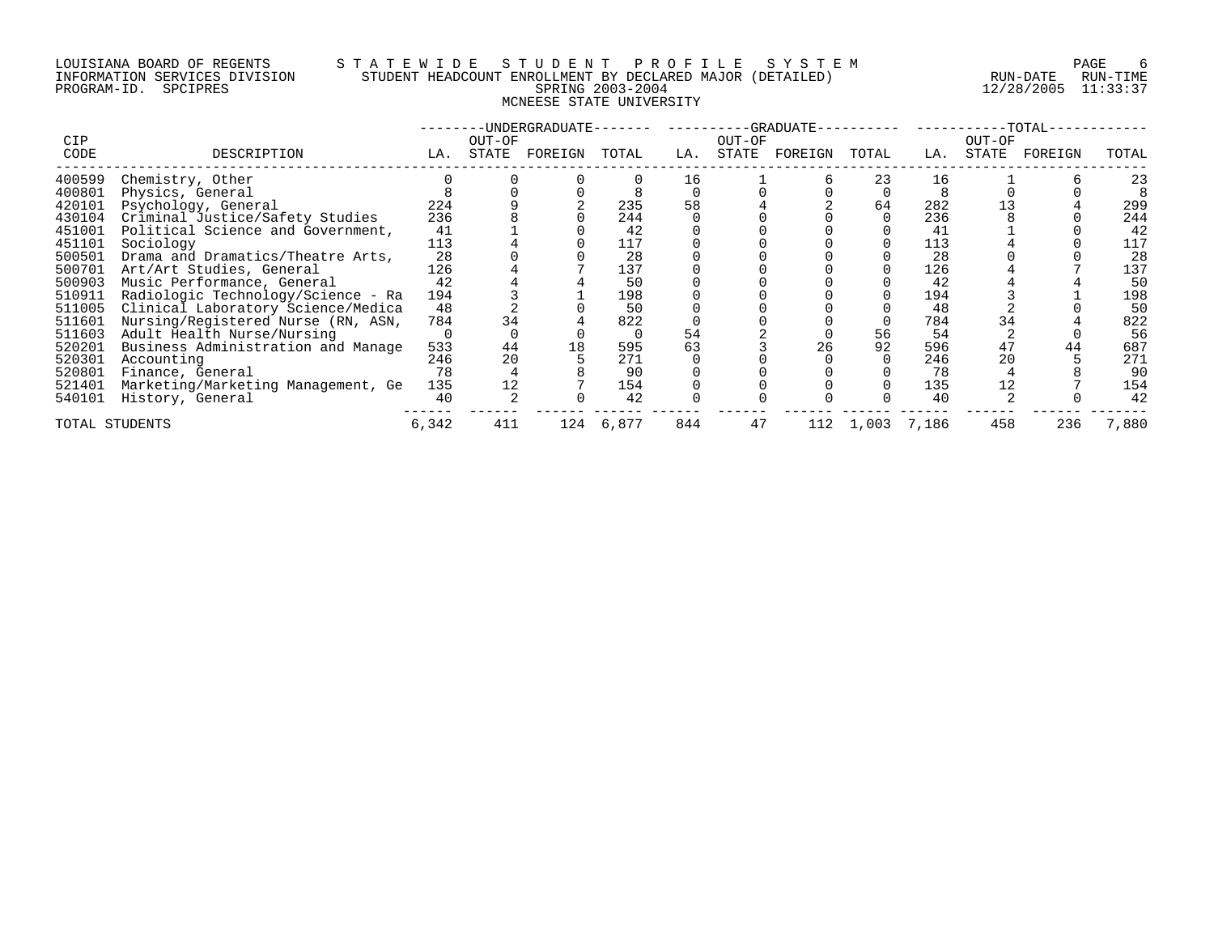LOUISIANA BOARD OF REGENTS — STATEWIDE STUDENT PROFILE SYSTEM
INFORMATION SERVICES DIVISION — STUDENT HEADCOUNT ENROLLMENT BY DECLARED MAJOR (DETAILED) — RUN-DATE 12/28/2005 RUN-TIME 11:33:37
PROGRAM-ID. SPCIPRES — SPRING 2003-2004

## MCNEESE STATE UNIVERSITY

| CIP CODE | DESCRIPTION | UNDERGRADUATE LA. | UNDERGRADUATE OUT-OF STATE | UNDERGRADUATE FOREIGN | UNDERGRADUATE TOTAL | GRADUATE LA. | GRADUATE OUT-OF STATE | GRADUATE FOREIGN | GRADUATE TOTAL | TOTAL LA. | TOTAL OUT-OF STATE | TOTAL FOREIGN | TOTAL |
|---|---|---|---|---|---|---|---|---|---|---|---|---|---|
| 400599 | Chemistry, Other | 0 | 0 | 0 | 0 | 16 | 1 | 6 | 23 | 16 | 1 | 6 | 23 |
| 400801 | Physics, General | 8 | 0 | 0 | 8 | 0 | 0 | 0 | 0 | 8 | 0 | 0 | 8 |
| 420101 | Psychology, General | 224 | 9 | 2 | 235 | 58 | 4 | 2 | 64 | 282 | 13 | 4 | 299 |
| 430104 | Criminal Justice/Safety Studies | 236 | 8 | 0 | 244 | 0 | 0 | 0 | 0 | 236 | 8 | 0 | 244 |
| 451001 | Political Science and Government, | 41 | 1 | 0 | 42 | 0 | 0 | 0 | 0 | 41 | 1 | 0 | 42 |
| 451101 | Sociology | 113 | 4 | 0 | 117 | 0 | 0 | 0 | 0 | 113 | 4 | 0 | 117 |
| 500501 | Drama and Dramatics/Theatre Arts, | 28 | 0 | 0 | 28 | 0 | 0 | 0 | 0 | 28 | 0 | 0 | 28 |
| 500701 | Art/Art Studies, General | 126 | 4 | 7 | 137 | 0 | 0 | 0 | 0 | 126 | 4 | 7 | 137 |
| 500903 | Music Performance, General | 42 | 4 | 4 | 50 | 0 | 0 | 0 | 0 | 42 | 4 | 4 | 50 |
| 510911 | Radiologic Technology/Science - Ra | 194 | 3 | 1 | 198 | 0 | 0 | 0 | 0 | 194 | 3 | 1 | 198 |
| 511005 | Clinical Laboratory Science/Medica | 48 | 2 | 0 | 50 | 0 | 0 | 0 | 0 | 48 | 2 | 0 | 50 |
| 511601 | Nursing/Registered Nurse (RN, ASN, | 784 | 34 | 4 | 822 | 0 | 0 | 0 | 0 | 784 | 34 | 4 | 822 |
| 511603 | Adult Health Nurse/Nursing | 0 | 0 | 0 | 0 | 54 | 2 | 0 | 56 | 54 | 2 | 0 | 56 |
| 520201 | Business Administration and Manage | 533 | 44 | 18 | 595 | 63 | 3 | 26 | 92 | 596 | 47 | 44 | 687 |
| 520301 | Accounting | 246 | 20 | 5 | 271 | 0 | 0 | 0 | 0 | 246 | 20 | 5 | 271 |
| 520801 | Finance, General | 78 | 4 | 8 | 90 | 0 | 0 | 0 | 0 | 78 | 4 | 8 | 90 |
| 521401 | Marketing/Marketing Management, Ge | 135 | 12 | 7 | 154 | 0 | 0 | 0 | 0 | 135 | 12 | 7 | 154 |
| 540101 | History, General | 40 | 2 | 0 | 42 | 0 | 0 | 0 | 0 | 40 | 2 | 0 | 42 |
| TOTAL STUDENTS | | 6,342 | 411 | 124 | 6,877 | 844 | 47 | 112 | 1,003 | 7,186 | 458 | 236 | 7,880 |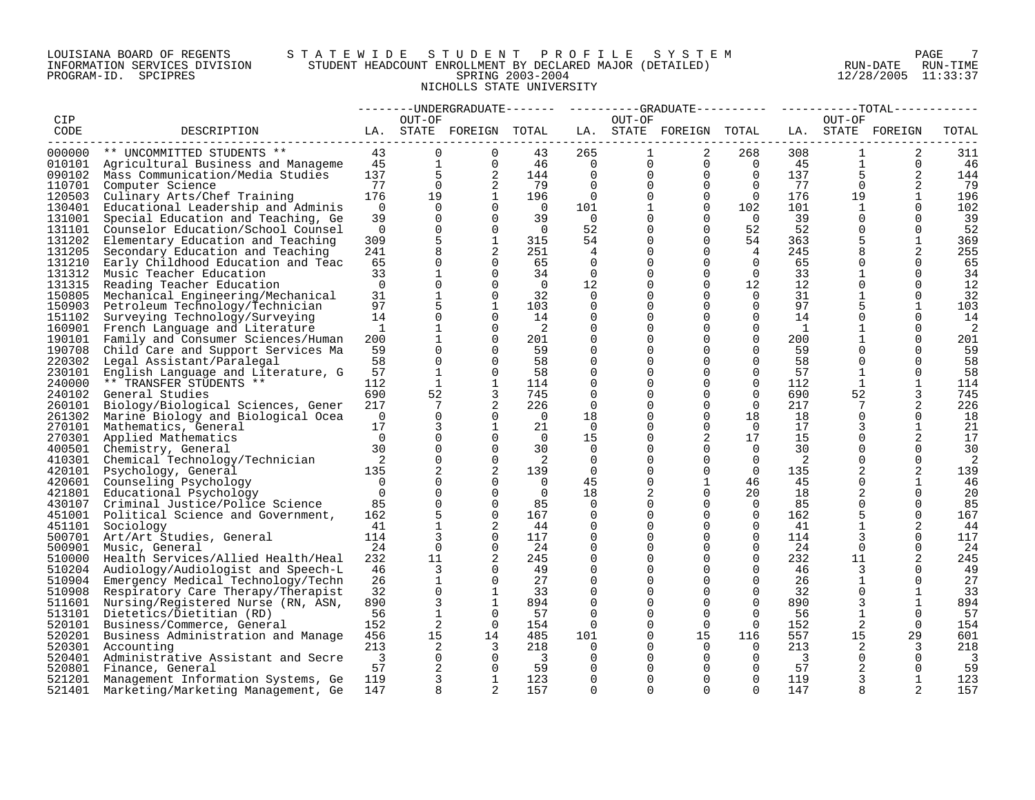LOUISIANA BOARD OF REGENTS — STATEWIDE STUDENT PROFILE SYSTEM
INFORMATION SERVICES DIVISION — STUDENT HEADCOUNT ENROLLMENT BY DECLARED MAJOR (DETAILED)
PROGRAM-ID. SPCIPRES — SPRING 2003-2004 — RUN-DATE 12/28/2005 RUN-TIME 11:33:37

NICHOLLS STATE UNIVERSITY

| CIP | | UNDERGRADUATE | | | | GRADUATE | | | | TOTAL | | | |
|---|---|---|---|---|---|---|---|---|---|---|---|---|---|
| CODE | DESCRIPTION | LA. | OUT-OF STATE | FOREIGN | TOTAL | LA. | OUT-OF STATE | FOREIGN | TOTAL | LA. | OUT-OF STATE | FOREIGN | TOTAL |
| 000000 | ** UNCOMMITTED STUDENTS ** | 43 | 0 | 0 | 43 | 265 | 1 | 2 | 268 | 308 | 1 | 2 | 311 |
| 010101 | Agricultural Business and Manageme | 45 | 1 | 0 | 46 | 0 | 0 | 0 | 0 | 45 | 1 | 0 | 46 |
| 090102 | Mass Communication/Media Studies | 137 | 5 | 2 | 144 | 0 | 0 | 0 | 0 | 137 | 5 | 2 | 144 |
| 110701 | Computer Science | 77 | 0 | 2 | 79 | 0 | 0 | 0 | 0 | 77 | 0 | 2 | 79 |
| 120503 | Culinary Arts/Chef Training | 176 | 19 | 1 | 196 | 0 | 0 | 0 | 0 | 176 | 19 | 1 | 196 |
| 130401 | Educational Leadership and Adminis | 0 | 0 | 0 | 0 | 101 | 1 | 0 | 102 | 101 | 1 | 0 | 102 |
| 131001 | Special Education and Teaching, Ge | 39 | 0 | 0 | 39 | 0 | 0 | 0 | 0 | 39 | 0 | 0 | 39 |
| 131101 | Counselor Education/School Counsel | 0 | 0 | 0 | 0 | 52 | 0 | 0 | 52 | 52 | 0 | 0 | 52 |
| 131202 | Elementary Education and Teaching | 309 | 5 | 1 | 315 | 54 | 0 | 0 | 54 | 363 | 5 | 1 | 369 |
| 131205 | Secondary Education and Teaching | 241 | 8 | 2 | 251 | 4 | 0 | 0 | 4 | 245 | 8 | 2 | 255 |
| 131210 | Early Childhood Education and Teac | 65 | 0 | 0 | 65 | 0 | 0 | 0 | 0 | 65 | 0 | 0 | 65 |
| 131312 | Music Teacher Education | 33 | 1 | 0 | 34 | 0 | 0 | 0 | 0 | 33 | 1 | 0 | 34 |
| 131315 | Reading Teacher Education | 0 | 0 | 0 | 0 | 12 | 0 | 0 | 12 | 12 | 0 | 0 | 12 |
| 150805 | Mechanical Engineering/Mechanical | 31 | 1 | 0 | 32 | 0 | 0 | 0 | 0 | 31 | 1 | 0 | 32 |
| 150903 | Petroleum Technology/Technician | 97 | 5 | 1 | 103 | 0 | 0 | 0 | 0 | 97 | 5 | 1 | 103 |
| 151102 | Surveying Technology/Surveying | 14 | 0 | 0 | 14 | 0 | 0 | 0 | 0 | 14 | 0 | 0 | 14 |
| 160901 | French Language and Literature | 1 | 1 | 0 | 2 | 0 | 0 | 0 | 0 | 1 | 1 | 0 | 2 |
| 190101 | Family and Consumer Sciences/Human | 200 | 1 | 0 | 201 | 0 | 0 | 0 | 0 | 200 | 1 | 0 | 201 |
| 190708 | Child Care and Support Services Ma | 59 | 0 | 0 | 59 | 0 | 0 | 0 | 0 | 59 | 0 | 0 | 59 |
| 220302 | Legal Assistant/Paralegal | 58 | 0 | 0 | 58 | 0 | 0 | 0 | 0 | 58 | 0 | 0 | 58 |
| 230101 | English Language and Literature, G | 57 | 1 | 0 | 58 | 0 | 0 | 0 | 0 | 57 | 1 | 0 | 58 |
| 240000 | ** TRANSFER STUDENTS ** | 112 | 1 | 1 | 114 | 0 | 0 | 0 | 0 | 112 | 1 | 1 | 114 |
| 240102 | General Studies | 690 | 52 | 3 | 745 | 0 | 0 | 0 | 0 | 690 | 52 | 3 | 745 |
| 260101 | Biology/Biological Sciences, Gener | 217 | 7 | 2 | 226 | 0 | 0 | 0 | 0 | 217 | 7 | 2 | 226 |
| 261302 | Marine Biology and Biological Ocea | 0 | 0 | 0 | 0 | 18 | 0 | 0 | 18 | 18 | 0 | 0 | 18 |
| 270101 | Mathematics, General | 17 | 3 | 1 | 21 | 0 | 0 | 0 | 0 | 17 | 3 | 1 | 21 |
| 270301 | Applied Mathematics | 0 | 0 | 0 | 0 | 15 | 0 | 2 | 17 | 15 | 0 | 2 | 17 |
| 400501 | Chemistry, General | 30 | 0 | 0 | 30 | 0 | 0 | 0 | 0 | 30 | 0 | 0 | 30 |
| 410301 | Chemical Technology/Technician | 2 | 0 | 0 | 2 | 0 | 0 | 0 | 0 | 2 | 0 | 0 | 2 |
| 420101 | Psychology, General | 135 | 2 | 2 | 139 | 0 | 0 | 0 | 0 | 135 | 2 | 2 | 139 |
| 420601 | Counseling Psychology | 0 | 0 | 0 | 0 | 45 | 0 | 1 | 46 | 45 | 0 | 1 | 46 |
| 421801 | Educational Psychology | 0 | 0 | 0 | 0 | 18 | 2 | 0 | 20 | 18 | 2 | 0 | 20 |
| 430107 | Criminal Justice/Police Science | 85 | 0 | 0 | 85 | 0 | 0 | 0 | 0 | 85 | 0 | 0 | 85 |
| 451001 | Political Science and Government, | 162 | 5 | 0 | 167 | 0 | 0 | 0 | 0 | 162 | 5 | 0 | 167 |
| 451101 | Sociology | 41 | 1 | 2 | 44 | 0 | 0 | 0 | 0 | 41 | 1 | 2 | 44 |
| 500701 | Art/Art Studies, General | 114 | 3 | 0 | 117 | 0 | 0 | 0 | 0 | 114 | 3 | 0 | 117 |
| 500901 | Music, General | 24 | 0 | 0 | 24 | 0 | 0 | 0 | 0 | 24 | 0 | 0 | 24 |
| 510000 | Health Services/Allied Health/Heal | 232 | 11 | 2 | 245 | 0 | 0 | 0 | 0 | 232 | 11 | 2 | 245 |
| 510204 | Audiology/Audiologist and Speech-L | 46 | 3 | 0 | 49 | 0 | 0 | 0 | 0 | 46 | 3 | 0 | 49 |
| 510904 | Emergency Medical Technology/Techn | 26 | 1 | 0 | 27 | 0 | 0 | 0 | 0 | 26 | 1 | 0 | 27 |
| 510908 | Respiratory Care Therapy/Therapist | 32 | 0 | 1 | 33 | 0 | 0 | 0 | 0 | 32 | 0 | 1 | 33 |
| 511601 | Nursing/Registered Nurse (RN, ASN, | 890 | 3 | 1 | 894 | 0 | 0 | 0 | 0 | 890 | 3 | 1 | 894 |
| 513101 | Dietetics/Dietitian (RD) | 56 | 1 | 0 | 57 | 0 | 0 | 0 | 0 | 56 | 1 | 0 | 57 |
| 520101 | Business/Commerce, General | 152 | 2 | 0 | 154 | 0 | 0 | 0 | 0 | 152 | 2 | 0 | 154 |
| 520201 | Business Administration and Manage | 456 | 15 | 14 | 485 | 101 | 0 | 15 | 116 | 557 | 15 | 29 | 601 |
| 520301 | Accounting | 213 | 2 | 3 | 218 | 0 | 0 | 0 | 0 | 213 | 2 | 3 | 218 |
| 520401 | Administrative Assistant and Secre | 3 | 0 | 0 | 3 | 0 | 0 | 0 | 0 | 3 | 0 | 0 | 3 |
| 520801 | Finance, General | 57 | 2 | 0 | 59 | 0 | 0 | 0 | 0 | 57 | 2 | 0 | 59 |
| 521201 | Management Information Systems, Ge | 119 | 3 | 1 | 123 | 0 | 0 | 0 | 0 | 119 | 3 | 1 | 123 |
| 521401 | Marketing/Marketing Management, Ge | 147 | 8 | 2 | 157 | 0 | 0 | 0 | 0 | 147 | 8 | 2 | 157 |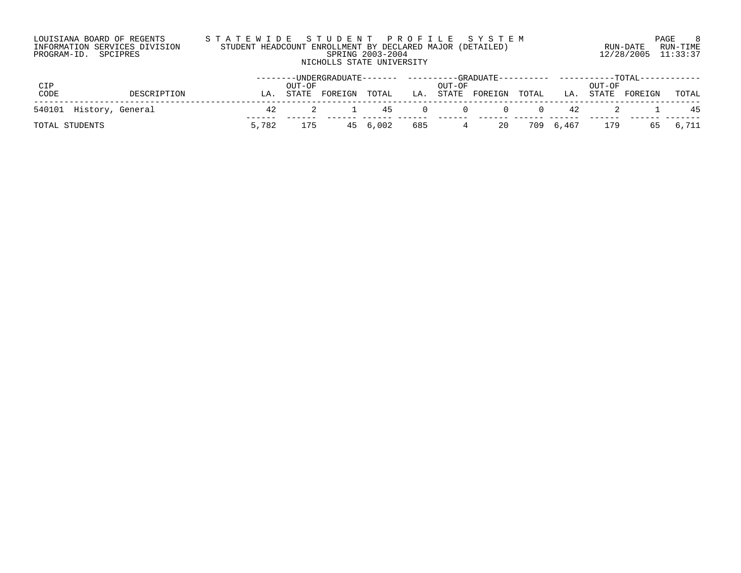LOUISIANA BOARD OF REGENTS
INFORMATION SERVICES DIVISION
PROGRAM-ID. SPCIPRES

STATEWIDE STUDENT PROFILE SYSTEM
STUDENT HEADCOUNT ENROLLMENT BY DECLARED MAJOR (DETAILED)
SPRING 2003-2004
NICHOLLS STATE UNIVERSITY

RUN-DATE 12/28/2005 RUN-TIME 11:33:37

| CIP CODE | DESCRIPTION | UNDERGRADUATE LA. | UNDERGRADUATE OUT-OF STATE | UNDERGRADUATE FOREIGN | UNDERGRADUATE TOTAL | GRADUATE LA. | GRADUATE OUT-OF STATE | GRADUATE FOREIGN | GRADUATE TOTAL | TOTAL LA. | TOTAL OUT-OF STATE | TOTAL FOREIGN | TOTAL TOTAL |
|---|---|---|---|---|---|---|---|---|---|---|---|---|---|
| 540101 | History, General | 42 | 2 | 1 | 45 | 0 | 0 | 0 | 0 | 42 | 2 | 1 | 45 |
| TOTAL STUDENTS | | 5,782 | 175 | 45 | 6,002 | 685 | 4 | 20 | 709 | 6,467 | 179 | 65 | 6,711 |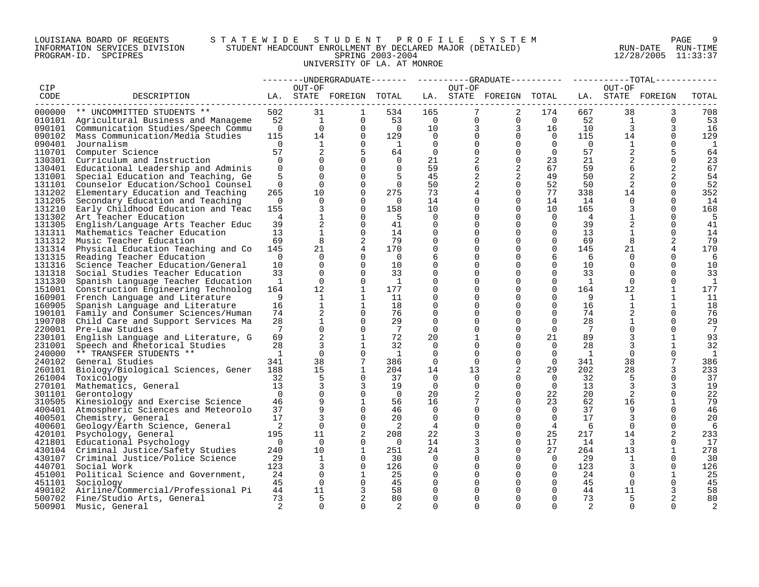LOUISIANA BOARD OF REGENTS — STATEWIDE STUDENT PROFILE SYSTEM
INFORMATION SERVICES DIVISION — STUDENT HEADCOUNT ENROLLMENT BY DECLARED MAJOR (DETAILED) — RUN-DATE 12/28/2005 RUN-TIME 11:33:37
PROGRAM-ID. SPCIPRES — SPRING 2003-2004

UNIVERSITY OF LA. AT MONROE

| CIP CODE | DESCRIPTION | UNDERGRADUATE LA. | UNDERGRADUATE OUT-OF STATE | UNDERGRADUATE FOREIGN | UNDERGRADUATE TOTAL | GRADUATE LA. | GRADUATE OUT-OF STATE | GRADUATE FOREIGN | GRADUATE TOTAL | TOTAL LA. | TOTAL OUT-OF STATE | TOTAL FOREIGN | TOTAL |
|---|---|---|---|---|---|---|---|---|---|---|---|---|---|
| 000000 | ** UNCOMMITTED STUDENTS ** | 502 | 31 | 1 | 534 | 165 | 7 | 2 | 174 | 667 | 38 | 3 | 708 |
| 010101 | Agricultural Business and Manageme | 52 | 1 | 0 | 53 | 0 | 0 | 0 | 0 | 52 | 1 | 0 | 53 |
| 090101 | Communication Studies/Speech Commu | 0 | 0 | 0 | 0 | 10 | 3 | 3 | 16 | 10 | 3 | 3 | 16 |
| 090102 | Mass Communication/Media Studies | 115 | 14 | 0 | 129 | 0 | 0 | 0 | 0 | 115 | 14 | 0 | 129 |
| 090401 | Journalism | 0 | 1 | 0 | 1 | 0 | 0 | 0 | 0 | 0 | 1 | 0 | 1 |
| 110701 | Computer Science | 57 | 2 | 5 | 64 | 0 | 0 | 0 | 0 | 57 | 2 | 5 | 64 |
| 130301 | Curriculum and Instruction | 0 | 0 | 0 | 0 | 21 | 2 | 0 | 23 | 21 | 2 | 0 | 23 |
| 130401 | Educational Leadership and Adminis | 0 | 0 | 0 | 0 | 59 | 6 | 2 | 67 | 59 | 6 | 2 | 67 |
| 131001 | Special Education and Teaching, Ge | 5 | 0 | 0 | 5 | 45 | 2 | 2 | 49 | 50 | 2 | 2 | 54 |
| 131101 | Counselor Education/School Counsel | 0 | 0 | 0 | 0 | 50 | 2 | 0 | 52 | 50 | 2 | 0 | 52 |
| 131202 | Elementary Education and Teaching | 265 | 10 | 0 | 275 | 73 | 4 | 0 | 77 | 338 | 14 | 0 | 352 |
| 131205 | Secondary Education and Teaching | 0 | 0 | 0 | 0 | 14 | 0 | 0 | 14 | 14 | 0 | 0 | 14 |
| 131210 | Early Childhood Education and Teac | 155 | 3 | 0 | 158 | 10 | 0 | 0 | 10 | 165 | 3 | 0 | 168 |
| 131302 | Art Teacher Education | 4 | 1 | 0 | 5 | 0 | 0 | 0 | 0 | 4 | 1 | 0 | 5 |
| 131305 | English/Language Arts Teacher Educ | 39 | 2 | 0 | 41 | 0 | 0 | 0 | 0 | 39 | 2 | 0 | 41 |
| 131311 | Mathematics Teacher Education | 13 | 1 | 0 | 14 | 0 | 0 | 0 | 0 | 13 | 1 | 0 | 14 |
| 131312 | Music Teacher Education | 69 | 8 | 2 | 79 | 0 | 0 | 0 | 0 | 69 | 8 | 2 | 79 |
| 131314 | Physical Education Teaching and Co | 145 | 21 | 4 | 170 | 0 | 0 | 0 | 0 | 145 | 21 | 4 | 170 |
| 131315 | Reading Teacher Education | 0 | 0 | 0 | 0 | 6 | 0 | 0 | 6 | 6 | 0 | 0 | 6 |
| 131316 | Science Teacher Education/General | 10 | 0 | 0 | 10 | 0 | 0 | 0 | 0 | 10 | 0 | 0 | 10 |
| 131318 | Social Studies Teacher Education | 33 | 0 | 0 | 33 | 0 | 0 | 0 | 0 | 33 | 0 | 0 | 33 |
| 131330 | Spanish Language Teacher Education | 1 | 0 | 0 | 1 | 0 | 0 | 0 | 0 | 1 | 0 | 0 | 1 |
| 151001 | Construction Engineering Technolog | 164 | 12 | 1 | 177 | 0 | 0 | 0 | 0 | 164 | 12 | 1 | 177 |
| 160901 | French Language and Literature | 9 | 1 | 1 | 11 | 0 | 0 | 0 | 0 | 9 | 1 | 1 | 11 |
| 160905 | Spanish Language and Literature | 16 | 1 | 1 | 18 | 0 | 0 | 0 | 0 | 16 | 1 | 1 | 18 |
| 190101 | Family and Consumer Sciences/Human | 74 | 2 | 0 | 76 | 0 | 0 | 0 | 0 | 74 | 2 | 0 | 76 |
| 190708 | Child Care and Support Services Ma | 28 | 1 | 0 | 29 | 0 | 0 | 0 | 0 | 28 | 1 | 0 | 29 |
| 220001 | Pre-Law Studies | 7 | 0 | 0 | 7 | 0 | 0 | 0 | 0 | 7 | 0 | 0 | 7 |
| 230101 | English Language and Literature, G | 69 | 2 | 1 | 72 | 20 | 1 | 0 | 21 | 89 | 3 | 1 | 93 |
| 231001 | Speech and Rhetorical Studies | 28 | 3 | 1 | 32 | 0 | 0 | 0 | 0 | 28 | 3 | 1 | 32 |
| 240000 | ** TRANSFER STUDENTS ** | 1 | 0 | 0 | 1 | 0 | 0 | 0 | 0 | 1 | 0 | 0 | 1 |
| 240102 | General Studies | 341 | 38 | 7 | 386 | 0 | 0 | 0 | 0 | 341 | 38 | 7 | 386 |
| 260101 | Biology/Biological Sciences, Gener | 188 | 15 | 1 | 204 | 14 | 13 | 2 | 29 | 202 | 28 | 3 | 233 |
| 261004 | Toxicology | 32 | 5 | 0 | 37 | 0 | 0 | 0 | 0 | 32 | 5 | 0 | 37 |
| 270101 | Mathematics, General | 13 | 3 | 3 | 19 | 0 | 0 | 0 | 0 | 13 | 3 | 3 | 19 |
| 301101 | Gerontology | 0 | 0 | 0 | 0 | 20 | 2 | 0 | 22 | 20 | 2 | 0 | 22 |
| 310505 | Kinesiology and Exercise Science | 46 | 9 | 1 | 56 | 16 | 7 | 0 | 23 | 62 | 16 | 1 | 79 |
| 400401 | Atmospheric Sciences and Meteorolo | 37 | 9 | 0 | 46 | 0 | 0 | 0 | 0 | 37 | 9 | 0 | 46 |
| 400501 | Chemistry, General | 17 | 3 | 0 | 20 | 0 | 0 | 0 | 0 | 17 | 3 | 0 | 20 |
| 400601 | Geology/Earth Science, General | 2 | 0 | 0 | 2 | 4 | 0 | 0 | 4 | 6 | 0 | 0 | 6 |
| 420101 | Psychology, General | 195 | 11 | 2 | 208 | 22 | 3 | 0 | 25 | 217 | 14 | 2 | 233 |
| 421801 | Educational Psychology | 0 | 0 | 0 | 0 | 14 | 3 | 0 | 17 | 14 | 3 | 0 | 17 |
| 430104 | Criminal Justice/Safety Studies | 240 | 10 | 1 | 251 | 24 | 3 | 0 | 27 | 264 | 13 | 1 | 278 |
| 430107 | Criminal Justice/Police Science | 29 | 1 | 0 | 30 | 0 | 0 | 0 | 0 | 29 | 1 | 0 | 30 |
| 440701 | Social Work | 123 | 3 | 0 | 126 | 0 | 0 | 0 | 0 | 123 | 3 | 0 | 126 |
| 451001 | Political Science and Government, | 24 | 0 | 1 | 25 | 0 | 0 | 0 | 0 | 24 | 0 | 1 | 25 |
| 451101 | Sociology | 45 | 0 | 0 | 45 | 0 | 0 | 0 | 0 | 45 | 0 | 0 | 45 |
| 490102 | Airline/Commercial/Professional Pi | 44 | 11 | 3 | 58 | 0 | 0 | 0 | 0 | 44 | 11 | 3 | 58 |
| 500702 | Fine/Studio Arts, General | 73 | 5 | 2 | 80 | 0 | 0 | 0 | 0 | 73 | 5 | 2 | 80 |
| 500901 | Music, General | 2 | 0 | 0 | 2 | 0 | 0 | 0 | 0 | 2 | 0 | 0 | 2 |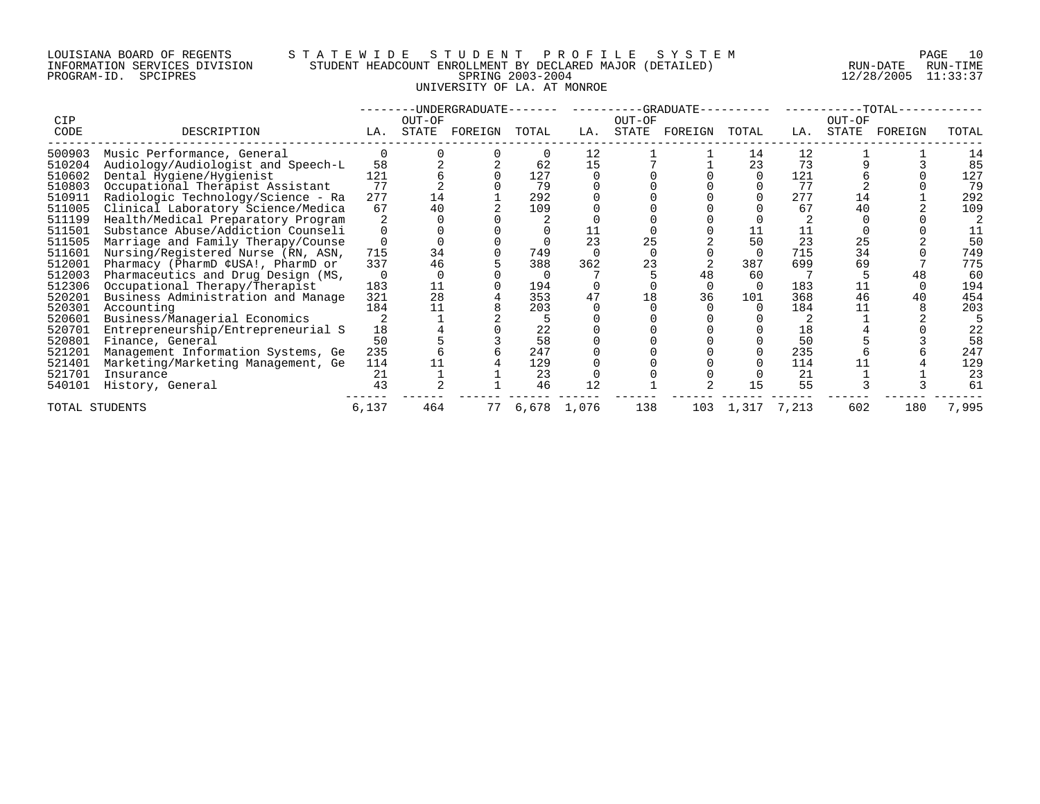LOUISIANA BOARD OF REGENTS — STATEWIDE STUDENT PROFILE SYSTEM
INFORMATION SERVICES DIVISION — STUDENT HEADCOUNT ENROLLMENT BY DECLARED MAJOR (DETAILED) — RUN-DATE 12/28/2005 RUN-TIME 11:33:37
PROGRAM-ID. SPCIPRES — SPRING 2003-2004

UNIVERSITY OF LA. AT MONROE

| CIP CODE | DESCRIPTION | UNDERGRADUATE LA. | UNDERGRADUATE OUT-OF STATE | UNDERGRADUATE FOREIGN | UNDERGRADUATE TOTAL | GRADUATE LA. | GRADUATE OUT-OF STATE | GRADUATE FOREIGN | GRADUATE TOTAL | TOTAL LA. | TOTAL OUT-OF STATE | TOTAL FOREIGN | TOTAL TOTAL |
|---|---|---|---|---|---|---|---|---|---|---|---|---|---|
| 500903 | Music Performance, General | 0 | 0 | 0 | 0 | 12 | 1 | 1 | 14 | 12 | 1 | 1 | 14 |
| 510204 | Audiology/Audiologist and Speech-L | 58 | 2 | 2 | 62 | 15 | 7 | 1 | 23 | 73 | 9 | 3 | 85 |
| 510602 | Dental Hygiene/Hygienist | 121 | 6 | 0 | 127 | 0 | 0 | 0 | 0 | 121 | 6 | 0 | 127 |
| 510803 | Occupational Therapist Assistant | 77 | 2 | 0 | 79 | 0 | 0 | 0 | 0 | 77 | 2 | 0 | 79 |
| 510911 | Radiologic Technology/Science - Ra | 277 | 14 | 1 | 292 | 0 | 0 | 0 | 0 | 277 | 14 | 1 | 292 |
| 511005 | Clinical Laboratory Science/Medica | 67 | 40 | 2 | 109 | 0 | 0 | 0 | 0 | 67 | 40 | 2 | 109 |
| 511199 | Health/Medical Preparatory Program | 2 | 0 | 0 | 2 | 0 | 0 | 0 | 0 | 2 | 0 | 0 | 2 |
| 511501 | Substance Abuse/Addiction Counseli | 0 | 0 | 0 | 0 | 11 | 0 | 0 | 11 | 11 | 0 | 0 | 11 |
| 511505 | Marriage and Family Therapy/Counse | 0 | 0 | 0 | 0 | 23 | 25 | 2 | 50 | 23 | 25 | 2 | 50 |
| 511601 | Nursing/Registered Nurse (RN, ASN, | 715 | 34 | 0 | 749 | 0 | 0 | 0 | 0 | 715 | 34 | 0 | 749 |
| 512001 | Pharmacy (PharmD ¢USA!, PharmD or | 337 | 46 | 5 | 388 | 362 | 23 | 2 | 387 | 699 | 69 | 7 | 775 |
| 512003 | Pharmaceutics and Drug Design (MS, | 0 | 0 | 0 | 0 | 7 | 5 | 48 | 60 | 7 | 5 | 48 | 60 |
| 512306 | Occupational Therapy/Therapist | 183 | 11 | 0 | 194 | 0 | 0 | 0 | 0 | 183 | 11 | 0 | 194 |
| 520201 | Business Administration and Manage | 321 | 28 | 4 | 353 | 47 | 18 | 36 | 101 | 368 | 46 | 40 | 454 |
| 520301 | Accounting | 184 | 11 | 8 | 203 | 0 | 0 | 0 | 0 | 184 | 11 | 8 | 203 |
| 520601 | Business/Managerial Economics | 2 | 1 | 2 | 5 | 0 | 0 | 0 | 0 | 2 | 1 | 2 | 5 |
| 520701 | Entrepreneurship/Entrepreneurial S | 18 | 4 | 0 | 22 | 0 | 0 | 0 | 0 | 18 | 4 | 0 | 22 |
| 520801 | Finance, General | 50 | 5 | 3 | 58 | 0 | 0 | 0 | 0 | 50 | 5 | 3 | 58 |
| 521201 | Management Information Systems, Ge | 235 | 6 | 6 | 247 | 0 | 0 | 0 | 0 | 235 | 6 | 6 | 247 |
| 521401 | Marketing/Marketing Management, Ge | 114 | 11 | 4 | 129 | 0 | 0 | 0 | 0 | 114 | 11 | 4 | 129 |
| 521701 | Insurance | 21 | 1 | 1 | 23 | 0 | 0 | 0 | 0 | 21 | 1 | 1 | 23 |
| 540101 | History, General | 43 | 2 | 1 | 46 | 12 | 1 | 2 | 15 | 55 | 3 | 3 | 61 |
| TOTAL STUDENTS | | 6,137 | 464 | 77 | 6,678 | 1,076 | 138 | 103 | 1,317 | 7,213 | 602 | 180 | 7,995 |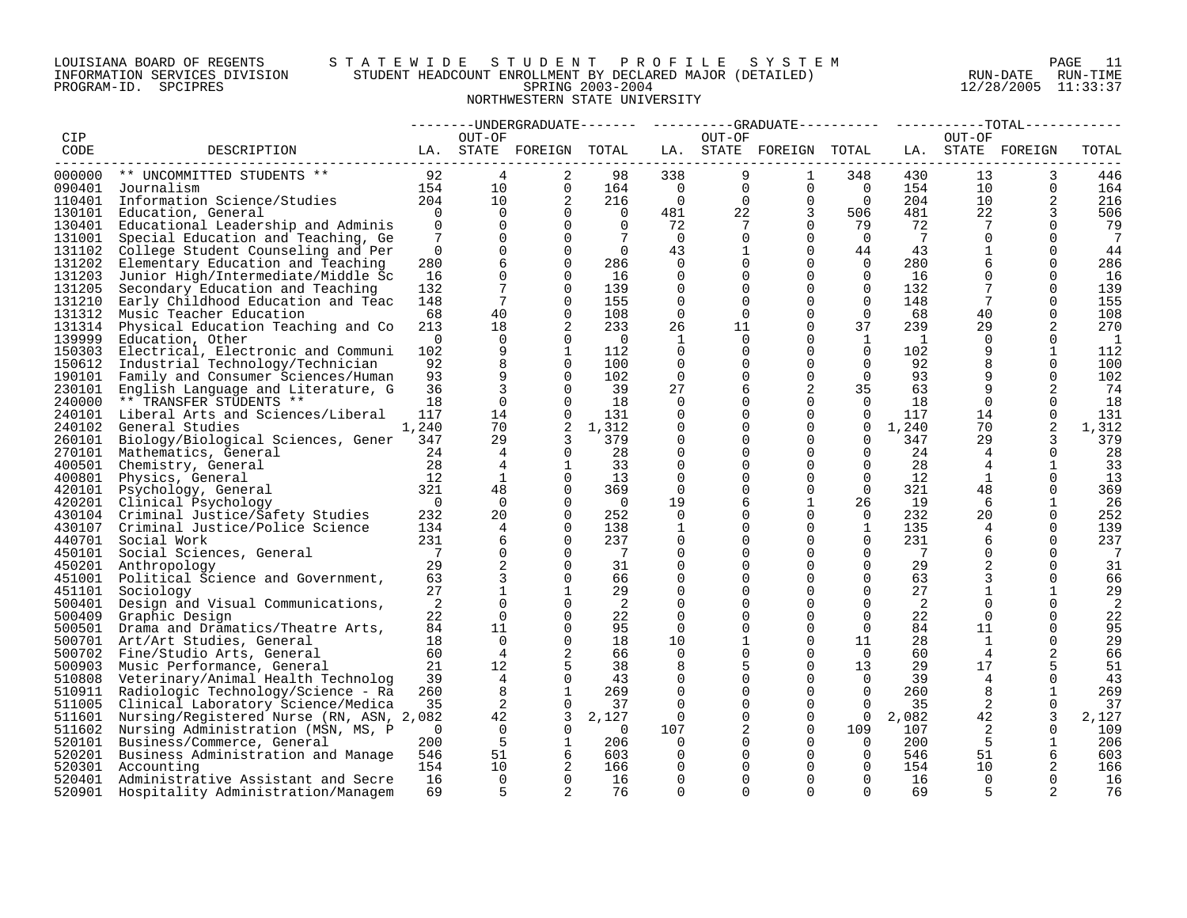LOUISIANA BOARD OF REGENTS — STATEWIDE STUDENT PROFILE SYSTEM
INFORMATION SERVICES DIVISION — STUDENT HEADCOUNT ENROLLMENT BY DECLARED MAJOR (DETAILED)
PROGRAM-ID. SPCIPRES — SPRING 2003-2004 — RUN-DATE 12/28/2005 RUN-TIME 11:33:37

NORTHWESTERN STATE UNIVERSITY

| CIP CODE | DESCRIPTION | UNDERGRADUATE LA. | UNDERGRADUATE OUT-OF STATE | UNDERGRADUATE FOREIGN | UNDERGRADUATE TOTAL | GRADUATE LA. | GRADUATE OUT-OF STATE | GRADUATE FOREIGN | GRADUATE TOTAL | TOTAL LA. | TOTAL OUT-OF STATE | TOTAL FOREIGN | TOTAL |
|---|---|---|---|---|---|---|---|---|---|---|---|---|---|
| 000000 | ** UNCOMMITTED STUDENTS ** | 92 | 4 | 2 | 98 | 338 | 9 | 1 | 348 | 430 | 13 | 3 | 446 |
| 090401 | Journalism | 154 | 10 | 0 | 164 | 0 | 0 | 0 | 0 | 154 | 10 | 0 | 164 |
| 110401 | Information Science/Studies | 204 | 10 | 2 | 216 | 0 | 0 | 0 | 0 | 204 | 10 | 2 | 216 |
| 130101 | Education, General | 0 | 0 | 0 | 0 | 481 | 22 | 3 | 506 | 481 | 22 | 3 | 506 |
| 130401 | Educational Leadership and Adminis | 0 | 0 | 0 | 0 | 72 | 7 | 0 | 79 | 72 | 7 | 0 | 79 |
| 131001 | Special Education and Teaching, Ge | 7 | 0 | 0 | 7 | 0 | 0 | 0 | 0 | 7 | 0 | 0 | 7 |
| 131102 | College Student Counseling and Per | 0 | 0 | 0 | 0 | 43 | 1 | 0 | 44 | 43 | 1 | 0 | 44 |
| 131202 | Elementary Education and Teaching | 280 | 6 | 0 | 286 | 0 | 0 | 0 | 0 | 280 | 6 | 0 | 286 |
| 131203 | Junior High/Intermediate/Middle Sc | 16 | 0 | 0 | 16 | 0 | 0 | 0 | 0 | 16 | 0 | 0 | 16 |
| 131205 | Secondary Education and Teaching | 132 | 7 | 0 | 139 | 0 | 0 | 0 | 0 | 132 | 7 | 0 | 139 |
| 131210 | Early Childhood Education and Teac | 148 | 7 | 0 | 155 | 0 | 0 | 0 | 0 | 148 | 7 | 0 | 155 |
| 131312 | Music Teacher Education | 68 | 40 | 0 | 108 | 0 | 0 | 0 | 0 | 68 | 40 | 0 | 108 |
| 131314 | Physical Education Teaching and Co | 213 | 18 | 2 | 233 | 26 | 11 | 0 | 37 | 239 | 29 | 2 | 270 |
| 139999 | Education, Other | 0 | 0 | 0 | 0 | 1 | 0 | 0 | 1 | 1 | 0 | 0 | 1 |
| 150303 | Electrical, Electronic and Communi | 102 | 9 | 1 | 112 | 0 | 0 | 0 | 0 | 102 | 9 | 1 | 112 |
| 150612 | Industrial Technology/Technician | 92 | 8 | 0 | 100 | 0 | 0 | 0 | 0 | 92 | 8 | 0 | 100 |
| 190101 | Family and Consumer Sciences/Human | 93 | 9 | 0 | 102 | 0 | 0 | 0 | 0 | 93 | 9 | 0 | 102 |
| 230101 | English Language and Literature, G | 36 | 3 | 0 | 39 | 27 | 6 | 2 | 35 | 63 | 9 | 2 | 74 |
| 240000 | ** TRANSFER STUDENTS ** | 18 | 0 | 0 | 18 | 0 | 0 | 0 | 0 | 18 | 0 | 0 | 18 |
| 240101 | Liberal Arts and Sciences/Liberal | 117 | 14 | 0 | 131 | 0 | 0 | 0 | 0 | 117 | 14 | 0 | 131 |
| 240102 | General Studies | 1,240 | 70 | 2 | 1,312 | 0 | 0 | 0 | 0 | 1,240 | 70 | 2 | 1,312 |
| 260101 | Biology/Biological Sciences, Gener | 347 | 29 | 3 | 379 | 0 | 0 | 0 | 0 | 347 | 29 | 3 | 379 |
| 270101 | Mathematics, General | 24 | 4 | 0 | 28 | 0 | 0 | 0 | 0 | 24 | 4 | 0 | 28 |
| 400501 | Chemistry, General | 28 | 4 | 1 | 33 | 0 | 0 | 0 | 0 | 28 | 4 | 1 | 33 |
| 400801 | Physics, General | 12 | 1 | 0 | 13 | 0 | 0 | 0 | 0 | 12 | 1 | 0 | 13 |
| 420101 | Psychology, General | 321 | 48 | 0 | 369 | 0 | 0 | 0 | 0 | 321 | 48 | 0 | 369 |
| 420201 | Clinical Psychology | 0 | 0 | 0 | 0 | 19 | 6 | 1 | 26 | 19 | 6 | 1 | 26 |
| 430104 | Criminal Justice/Safety Studies | 232 | 20 | 0 | 252 | 0 | 0 | 0 | 0 | 232 | 20 | 0 | 252 |
| 430107 | Criminal Justice/Police Science | 134 | 4 | 0 | 138 | 1 | 0 | 0 | 1 | 135 | 4 | 0 | 139 |
| 440701 | Social Work | 231 | 6 | 0 | 237 | 0 | 0 | 0 | 0 | 231 | 6 | 0 | 237 |
| 450101 | Social Sciences, General | 7 | 0 | 0 | 7 | 0 | 0 | 0 | 0 | 7 | 0 | 0 | 7 |
| 450201 | Anthropology | 29 | 2 | 0 | 31 | 0 | 0 | 0 | 0 | 29 | 2 | 0 | 31 |
| 451001 | Political Science and Government, | 63 | 3 | 0 | 66 | 0 | 0 | 0 | 0 | 63 | 3 | 0 | 66 |
| 451101 | Sociology | 27 | 1 | 1 | 29 | 0 | 0 | 0 | 0 | 27 | 1 | 1 | 29 |
| 500401 | Design and Visual Communications, | 2 | 0 | 0 | 2 | 0 | 0 | 0 | 0 | 2 | 0 | 0 | 2 |
| 500409 | Graphic Design | 22 | 0 | 0 | 22 | 0 | 0 | 0 | 0 | 22 | 0 | 0 | 22 |
| 500501 | Drama and Dramatics/Theatre Arts, | 84 | 11 | 0 | 95 | 0 | 0 | 0 | 0 | 84 | 11 | 0 | 95 |
| 500701 | Art/Art Studies, General | 18 | 0 | 0 | 18 | 10 | 1 | 0 | 11 | 28 | 1 | 0 | 29 |
| 500702 | Fine/Studio Arts, General | 60 | 4 | 2 | 66 | 0 | 0 | 0 | 0 | 60 | 4 | 2 | 66 |
| 500903 | Music Performance, General | 21 | 12 | 5 | 38 | 8 | 5 | 0 | 13 | 29 | 17 | 5 | 51 |
| 510808 | Veterinary/Animal Health Technolog | 39 | 4 | 0 | 43 | 0 | 0 | 0 | 0 | 39 | 4 | 0 | 43 |
| 510911 | Radiologic Technology/Science - Ra | 260 | 8 | 1 | 269 | 0 | 0 | 0 | 0 | 260 | 8 | 1 | 269 |
| 511005 | Clinical Laboratory Science/Medica | 35 | 2 | 0 | 37 | 0 | 0 | 0 | 0 | 35 | 2 | 0 | 37 |
| 511601 | Nursing/Registered Nurse (RN, ASN, | 2,082 | 42 | 3 | 2,127 | 0 | 0 | 0 | 0 | 2,082 | 42 | 3 | 2,127 |
| 511602 | Nursing Administration (MSN, MS, P | 0 | 0 | 0 | 0 | 107 | 2 | 0 | 109 | 107 | 2 | 0 | 109 |
| 520101 | Business/Commerce, General | 200 | 5 | 1 | 206 | 0 | 0 | 0 | 0 | 200 | 5 | 1 | 206 |
| 520201 | Business Administration and Manage | 546 | 51 | 6 | 603 | 0 | 0 | 0 | 0 | 546 | 51 | 6 | 603 |
| 520301 | Accounting | 154 | 10 | 2 | 166 | 0 | 0 | 0 | 0 | 154 | 10 | 2 | 166 |
| 520401 | Administrative Assistant and Secre | 16 | 0 | 0 | 16 | 0 | 0 | 0 | 0 | 16 | 0 | 0 | 16 |
| 520901 | Hospitality Administration/Managem | 69 | 5 | 2 | 76 | 0 | 0 | 0 | 0 | 69 | 5 | 2 | 76 |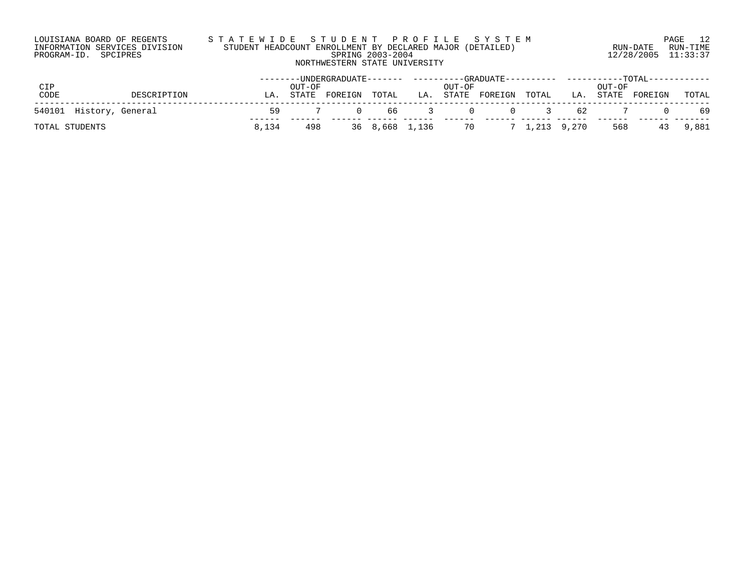LOUISIANA BOARD OF REGENTS
INFORMATION SERVICES DIVISION
PROGRAM-ID. SPCIPRES

# STATEWIDE STUDENT PROFILE SYSTEM

## STUDENT HEADCOUNT ENROLLMENT BY DECLARED MAJOR (DETAILED)

SPRING 2003-2004

NORTHWESTERN STATE UNIVERSITY

RUN-DATE 12/28/2005 RUN-TIME 11:33:37

| CIP CODE | DESCRIPTION | UNDERGRADUATE LA. | UNDERGRADUATE OUT-OF STATE | UNDERGRADUATE FOREIGN | UNDERGRADUATE TOTAL | GRADUATE LA. | GRADUATE OUT-OF STATE | GRADUATE FOREIGN | GRADUATE TOTAL | TOTAL LA. | TOTAL OUT-OF STATE | TOTAL FOREIGN | TOTAL |
|---|---|---|---|---|---|---|---|---|---|---|---|---|---|
| 540101 | History, General | 59 | 7 | 0 | 66 | 3 | 0 | 0 | 3 | 62 | 7 | 0 | 69 |
| TOTAL STUDENTS | | 8,134 | 498 | 36 | 8,668 | 1,136 | 70 | 7 | 1,213 | 9,270 | 568 | 43 | 9,881 |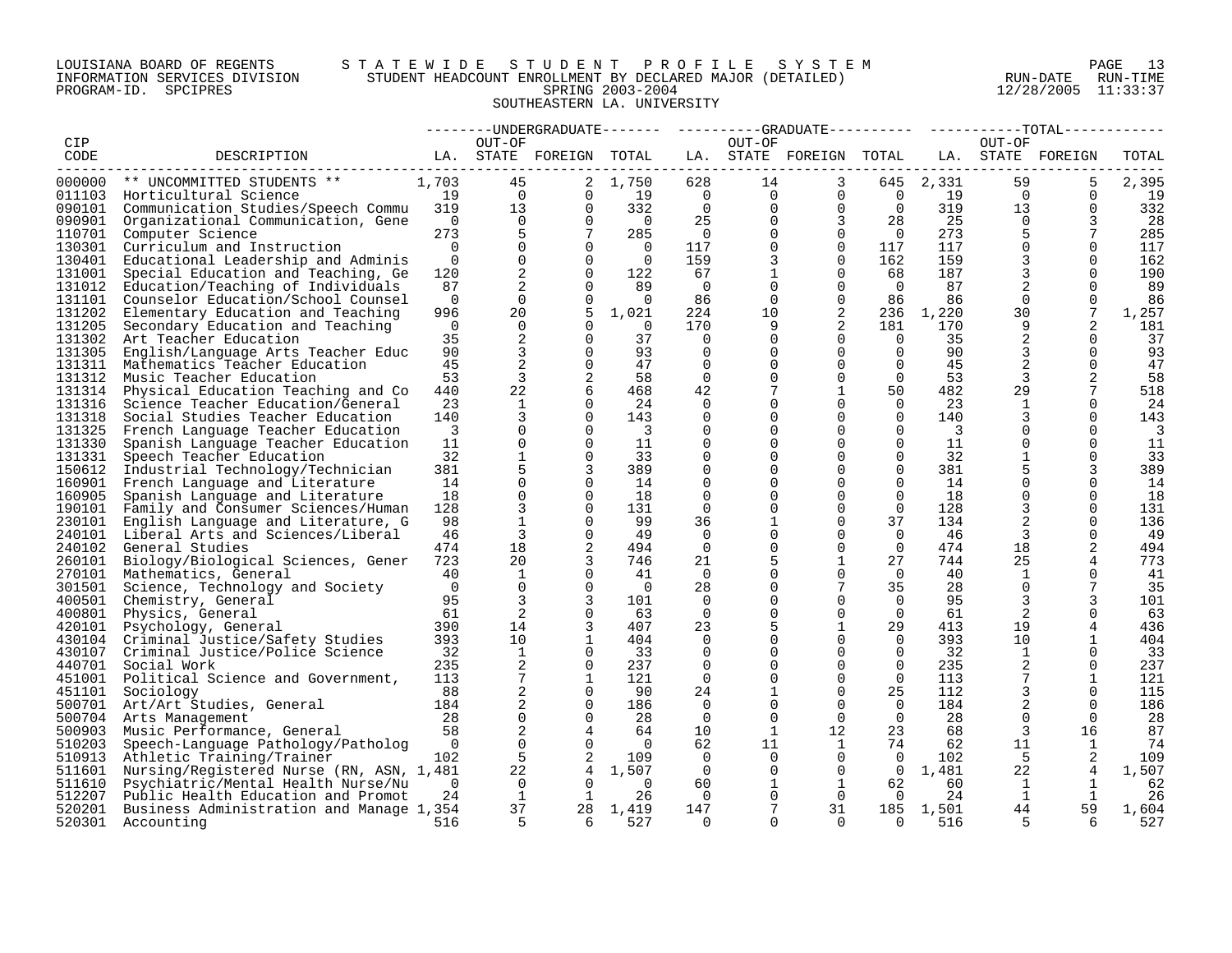LOUISIANA BOARD OF REGENTS — STATEWIDE STUDENT PROFILE SYSTEM
INFORMATION SERVICES DIVISION — STUDENT HEADCOUNT ENROLLMENT BY DECLARED MAJOR (DETAILED)
PROGRAM-ID. SPCIPRES — SPRING 2003-2004
RUN-DATE 12/28/2005 RUN-TIME 11:33:37

SOUTHEASTERN LA. UNIVERSITY

| CIP CODE | DESCRIPTION | UNDERGRADUATE LA. | UNDERGRADUATE OUT-OF STATE | UNDERGRADUATE FOREIGN | UNDERGRADUATE TOTAL | GRADUATE LA. | GRADUATE OUT-OF STATE | GRADUATE FOREIGN | GRADUATE TOTAL | TOTAL LA. | TOTAL OUT-OF STATE | TOTAL FOREIGN | TOTAL |
|---|---|---|---|---|---|---|---|---|---|---|---|---|---|
| 000000 | ** UNCOMMITTED STUDENTS ** | 1,703 | 45 | 2 | 1,750 | 628 | 14 | 3 | 645 | 2,331 | 59 | 5 | 2,395 |
| 011103 | Horticultural Science | 19 | 0 | 0 | 19 | 0 | 0 | 0 | 0 | 19 | 0 | 0 | 19 |
| 090101 | Communication Studies/Speech Commu | 319 | 13 | 0 | 332 | 0 | 0 | 0 | 0 | 319 | 13 | 0 | 332 |
| 090901 | Organizational Communication, Gene | 0 | 0 | 0 | 0 | 25 | 0 | 3 | 28 | 25 | 0 | 3 | 28 |
| 110701 | Computer Science | 273 | 5 | 7 | 285 | 0 | 0 | 0 | 0 | 273 | 5 | 7 | 285 |
| 130301 | Curriculum and Instruction | 0 | 0 | 0 | 0 | 117 | 0 | 0 | 117 | 117 | 0 | 0 | 117 |
| 130401 | Educational Leadership and Adminis | 0 | 0 | 0 | 0 | 159 | 3 | 0 | 162 | 159 | 3 | 0 | 162 |
| 131001 | Special Education and Teaching, Ge | 120 | 2 | 0 | 122 | 67 | 1 | 0 | 68 | 187 | 3 | 0 | 190 |
| 131012 | Education/Teaching of Individuals | 87 | 2 | 0 | 89 | 0 | 0 | 0 | 0 | 87 | 2 | 0 | 89 |
| 131101 | Counselor Education/School Counsel | 0 | 0 | 0 | 0 | 86 | 0 | 0 | 86 | 86 | 0 | 0 | 86 |
| 131202 | Elementary Education and Teaching | 996 | 20 | 5 | 1,021 | 224 | 10 | 2 | 236 | 1,220 | 30 | 7 | 1,257 |
| 131205 | Secondary Education and Teaching | 0 | 0 | 0 | 0 | 170 | 9 | 2 | 181 | 170 | 9 | 2 | 181 |
| 131302 | Art Teacher Education | 35 | 2 | 0 | 37 | 0 | 0 | 0 | 0 | 35 | 2 | 0 | 37 |
| 131305 | English/Language Arts Teacher Educ | 90 | 3 | 0 | 93 | 0 | 0 | 0 | 0 | 90 | 3 | 0 | 93 |
| 131311 | Mathematics Teacher Education | 45 | 2 | 0 | 47 | 0 | 0 | 0 | 0 | 45 | 2 | 0 | 47 |
| 131312 | Music Teacher Education | 53 | 3 | 2 | 58 | 0 | 0 | 0 | 0 | 53 | 3 | 2 | 58 |
| 131314 | Physical Education Teaching and Co | 440 | 22 | 6 | 468 | 42 | 7 | 1 | 50 | 482 | 29 | 7 | 518 |
| 131316 | Science Teacher Education/General | 23 | 1 | 0 | 24 | 0 | 0 | 0 | 0 | 23 | 1 | 0 | 24 |
| 131318 | Social Studies Teacher Education | 140 | 3 | 0 | 143 | 0 | 0 | 0 | 0 | 140 | 3 | 0 | 143 |
| 131325 | French Language Teacher Education | 3 | 0 | 0 | 3 | 0 | 0 | 0 | 0 | 3 | 0 | 0 | 3 |
| 131330 | Spanish Language Teacher Education | 11 | 0 | 0 | 11 | 0 | 0 | 0 | 0 | 11 | 0 | 0 | 11 |
| 131331 | Speech Teacher Education | 32 | 1 | 0 | 33 | 0 | 0 | 0 | 0 | 32 | 1 | 0 | 33 |
| 150612 | Industrial Technology/Technician | 381 | 5 | 3 | 389 | 0 | 0 | 0 | 0 | 381 | 5 | 3 | 389 |
| 160901 | French Language and Literature | 14 | 0 | 0 | 14 | 0 | 0 | 0 | 0 | 14 | 0 | 0 | 14 |
| 160905 | Spanish Language and Literature | 18 | 0 | 0 | 18 | 0 | 0 | 0 | 0 | 18 | 0 | 0 | 18 |
| 190101 | Family and Consumer Sciences/Human | 128 | 3 | 0 | 131 | 0 | 0 | 0 | 0 | 128 | 3 | 0 | 131 |
| 230101 | English Language and Literature, G | 98 | 1 | 0 | 99 | 36 | 1 | 0 | 37 | 134 | 2 | 0 | 136 |
| 240101 | Liberal Arts and Sciences/Liberal | 46 | 3 | 0 | 49 | 0 | 0 | 0 | 0 | 46 | 3 | 0 | 49 |
| 240102 | General Studies | 474 | 18 | 2 | 494 | 0 | 0 | 0 | 0 | 474 | 18 | 2 | 494 |
| 260101 | Biology/Biological Sciences, Gener | 723 | 20 | 3 | 746 | 21 | 5 | 1 | 27 | 744 | 25 | 4 | 773 |
| 270101 | Mathematics, General | 40 | 1 | 0 | 41 | 0 | 0 | 0 | 0 | 40 | 1 | 0 | 41 |
| 301501 | Science, Technology and Society | 0 | 0 | 0 | 0 | 28 | 0 | 7 | 35 | 28 | 0 | 7 | 35 |
| 400501 | Chemistry, General | 95 | 3 | 3 | 101 | 0 | 0 | 0 | 0 | 95 | 3 | 3 | 101 |
| 400801 | Physics, General | 61 | 2 | 0 | 63 | 0 | 0 | 0 | 0 | 61 | 2 | 0 | 63 |
| 420101 | Psychology, General | 390 | 14 | 3 | 407 | 23 | 5 | 1 | 29 | 413 | 19 | 4 | 436 |
| 430104 | Criminal Justice/Safety Studies | 393 | 10 | 1 | 404 | 0 | 0 | 0 | 0 | 393 | 10 | 1 | 404 |
| 430107 | Criminal Justice/Police Science | 32 | 1 | 0 | 33 | 0 | 0 | 0 | 0 | 32 | 1 | 0 | 33 |
| 440701 | Social Work | 235 | 2 | 0 | 237 | 0 | 0 | 0 | 0 | 235 | 2 | 0 | 237 |
| 451001 | Political Science and Government, | 113 | 7 | 1 | 121 | 0 | 0 | 0 | 0 | 113 | 7 | 1 | 121 |
| 451101 | Sociology | 88 | 2 | 0 | 90 | 24 | 1 | 0 | 25 | 112 | 3 | 0 | 115 |
| 500701 | Art/Art Studies, General | 184 | 2 | 0 | 186 | 0 | 0 | 0 | 0 | 184 | 2 | 0 | 186 |
| 500704 | Arts Management | 28 | 0 | 0 | 28 | 0 | 0 | 0 | 0 | 28 | 0 | 0 | 28 |
| 500903 | Music Performance, General | 58 | 2 | 4 | 64 | 10 | 1 | 12 | 23 | 68 | 3 | 16 | 87 |
| 510203 | Speech-Language Pathology/Patholog | 0 | 0 | 0 | 0 | 62 | 11 | 1 | 74 | 62 | 11 | 1 | 74 |
| 510913 | Athletic Training/Trainer | 102 | 5 | 2 | 109 | 0 | 0 | 0 | 0 | 102 | 5 | 2 | 109 |
| 511601 | Nursing/Registered Nurse (RN, ASN, | 1,481 | 22 | 4 | 1,507 | 0 | 0 | 0 | 0 | 1,481 | 22 | 4 | 1,507 |
| 511610 | Psychiatric/Mental Health Nurse/Nu | 0 | 0 | 0 | 0 | 60 | 1 | 1 | 62 | 60 | 1 | 1 | 62 |
| 512207 | Public Health Education and Promot | 24 | 1 | 1 | 26 | 0 | 0 | 0 | 0 | 24 | 1 | 1 | 26 |
| 520201 | Business Administration and Manage | 1,354 | 37 | 28 | 1,419 | 147 | 7 | 31 | 185 | 1,501 | 44 | 59 | 1,604 |
| 520301 | Accounting | 516 | 5 | 6 | 527 | 0 | 0 | 0 | 0 | 516 | 5 | 6 | 527 |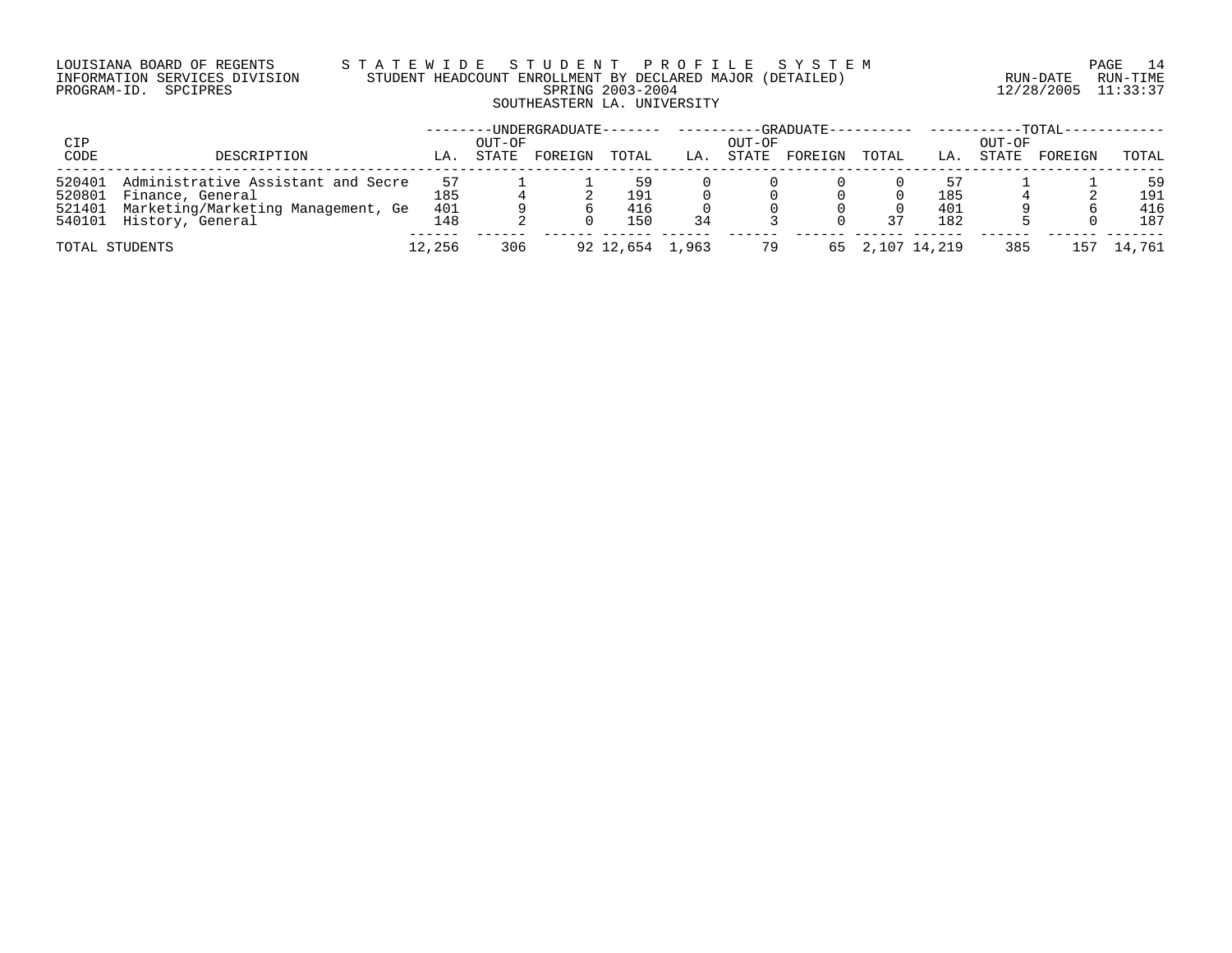LOUISIANA BOARD OF REGENTS — STATEWIDE STUDENT PROFILE SYSTEM

INFORMATION SERVICES DIVISION — STUDENT HEADCOUNT ENROLLMENT BY DECLARED MAJOR (DETAILED)

PROGRAM-ID. SPCIPRES — SPRING 2003-2004

RUN-DATE 12/28/2005 RUN-TIME 11:33:37

SOUTHEASTERN LA. UNIVERSITY

| CIP CODE | DESCRIPTION | UNDERGRADUATE LA. | UNDERGRADUATE OUT-OF STATE | UNDERGRADUATE FOREIGN | UNDERGRADUATE TOTAL | GRADUATE LA. | GRADUATE OUT-OF STATE | GRADUATE FOREIGN | GRADUATE TOTAL | TOTAL LA. | TOTAL OUT-OF STATE | TOTAL FOREIGN | TOTAL TOTAL |
|---|---|---|---|---|---|---|---|---|---|---|---|---|---|
| 520401 | Administrative Assistant and Secre | 57 | 1 | 1 | 59 | 0 | 0 | 0 | 0 | 57 | 1 | 1 | 59 |
| 520801 | Finance, General | 185 | 4 | 2 | 191 | 0 | 0 | 0 | 0 | 185 | 4 | 2 | 191 |
| 521401 | Marketing/Marketing Management, Ge | 401 | 9 | 6 | 416 | 0 | 0 | 0 | 0 | 401 | 9 | 6 | 416 |
| 540101 | History, General | 148 | 2 | 0 | 150 | 34 | 3 | 0 | 37 | 182 | 5 | 0 | 187 |
| TOTAL STUDENTS | | 12,256 | 306 | 92 | 12,654 | 1,963 | 79 | 65 | 2,107 | 14,219 | 385 | 157 | 14,761 |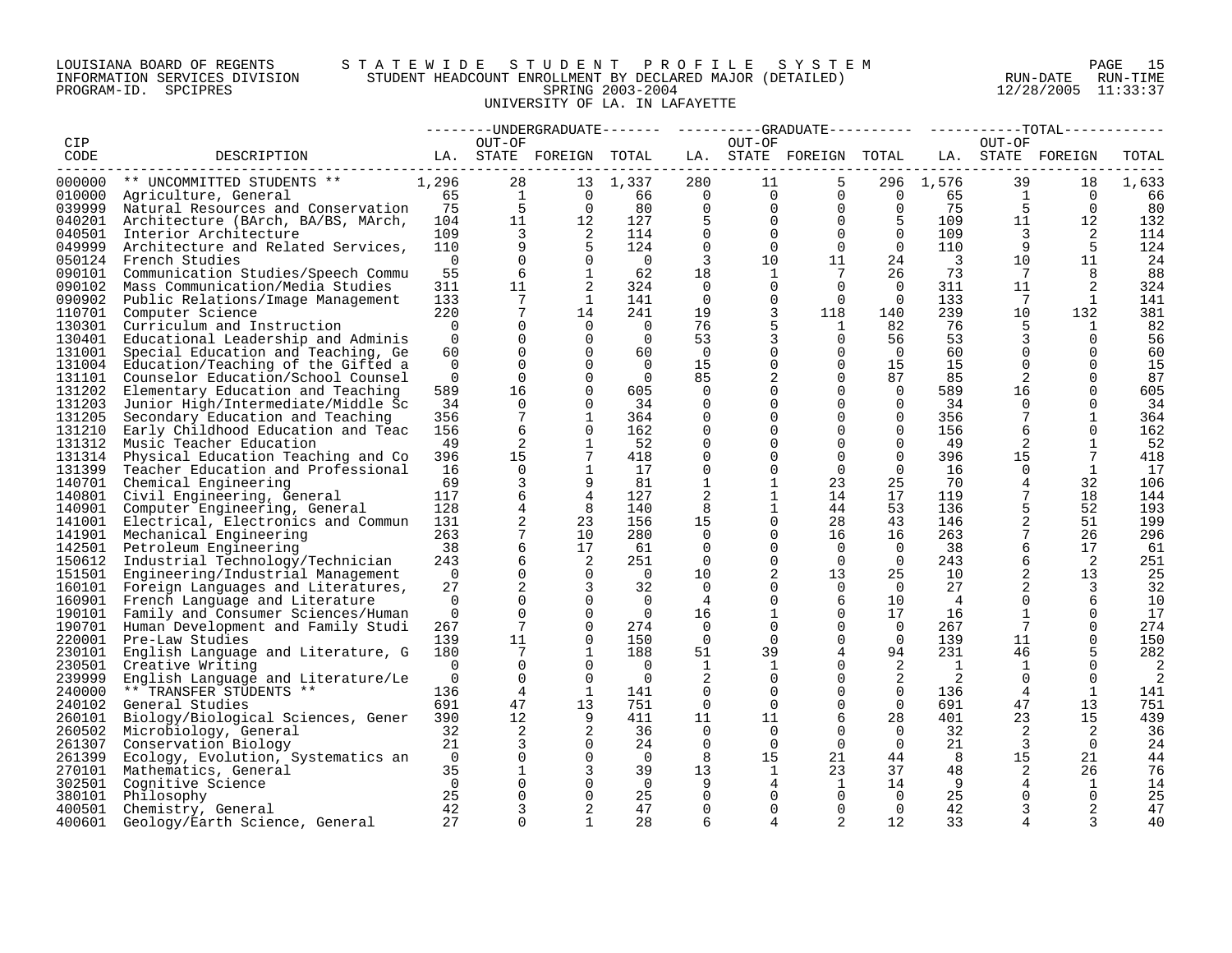LOUISIANA BOARD OF REGENTS — INFORMATION SERVICES DIVISION — PROGRAM-ID. SPCIPRES

STATEWIDE STUDENT PROFILE SYSTEM
STUDENT HEADCOUNT ENROLLMENT BY DECLARED MAJOR (DETAILED)
SPRING 2003-2004
UNIVERSITY OF LA. IN LAFAYETTE

RUN-DATE 12/28/2005 RUN-TIME 11:33:37

| CIP CODE | DESCRIPTION | UNDERGRADUATE LA. | UNDERGRADUATE OUT-OF STATE | UNDERGRADUATE FOREIGN | UNDERGRADUATE TOTAL | GRADUATE LA. | GRADUATE OUT-OF STATE | GRADUATE FOREIGN | GRADUATE TOTAL | TOTAL LA. | TOTAL OUT-OF STATE | TOTAL FOREIGN | TOTAL |
|---|---|---|---|---|---|---|---|---|---|---|---|---|---|
| 000000 | ** UNCOMMITTED STUDENTS ** | 1,296 | 28 | 13 | 1,337 | 280 | 11 | 5 | 296 | 1,576 | 39 | 18 | 1,633 |
| 010000 | Agriculture, General | 65 | 1 | 0 | 66 | 0 | 0 | 0 | 0 | 65 | 1 | 0 | 66 |
| 039999 | Natural Resources and Conservation | 75 | 5 | 0 | 80 | 0 | 0 | 0 | 0 | 75 | 5 | 0 | 80 |
| 040201 | Architecture (BArch, BA/BS, MArch, | 104 | 11 | 12 | 127 | 5 | 0 | 0 | 5 | 109 | 11 | 12 | 132 |
| 040501 | Interior Architecture | 109 | 3 | 2 | 114 | 0 | 0 | 0 | 0 | 109 | 3 | 2 | 114 |
| 049999 | Architecture and Related Services, | 110 | 9 | 5 | 124 | 0 | 0 | 0 | 0 | 110 | 9 | 5 | 124 |
| 050124 | French Studies | 0 | 0 | 0 | 0 | 3 | 10 | 11 | 24 | 3 | 10 | 11 | 24 |
| 090101 | Communication Studies/Speech Commu | 55 | 6 | 1 | 62 | 18 | 1 | 7 | 26 | 73 | 7 | 8 | 88 |
| 090102 | Mass Communication/Media Studies | 311 | 11 | 2 | 324 | 0 | 0 | 0 | 0 | 311 | 11 | 2 | 324 |
| 090902 | Public Relations/Image Management | 133 | 7 | 1 | 141 | 0 | 0 | 0 | 0 | 133 | 7 | 1 | 141 |
| 110701 | Computer Science | 220 | 7 | 14 | 241 | 19 | 3 | 118 | 140 | 239 | 10 | 132 | 381 |
| 130301 | Curriculum and Instruction | 0 | 0 | 0 | 0 | 76 | 5 | 1 | 82 | 76 | 5 | 1 | 82 |
| 130401 | Educational Leadership and Adminis | 0 | 0 | 0 | 0 | 53 | 3 | 0 | 56 | 53 | 3 | 0 | 56 |
| 131001 | Special Education and Teaching, Ge | 60 | 0 | 0 | 60 | 0 | 0 | 0 | 0 | 60 | 0 | 0 | 60 |
| 131004 | Education/Teaching of the Gifted a | 0 | 0 | 0 | 0 | 15 | 0 | 0 | 15 | 15 | 0 | 0 | 15 |
| 131101 | Counselor Education/School Counsel | 0 | 0 | 0 | 0 | 85 | 2 | 0 | 87 | 85 | 2 | 0 | 87 |
| 131202 | Elementary Education and Teaching | 589 | 16 | 0 | 605 | 0 | 0 | 0 | 0 | 589 | 16 | 0 | 605 |
| 131203 | Junior High/Intermediate/Middle Sc | 34 | 0 | 0 | 34 | 0 | 0 | 0 | 0 | 34 | 0 | 0 | 34 |
| 131205 | Secondary Education and Teaching | 356 | 7 | 1 | 364 | 0 | 0 | 0 | 0 | 356 | 7 | 1 | 364 |
| 131210 | Early Childhood Education and Teac | 156 | 6 | 0 | 162 | 0 | 0 | 0 | 0 | 156 | 6 | 0 | 162 |
| 131312 | Music Teacher Education | 49 | 2 | 1 | 52 | 0 | 0 | 0 | 0 | 49 | 2 | 1 | 52 |
| 131314 | Physical Education Teaching and Co | 396 | 15 | 7 | 418 | 0 | 0 | 0 | 0 | 396 | 15 | 7 | 418 |
| 131399 | Teacher Education and Professional | 16 | 0 | 1 | 17 | 0 | 0 | 0 | 0 | 16 | 0 | 1 | 17 |
| 140701 | Chemical Engineering | 69 | 3 | 9 | 81 | 1 | 1 | 23 | 25 | 70 | 4 | 32 | 106 |
| 140801 | Civil Engineering, General | 117 | 6 | 4 | 127 | 2 | 1 | 14 | 17 | 119 | 7 | 18 | 144 |
| 140901 | Computer Engineering, General | 128 | 4 | 8 | 140 | 8 | 1 | 44 | 53 | 136 | 5 | 52 | 193 |
| 141001 | Electrical, Electronics and Commun | 131 | 2 | 23 | 156 | 15 | 0 | 28 | 43 | 146 | 2 | 51 | 199 |
| 141901 | Mechanical Engineering | 263 | 7 | 10 | 280 | 0 | 0 | 16 | 16 | 263 | 7 | 26 | 296 |
| 142501 | Petroleum Engineering | 38 | 6 | 17 | 61 | 0 | 0 | 0 | 0 | 38 | 6 | 17 | 61 |
| 150612 | Industrial Technology/Technician | 243 | 6 | 2 | 251 | 0 | 0 | 0 | 0 | 243 | 6 | 2 | 251 |
| 151501 | Engineering/Industrial Management | 0 | 0 | 0 | 0 | 10 | 2 | 13 | 25 | 10 | 2 | 13 | 25 |
| 160101 | Foreign Languages and Literatures, | 27 | 2 | 3 | 32 | 0 | 0 | 0 | 0 | 27 | 2 | 3 | 32 |
| 160901 | French Language and Literature | 0 | 0 | 0 | 0 | 4 | 0 | 6 | 10 | 4 | 0 | 6 | 10 |
| 190101 | Family and Consumer Sciences/Human | 0 | 0 | 0 | 0 | 16 | 1 | 0 | 17 | 16 | 1 | 0 | 17 |
| 190701 | Human Development and Family Studi | 267 | 7 | 0 | 274 | 0 | 0 | 0 | 0 | 267 | 7 | 0 | 274 |
| 220001 | Pre-Law Studies | 139 | 11 | 0 | 150 | 0 | 0 | 0 | 0 | 139 | 11 | 0 | 150 |
| 230101 | English Language and Literature, G | 180 | 7 | 1 | 188 | 51 | 39 | 4 | 94 | 231 | 46 | 5 | 282 |
| 230501 | Creative Writing | 0 | 0 | 0 | 0 | 1 | 1 | 0 | 2 | 1 | 1 | 0 | 2 |
| 239999 | English Language and Literature/Le | 0 | 0 | 0 | 0 | 2 | 0 | 0 | 2 | 2 | 0 | 0 | 2 |
| 240000 | ** TRANSFER STUDENTS ** | 136 | 4 | 1 | 141 | 0 | 0 | 0 | 0 | 136 | 4 | 1 | 141 |
| 240102 | General Studies | 691 | 47 | 13 | 751 | 0 | 0 | 0 | 0 | 691 | 47 | 13 | 751 |
| 260101 | Biology/Biological Sciences, Gener | 390 | 12 | 9 | 411 | 11 | 11 | 6 | 28 | 401 | 23 | 15 | 439 |
| 260502 | Microbiology, General | 32 | 2 | 2 | 36 | 0 | 0 | 0 | 0 | 32 | 2 | 2 | 36 |
| 261307 | Conservation Biology | 21 | 3 | 0 | 24 | 0 | 0 | 0 | 0 | 21 | 3 | 0 | 24 |
| 261399 | Ecology, Evolution, Systematics an | 0 | 0 | 0 | 0 | 8 | 15 | 21 | 44 | 8 | 15 | 21 | 44 |
| 270101 | Mathematics, General | 35 | 1 | 3 | 39 | 13 | 1 | 23 | 37 | 48 | 2 | 26 | 76 |
| 302501 | Cognitive Science | 0 | 0 | 0 | 0 | 9 | 4 | 1 | 14 | 9 | 4 | 1 | 14 |
| 380101 | Philosophy | 25 | 0 | 0 | 25 | 0 | 0 | 0 | 0 | 25 | 0 | 0 | 25 |
| 400501 | Chemistry, General | 42 | 3 | 2 | 47 | 0 | 0 | 0 | 0 | 42 | 3 | 2 | 47 |
| 400601 | Geology/Earth Science, General | 27 | 0 | 1 | 28 | 6 | 4 | 2 | 12 | 33 | 4 | 3 | 40 |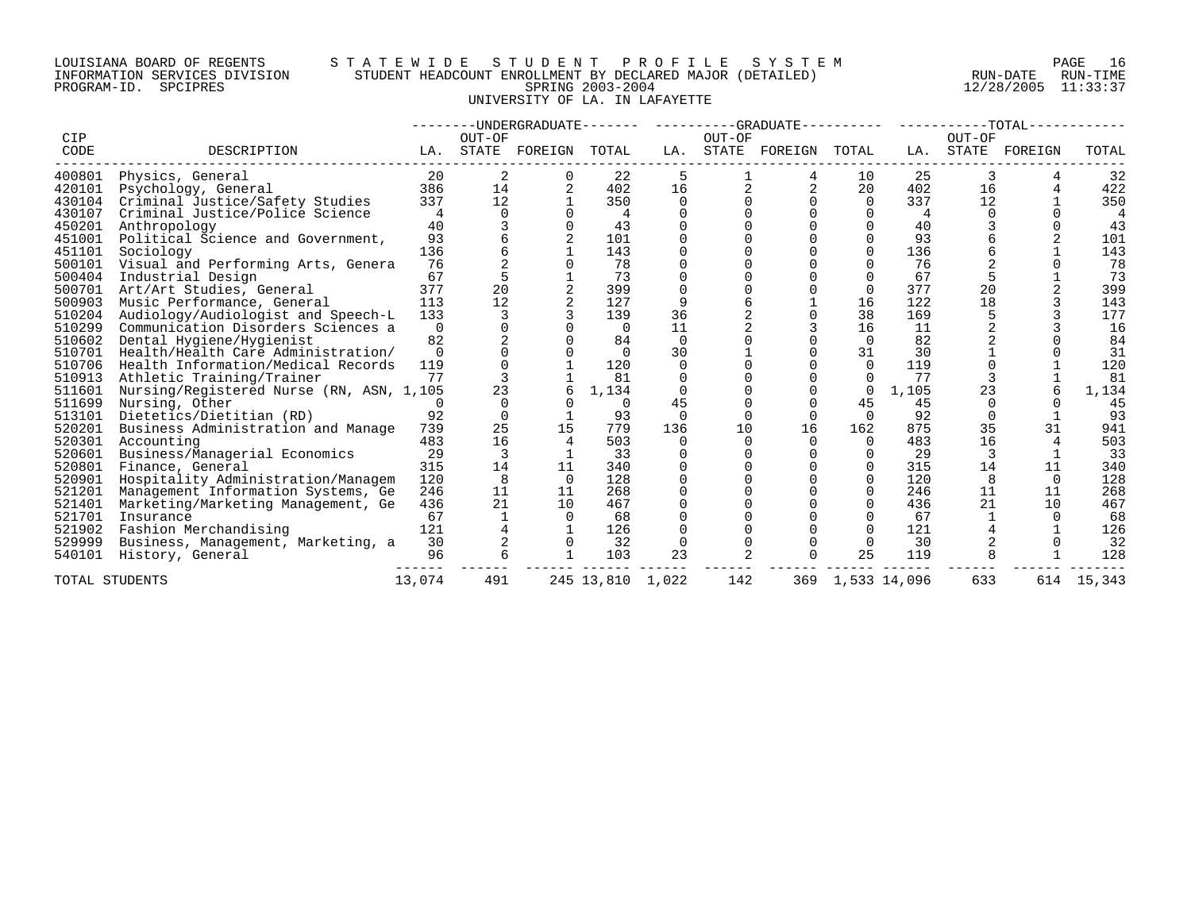LOUISIANA BOARD OF REGENTS — S T A T E W I D E   S T U D E N T   P R O F I L E   S Y S T E M

INFORMATION SERVICES DIVISION — STUDENT HEADCOUNT ENROLLMENT BY DECLARED MAJOR (DETAILED) — RUN-DATE 12/28/2005 RUN-TIME 11:33:37

PROGRAM-ID. SPCIPRES — SPRING 2003-2004

UNIVERSITY OF LA. IN LAFAYETTE

| CIP CODE | DESCRIPTION | UNDERGRADUATE LA. | UNDERGRADUATE OUT-OF STATE | UNDERGRADUATE FOREIGN | UNDERGRADUATE TOTAL | GRADUATE LA. | GRADUATE OUT-OF STATE | GRADUATE FOREIGN | GRADUATE TOTAL | TOTAL LA. | TOTAL OUT-OF STATE | TOTAL FOREIGN | TOTAL |
|---|---|---|---|---|---|---|---|---|---|---|---|---|---|
| 400801 | Physics, General | 20 | 2 | 0 | 22 | 5 | 1 | 4 | 10 | 25 | 3 | 4 | 32 |
| 420101 | Psychology, General | 386 | 14 | 2 | 402 | 16 | 2 | 2 | 20 | 402 | 16 | 4 | 422 |
| 430104 | Criminal Justice/Safety Studies | 337 | 12 | 1 | 350 | 0 | 0 | 0 | 0 | 337 | 12 | 1 | 350 |
| 430107 | Criminal Justice/Police Science | 4 | 0 | 0 | 4 | 0 | 0 | 0 | 0 | 4 | 0 | 0 | 4 |
| 450201 | Anthropology | 40 | 3 | 0 | 43 | 0 | 0 | 0 | 0 | 40 | 3 | 0 | 43 |
| 451001 | Political Science and Government, | 93 | 6 | 2 | 101 | 0 | 0 | 0 | 0 | 93 | 6 | 2 | 101 |
| 451101 | Sociology | 136 | 6 | 1 | 143 | 0 | 0 | 0 | 0 | 136 | 6 | 1 | 143 |
| 500101 | Visual and Performing Arts, Genera | 76 | 2 | 0 | 78 | 0 | 0 | 0 | 0 | 76 | 2 | 0 | 78 |
| 500404 | Industrial Design | 67 | 5 | 1 | 73 | 0 | 0 | 0 | 0 | 67 | 5 | 1 | 73 |
| 500701 | Art/Art Studies, General | 377 | 20 | 2 | 399 | 0 | 0 | 0 | 0 | 377 | 20 | 2 | 399 |
| 500903 | Music Performance, General | 113 | 12 | 2 | 127 | 9 | 6 | 1 | 16 | 122 | 18 | 3 | 143 |
| 510204 | Audiology/Audiologist and Speech-L | 133 | 3 | 3 | 139 | 36 | 2 | 0 | 38 | 169 | 5 | 3 | 177 |
| 510299 | Communication Disorders Sciences a | 0 | 0 | 0 | 0 | 11 | 2 | 3 | 16 | 11 | 2 | 3 | 16 |
| 510602 | Dental Hygiene/Hygienist | 82 | 2 | 0 | 84 | 0 | 0 | 0 | 0 | 82 | 2 | 0 | 84 |
| 510701 | Health/Health Care Administration/ | 0 | 0 | 0 | 0 | 30 | 1 | 0 | 31 | 30 | 1 | 0 | 31 |
| 510706 | Health Information/Medical Records | 119 | 0 | 1 | 120 | 0 | 0 | 0 | 0 | 119 | 0 | 1 | 120 |
| 510913 | Athletic Training/Trainer | 77 | 3 | 1 | 81 | 0 | 0 | 0 | 0 | 77 | 3 | 1 | 81 |
| 511601 | Nursing/Registered Nurse (RN, ASN, | 1,105 | 23 | 6 | 1,134 | 0 | 0 | 0 | 0 | 1,105 | 23 | 6 | 1,134 |
| 511699 | Nursing, Other | 0 | 0 | 0 | 0 | 45 | 0 | 0 | 45 | 45 | 0 | 0 | 45 |
| 513101 | Dietetics/Dietitian (RD) | 92 | 0 | 1 | 93 | 0 | 0 | 0 | 0 | 92 | 0 | 1 | 93 |
| 520201 | Business Administration and Manage | 739 | 25 | 15 | 779 | 136 | 10 | 16 | 162 | 875 | 35 | 31 | 941 |
| 520301 | Accounting | 483 | 16 | 4 | 503 | 0 | 0 | 0 | 0 | 483 | 16 | 4 | 503 |
| 520601 | Business/Managerial Economics | 29 | 3 | 1 | 33 | 0 | 0 | 0 | 0 | 29 | 3 | 1 | 33 |
| 520801 | Finance, General | 315 | 14 | 11 | 340 | 0 | 0 | 0 | 0 | 315 | 14 | 11 | 340 |
| 520901 | Hospitality Administration/Managem | 120 | 8 | 0 | 128 | 0 | 0 | 0 | 0 | 120 | 8 | 0 | 128 |
| 521201 | Management Information Systems, Ge | 246 | 11 | 11 | 268 | 0 | 0 | 0 | 0 | 246 | 11 | 11 | 268 |
| 521401 | Marketing/Marketing Management, Ge | 436 | 21 | 10 | 467 | 0 | 0 | 0 | 0 | 436 | 21 | 10 | 467 |
| 521701 | Insurance | 67 | 1 | 0 | 68 | 0 | 0 | 0 | 0 | 67 | 1 | 0 | 68 |
| 521902 | Fashion Merchandising | 121 | 4 | 1 | 126 | 0 | 0 | 0 | 0 | 121 | 4 | 1 | 126 |
| 529999 | Business, Management, Marketing, a | 30 | 2 | 0 | 32 | 0 | 0 | 0 | 0 | 30 | 2 | 0 | 32 |
| 540101 | History, General | 96 | 6 | 1 | 103 | 23 | 2 | 0 | 25 | 119 | 8 | 1 | 128 |
| TOTAL STUDENTS | | 13,074 | 491 | 245 | 13,810 | 1,022 | 142 | 369 | 1,533 | 14,096 | 633 | 614 | 15,343 |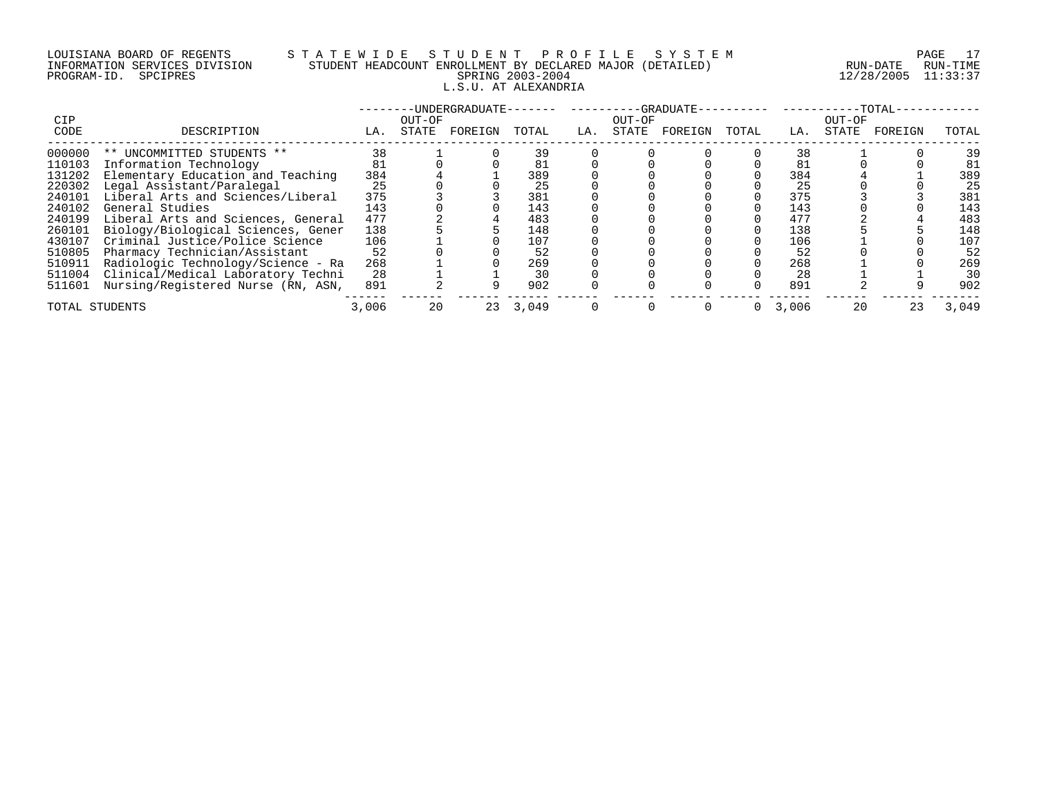LOUISIANA BOARD OF REGENTS — STATEWIDE STUDENT PROFILE SYSTEM
INFORMATION SERVICES DIVISION — STUDENT HEADCOUNT ENROLLMENT BY DECLARED MAJOR (DETAILED)
PROGRAM-ID. SPCIPRES — SPRING 2003-2004 — RUN-DATE 12/28/2005 RUN-TIME 11:33:37

## L.S.U. AT ALEXANDRIA

| CIP CODE | DESCRIPTION | UNDERGRADUATE LA. | UNDERGRADUATE OUT-OF STATE | UNDERGRADUATE FOREIGN | UNDERGRADUATE TOTAL | GRADUATE LA. | GRADUATE OUT-OF STATE | GRADUATE FOREIGN | GRADUATE TOTAL | TOTAL LA. | TOTAL OUT-OF STATE | TOTAL FOREIGN | TOTAL TOTAL |
|---|---|---|---|---|---|---|---|---|---|---|---|---|---|
| 000000 | ** UNCOMMITTED STUDENTS ** | 38 | 1 | 0 | 39 | 0 | 0 | 0 | 0 | 38 | 1 | 0 | 39 |
| 110103 | Information Technology | 81 | 0 | 0 | 81 | 0 | 0 | 0 | 0 | 81 | 0 | 0 | 81 |
| 131202 | Elementary Education and Teaching | 384 | 4 | 1 | 389 | 0 | 0 | 0 | 0 | 384 | 4 | 1 | 389 |
| 220302 | Legal Assistant/Paralegal | 25 | 0 | 0 | 25 | 0 | 0 | 0 | 0 | 25 | 0 | 0 | 25 |
| 240101 | Liberal Arts and Sciences/Liberal | 375 | 3 | 3 | 381 | 0 | 0 | 0 | 0 | 375 | 3 | 3 | 381 |
| 240102 | General Studies | 143 | 0 | 0 | 143 | 0 | 0 | 0 | 0 | 143 | 0 | 0 | 143 |
| 240199 | Liberal Arts and Sciences, General | 477 | 2 | 4 | 483 | 0 | 0 | 0 | 0 | 477 | 2 | 4 | 483 |
| 260101 | Biology/Biological Sciences, Gener | 138 | 5 | 5 | 148 | 0 | 0 | 0 | 0 | 138 | 5 | 5 | 148 |
| 430107 | Criminal Justice/Police Science | 106 | 1 | 0 | 107 | 0 | 0 | 0 | 0 | 106 | 1 | 0 | 107 |
| 510805 | Pharmacy Technician/Assistant | 52 | 0 | 0 | 52 | 0 | 0 | 0 | 0 | 52 | 0 | 0 | 52 |
| 510911 | Radiologic Technology/Science - Ra | 268 | 1 | 0 | 269 | 0 | 0 | 0 | 0 | 268 | 1 | 0 | 269 |
| 511004 | Clinical/Medical Laboratory Techni | 28 | 1 | 1 | 30 | 0 | 0 | 0 | 0 | 28 | 1 | 1 | 30 |
| 511601 | Nursing/Registered Nurse (RN, ASN, | 891 | 2 | 9 | 902 | 0 | 0 | 0 | 0 | 891 | 2 | 9 | 902 |
| TOTAL STUDENTS | | 3,006 | 20 | 23 | 3,049 | 0 | 0 | 0 | 0 | 3,006 | 20 | 23 | 3,049 |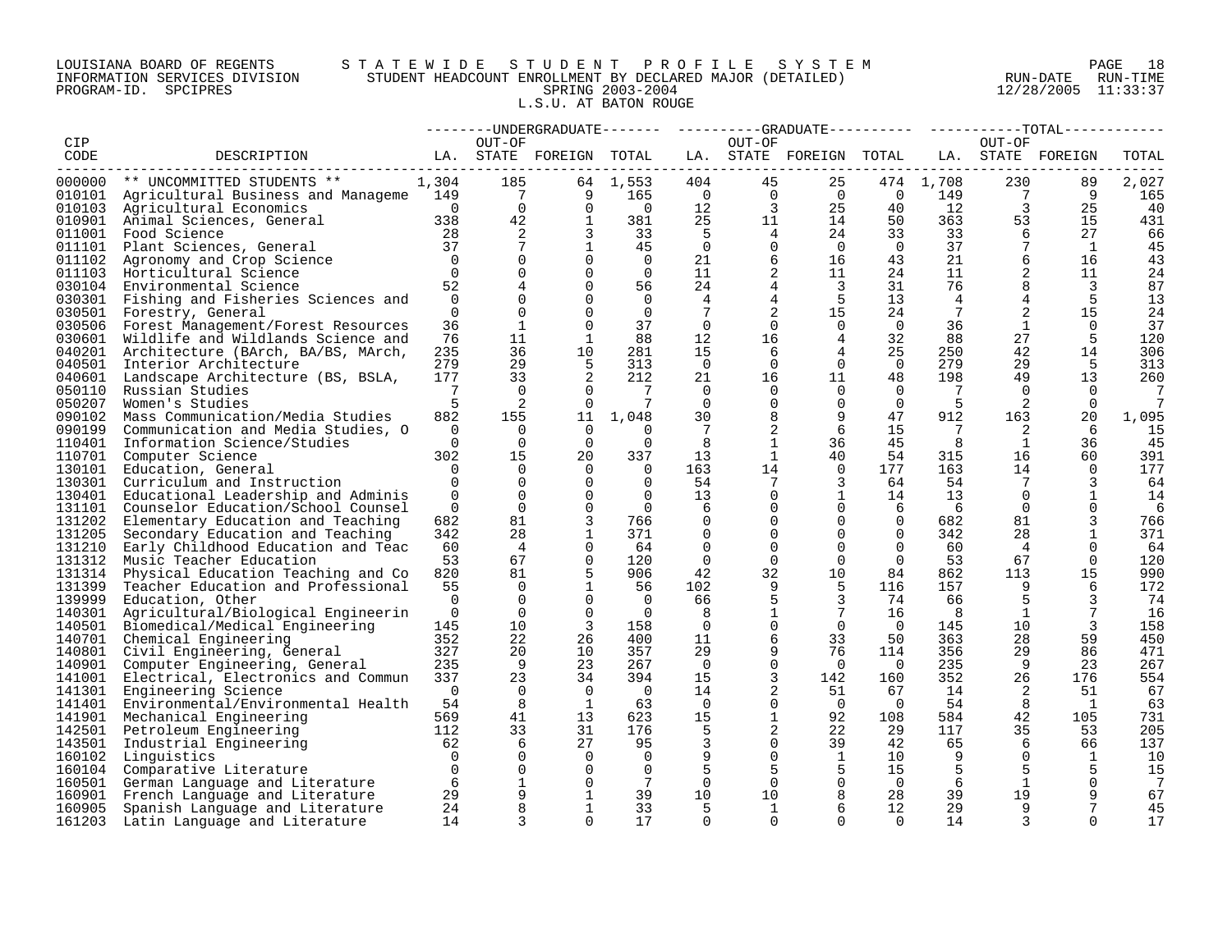LOUISIANA BOARD OF REGENTS — INFORMATION SERVICES DIVISION — PROGRAM-ID. SPCIPRES

STATEWIDE STUDENT PROFILE SYSTEM

STUDENT HEADCOUNT ENROLLMENT BY DECLARED MAJOR (DETAILED)

SPRING 2003-2004

L.S.U. AT BATON ROUGE

RUN-DATE 12/28/2005 RUN-TIME 11:33:37

| CIP CODE | DESCRIPTION | UNDERGRADUATE LA. | UNDERGRADUATE OUT-OF STATE | UNDERGRADUATE FOREIGN | UNDERGRADUATE TOTAL | GRADUATE LA. | GRADUATE OUT-OF STATE | GRADUATE FOREIGN | GRADUATE TOTAL | TOTAL LA. | TOTAL OUT-OF STATE | TOTAL FOREIGN | TOTAL TOTAL |
|---|---|---|---|---|---|---|---|---|---|---|---|---|---|
| 000000 | ** UNCOMMITTED STUDENTS ** | 1,304 | 185 | 64 | 1,553 | 404 | 45 | 25 | 474 | 1,708 | 230 | 89 | 2,027 |
| 010101 | Agricultural Business and Manageme | 149 | 7 | 9 | 165 | 0 | 0 | 0 | 0 | 149 | 7 | 9 | 165 |
| 010103 | Agricultural Economics | 0 | 0 | 0 | 0 | 12 | 3 | 25 | 40 | 12 | 3 | 25 | 40 |
| 010901 | Animal Sciences, General | 338 | 42 | 1 | 381 | 25 | 11 | 14 | 50 | 363 | 53 | 15 | 431 |
| 011001 | Food Science | 28 | 2 | 3 | 33 | 5 | 4 | 24 | 33 | 33 | 6 | 27 | 66 |
| 011101 | Plant Sciences, General | 37 | 7 | 1 | 45 | 0 | 0 | 0 | 0 | 37 | 7 | 1 | 45 |
| 011102 | Agronomy and Crop Science | 0 | 0 | 0 | 0 | 21 | 6 | 16 | 43 | 21 | 6 | 16 | 43 |
| 011103 | Horticultural Science | 0 | 0 | 0 | 0 | 11 | 2 | 11 | 24 | 11 | 2 | 11 | 24 |
| 030104 | Environmental Science | 52 | 4 | 0 | 56 | 24 | 4 | 3 | 31 | 76 | 8 | 3 | 87 |
| 030301 | Fishing and Fisheries Sciences and | 0 | 0 | 0 | 0 | 4 | 4 | 5 | 13 | 4 | 4 | 5 | 13 |
| 030501 | Forestry, General | 0 | 0 | 0 | 0 | 7 | 2 | 15 | 24 | 7 | 2 | 15 | 24 |
| 030506 | Forest Management/Forest Resources | 36 | 1 | 0 | 37 | 0 | 0 | 0 | 0 | 36 | 1 | 0 | 37 |
| 030601 | Wildlife and Wildlands Science and | 76 | 11 | 1 | 88 | 12 | 16 | 4 | 32 | 88 | 27 | 5 | 120 |
| 040201 | Architecture (BArch, BA/BS, MArch, | 235 | 36 | 10 | 281 | 15 | 6 | 4 | 25 | 250 | 42 | 14 | 306 |
| 040501 | Interior Architecture | 279 | 29 | 5 | 313 | 0 | 0 | 0 | 0 | 279 | 29 | 5 | 313 |
| 040601 | Landscape Architecture (BS, BSLA, | 177 | 33 | 2 | 212 | 21 | 16 | 11 | 48 | 198 | 49 | 13 | 260 |
| 050110 | Russian Studies | 7 | 0 | 0 | 7 | 0 | 0 | 0 | 0 | 7 | 0 | 0 | 7 |
| 050207 | Women's Studies | 5 | 2 | 0 | 7 | 0 | 0 | 0 | 0 | 5 | 2 | 0 | 7 |
| 090102 | Mass Communication/Media Studies | 882 | 155 | 11 | 1,048 | 30 | 8 | 9 | 47 | 912 | 163 | 20 | 1,095 |
| 090199 | Communication and Media Studies, O | 0 | 0 | 0 | 0 | 7 | 2 | 6 | 15 | 7 | 2 | 6 | 15 |
| 110401 | Information Science/Studies | 0 | 0 | 0 | 0 | 8 | 1 | 36 | 45 | 8 | 1 | 36 | 45 |
| 110701 | Computer Science | 302 | 15 | 20 | 337 | 13 | 1 | 40 | 54 | 315 | 16 | 60 | 391 |
| 130101 | Education, General | 0 | 0 | 0 | 0 | 163 | 14 | 0 | 177 | 163 | 14 | 0 | 177 |
| 130301 | Curriculum and Instruction | 0 | 0 | 0 | 0 | 54 | 7 | 3 | 64 | 54 | 7 | 3 | 64 |
| 130401 | Educational Leadership and Adminis | 0 | 0 | 0 | 0 | 13 | 0 | 1 | 14 | 13 | 0 | 1 | 14 |
| 131101 | Counselor Education/School Counsel | 0 | 0 | 0 | 0 | 6 | 0 | 0 | 6 | 6 | 0 | 0 | 6 |
| 131202 | Elementary Education and Teaching | 682 | 81 | 3 | 766 | 0 | 0 | 0 | 0 | 682 | 81 | 3 | 766 |
| 131205 | Secondary Education and Teaching | 342 | 28 | 1 | 371 | 0 | 0 | 0 | 0 | 342 | 28 | 1 | 371 |
| 131210 | Early Childhood Education and Teac | 60 | 4 | 0 | 64 | 0 | 0 | 0 | 0 | 60 | 4 | 0 | 64 |
| 131312 | Music Teacher Education | 53 | 67 | 0 | 120 | 0 | 0 | 0 | 0 | 53 | 67 | 0 | 120 |
| 131314 | Physical Education Teaching and Co | 820 | 81 | 5 | 906 | 42 | 32 | 10 | 84 | 862 | 113 | 15 | 990 |
| 131399 | Teacher Education and Professional | 55 | 0 | 1 | 56 | 102 | 9 | 5 | 116 | 157 | 9 | 6 | 172 |
| 139999 | Education, Other | 0 | 0 | 0 | 0 | 66 | 5 | 3 | 74 | 66 | 5 | 3 | 74 |
| 140301 | Agricultural/Biological Engineerin | 0 | 0 | 0 | 0 | 8 | 1 | 7 | 16 | 8 | 1 | 7 | 16 |
| 140501 | Biomedical/Medical Engineering | 145 | 10 | 3 | 158 | 0 | 0 | 0 | 0 | 145 | 10 | 3 | 158 |
| 140701 | Chemical Engineering | 352 | 22 | 26 | 400 | 11 | 6 | 33 | 50 | 363 | 28 | 59 | 450 |
| 140801 | Civil Engineering, General | 327 | 20 | 10 | 357 | 29 | 9 | 76 | 114 | 356 | 29 | 86 | 471 |
| 140901 | Computer Engineering, General | 235 | 9 | 23 | 267 | 0 | 0 | 0 | 0 | 235 | 9 | 23 | 267 |
| 141001 | Electrical, Electronics and Commun | 337 | 23 | 34 | 394 | 15 | 3 | 142 | 160 | 352 | 26 | 176 | 554 |
| 141301 | Engineering Science | 0 | 0 | 0 | 0 | 14 | 2 | 51 | 67 | 14 | 2 | 51 | 67 |
| 141401 | Environmental/Environmental Health | 54 | 8 | 1 | 63 | 0 | 0 | 0 | 0 | 54 | 8 | 1 | 63 |
| 141901 | Mechanical Engineering | 569 | 41 | 13 | 623 | 15 | 1 | 92 | 108 | 584 | 42 | 105 | 731 |
| 142501 | Petroleum Engineering | 112 | 33 | 31 | 176 | 5 | 2 | 22 | 29 | 117 | 35 | 53 | 205 |
| 143501 | Industrial Engineering | 62 | 6 | 27 | 95 | 3 | 0 | 39 | 42 | 65 | 6 | 66 | 137 |
| 160102 | Linguistics | 0 | 0 | 0 | 0 | 9 | 0 | 1 | 10 | 9 | 0 | 1 | 10 |
| 160104 | Comparative Literature | 0 | 0 | 0 | 0 | 5 | 5 | 5 | 15 | 5 | 5 | 5 | 15 |
| 160501 | German Language and Literature | 6 | 1 | 0 | 7 | 0 | 0 | 0 | 0 | 6 | 1 | 0 | 7 |
| 160901 | French Language and Literature | 29 | 9 | 1 | 39 | 10 | 10 | 8 | 28 | 39 | 19 | 9 | 67 |
| 160905 | Spanish Language and Literature | 24 | 8 | 1 | 33 | 5 | 1 | 6 | 12 | 29 | 9 | 7 | 45 |
| 161203 | Latin Language and Literature | 14 | 3 | 0 | 17 | 0 | 0 | 0 | 0 | 14 | 3 | 0 | 17 |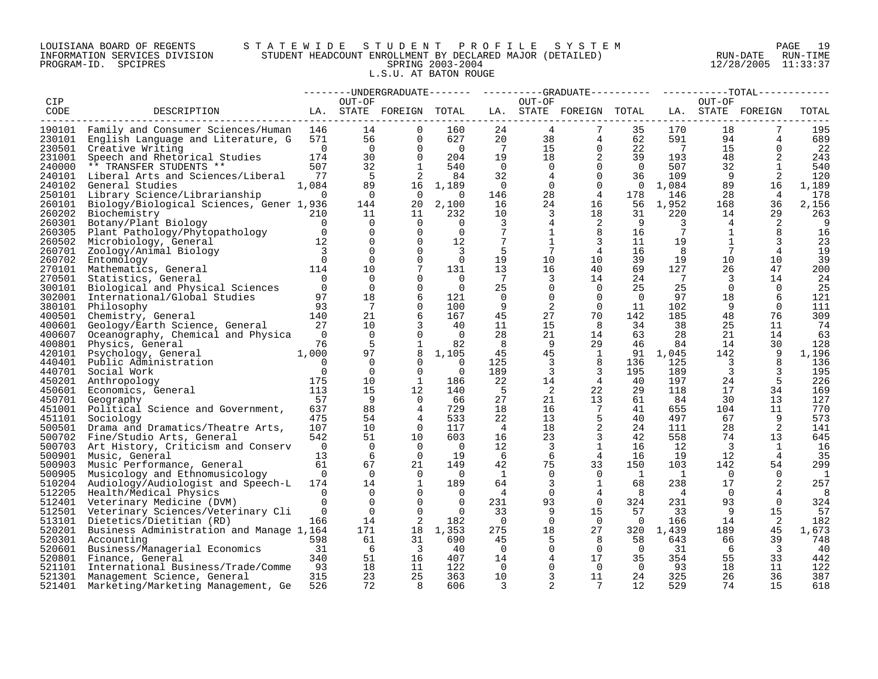LOUISIANA BOARD OF REGENTS — STATEWIDE STUDENT PROFILE SYSTEM
INFORMATION SERVICES DIVISION — STUDENT HEADCOUNT ENROLLMENT BY DECLARED MAJOR (DETAILED)
PROGRAM-ID. SPCIPRES — SPRING 2003-2004
RUN-DATE 12/28/2005 RUN-TIME 11:33:37

L.S.U. AT BATON ROUGE

| CIP CODE | DESCRIPTION | UNDERGRADUATE LA. | UNDERGRADUATE OUT-OF STATE | UNDERGRADUATE FOREIGN | UNDERGRADUATE TOTAL | GRADUATE LA. | GRADUATE OUT-OF STATE | GRADUATE FOREIGN | GRADUATE TOTAL | TOTAL LA. | TOTAL OUT-OF STATE | TOTAL FOREIGN | TOTAL TOTAL |
|---|---|---|---|---|---|---|---|---|---|---|---|---|---|
| 190101 | Family and Consumer Sciences/Human | 146 | 14 | 0 | 160 | 24 | 4 | 7 | 35 | 170 | 18 | 7 | 195 |
| 230101 | English Language and Literature, G | 571 | 56 | 0 | 627 | 20 | 38 | 4 | 62 | 591 | 94 | 4 | 689 |
| 230501 | Creative Writing | 0 | 0 | 0 | 0 | 7 | 15 | 0 | 22 | 7 | 15 | 0 | 22 |
| 231001 | Speech and Rhetorical Studies | 174 | 30 | 0 | 204 | 19 | 18 | 2 | 39 | 193 | 48 | 2 | 243 |
| 240000 | ** TRANSFER STUDENTS ** | 507 | 32 | 1 | 540 | 0 | 0 | 0 | 0 | 507 | 32 | 1 | 540 |
| 240101 | Liberal Arts and Sciences/Liberal | 77 | 5 | 2 | 84 | 32 | 4 | 0 | 36 | 109 | 9 | 2 | 120 |
| 240102 | General Studies | 1,084 | 89 | 16 | 1,189 | 0 | 0 | 0 | 0 | 1,084 | 89 | 16 | 1,189 |
| 250101 | Library Science/Librarianship | 0 | 0 | 0 | 0 | 146 | 28 | 4 | 178 | 146 | 28 | 4 | 178 |
| 260101 | Biology/Biological Sciences, Gener | 1,936 | 144 | 20 | 2,100 | 16 | 24 | 16 | 56 | 1,952 | 168 | 36 | 2,156 |
| 260202 | Biochemistry | 210 | 11 | 11 | 232 | 10 | 3 | 18 | 31 | 220 | 14 | 29 | 263 |
| 260301 | Botany/Plant Biology | 0 | 0 | 0 | 0 | 3 | 4 | 2 | 9 | 3 | 4 | 2 | 9 |
| 260305 | Plant Pathology/Phytopathology | 0 | 0 | 0 | 0 | 7 | 1 | 8 | 16 | 7 | 1 | 8 | 16 |
| 260502 | Microbiology, General | 12 | 0 | 0 | 12 | 7 | 1 | 3 | 11 | 19 | 1 | 3 | 23 |
| 260701 | Zoology/Animal Biology | 3 | 0 | 0 | 3 | 5 | 7 | 4 | 16 | 8 | 7 | 4 | 19 |
| 260702 | Entomology | 0 | 0 | 0 | 0 | 19 | 10 | 10 | 39 | 19 | 10 | 10 | 39 |
| 270101 | Mathematics, General | 114 | 10 | 7 | 131 | 13 | 16 | 40 | 69 | 127 | 26 | 47 | 200 |
| 270501 | Statistics, General | 0 | 0 | 0 | 0 | 7 | 3 | 14 | 24 | 7 | 3 | 14 | 24 |
| 300101 | Biological and Physical Sciences | 0 | 0 | 0 | 0 | 25 | 0 | 0 | 25 | 25 | 0 | 0 | 25 |
| 302001 | International/Global Studies | 97 | 18 | 6 | 121 | 0 | 0 | 0 | 0 | 97 | 18 | 6 | 121 |
| 380101 | Philosophy | 93 | 7 | 0 | 100 | 9 | 2 | 0 | 11 | 102 | 9 | 0 | 111 |
| 400501 | Chemistry, General | 140 | 21 | 6 | 167 | 45 | 27 | 70 | 142 | 185 | 48 | 76 | 309 |
| 400601 | Geology/Earth Science, General | 27 | 10 | 3 | 40 | 11 | 15 | 8 | 34 | 38 | 25 | 11 | 74 |
| 400607 | Oceanography, Chemical and Physica | 0 | 0 | 0 | 0 | 28 | 21 | 14 | 63 | 28 | 21 | 14 | 63 |
| 400801 | Physics, General | 76 | 5 | 1 | 82 | 8 | 9 | 29 | 46 | 84 | 14 | 30 | 128 |
| 420101 | Psychology, General | 1,000 | 97 | 8 | 1,105 | 45 | 45 | 1 | 91 | 1,045 | 142 | 9 | 1,196 |
| 440401 | Public Administration | 0 | 0 | 0 | 0 | 125 | 3 | 8 | 136 | 125 | 3 | 8 | 136 |
| 440701 | Social Work | 0 | 0 | 0 | 0 | 189 | 3 | 3 | 195 | 189 | 3 | 3 | 195 |
| 450201 | Anthropology | 175 | 10 | 1 | 186 | 22 | 14 | 4 | 40 | 197 | 24 | 5 | 226 |
| 450601 | Economics, General | 113 | 15 | 12 | 140 | 5 | 2 | 22 | 29 | 118 | 17 | 34 | 169 |
| 450701 | Geography | 57 | 9 | 0 | 66 | 27 | 21 | 13 | 61 | 84 | 30 | 13 | 127 |
| 451001 | Political Science and Government, | 637 | 88 | 4 | 729 | 18 | 16 | 7 | 41 | 655 | 104 | 11 | 770 |
| 451101 | Sociology | 475 | 54 | 4 | 533 | 22 | 13 | 5 | 40 | 497 | 67 | 9 | 573 |
| 500501 | Drama and Dramatics/Theatre Arts, | 107 | 10 | 0 | 117 | 4 | 18 | 2 | 24 | 111 | 28 | 2 | 141 |
| 500702 | Fine/Studio Arts, General | 542 | 51 | 10 | 603 | 16 | 23 | 3 | 42 | 558 | 74 | 13 | 645 |
| 500703 | Art History, Criticism and Conserv | 0 | 0 | 0 | 0 | 12 | 3 | 1 | 16 | 12 | 3 | 1 | 16 |
| 500901 | Music, General | 13 | 6 | 0 | 19 | 6 | 6 | 4 | 16 | 19 | 12 | 4 | 35 |
| 500903 | Music Performance, General | 61 | 67 | 21 | 149 | 42 | 75 | 33 | 150 | 103 | 142 | 54 | 299 |
| 500905 | Musicology and Ethnomusicology | 0 | 0 | 0 | 0 | 1 | 0 | 0 | 1 | 1 | 0 | 0 | 1 |
| 510204 | Audiology/Audiologist and Speech-L | 174 | 14 | 1 | 189 | 64 | 3 | 1 | 68 | 238 | 17 | 2 | 257 |
| 512205 | Health/Medical Physics | 0 | 0 | 0 | 0 | 4 | 0 | 4 | 8 | 4 | 0 | 4 | 8 |
| 512401 | Veterinary Medicine (DVM) | 0 | 0 | 0 | 0 | 231 | 93 | 0 | 324 | 231 | 93 | 0 | 324 |
| 512501 | Veterinary Sciences/Veterinary Cli | 0 | 0 | 0 | 0 | 33 | 9 | 15 | 57 | 33 | 9 | 15 | 57 |
| 513101 | Dietetics/Dietitian (RD) | 166 | 14 | 2 | 182 | 0 | 0 | 0 | 0 | 166 | 14 | 2 | 182 |
| 520201 | Business Administration and Manage | 1,164 | 171 | 18 | 1,353 | 275 | 18 | 27 | 320 | 1,439 | 189 | 45 | 1,673 |
| 520301 | Accounting | 598 | 61 | 31 | 690 | 45 | 5 | 8 | 58 | 643 | 66 | 39 | 748 |
| 520601 | Business/Managerial Economics | 31 | 6 | 3 | 40 | 0 | 0 | 0 | 0 | 31 | 6 | 3 | 40 |
| 520801 | Finance, General | 340 | 51 | 16 | 407 | 14 | 4 | 17 | 35 | 354 | 55 | 33 | 442 |
| 521101 | International Business/Trade/Comme | 93 | 18 | 11 | 122 | 0 | 0 | 0 | 0 | 93 | 18 | 11 | 122 |
| 521301 | Management Science, General | 315 | 23 | 25 | 363 | 10 | 3 | 11 | 24 | 325 | 26 | 36 | 387 |
| 521401 | Marketing/Marketing Management, Ge | 526 | 72 | 8 | 606 | 3 | 2 | 7 | 12 | 529 | 74 | 15 | 618 |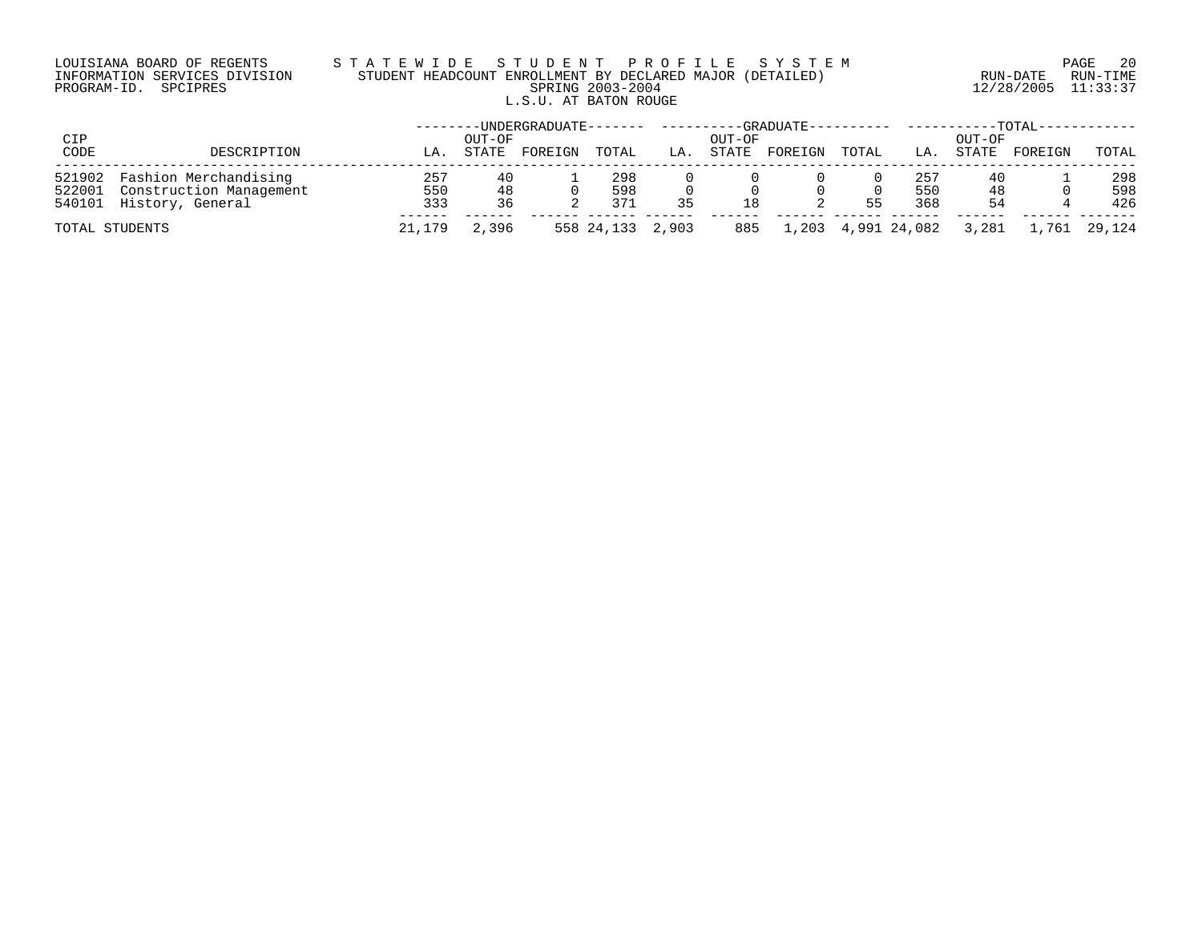LOUISIANA BOARD OF REGENTS
INFORMATION SERVICES DIVISION
PROGRAM-ID. SPCIPRES

S T A T E W I D E S T U D E N T P R O F I L E S Y S T E M
STUDENT HEADCOUNT ENROLLMENT BY DECLARED MAJOR (DETAILED)
SPRING 2003-2004
L.S.U. AT BATON ROUGE

RUN-DATE 12/28/2005 RUN-TIME 11:33:37

| CIP CODE | DESCRIPTION | UNDERGRADUATE LA. | UNDERGRADUATE OUT-OF STATE | UNDERGRADUATE FOREIGN | UNDERGRADUATE TOTAL | GRADUATE LA. | GRADUATE OUT-OF STATE | GRADUATE FOREIGN | GRADUATE TOTAL | TOTAL LA. | TOTAL OUT-OF STATE | TOTAL FOREIGN | TOTAL TOTAL |
|---|---|---|---|---|---|---|---|---|---|---|---|---|---|
| 521902 | Fashion Merchandising | 257 | 40 | 1 | 298 | 0 | 0 | 0 | 0 | 257 | 40 | 1 | 298 |
| 522001 | Construction Management | 550 | 48 | 0 | 598 | 0 | 0 | 0 | 0 | 550 | 48 | 0 | 598 |
| 540101 | History, General | 333 | 36 | 2 | 371 | 35 | 18 | 2 | 55 | 368 | 54 | 4 | 426 |
| TOTAL STUDENTS | | 21,179 | 2,396 | 558 | 24,133 | 2,903 | 885 | 1,203 | 4,991 | 24,082 | 3,281 | 1,761 | 29,124 |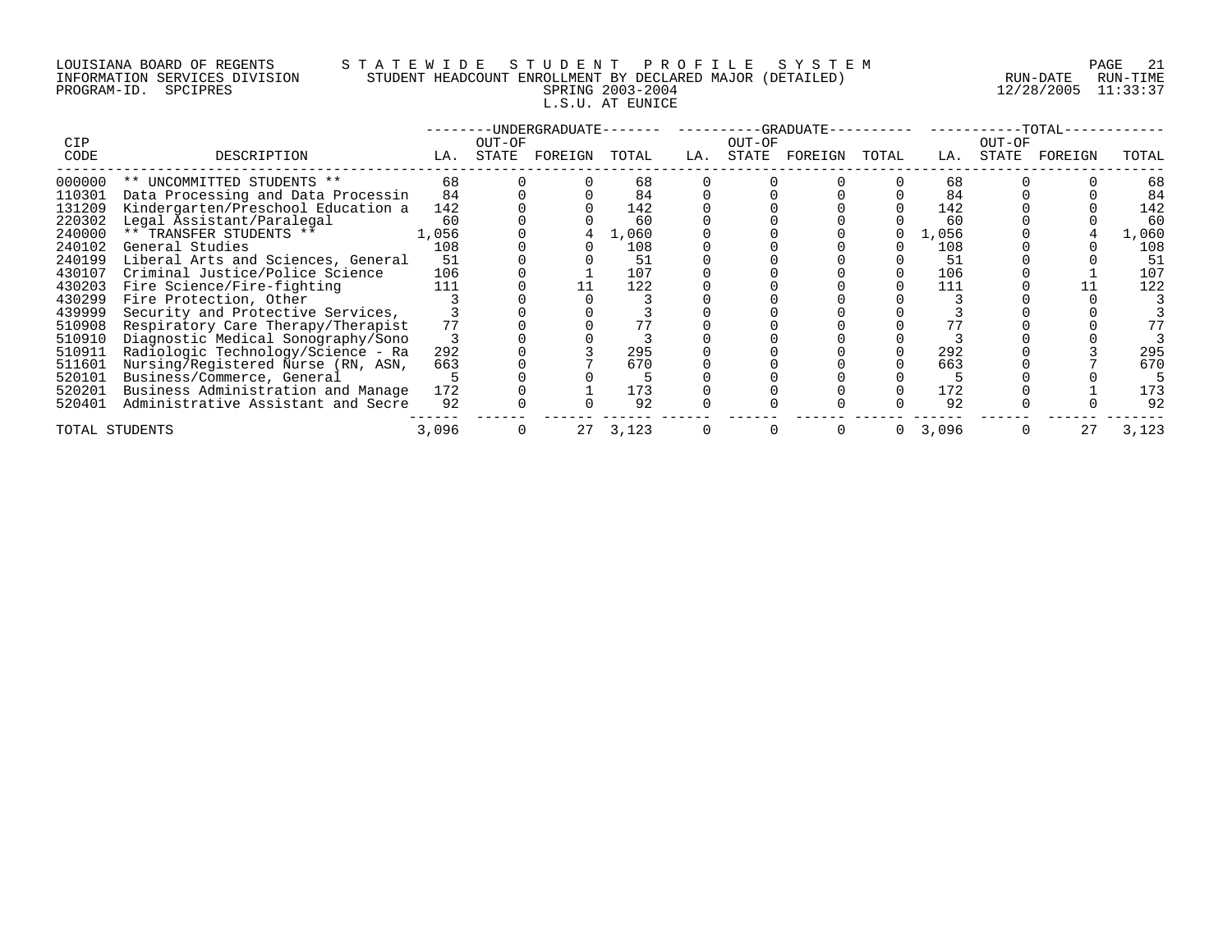LOUISIANA BOARD OF REGENTS — INFORMATION SERVICES DIVISION — PROGRAM-ID. SPCIPRES

# S T A T E W I D E   S T U D E N T   P R O F I L E   S Y S T E M

## STUDENT HEADCOUNT ENROLLMENT BY DECLARED MAJOR (DETAILED)

### SPRING 2003-2004

### L.S.U. AT EUNICE

RUN-DATE 12/28/2005 RUN-TIME 11:33:37

| CIP CODE | DESCRIPTION | UNDERGRADUATE LA. | UNDERGRADUATE OUT-OF STATE | UNDERGRADUATE FOREIGN | UNDERGRADUATE TOTAL | GRADUATE LA. | GRADUATE OUT-OF STATE | GRADUATE FOREIGN | GRADUATE TOTAL | TOTAL LA. | TOTAL OUT-OF STATE | TOTAL FOREIGN | TOTAL |
|---|---|---|---|---|---|---|---|---|---|---|---|---|---|
| 000000 | ** UNCOMMITTED STUDENTS ** | 68 | 0 | 0 | 68 | 0 | 0 | 0 | 0 | 68 | 0 | 0 | 68 |
| 110301 | Data Processing and Data Processin | 84 | 0 | 0 | 84 | 0 | 0 | 0 | 0 | 84 | 0 | 0 | 84 |
| 131209 | Kindergarten/Preschool Education a | 142 | 0 | 0 | 142 | 0 | 0 | 0 | 0 | 142 | 0 | 0 | 142 |
| 220302 | Legal Assistant/Paralegal | 60 | 0 | 0 | 60 | 0 | 0 | 0 | 0 | 60 | 0 | 0 | 60 |
| 240000 | ** TRANSFER STUDENTS ** | 1,056 | 0 | 4 | 1,060 | 0 | 0 | 0 | 0 | 1,056 | 0 | 4 | 1,060 |
| 240102 | General Studies | 108 | 0 | 0 | 108 | 0 | 0 | 0 | 0 | 108 | 0 | 0 | 108 |
| 240199 | Liberal Arts and Sciences, General | 51 | 0 | 0 | 51 | 0 | 0 | 0 | 0 | 51 | 0 | 0 | 51 |
| 430107 | Criminal Justice/Police Science | 106 | 0 | 1 | 107 | 0 | 0 | 0 | 0 | 106 | 0 | 1 | 107 |
| 430203 | Fire Science/Fire-fighting | 111 | 0 | 11 | 122 | 0 | 0 | 0 | 0 | 111 | 0 | 11 | 122 |
| 430299 | Fire Protection, Other | 3 | 0 | 0 | 3 | 0 | 0 | 0 | 0 | 3 | 0 | 0 | 3 |
| 439999 | Security and Protective Services, | 3 | 0 | 0 | 3 | 0 | 0 | 0 | 0 | 3 | 0 | 0 | 3 |
| 510908 | Respiratory Care Therapy/Therapist | 77 | 0 | 0 | 77 | 0 | 0 | 0 | 0 | 77 | 0 | 0 | 77 |
| 510910 | Diagnostic Medical Sonography/Sono | 3 | 0 | 0 | 3 | 0 | 0 | 0 | 0 | 3 | 0 | 0 | 3 |
| 510911 | Radiologic Technology/Science - Ra | 292 | 0 | 3 | 295 | 0 | 0 | 0 | 0 | 292 | 0 | 3 | 295 |
| 511601 | Nursing/Registered Nurse (RN, ASN, | 663 | 0 | 7 | 670 | 0 | 0 | 0 | 0 | 663 | 0 | 7 | 670 |
| 520101 | Business/Commerce, General | 5 | 0 | 0 | 5 | 0 | 0 | 0 | 0 | 5 | 0 | 0 | 5 |
| 520201 | Business Administration and Manage | 172 | 0 | 1 | 173 | 0 | 0 | 0 | 0 | 172 | 0 | 1 | 173 |
| 520401 | Administrative Assistant and Secre | 92 | 0 | 0 | 92 | 0 | 0 | 0 | 0 | 92 | 0 | 0 | 92 |
| TOTAL STUDENTS | | 3,096 | 0 | 27 | 3,123 | 0 | 0 | 0 | 0 | 3,096 | 0 | 27 | 3,123 |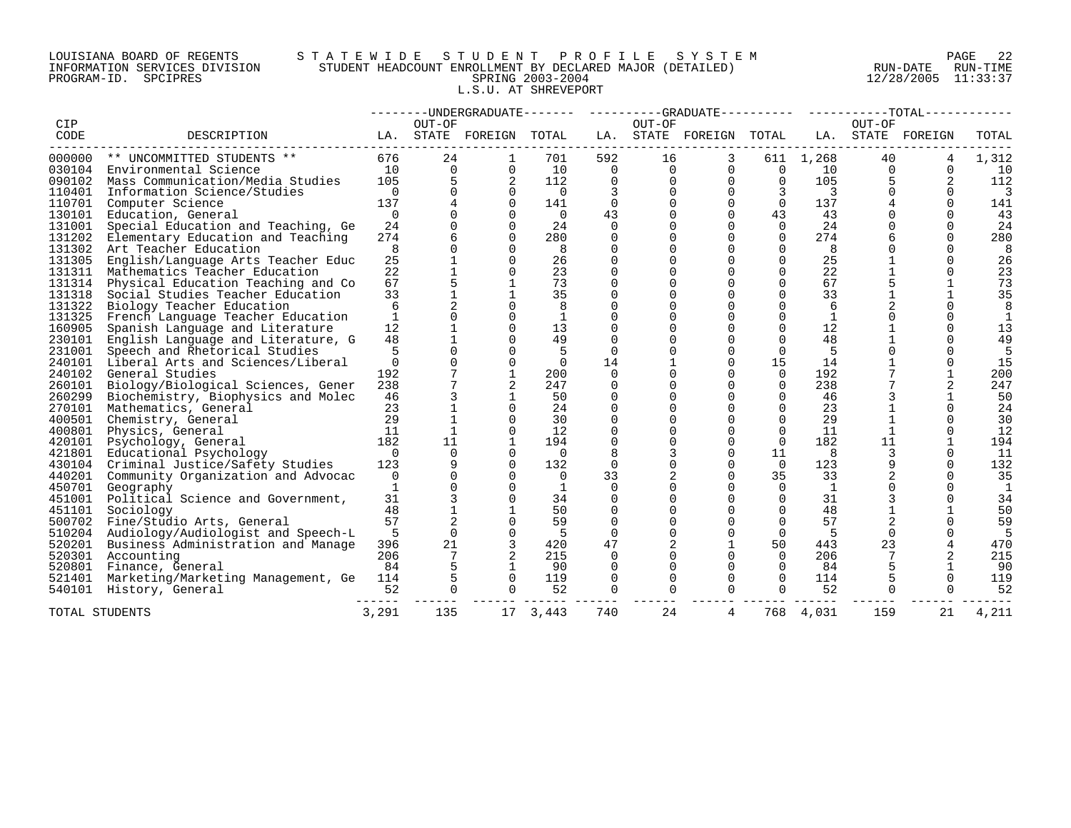LOUISIANA BOARD OF REGENTS — STATEWIDE STUDENT PROFILE SYSTEM
INFORMATION SERVICES DIVISION — STUDENT HEADCOUNT ENROLLMENT BY DECLARED MAJOR (DETAILED)
PROGRAM-ID. SPCIPRES — SPRING 2003-2004 — RUN-DATE 12/28/2005 RUN-TIME 11:33:37

L.S.U. AT SHREVEPORT

| CIP CODE | DESCRIPTION | UNDERGRADUATE LA. | UNDERGRADUATE OUT-OF STATE | UNDERGRADUATE FOREIGN | UNDERGRADUATE TOTAL | GRADUATE LA. | GRADUATE OUT-OF STATE | GRADUATE FOREIGN | GRADUATE TOTAL | TOTAL LA. | TOTAL OUT-OF STATE | TOTAL FOREIGN | TOTAL |
|---|---|---|---|---|---|---|---|---|---|---|---|---|---|
| 000000 | ** UNCOMMITTED STUDENTS ** | 676 | 24 | 1 | 701 | 592 | 16 | 3 | 611 | 1,268 | 40 | 4 | 1,312 |
| 030104 | Environmental Science | 10 | 0 | 0 | 10 | 0 | 0 | 0 | 0 | 10 | 0 | 0 | 10 |
| 090102 | Mass Communication/Media Studies | 105 | 5 | 2 | 112 | 0 | 0 | 0 | 0 | 105 | 5 | 2 | 112 |
| 110401 | Information Science/Studies | 0 | 0 | 0 | 0 | 3 | 0 | 0 | 3 | 3 | 0 | 0 | 3 |
| 110701 | Computer Science | 137 | 4 | 0 | 141 | 0 | 0 | 0 | 0 | 137 | 4 | 0 | 141 |
| 130101 | Education, General | 0 | 0 | 0 | 0 | 43 | 0 | 0 | 43 | 43 | 0 | 0 | 43 |
| 131001 | Special Education and Teaching, Ge | 24 | 0 | 0 | 24 | 0 | 0 | 0 | 0 | 24 | 0 | 0 | 24 |
| 131202 | Elementary Education and Teaching | 274 | 6 | 0 | 280 | 0 | 0 | 0 | 0 | 274 | 6 | 0 | 280 |
| 131302 | Art Teacher Education | 8 | 0 | 0 | 8 | 0 | 0 | 0 | 0 | 8 | 0 | 0 | 8 |
| 131305 | English/Language Arts Teacher Educ | 25 | 1 | 0 | 26 | 0 | 0 | 0 | 0 | 25 | 1 | 0 | 26 |
| 131311 | Mathematics Teacher Education | 22 | 1 | 0 | 23 | 0 | 0 | 0 | 0 | 22 | 1 | 0 | 23 |
| 131314 | Physical Education Teaching and Co | 67 | 5 | 1 | 73 | 0 | 0 | 0 | 0 | 67 | 5 | 1 | 73 |
| 131318 | Social Studies Teacher Education | 33 | 1 | 1 | 35 | 0 | 0 | 0 | 0 | 33 | 1 | 1 | 35 |
| 131322 | Biology Teacher Education | 6 | 2 | 0 | 8 | 0 | 0 | 0 | 0 | 6 | 2 | 0 | 8 |
| 131325 | French Language Teacher Education | 1 | 0 | 0 | 1 | 0 | 0 | 0 | 0 | 1 | 0 | 0 | 1 |
| 160905 | Spanish Language and Literature | 12 | 1 | 0 | 13 | 0 | 0 | 0 | 0 | 12 | 1 | 0 | 13 |
| 230101 | English Language and Literature, G | 48 | 1 | 0 | 49 | 0 | 0 | 0 | 0 | 48 | 1 | 0 | 49 |
| 231001 | Speech and Rhetorical Studies | 5 | 0 | 0 | 5 | 0 | 0 | 0 | 0 | 5 | 0 | 0 | 5 |
| 240101 | Liberal Arts and Sciences/Liberal | 0 | 0 | 0 | 0 | 14 | 1 | 0 | 15 | 14 | 1 | 0 | 15 |
| 240102 | General Studies | 192 | 7 | 1 | 200 | 0 | 0 | 0 | 0 | 192 | 7 | 1 | 200 |
| 260101 | Biology/Biological Sciences, Gener | 238 | 7 | 2 | 247 | 0 | 0 | 0 | 0 | 238 | 7 | 2 | 247 |
| 260299 | Biochemistry, Biophysics and Molec | 46 | 3 | 1 | 50 | 0 | 0 | 0 | 0 | 46 | 3 | 1 | 50 |
| 270101 | Mathematics, General | 23 | 1 | 0 | 24 | 0 | 0 | 0 | 0 | 23 | 1 | 0 | 24 |
| 400501 | Chemistry, General | 29 | 1 | 0 | 30 | 0 | 0 | 0 | 0 | 29 | 1 | 0 | 30 |
| 400801 | Physics, General | 11 | 1 | 0 | 12 | 0 | 0 | 0 | 0 | 11 | 1 | 0 | 12 |
| 420101 | Psychology, General | 182 | 11 | 1 | 194 | 0 | 0 | 0 | 0 | 182 | 11 | 1 | 194 |
| 421801 | Educational Psychology | 0 | 0 | 0 | 0 | 8 | 3 | 0 | 11 | 8 | 3 | 0 | 11 |
| 430104 | Criminal Justice/Safety Studies | 123 | 9 | 0 | 132 | 0 | 0 | 0 | 0 | 123 | 9 | 0 | 132 |
| 440201 | Community Organization and Advocac | 0 | 0 | 0 | 0 | 33 | 2 | 0 | 35 | 33 | 2 | 0 | 35 |
| 450701 | Geography | 1 | 0 | 0 | 1 | 0 | 0 | 0 | 0 | 1 | 0 | 0 | 1 |
| 451001 | Political Science and Government, | 31 | 3 | 0 | 34 | 0 | 0 | 0 | 0 | 31 | 3 | 0 | 34 |
| 451101 | Sociology | 48 | 1 | 1 | 50 | 0 | 0 | 0 | 0 | 48 | 1 | 1 | 50 |
| 500702 | Fine/Studio Arts, General | 57 | 2 | 0 | 59 | 0 | 0 | 0 | 0 | 57 | 2 | 0 | 59 |
| 510204 | Audiology/Audiologist and Speech-L | 5 | 0 | 0 | 5 | 0 | 0 | 0 | 0 | 5 | 0 | 0 | 5 |
| 520201 | Business Administration and Manage | 396 | 21 | 3 | 420 | 47 | 2 | 1 | 50 | 443 | 23 | 4 | 470 |
| 520301 | Accounting | 206 | 7 | 2 | 215 | 0 | 0 | 0 | 0 | 206 | 7 | 2 | 215 |
| 520801 | Finance, General | 84 | 5 | 1 | 90 | 0 | 0 | 0 | 0 | 84 | 5 | 1 | 90 |
| 521401 | Marketing/Marketing Management, Ge | 114 | 5 | 0 | 119 | 0 | 0 | 0 | 0 | 114 | 5 | 0 | 119 |
| 540101 | History, General | 52 | 0 | 0 | 52 | 0 | 0 | 0 | 0 | 52 | 0 | 0 | 52 |
| TOTAL STUDENTS | | 3,291 | 135 | 17 | 3,443 | 740 | 24 | 4 | 768 | 4,031 | 159 | 21 | 4,211 |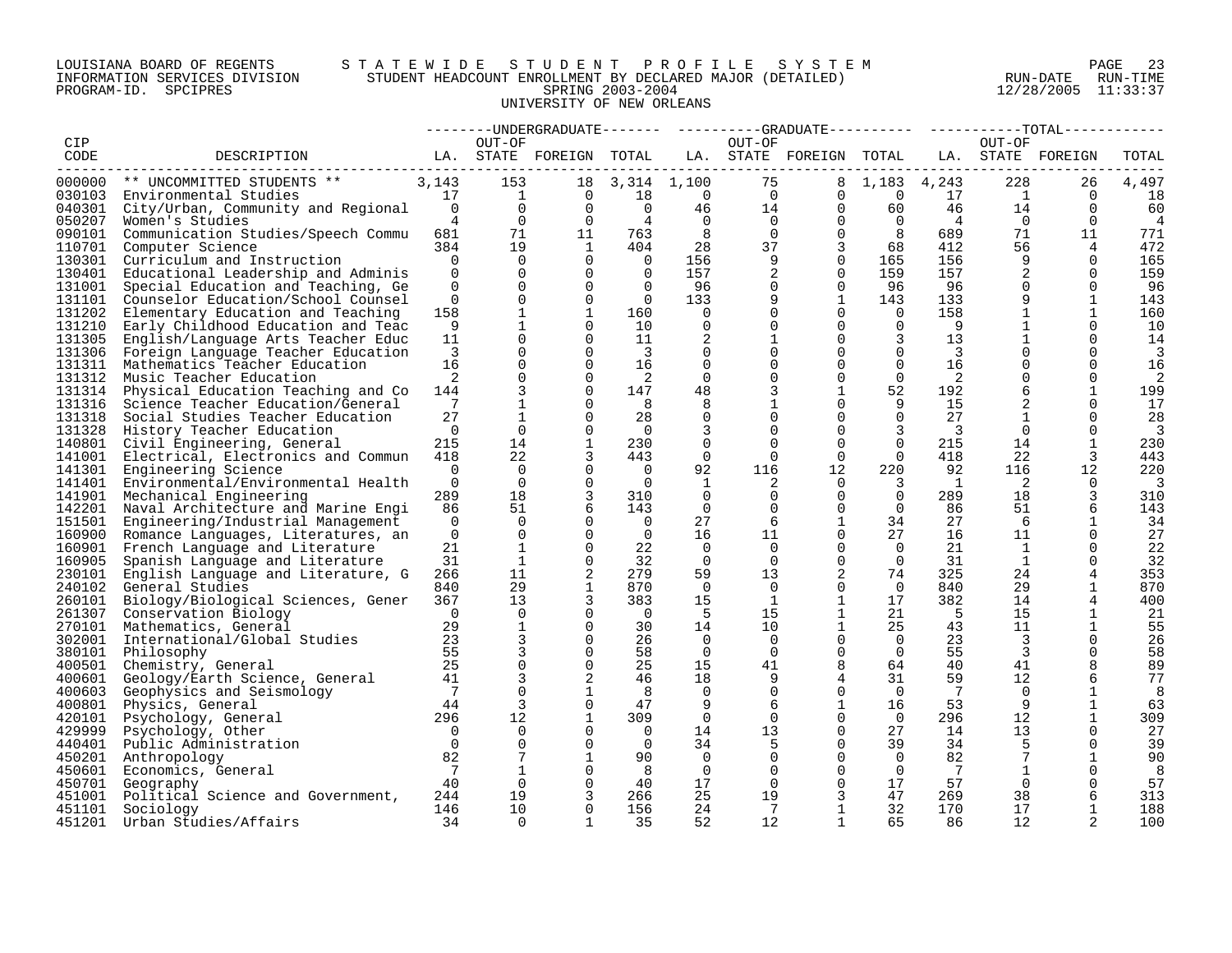LOUISIANA BOARD OF REGENTS — STATEWIDE STUDENT PROFILE SYSTEM
INFORMATION SERVICES DIVISION — STUDENT HEADCOUNT ENROLLMENT BY DECLARED MAJOR (DETAILED) — RUN-DATE 12/28/2005 RUN-TIME 11:33:37
PROGRAM-ID. SPCIPRES — SPRING 2003-2004
UNIVERSITY OF NEW ORLEANS

| CIP CODE | DESCRIPTION | UNDERGRADUATE LA. | UNDERGRADUATE OUT-OF STATE | UNDERGRADUATE FOREIGN | UNDERGRADUATE TOTAL | GRADUATE LA. | GRADUATE OUT-OF STATE | GRADUATE FOREIGN | GRADUATE TOTAL | TOTAL LA. | TOTAL OUT-OF STATE | TOTAL FOREIGN | TOTAL |
|---|---|---|---|---|---|---|---|---|---|---|---|---|---|
| 000000 | ** UNCOMMITTED STUDENTS ** | 3,143 | 153 | 18 | 3,314 | 1,100 | 75 | 8 | 1,183 | 4,243 | 228 | 26 | 4,497 |
| 030103 | Environmental Studies | 17 | 1 | 0 | 18 | 0 | 0 | 0 | 0 | 17 | 1 | 0 | 18 |
| 040301 | City/Urban, Community and Regional | 0 | 0 | 0 | 0 | 46 | 14 | 0 | 60 | 46 | 14 | 0 | 60 |
| 050207 | Women's Studies | 4 | 0 | 0 | 4 | 0 | 0 | 0 | 0 | 4 | 0 | 0 | 4 |
| 090101 | Communication Studies/Speech Commu | 681 | 71 | 11 | 763 | 8 | 0 | 0 | 8 | 689 | 71 | 11 | 771 |
| 110701 | Computer Science | 384 | 19 | 1 | 404 | 28 | 37 | 3 | 68 | 412 | 56 | 4 | 472 |
| 130301 | Curriculum and Instruction | 0 | 0 | 0 | 0 | 156 | 9 | 0 | 165 | 156 | 9 | 0 | 165 |
| 130401 | Educational Leadership and Adminis | 0 | 0 | 0 | 0 | 157 | 2 | 0 | 159 | 157 | 2 | 0 | 159 |
| 131001 | Special Education and Teaching, Ge | 0 | 0 | 0 | 0 | 96 | 0 | 0 | 96 | 96 | 0 | 0 | 96 |
| 131101 | Counselor Education/School Counsel | 0 | 0 | 0 | 0 | 133 | 9 | 1 | 143 | 133 | 9 | 1 | 143 |
| 131202 | Elementary Education and Teaching | 158 | 1 | 1 | 160 | 0 | 0 | 0 | 0 | 158 | 1 | 1 | 160 |
| 131210 | Early Childhood Education and Teac | 9 | 1 | 0 | 10 | 0 | 0 | 0 | 0 | 9 | 1 | 0 | 10 |
| 131305 | English/Language Arts Teacher Educ | 11 | 0 | 0 | 11 | 2 | 1 | 0 | 3 | 13 | 1 | 0 | 14 |
| 131306 | Foreign Language Teacher Education | 3 | 0 | 0 | 3 | 0 | 0 | 0 | 0 | 3 | 0 | 0 | 3 |
| 131311 | Mathematics Teacher Education | 16 | 0 | 0 | 16 | 0 | 0 | 0 | 0 | 16 | 0 | 0 | 16 |
| 131312 | Music Teacher Education | 2 | 0 | 0 | 2 | 0 | 0 | 0 | 0 | 2 | 0 | 0 | 2 |
| 131314 | Physical Education Teaching and Co | 144 | 3 | 0 | 147 | 48 | 3 | 1 | 52 | 192 | 6 | 1 | 199 |
| 131316 | Science Teacher Education/General | 7 | 1 | 0 | 8 | 8 | 1 | 0 | 9 | 15 | 2 | 0 | 17 |
| 131318 | Social Studies Teacher Education | 27 | 1 | 0 | 28 | 0 | 0 | 0 | 0 | 27 | 1 | 0 | 28 |
| 131328 | History Teacher Education | 0 | 0 | 0 | 0 | 3 | 0 | 0 | 3 | 3 | 0 | 0 | 3 |
| 140801 | Civil Engineering, General | 215 | 14 | 1 | 230 | 0 | 0 | 0 | 0 | 215 | 14 | 1 | 230 |
| 141001 | Electrical, Electronics and Commun | 418 | 22 | 3 | 443 | 0 | 0 | 0 | 0 | 418 | 22 | 3 | 443 |
| 141301 | Engineering Science | 0 | 0 | 0 | 0 | 92 | 116 | 12 | 220 | 92 | 116 | 12 | 220 |
| 141401 | Environmental/Environmental Health | 0 | 0 | 0 | 0 | 1 | 2 | 0 | 3 | 1 | 2 | 0 | 3 |
| 141901 | Mechanical Engineering | 289 | 18 | 3 | 310 | 0 | 0 | 0 | 0 | 289 | 18 | 3 | 310 |
| 142201 | Naval Architecture and Marine Engi | 86 | 51 | 6 | 143 | 0 | 0 | 0 | 0 | 86 | 51 | 6 | 143 |
| 151501 | Engineering/Industrial Management | 0 | 0 | 0 | 0 | 27 | 6 | 1 | 34 | 27 | 6 | 1 | 34 |
| 160900 | Romance Languages, Literatures, an | 0 | 0 | 0 | 0 | 16 | 11 | 0 | 27 | 16 | 11 | 0 | 27 |
| 160901 | French Language and Literature | 21 | 1 | 0 | 22 | 0 | 0 | 0 | 0 | 21 | 1 | 0 | 22 |
| 160905 | Spanish Language and Literature | 31 | 1 | 0 | 32 | 0 | 0 | 0 | 0 | 31 | 1 | 0 | 32 |
| 230101 | English Language and Literature, G | 266 | 11 | 2 | 279 | 59 | 13 | 2 | 74 | 325 | 24 | 4 | 353 |
| 240102 | General Studies | 840 | 29 | 1 | 870 | 0 | 0 | 0 | 0 | 840 | 29 | 1 | 870 |
| 260101 | Biology/Biological Sciences, Gener | 367 | 13 | 3 | 383 | 15 | 1 | 1 | 17 | 382 | 14 | 4 | 400 |
| 261307 | Conservation Biology | 0 | 0 | 0 | 0 | 5 | 15 | 1 | 21 | 5 | 15 | 1 | 21 |
| 270101 | Mathematics, General | 29 | 1 | 0 | 30 | 14 | 10 | 1 | 25 | 43 | 11 | 1 | 55 |
| 302001 | International/Global Studies | 23 | 3 | 0 | 26 | 0 | 0 | 0 | 0 | 23 | 3 | 0 | 26 |
| 380101 | Philosophy | 55 | 3 | 0 | 58 | 0 | 0 | 0 | 0 | 55 | 3 | 0 | 58 |
| 400501 | Chemistry, General | 25 | 0 | 0 | 25 | 15 | 41 | 8 | 64 | 40 | 41 | 8 | 89 |
| 400601 | Geology/Earth Science, General | 41 | 3 | 2 | 46 | 18 | 9 | 4 | 31 | 59 | 12 | 6 | 77 |
| 400603 | Geophysics and Seismology | 7 | 0 | 1 | 8 | 0 | 0 | 0 | 0 | 7 | 0 | 1 | 8 |
| 400801 | Physics, General | 44 | 3 | 0 | 47 | 9 | 6 | 1 | 16 | 53 | 9 | 1 | 63 |
| 420101 | Psychology, General | 296 | 12 | 1 | 309 | 0 | 0 | 0 | 0 | 296 | 12 | 1 | 309 |
| 429999 | Psychology, Other | 0 | 0 | 0 | 0 | 14 | 13 | 0 | 27 | 14 | 13 | 0 | 27 |
| 440401 | Public Administration | 0 | 0 | 0 | 0 | 34 | 5 | 0 | 39 | 34 | 5 | 0 | 39 |
| 450201 | Anthropology | 82 | 7 | 1 | 90 | 0 | 0 | 0 | 0 | 82 | 7 | 1 | 90 |
| 450601 | Economics, General | 7 | 1 | 0 | 8 | 0 | 0 | 0 | 0 | 7 | 1 | 0 | 8 |
| 450701 | Geography | 40 | 0 | 0 | 40 | 17 | 0 | 0 | 17 | 57 | 0 | 0 | 57 |
| 451001 | Political Science and Government, | 244 | 19 | 3 | 266 | 25 | 19 | 3 | 47 | 269 | 38 | 6 | 313 |
| 451101 | Sociology | 146 | 10 | 0 | 156 | 24 | 7 | 1 | 32 | 170 | 17 | 1 | 188 |
| 451201 | Urban Studies/Affairs | 34 | 0 | 1 | 35 | 52 | 12 | 1 | 65 | 86 | 12 | 2 | 100 |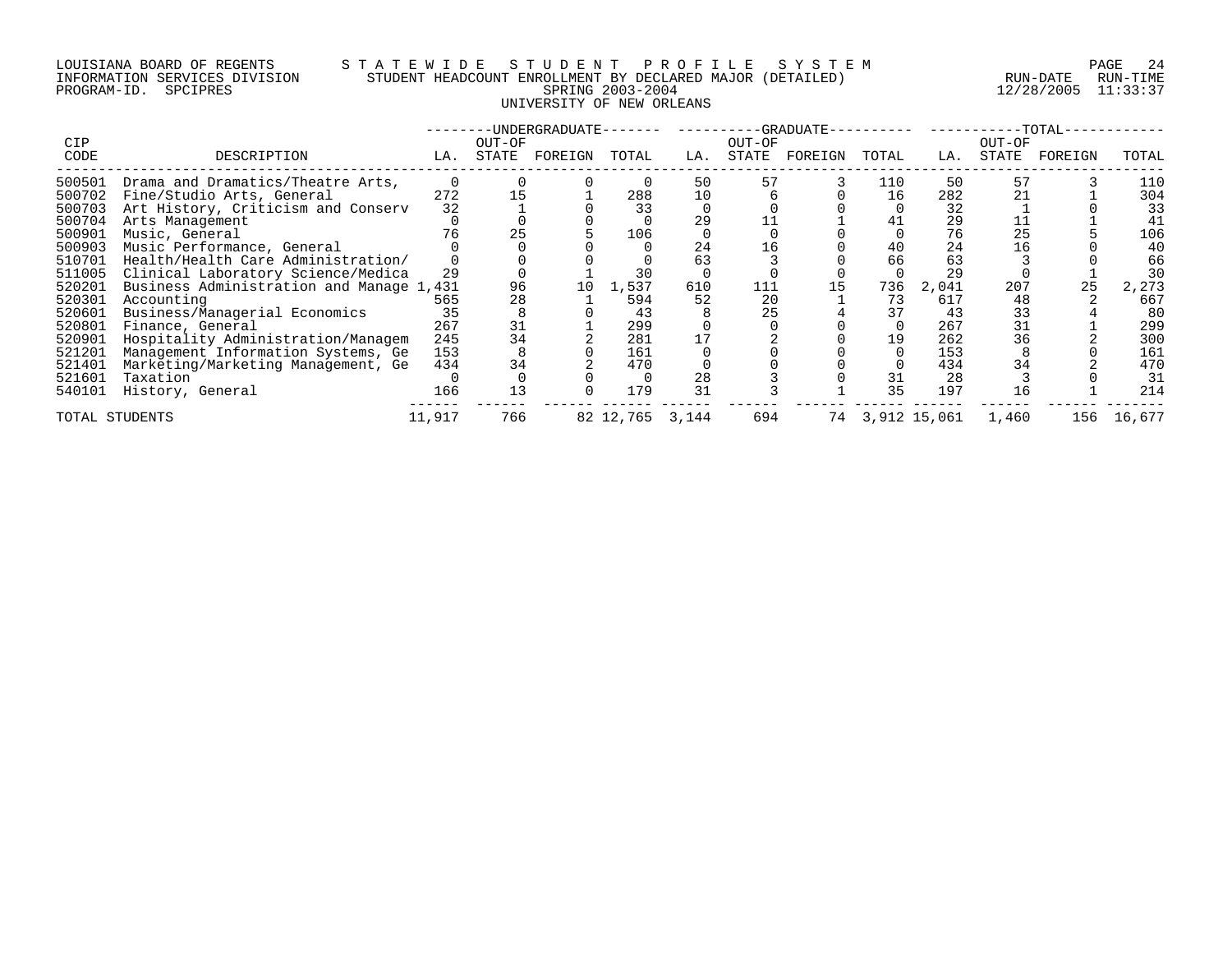LOUISIANA BOARD OF REGENTS — STATEWIDE STUDENT PROFILE SYSTEM
INFORMATION SERVICES DIVISION — STUDENT HEADCOUNT ENROLLMENT BY DECLARED MAJOR (DETAILED)
PROGRAM-ID. SPCIPRES — SPRING 2003-2004 — RUN-DATE 12/28/2005 RUN-TIME 11:33:37

UNIVERSITY OF NEW ORLEANS

| CIP CODE | DESCRIPTION | UNDERGRADUATE LA. | UNDERGRADUATE OUT-OF STATE | UNDERGRADUATE FOREIGN | UNDERGRADUATE TOTAL | GRADUATE LA. | GRADUATE OUT-OF STATE | GRADUATE FOREIGN | GRADUATE TOTAL | TOTAL LA. | TOTAL OUT-OF STATE | TOTAL FOREIGN | TOTAL |
|---|---|---|---|---|---|---|---|---|---|---|---|---|---|
| 500501 | Drama and Dramatics/Theatre Arts, | 0 | 0 | 0 | 0 | 50 | 57 | 3 | 110 | 50 | 57 | 3 | 110 |
| 500702 | Fine/Studio Arts, General | 272 | 15 | 1 | 288 | 10 | 6 | 0 | 16 | 282 | 21 | 1 | 304 |
| 500703 | Art History, Criticism and Conserv | 32 | 1 | 0 | 33 | 0 | 0 | 0 | 0 | 32 | 1 | 0 | 33 |
| 500704 | Arts Management | 0 | 0 | 0 | 0 | 29 | 11 | 1 | 41 | 29 | 11 | 1 | 41 |
| 500901 | Music, General | 76 | 25 | 5 | 106 | 0 | 0 | 0 | 0 | 76 | 25 | 5 | 106 |
| 500903 | Music Performance, General | 0 | 0 | 0 | 0 | 24 | 16 | 0 | 40 | 24 | 16 | 0 | 40 |
| 510701 | Health/Health Care Administration/ | 0 | 0 | 0 | 0 | 63 | 3 | 0 | 66 | 63 | 3 | 0 | 66 |
| 511005 | Clinical Laboratory Science/Medica | 29 | 0 | 1 | 30 | 0 | 0 | 0 | 0 | 29 | 0 | 1 | 30 |
| 520201 | Business Administration and Manage | 1,431 | 96 | 10 | 1,537 | 610 | 111 | 15 | 736 | 2,041 | 207 | 25 | 2,273 |
| 520301 | Accounting | 565 | 28 | 1 | 594 | 52 | 20 | 1 | 73 | 617 | 48 | 2 | 667 |
| 520601 | Business/Managerial Economics | 35 | 8 | 0 | 43 | 8 | 25 | 4 | 37 | 43 | 33 | 4 | 80 |
| 520801 | Finance, General | 267 | 31 | 1 | 299 | 0 | 0 | 0 | 0 | 267 | 31 | 1 | 299 |
| 520901 | Hospitality Administration/Managem | 245 | 34 | 2 | 281 | 17 | 2 | 0 | 19 | 262 | 36 | 2 | 300 |
| 521201 | Management Information Systems, Ge | 153 | 8 | 0 | 161 | 0 | 0 | 0 | 0 | 153 | 8 | 0 | 161 |
| 521401 | Marketing/Marketing Management, Ge | 434 | 34 | 2 | 470 | 0 | 0 | 0 | 0 | 434 | 34 | 2 | 470 |
| 521601 | Taxation | 0 | 0 | 0 | 0 | 28 | 3 | 0 | 31 | 28 | 3 | 0 | 31 |
| 540101 | History, General | 166 | 13 | 0 | 179 | 31 | 3 | 1 | 35 | 197 | 16 | 1 | 214 |
| TOTAL STUDENTS | | 11,917 | 766 | 82 | 12,765 | 3,144 | 694 | 74 | 3,912 | 15,061 | 1,460 | 156 | 16,677 |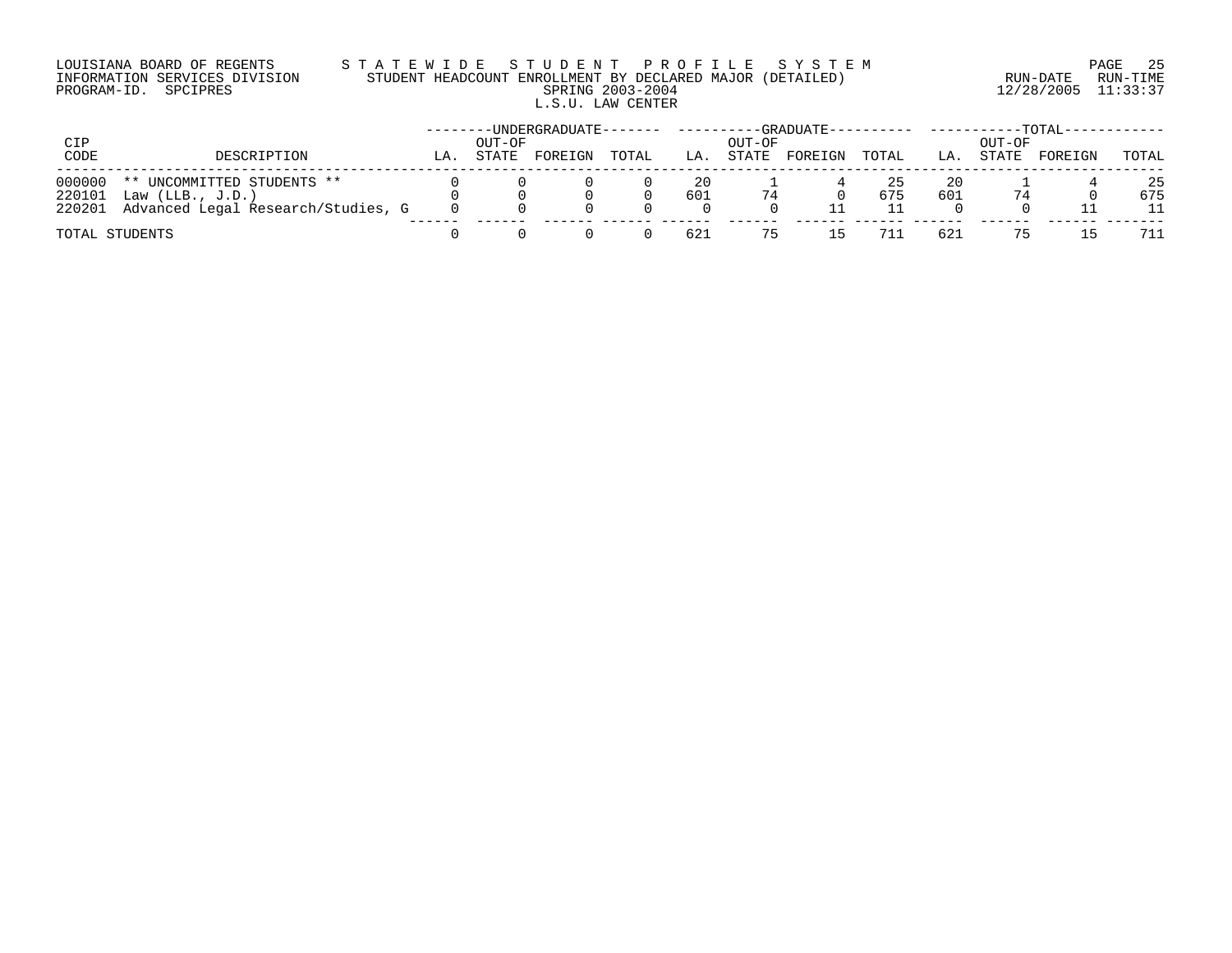LOUISIANA BOARD OF REGENTS
INFORMATION SERVICES DIVISION
PROGRAM-ID. SPCIPRES

# STATEWIDE STUDENT PROFILE SYSTEM

## STUDENT HEADCOUNT ENROLLMENT BY DECLARED MAJOR (DETAILED)

SPRING 2003-2004

L.S.U. LAW CENTER

RUN-DATE 12/28/2005 RUN-TIME 11:33:37

| CIP CODE | DESCRIPTION | UNDERGRADUATE | | | | GRADUATE | | | | TOTAL | | | |
|---|---|---|---|---|---|---|---|---|---|---|---|---|---|
| | | LA. | OUT-OF STATE | FOREIGN | TOTAL | LA. | OUT-OF STATE | FOREIGN | TOTAL | LA. | OUT-OF STATE | FOREIGN | TOTAL |
| 000000 | ** UNCOMMITTED STUDENTS ** | 0 | 0 | 0 | 0 | 20 | 1 | 4 | 25 | 20 | 1 | 4 | 25 |
| 220101 | Law (LLB., J.D.) | 0 | 0 | 0 | 0 | 601 | 74 | 0 | 675 | 601 | 74 | 0 | 675 |
| 220201 | Advanced Legal Research/Studies, G | 0 | 0 | 0 | 0 | 0 | 0 | 11 | 11 | 0 | 0 | 11 | 11 |
| TOTAL STUDENTS | | 0 | 0 | 0 | 0 | 621 | 75 | 15 | 711 | 621 | 75 | 15 | 711 |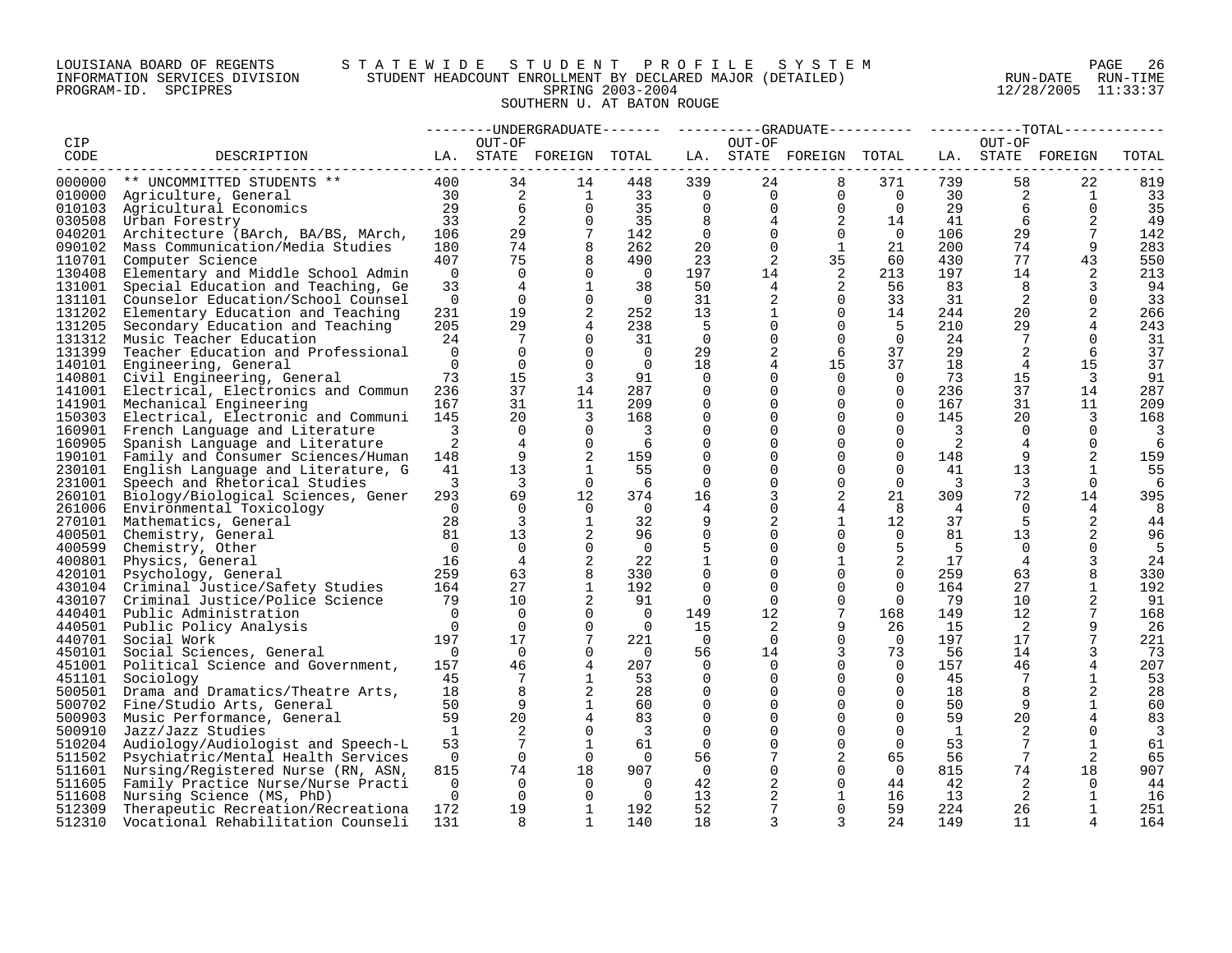LOUISIANA BOARD OF REGENTS — STATEWIDE STUDENT PROFILE SYSTEM
INFORMATION SERVICES DIVISION — STUDENT HEADCOUNT ENROLLMENT BY DECLARED MAJOR (DETAILED)
PROGRAM-ID. SPCIPRES — SPRING 2003-2004
RUN-DATE 12/28/2005 RUN-TIME 11:33:37

SOUTHERN U. AT BATON ROUGE

| CIP CODE | DESCRIPTION | UNDERGRADUATE LA. | UNDERGRADUATE OUT-OF STATE | UNDERGRADUATE FOREIGN | UNDERGRADUATE TOTAL | GRADUATE LA. | GRADUATE OUT-OF STATE | GRADUATE FOREIGN | GRADUATE TOTAL | TOTAL LA. | TOTAL OUT-OF STATE | TOTAL FOREIGN | TOTAL TOTAL |
|---|---|---|---|---|---|---|---|---|---|---|---|---|---|
| 000000 | ** UNCOMMITTED STUDENTS ** | 400 | 34 | 14 | 448 | 339 | 24 | 8 | 371 | 739 | 58 | 22 | 819 |
| 010000 | Agriculture, General | 30 | 2 | 1 | 33 | 0 | 0 | 0 | 0 | 30 | 2 | 1 | 33 |
| 010103 | Agricultural Economics | 29 | 6 | 0 | 35 | 0 | 0 | 0 | 0 | 29 | 6 | 0 | 35 |
| 030508 | Urban Forestry | 33 | 2 | 0 | 35 | 8 | 4 | 2 | 14 | 41 | 6 | 2 | 49 |
| 040201 | Architecture (BArch, BA/BS, MArch, | 106 | 29 | 7 | 142 | 0 | 0 | 0 | 0 | 106 | 29 | 7 | 142 |
| 090102 | Mass Communication/Media Studies | 180 | 74 | 8 | 262 | 20 | 0 | 1 | 21 | 200 | 74 | 9 | 283 |
| 110701 | Computer Science | 407 | 75 | 8 | 490 | 23 | 2 | 35 | 60 | 430 | 77 | 43 | 550 |
| 130408 | Elementary and Middle School Admin | 0 | 0 | 0 | 0 | 197 | 14 | 2 | 213 | 197 | 14 | 2 | 213 |
| 131001 | Special Education and Teaching, Ge | 33 | 4 | 1 | 38 | 50 | 4 | 2 | 56 | 83 | 8 | 3 | 94 |
| 131101 | Counselor Education/School Counsel | 0 | 0 | 0 | 0 | 31 | 2 | 0 | 33 | 31 | 2 | 0 | 33 |
| 131202 | Elementary Education and Teaching | 231 | 19 | 2 | 252 | 13 | 1 | 0 | 14 | 244 | 20 | 2 | 266 |
| 131205 | Secondary Education and Teaching | 205 | 29 | 4 | 238 | 5 | 0 | 0 | 5 | 210 | 29 | 4 | 243 |
| 131312 | Music Teacher Education | 24 | 7 | 0 | 31 | 0 | 0 | 0 | 0 | 24 | 7 | 0 | 31 |
| 131399 | Teacher Education and Professional | 0 | 0 | 0 | 0 | 29 | 2 | 6 | 37 | 29 | 2 | 6 | 37 |
| 140101 | Engineering, General | 0 | 0 | 0 | 0 | 18 | 4 | 15 | 37 | 18 | 4 | 15 | 37 |
| 140801 | Civil Engineering, General | 73 | 15 | 3 | 91 | 0 | 0 | 0 | 0 | 73 | 15 | 3 | 91 |
| 141001 | Electrical, Electronics and Commun | 236 | 37 | 14 | 287 | 0 | 0 | 0 | 0 | 236 | 37 | 14 | 287 |
| 141901 | Mechanical Engineering | 167 | 31 | 11 | 209 | 0 | 0 | 0 | 0 | 167 | 31 | 11 | 209 |
| 150303 | Electrical, Electronic and Communi | 145 | 20 | 3 | 168 | 0 | 0 | 0 | 0 | 145 | 20 | 3 | 168 |
| 160901 | French Language and Literature | 3 | 0 | 0 | 3 | 0 | 0 | 0 | 0 | 3 | 0 | 0 | 3 |
| 160905 | Spanish Language and Literature | 2 | 4 | 0 | 6 | 0 | 0 | 0 | 0 | 2 | 4 | 0 | 6 |
| 190101 | Family and Consumer Sciences/Human | 148 | 9 | 2 | 159 | 0 | 0 | 0 | 0 | 148 | 9 | 2 | 159 |
| 230101 | English Language and Literature, G | 41 | 13 | 1 | 55 | 0 | 0 | 0 | 0 | 41 | 13 | 1 | 55 |
| 231001 | Speech and Rhetorical Studies | 3 | 3 | 0 | 6 | 0 | 0 | 0 | 0 | 3 | 3 | 0 | 6 |
| 260101 | Biology/Biological Sciences, Gener | 293 | 69 | 12 | 374 | 16 | 3 | 2 | 21 | 309 | 72 | 14 | 395 |
| 261006 | Environmental Toxicology | 0 | 0 | 0 | 0 | 4 | 0 | 4 | 8 | 4 | 0 | 4 | 8 |
| 270101 | Mathematics, General | 28 | 3 | 1 | 32 | 9 | 2 | 1 | 12 | 37 | 5 | 2 | 44 |
| 400501 | Chemistry, General | 81 | 13 | 2 | 96 | 0 | 0 | 0 | 0 | 81 | 13 | 2 | 96 |
| 400599 | Chemistry, Other | 0 | 0 | 0 | 0 | 5 | 0 | 0 | 5 | 5 | 0 | 0 | 5 |
| 400801 | Physics, General | 16 | 4 | 2 | 22 | 1 | 0 | 1 | 2 | 17 | 4 | 3 | 24 |
| 420101 | Psychology, General | 259 | 63 | 8 | 330 | 0 | 0 | 0 | 0 | 259 | 63 | 8 | 330 |
| 430104 | Criminal Justice/Safety Studies | 164 | 27 | 1 | 192 | 0 | 0 | 0 | 0 | 164 | 27 | 1 | 192 |
| 430107 | Criminal Justice/Police Science | 79 | 10 | 2 | 91 | 0 | 0 | 0 | 0 | 79 | 10 | 2 | 91 |
| 440401 | Public Administration | 0 | 0 | 0 | 0 | 149 | 12 | 7 | 168 | 149 | 12 | 7 | 168 |
| 440501 | Public Policy Analysis | 0 | 0 | 0 | 0 | 15 | 2 | 9 | 26 | 15 | 2 | 9 | 26 |
| 440701 | Social Work | 197 | 17 | 7 | 221 | 0 | 0 | 0 | 0 | 197 | 17 | 7 | 221 |
| 450101 | Social Sciences, General | 0 | 0 | 0 | 0 | 56 | 14 | 3 | 73 | 56 | 14 | 3 | 73 |
| 451001 | Political Science and Government, | 157 | 46 | 4 | 207 | 0 | 0 | 0 | 0 | 157 | 46 | 4 | 207 |
| 451101 | Sociology | 45 | 7 | 1 | 53 | 0 | 0 | 0 | 0 | 45 | 7 | 1 | 53 |
| 500501 | Drama and Dramatics/Theatre Arts, | 18 | 8 | 2 | 28 | 0 | 0 | 0 | 0 | 18 | 8 | 2 | 28 |
| 500702 | Fine/Studio Arts, General | 50 | 9 | 1 | 60 | 0 | 0 | 0 | 0 | 50 | 9 | 1 | 60 |
| 500903 | Music Performance, General | 59 | 20 | 4 | 83 | 0 | 0 | 0 | 0 | 59 | 20 | 4 | 83 |
| 500910 | Jazz/Jazz Studies | 1 | 2 | 0 | 3 | 0 | 0 | 0 | 0 | 1 | 2 | 0 | 3 |
| 510204 | Audiology/Audiologist and Speech-L | 53 | 7 | 1 | 61 | 0 | 0 | 0 | 0 | 53 | 7 | 1 | 61 |
| 511502 | Psychiatric/Mental Health Services | 0 | 0 | 0 | 0 | 56 | 7 | 2 | 65 | 56 | 7 | 2 | 65 |
| 511601 | Nursing/Registered Nurse (RN, ASN, | 815 | 74 | 18 | 907 | 0 | 0 | 0 | 0 | 815 | 74 | 18 | 907 |
| 511605 | Family Practice Nurse/Nurse Practi | 0 | 0 | 0 | 0 | 42 | 2 | 0 | 44 | 42 | 2 | 0 | 44 |
| 511608 | Nursing Science (MS, PhD) | 0 | 0 | 0 | 0 | 13 | 2 | 1 | 16 | 13 | 2 | 1 | 16 |
| 512309 | Therapeutic Recreation/Recreationa | 172 | 19 | 1 | 192 | 52 | 7 | 0 | 59 | 224 | 26 | 1 | 251 |
| 512310 | Vocational Rehabilitation Counseli | 131 | 8 | 1 | 140 | 18 | 3 | 3 | 24 | 149 | 11 | 4 | 164 |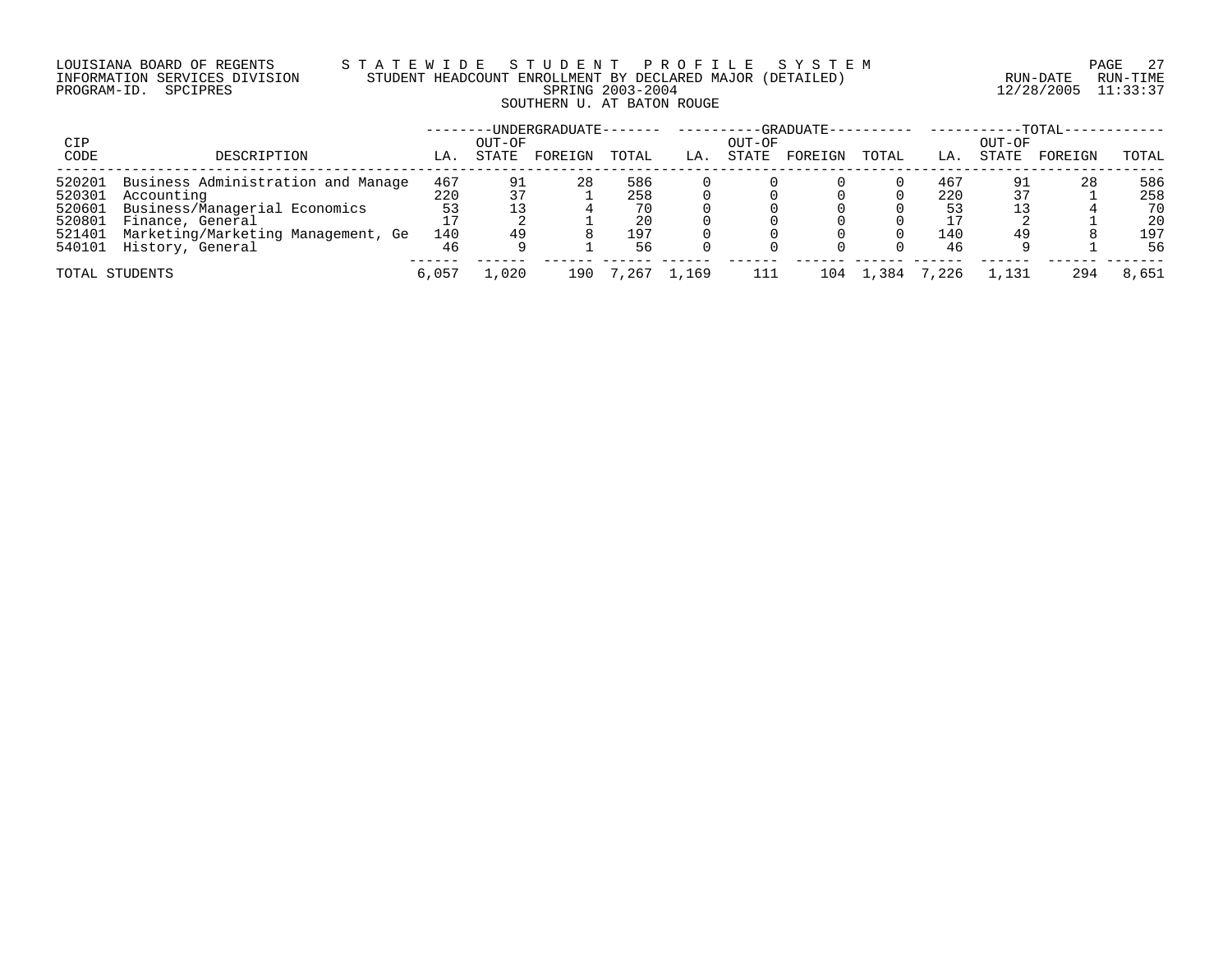LOUISIANA BOARD OF REGENTS — STATEWIDE STUDENT PROFILE SYSTEM
INFORMATION SERVICES DIVISION — STUDENT HEADCOUNT ENROLLMENT BY DECLARED MAJOR (DETAILED)
PROGRAM-ID. SPCIPRES — SPRING 2003-2004
RUN-DATE 12/28/2005 RUN-TIME 11:33:37

SOUTHERN U. AT BATON ROUGE

| CIP CODE | DESCRIPTION | UNDERGRADUATE LA. | UNDERGRADUATE OUT-OF STATE | UNDERGRADUATE FOREIGN | UNDERGRADUATE TOTAL | GRADUATE LA. | GRADUATE OUT-OF STATE | GRADUATE FOREIGN | GRADUATE TOTAL | TOTAL LA. | TOTAL OUT-OF STATE | TOTAL FOREIGN | TOTAL TOTAL |
|---|---|---|---|---|---|---|---|---|---|---|---|---|---|
| 520201 | Business Administration and Manage | 467 | 91 | 28 | 586 | 0 | 0 | 0 | 0 | 467 | 91 | 28 | 586 |
| 520301 | Accounting | 220 | 37 | 1 | 258 | 0 | 0 | 0 | 0 | 220 | 37 | 1 | 258 |
| 520601 | Business/Managerial Economics | 53 | 13 | 4 | 70 | 0 | 0 | 0 | 0 | 53 | 13 | 4 | 70 |
| 520801 | Finance, General | 17 | 2 | 1 | 20 | 0 | 0 | 0 | 0 | 17 | 2 | 1 | 20 |
| 521401 | Marketing/Marketing Management, Ge | 140 | 49 | 8 | 197 | 0 | 0 | 0 | 0 | 140 | 49 | 8 | 197 |
| 540101 | History, General | 46 | 9 | 1 | 56 | 0 | 0 | 0 | 0 | 46 | 9 | 1 | 56 |
| TOTAL STUDENTS | | 6,057 | 1,020 | 190 | 7,267 | 1,169 | 111 | 104 | 1,384 | 7,226 | 1,131 | 294 | 8,651 |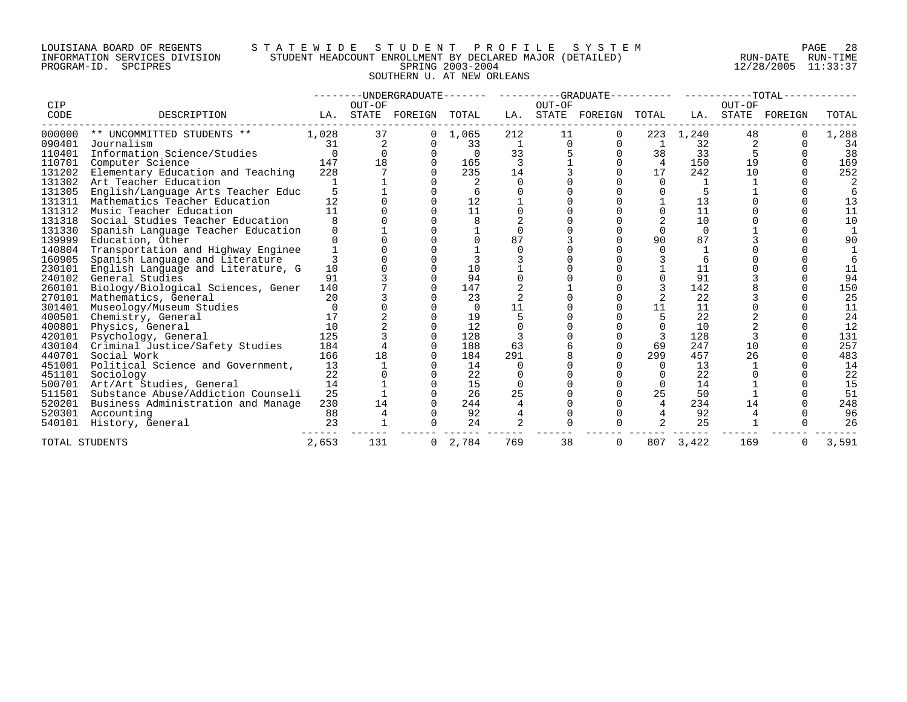LOUISIANA BOARD OF REGENTS — STATEWIDE STUDENT PROFILE SYSTEM
INFORMATION SERVICES DIVISION — STUDENT HEADCOUNT ENROLLMENT BY DECLARED MAJOR (DETAILED) — RUN-DATE 12/28/2005 RUN-TIME 11:33:37
PROGRAM-ID. SPCIPRES — SPRING 2003-2004

SOUTHERN U. AT NEW ORLEANS

| CIP | | UNDERGRADUATE | | | | GRADUATE | | | | TOTAL | | | |
|---|---|---|---|---|---|---|---|---|---|---|---|---|---|
| CODE | DESCRIPTION | LA. | OUT-OF STATE | FOREIGN | TOTAL | LA. | OUT-OF STATE | FOREIGN | TOTAL | LA. | OUT-OF STATE | FOREIGN | TOTAL |
| 000000 | ** UNCOMMITTED STUDENTS ** | 1,028 | 37 | 0 | 1,065 | 212 | 11 | 0 | 223 | 1,240 | 48 | 0 | 1,288 |
| 090401 | Journalism | 31 | 2 | 0 | 33 | 1 | 0 | 0 | 1 | 32 | 2 | 0 | 34 |
| 110401 | Information Science/Studies | 0 | 0 | 0 | 0 | 33 | 5 | 0 | 38 | 33 | 5 | 0 | 38 |
| 110701 | Computer Science | 147 | 18 | 0 | 165 | 3 | 1 | 0 | 4 | 150 | 19 | 0 | 169 |
| 131202 | Elementary Education and Teaching | 228 | 7 | 0 | 235 | 14 | 3 | 0 | 17 | 242 | 10 | 0 | 252 |
| 131302 | Art Teacher Education | 1 | 1 | 0 | 2 | 0 | 0 | 0 | 0 | 1 | 1 | 0 | 2 |
| 131305 | English/Language Arts Teacher Educ | 5 | 1 | 0 | 6 | 0 | 0 | 0 | 0 | 5 | 1 | 0 | 6 |
| 131311 | Mathematics Teacher Education | 12 | 0 | 0 | 12 | 1 | 0 | 0 | 1 | 13 | 0 | 0 | 13 |
| 131312 | Music Teacher Education | 11 | 0 | 0 | 11 | 0 | 0 | 0 | 0 | 11 | 0 | 0 | 11 |
| 131318 | Social Studies Teacher Education | 8 | 0 | 0 | 8 | 2 | 0 | 0 | 2 | 10 | 0 | 0 | 10 |
| 131330 | Spanish Language Teacher Education | 0 | 1 | 0 | 1 | 0 | 0 | 0 | 0 | 0 | 1 | 0 | 1 |
| 139999 | Education, Other | 0 | 0 | 0 | 0 | 87 | 3 | 0 | 90 | 87 | 3 | 0 | 90 |
| 140804 | Transportation and Highway Enginee | 1 | 0 | 0 | 1 | 0 | 0 | 0 | 0 | 1 | 0 | 0 | 1 |
| 160905 | Spanish Language and Literature | 3 | 0 | 0 | 3 | 3 | 0 | 0 | 3 | 6 | 0 | 0 | 6 |
| 230101 | English Language and Literature, G | 10 | 0 | 0 | 10 | 1 | 0 | 0 | 1 | 11 | 0 | 0 | 11 |
| 240102 | General Studies | 91 | 3 | 0 | 94 | 0 | 0 | 0 | 0 | 91 | 3 | 0 | 94 |
| 260101 | Biology/Biological Sciences, Gener | 140 | 7 | 0 | 147 | 2 | 1 | 0 | 3 | 142 | 8 | 0 | 150 |
| 270101 | Mathematics, General | 20 | 3 | 0 | 23 | 2 | 0 | 0 | 2 | 22 | 3 | 0 | 25 |
| 301401 | Museology/Museum Studies | 0 | 0 | 0 | 0 | 11 | 0 | 0 | 11 | 11 | 0 | 0 | 11 |
| 400501 | Chemistry, General | 17 | 2 | 0 | 19 | 5 | 0 | 0 | 5 | 22 | 2 | 0 | 24 |
| 400801 | Physics, General | 10 | 2 | 0 | 12 | 0 | 0 | 0 | 0 | 10 | 2 | 0 | 12 |
| 420101 | Psychology, General | 125 | 3 | 0 | 128 | 3 | 0 | 0 | 3 | 128 | 3 | 0 | 131 |
| 430104 | Criminal Justice/Safety Studies | 184 | 4 | 0 | 188 | 63 | 6 | 0 | 69 | 247 | 10 | 0 | 257 |
| 440701 | Social Work | 166 | 18 | 0 | 184 | 291 | 8 | 0 | 299 | 457 | 26 | 0 | 483 |
| 451001 | Political Science and Government, | 13 | 1 | 0 | 14 | 0 | 0 | 0 | 0 | 13 | 1 | 0 | 14 |
| 451101 | Sociology | 22 | 0 | 0 | 22 | 0 | 0 | 0 | 0 | 22 | 0 | 0 | 22 |
| 500701 | Art/Art Studies, General | 14 | 1 | 0 | 15 | 0 | 0 | 0 | 0 | 14 | 1 | 0 | 15 |
| 511501 | Substance Abuse/Addiction Counseli | 25 | 1 | 0 | 26 | 25 | 0 | 0 | 25 | 50 | 1 | 0 | 51 |
| 520201 | Business Administration and Manage | 230 | 14 | 0 | 244 | 4 | 0 | 0 | 4 | 234 | 14 | 0 | 248 |
| 520301 | Accounting | 88 | 4 | 0 | 92 | 4 | 0 | 0 | 4 | 92 | 4 | 0 | 96 |
| 540101 | History, General | 23 | 1 | 0 | 24 | 2 | 0 | 0 | 2 | 25 | 1 | 0 | 26 |
| TOTAL STUDENTS | | 2,653 | 131 | 0 | 2,784 | 769 | 38 | 0 | 807 | 3,422 | 169 | 0 | 3,591 |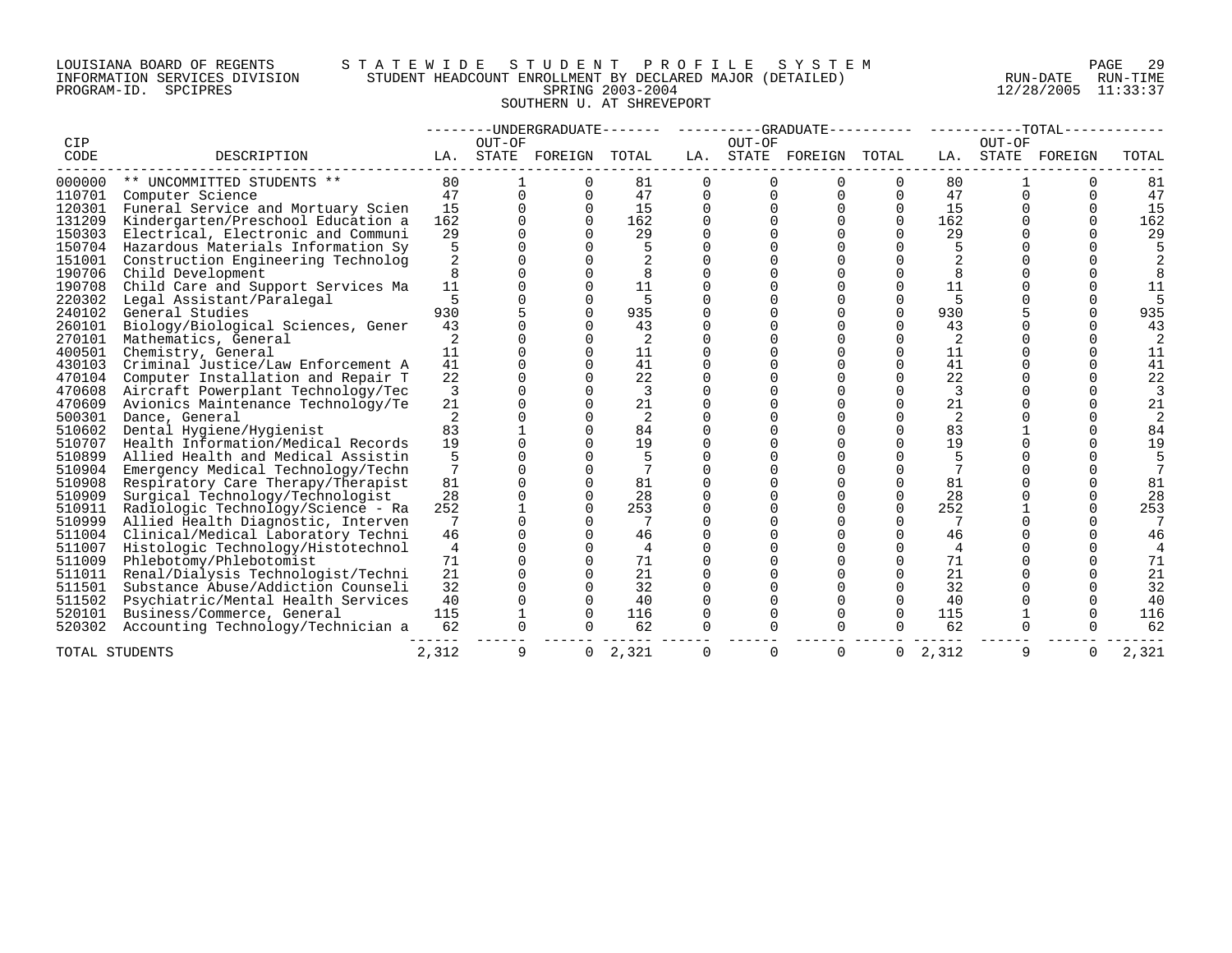LOUISIANA BOARD OF REGENTS — INFORMATION SERVICES DIVISION — PROGRAM-ID. SPCIPRES

STATEWIDE STUDENT PROFILE SYSTEM
STUDENT HEADCOUNT ENROLLMENT BY DECLARED MAJOR (DETAILED)
SPRING 2003-2004
SOUTHERN U. AT SHREVEPORT

RUN-DATE 12/28/2005 RUN-TIME 11:33:37

| CIP CODE | DESCRIPTION | UNDERGRADUATE LA. | UNDERGRADUATE OUT-OF STATE | UNDERGRADUATE FOREIGN | UNDERGRADUATE TOTAL | GRADUATE LA. | GRADUATE OUT-OF STATE | GRADUATE FOREIGN | GRADUATE TOTAL | TOTAL LA. | TOTAL OUT-OF STATE | TOTAL FOREIGN | TOTAL |
|---|---|---|---|---|---|---|---|---|---|---|---|---|---|
| 000000 | ** UNCOMMITTED STUDENTS ** | 80 | 1 | 0 | 81 | 0 | 0 | 0 | 0 | 80 | 1 | 0 | 81 |
| 110701 | Computer Science | 47 | 0 | 0 | 47 | 0 | 0 | 0 | 0 | 47 | 0 | 0 | 47 |
| 120301 | Funeral Service and Mortuary Scien | 15 | 0 | 0 | 15 | 0 | 0 | 0 | 0 | 15 | 0 | 0 | 15 |
| 131209 | Kindergarten/Preschool Education a | 162 | 0 | 0 | 162 | 0 | 0 | 0 | 0 | 162 | 0 | 0 | 162 |
| 150303 | Electrical, Electronic and Communi | 29 | 0 | 0 | 29 | 0 | 0 | 0 | 0 | 29 | 0 | 0 | 29 |
| 150704 | Hazardous Materials Information Sy | 5 | 0 | 0 | 5 | 0 | 0 | 0 | 0 | 5 | 0 | 0 | 5 |
| 151001 | Construction Engineering Technolog | 2 | 0 | 0 | 2 | 0 | 0 | 0 | 0 | 2 | 0 | 0 | 2 |
| 190706 | Child Development | 8 | 0 | 0 | 8 | 0 | 0 | 0 | 0 | 8 | 0 | 0 | 8 |
| 190708 | Child Care and Support Services Ma | 11 | 0 | 0 | 11 | 0 | 0 | 0 | 0 | 11 | 0 | 0 | 11 |
| 220302 | Legal Assistant/Paralegal | 5 | 0 | 0 | 5 | 0 | 0 | 0 | 0 | 5 | 0 | 0 | 5 |
| 240102 | General Studies | 930 | 5 | 0 | 935 | 0 | 0 | 0 | 0 | 930 | 5 | 0 | 935 |
| 260101 | Biology/Biological Sciences, Gener | 43 | 0 | 0 | 43 | 0 | 0 | 0 | 0 | 43 | 0 | 0 | 43 |
| 270101 | Mathematics, General | 2 | 0 | 0 | 2 | 0 | 0 | 0 | 0 | 2 | 0 | 0 | 2 |
| 400501 | Chemistry, General | 11 | 0 | 0 | 11 | 0 | 0 | 0 | 0 | 11 | 0 | 0 | 11 |
| 430103 | Criminal Justice/Law Enforcement A | 41 | 0 | 0 | 41 | 0 | 0 | 0 | 0 | 41 | 0 | 0 | 41 |
| 470104 | Computer Installation and Repair T | 22 | 0 | 0 | 22 | 0 | 0 | 0 | 0 | 22 | 0 | 0 | 22 |
| 470608 | Aircraft Powerplant Technology/Tec | 3 | 0 | 0 | 3 | 0 | 0 | 0 | 0 | 3 | 0 | 0 | 3 |
| 470609 | Avionics Maintenance Technology/Te | 21 | 0 | 0 | 21 | 0 | 0 | 0 | 0 | 21 | 0 | 0 | 21 |
| 500301 | Dance, General | 2 | 0 | 0 | 2 | 0 | 0 | 0 | 0 | 2 | 0 | 0 | 2 |
| 510602 | Dental Hygiene/Hygienist | 83 | 1 | 0 | 84 | 0 | 0 | 0 | 0 | 83 | 1 | 0 | 84 |
| 510707 | Health Information/Medical Records | 19 | 0 | 0 | 19 | 0 | 0 | 0 | 0 | 19 | 0 | 0 | 19 |
| 510899 | Allied Health and Medical Assistin | 5 | 0 | 0 | 5 | 0 | 0 | 0 | 0 | 5 | 0 | 0 | 5 |
| 510904 | Emergency Medical Technology/Techn | 7 | 0 | 0 | 7 | 0 | 0 | 0 | 0 | 7 | 0 | 0 | 7 |
| 510908 | Respiratory Care Therapy/Therapist | 81 | 0 | 0 | 81 | 0 | 0 | 0 | 0 | 81 | 0 | 0 | 81 |
| 510909 | Surgical Technology/Technologist | 28 | 0 | 0 | 28 | 0 | 0 | 0 | 0 | 28 | 0 | 0 | 28 |
| 510911 | Radiologic Technology/Science - Ra | 252 | 1 | 0 | 253 | 0 | 0 | 0 | 0 | 252 | 1 | 0 | 253 |
| 510999 | Allied Health Diagnostic, Interven | 7 | 0 | 0 | 7 | 0 | 0 | 0 | 0 | 7 | 0 | 0 | 7 |
| 511004 | Clinical/Medical Laboratory Techni | 46 | 0 | 0 | 46 | 0 | 0 | 0 | 0 | 46 | 0 | 0 | 46 |
| 511007 | Histologic Technology/Histotechnol | 4 | 0 | 0 | 4 | 0 | 0 | 0 | 0 | 4 | 0 | 0 | 4 |
| 511009 | Phlebotomy/Phlebotomist | 71 | 0 | 0 | 71 | 0 | 0 | 0 | 0 | 71 | 0 | 0 | 71 |
| 511011 | Renal/Dialysis Technologist/Techni | 21 | 0 | 0 | 21 | 0 | 0 | 0 | 0 | 21 | 0 | 0 | 21 |
| 511501 | Substance Abuse/Addiction Counseli | 32 | 0 | 0 | 32 | 0 | 0 | 0 | 0 | 32 | 0 | 0 | 32 |
| 511502 | Psychiatric/Mental Health Services | 40 | 0 | 0 | 40 | 0 | 0 | 0 | 0 | 40 | 0 | 0 | 40 |
| 520101 | Business/Commerce, General | 115 | 1 | 0 | 116 | 0 | 0 | 0 | 0 | 115 | 1 | 0 | 116 |
| 520302 | Accounting Technology/Technician a | 62 | 0 | 0 | 62 | 0 | 0 | 0 | 0 | 62 | 0 | 0 | 62 |
| TOTAL STUDENTS | | 2,312 | 9 | 0 | 2,321 | 0 | 0 | 0 | 0 | 2,312 | 9 | 0 | 2,321 |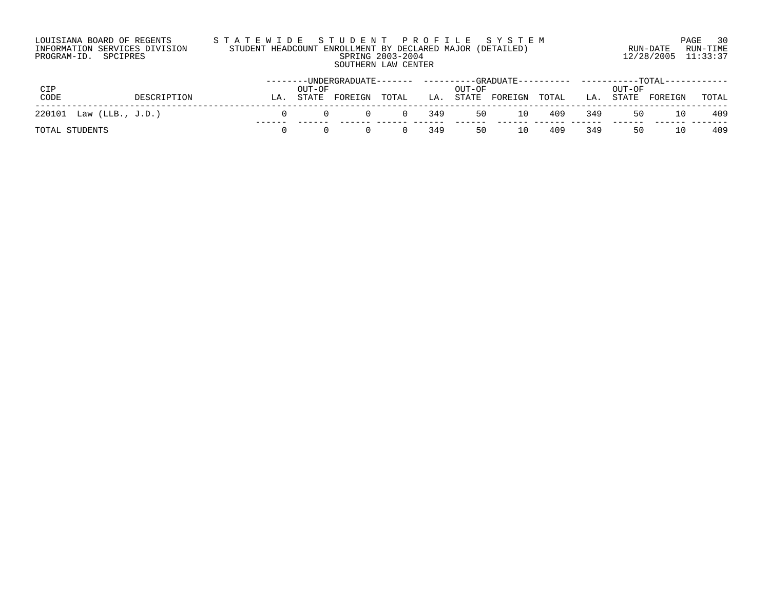LOUISIANA BOARD OF REGENTS
INFORMATION SERVICES DIVISION
PROGRAM-ID. SPCIPRES

# S T A T E W I D E   S T U D E N T   P R O F I L E   S Y S T E M

STUDENT HEADCOUNT ENROLLMENT BY DECLARED MAJOR (DETAILED)
SPRING 2003-2004
SOUTHERN LAW CENTER

RUN-DATE 12/28/2005 RUN-TIME 11:33:37

| CIP CODE | DESCRIPTION | UNDERGRADUATE | | | | GRADUATE | | | | TOTAL | | | |
|---|---|---|---|---|---|---|---|---|---|---|---|---|---|
| | | LA. | OUT-OF STATE | FOREIGN | TOTAL | LA. | OUT-OF STATE | FOREIGN | TOTAL | LA. | OUT-OF STATE | FOREIGN | TOTAL |
| 220101 | Law (LLB., J.D.) | 0 | 0 | 0 | 0 | 349 | 50 | 10 | 409 | 349 | 50 | 10 | 409 |
| TOTAL STUDENTS | | 0 | 0 | 0 | 0 | 349 | 50 | 10 | 409 | 349 | 50 | 10 | 409 |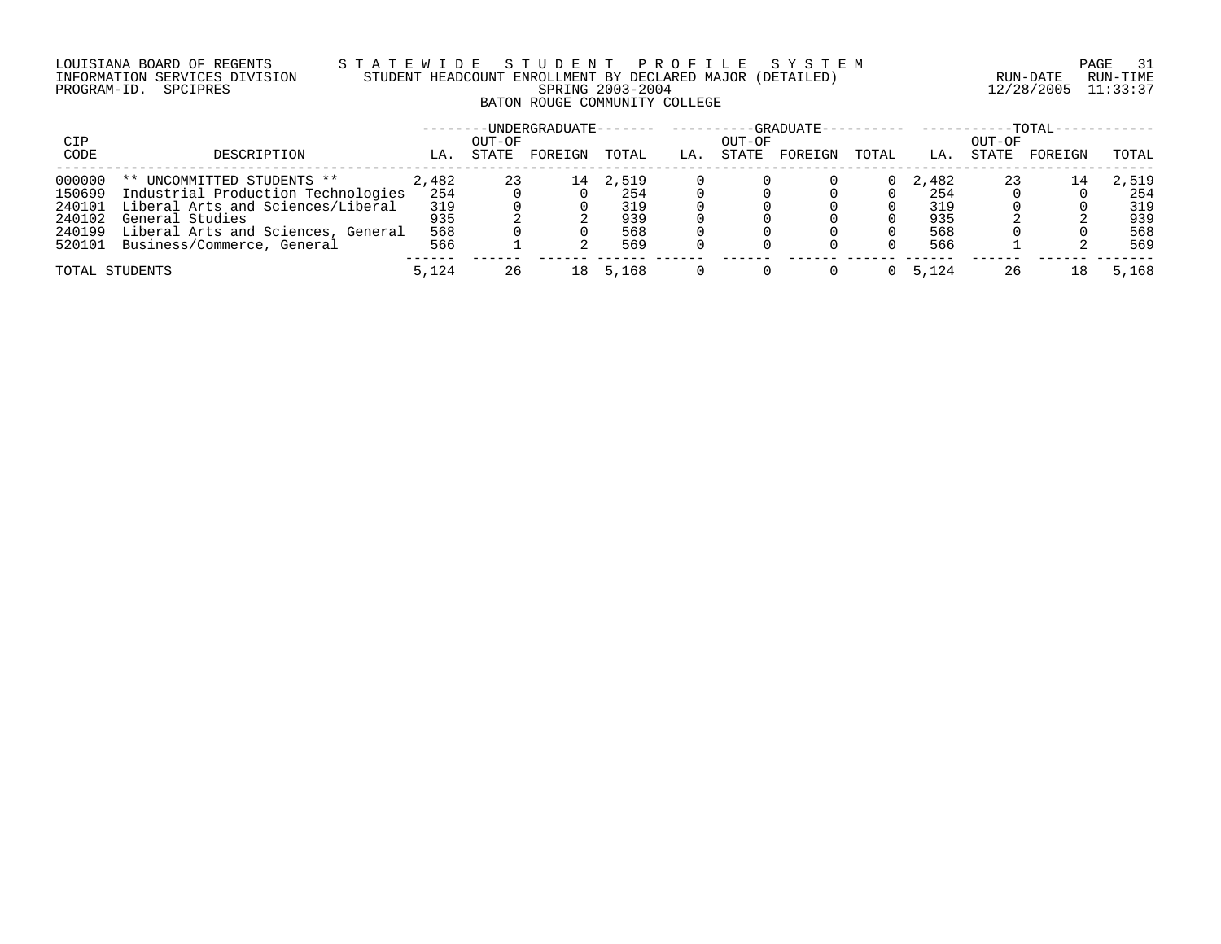LOUISIANA BOARD OF REGENTS — STATEWIDE STUDENT PROFILE SYSTEM
INFORMATION SERVICES DIVISION — STUDENT HEADCOUNT ENROLLMENT BY DECLARED MAJOR (DETAILED)
PROGRAM-ID. SPCIPRES — SPRING 2003-2004 — RUN-DATE 12/28/2005 RUN-TIME 11:33:37

BATON ROUGE COMMUNITY COLLEGE

| CIP CODE | DESCRIPTION | UNDERGRADUATE LA. | UNDERGRADUATE OUT-OF STATE | UNDERGRADUATE FOREIGN | UNDERGRADUATE TOTAL | GRADUATE LA. | GRADUATE OUT-OF STATE | GRADUATE FOREIGN | GRADUATE TOTAL | TOTAL LA. | TOTAL OUT-OF STATE | TOTAL FOREIGN | TOTAL TOTAL |
|---|---|---|---|---|---|---|---|---|---|---|---|---|---|
| 000000 | ** UNCOMMITTED STUDENTS ** | 2,482 | 23 | 14 | 2,519 | 0 | 0 | 0 | 0 | 2,482 | 23 | 14 | 2,519 |
| 150699 | Industrial Production Technologies | 254 | 0 | 0 | 254 | 0 | 0 | 0 | 0 | 254 | 0 | 0 | 254 |
| 240101 | Liberal Arts and Sciences/Liberal | 319 | 0 | 0 | 319 | 0 | 0 | 0 | 0 | 319 | 0 | 0 | 319 |
| 240102 | General Studies | 935 | 2 | 2 | 939 | 0 | 0 | 0 | 0 | 935 | 2 | 2 | 939 |
| 240199 | Liberal Arts and Sciences, General | 568 | 0 | 0 | 568 | 0 | 0 | 0 | 0 | 568 | 0 | 0 | 568 |
| 520101 | Business/Commerce, General | 566 | 1 | 2 | 569 | 0 | 0 | 0 | 0 | 566 | 1 | 2 | 569 |
| TOTAL STUDENTS | | 5,124 | 26 | 18 | 5,168 | 0 | 0 | 0 | 0 | 5,124 | 26 | 18 | 5,168 |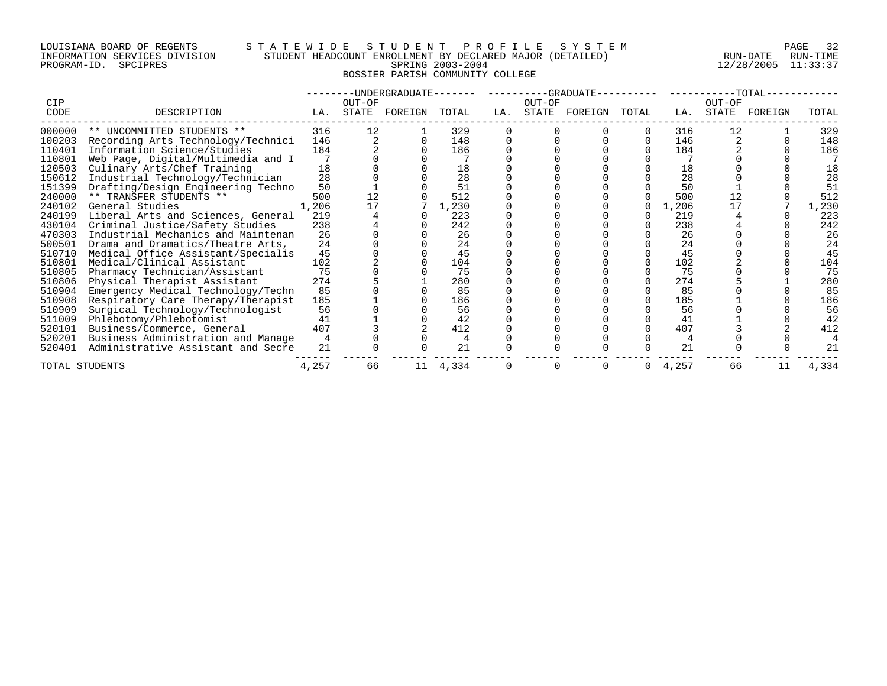LOUISIANA BOARD OF REGENTS — STATEWIDE STUDENT PROFILE SYSTEM

INFORMATION SERVICES DIVISION — STUDENT HEADCOUNT ENROLLMENT BY DECLARED MAJOR (DETAILED)

PROGRAM-ID. SPCIPRES — SPRING 2003-2004

RUN-DATE 12/28/2005 RUN-TIME 11:33:37

BOSSIER PARISH COMMUNITY COLLEGE

| CIP CODE | DESCRIPTION | UNDERGRADUATE LA. | UNDERGRADUATE OUT-OF STATE | UNDERGRADUATE FOREIGN | UNDERGRADUATE TOTAL | GRADUATE LA. | GRADUATE OUT-OF STATE | GRADUATE FOREIGN | GRADUATE TOTAL | TOTAL LA. | TOTAL OUT-OF STATE | TOTAL FOREIGN | TOTAL TOTAL |
|---|---|---|---|---|---|---|---|---|---|---|---|---|---|
| 000000 | ** UNCOMMITTED STUDENTS ** | 316 | 12 | 1 | 329 | 0 | 0 | 0 | 0 | 316 | 12 | 1 | 329 |
| 100203 | Recording Arts Technology/Technici | 146 | 2 | 0 | 148 | 0 | 0 | 0 | 0 | 146 | 2 | 0 | 148 |
| 110401 | Information Science/Studies | 184 | 2 | 0 | 186 | 0 | 0 | 0 | 0 | 184 | 2 | 0 | 186 |
| 110801 | Web Page, Digital/Multimedia and I | 7 | 0 | 0 | 7 | 0 | 0 | 0 | 0 | 7 | 0 | 0 | 7 |
| 120503 | Culinary Arts/Chef Training | 18 | 0 | 0 | 18 | 0 | 0 | 0 | 0 | 18 | 0 | 0 | 18 |
| 150612 | Industrial Technology/Technician | 28 | 0 | 0 | 28 | 0 | 0 | 0 | 0 | 28 | 0 | 0 | 28 |
| 151399 | Drafting/Design Engineering Techno | 50 | 1 | 0 | 51 | 0 | 0 | 0 | 0 | 50 | 1 | 0 | 51 |
| 240000 | ** TRANSFER STUDENTS ** | 500 | 12 | 0 | 512 | 0 | 0 | 0 | 0 | 500 | 12 | 0 | 512 |
| 240102 | General Studies | 1,206 | 17 | 7 | 1,230 | 0 | 0 | 0 | 0 | 1,206 | 17 | 7 | 1,230 |
| 240199 | Liberal Arts and Sciences, General | 219 | 4 | 0 | 223 | 0 | 0 | 0 | 0 | 219 | 4 | 0 | 223 |
| 430104 | Criminal Justice/Safety Studies | 238 | 4 | 0 | 242 | 0 | 0 | 0 | 0 | 238 | 4 | 0 | 242 |
| 470303 | Industrial Mechanics and Maintenan | 26 | 0 | 0 | 26 | 0 | 0 | 0 | 0 | 26 | 0 | 0 | 26 |
| 500501 | Drama and Dramatics/Theatre Arts, | 24 | 0 | 0 | 24 | 0 | 0 | 0 | 0 | 24 | 0 | 0 | 24 |
| 510710 | Medical Office Assistant/Specialis | 45 | 0 | 0 | 45 | 0 | 0 | 0 | 0 | 45 | 0 | 0 | 45 |
| 510801 | Medical/Clinical Assistant | 102 | 2 | 0 | 104 | 0 | 0 | 0 | 0 | 102 | 2 | 0 | 104 |
| 510805 | Pharmacy Technician/Assistant | 75 | 0 | 0 | 75 | 0 | 0 | 0 | 0 | 75 | 0 | 0 | 75 |
| 510806 | Physical Therapist Assistant | 274 | 5 | 1 | 280 | 0 | 0 | 0 | 0 | 274 | 5 | 1 | 280 |
| 510904 | Emergency Medical Technology/Techn | 85 | 0 | 0 | 85 | 0 | 0 | 0 | 0 | 85 | 0 | 0 | 85 |
| 510908 | Respiratory Care Therapy/Therapist | 185 | 1 | 0 | 186 | 0 | 0 | 0 | 0 | 185 | 1 | 0 | 186 |
| 510909 | Surgical Technology/Technologist | 56 | 0 | 0 | 56 | 0 | 0 | 0 | 0 | 56 | 0 | 0 | 56 |
| 511009 | Phlebotomy/Phlebotomist | 41 | 1 | 0 | 42 | 0 | 0 | 0 | 0 | 41 | 1 | 0 | 42 |
| 520101 | Business/Commerce, General | 407 | 3 | 2 | 412 | 0 | 0 | 0 | 0 | 407 | 3 | 2 | 412 |
| 520201 | Business Administration and Manage | 4 | 0 | 0 | 4 | 0 | 0 | 0 | 0 | 4 | 0 | 0 | 4 |
| 520401 | Administrative Assistant and Secre | 21 | 0 | 0 | 21 | 0 | 0 | 0 | 0 | 21 | 0 | 0 | 21 |
| TOTAL STUDENTS | | 4,257 | 66 | 11 | 4,334 | 0 | 0 | 0 | 0 | 4,257 | 66 | 11 | 4,334 |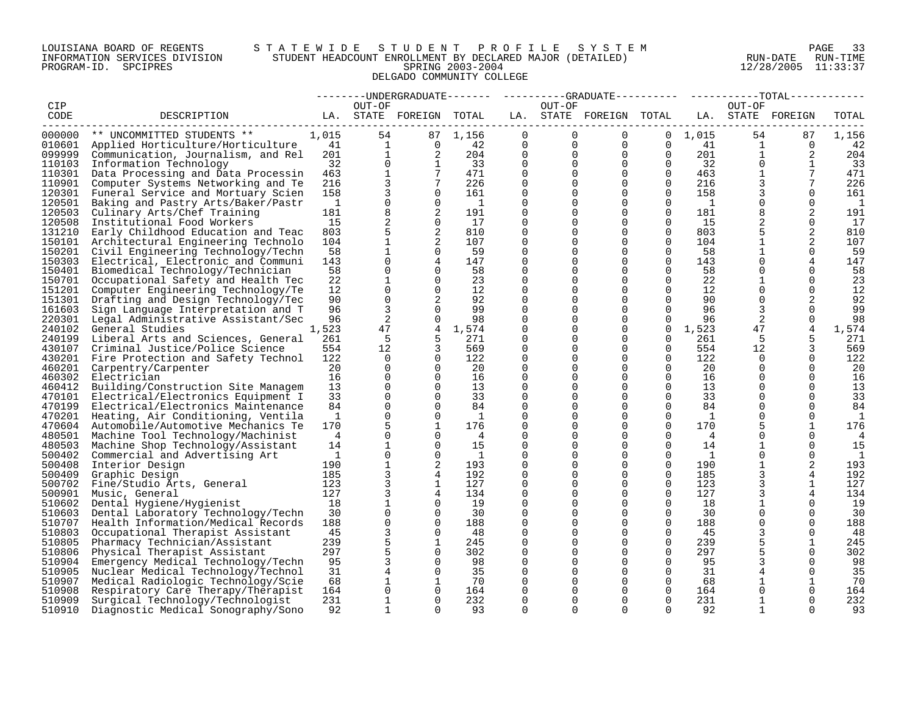LOUISIANA BOARD OF REGENTS — S T A T E W I D E S T U D E N T P R O F I L E S Y S T E M

INFORMATION SERVICES DIVISION — STUDENT HEADCOUNT ENROLLMENT BY DECLARED MAJOR (DETAILED) — RUN-DATE 12/28/2005 RUN-TIME 11:33:37

PROGRAM-ID. SPCIPRES — SPRING 2003-2004

DELGADO COMMUNITY COLLEGE

| CIP CODE | DESCRIPTION | UNDERGRADUATE LA. | UNDERGRADUATE OUT-OF STATE | UNDERGRADUATE FOREIGN | UNDERGRADUATE TOTAL | GRADUATE LA. | GRADUATE OUT-OF STATE | GRADUATE FOREIGN | GRADUATE TOTAL | TOTAL LA. | TOTAL OUT-OF STATE | TOTAL FOREIGN | TOTAL |
|---|---|---|---|---|---|---|---|---|---|---|---|---|---|
| 000000 | ** UNCOMMITTED STUDENTS ** | 1,015 | 54 | 87 | 1,156 | 0 | 0 | 0 | 0 | 1,015 | 54 | 87 | 1,156 |
| 010601 | Applied Horticulture/Horticulture | 41 | 1 | 0 | 42 | 0 | 0 | 0 | 0 | 41 | 1 | 0 | 42 |
| 099999 | Communication, Journalism, and Rel | 201 | 1 | 2 | 204 | 0 | 0 | 0 | 0 | 201 | 1 | 2 | 204 |
| 110103 | Information Technology | 32 | 0 | 1 | 33 | 0 | 0 | 0 | 0 | 32 | 0 | 1 | 33 |
| 110301 | Data Processing and Data Processin | 463 | 1 | 7 | 471 | 0 | 0 | 0 | 0 | 463 | 1 | 7 | 471 |
| 110901 | Computer Systems Networking and Te | 216 | 3 | 7 | 226 | 0 | 0 | 0 | 0 | 216 | 3 | 7 | 226 |
| 120301 | Funeral Service and Mortuary Scien | 158 | 3 | 0 | 161 | 0 | 0 | 0 | 0 | 158 | 3 | 0 | 161 |
| 120501 | Baking and Pastry Arts/Baker/Pastr | 1 | 0 | 0 | 1 | 0 | 0 | 0 | 0 | 1 | 0 | 0 | 1 |
| 120503 | Culinary Arts/Chef Training | 181 | 8 | 2 | 191 | 0 | 0 | 0 | 0 | 181 | 8 | 2 | 191 |
| 120508 | Institutional Food Workers | 15 | 2 | 0 | 17 | 0 | 0 | 0 | 0 | 15 | 2 | 0 | 17 |
| 131210 | Early Childhood Education and Teac | 803 | 5 | 2 | 810 | 0 | 0 | 0 | 0 | 803 | 5 | 2 | 810 |
| 150101 | Architectural Engineering Technolo | 104 | 1 | 2 | 107 | 0 | 0 | 0 | 0 | 104 | 1 | 2 | 107 |
| 150201 | Civil Engineering Technology/Techn | 58 | 1 | 0 | 59 | 0 | 0 | 0 | 0 | 58 | 1 | 0 | 59 |
| 150303 | Electrical, Electronic and Communi | 143 | 0 | 4 | 147 | 0 | 0 | 0 | 0 | 143 | 0 | 4 | 147 |
| 150401 | Biomedical Technology/Technician | 58 | 0 | 0 | 58 | 0 | 0 | 0 | 0 | 58 | 0 | 0 | 58 |
| 150701 | Occupational Safety and Health Tec | 22 | 1 | 0 | 23 | 0 | 0 | 0 | 0 | 22 | 1 | 0 | 23 |
| 151201 | Computer Engineering Technology/Te | 12 | 0 | 0 | 12 | 0 | 0 | 0 | 0 | 12 | 0 | 0 | 12 |
| 151301 | Drafting and Design Technology/Tec | 90 | 0 | 2 | 92 | 0 | 0 | 0 | 0 | 90 | 0 | 2 | 92 |
| 161603 | Sign Language Interpretation and T | 96 | 3 | 0 | 99 | 0 | 0 | 0 | 0 | 96 | 3 | 0 | 99 |
| 220301 | Legal Administrative Assistant/Sec | 96 | 2 | 0 | 98 | 0 | 0 | 0 | 0 | 96 | 2 | 0 | 98 |
| 240102 | General Studies | 1,523 | 47 | 4 | 1,574 | 0 | 0 | 0 | 0 | 1,523 | 47 | 4 | 1,574 |
| 240199 | Liberal Arts and Sciences, General | 261 | 5 | 5 | 271 | 0 | 0 | 0 | 0 | 261 | 5 | 5 | 271 |
| 430107 | Criminal Justice/Police Science | 554 | 12 | 3 | 569 | 0 | 0 | 0 | 0 | 554 | 12 | 3 | 569 |
| 430201 | Fire Protection and Safety Technol | 122 | 0 | 0 | 122 | 0 | 0 | 0 | 0 | 122 | 0 | 0 | 122 |
| 460201 | Carpentry/Carpenter | 20 | 0 | 0 | 20 | 0 | 0 | 0 | 0 | 20 | 0 | 0 | 20 |
| 460302 | Electrician | 16 | 0 | 0 | 16 | 0 | 0 | 0 | 0 | 16 | 0 | 0 | 16 |
| 460412 | Building/Construction Site Managem | 13 | 0 | 0 | 13 | 0 | 0 | 0 | 0 | 13 | 0 | 0 | 13 |
| 470101 | Electrical/Electronics Equipment I | 33 | 0 | 0 | 33 | 0 | 0 | 0 | 0 | 33 | 0 | 0 | 33 |
| 470199 | Electrical/Electronics Maintenance | 84 | 0 | 0 | 84 | 0 | 0 | 0 | 0 | 84 | 0 | 0 | 84 |
| 470201 | Heating, Air Conditioning, Ventila | 1 | 0 | 0 | 1 | 0 | 0 | 0 | 0 | 1 | 0 | 0 | 1 |
| 470604 | Automobile/Automotive Mechanics Te | 170 | 5 | 1 | 176 | 0 | 0 | 0 | 0 | 170 | 5 | 1 | 176 |
| 480501 | Machine Tool Technology/Machinist | 4 | 0 | 0 | 4 | 0 | 0 | 0 | 0 | 4 | 0 | 0 | 4 |
| 480503 | Machine Shop Technology/Assistant | 14 | 1 | 0 | 15 | 0 | 0 | 0 | 0 | 14 | 1 | 0 | 15 |
| 500402 | Commercial and Advertising Art | 1 | 0 | 0 | 1 | 0 | 0 | 0 | 0 | 1 | 0 | 0 | 1 |
| 500408 | Interior Design | 190 | 1 | 2 | 193 | 0 | 0 | 0 | 0 | 190 | 1 | 2 | 193 |
| 500409 | Graphic Design | 185 | 3 | 4 | 192 | 0 | 0 | 0 | 0 | 185 | 3 | 4 | 192 |
| 500702 | Fine/Studio Arts, General | 123 | 3 | 1 | 127 | 0 | 0 | 0 | 0 | 123 | 3 | 1 | 127 |
| 500901 | Music, General | 127 | 3 | 4 | 134 | 0 | 0 | 0 | 0 | 127 | 3 | 4 | 134 |
| 510602 | Dental Hygiene/Hygienist | 18 | 1 | 0 | 19 | 0 | 0 | 0 | 0 | 18 | 1 | 0 | 19 |
| 510603 | Dental Laboratory Technology/Techn | 30 | 0 | 0 | 30 | 0 | 0 | 0 | 0 | 30 | 0 | 0 | 30 |
| 510707 | Health Information/Medical Records | 188 | 0 | 0 | 188 | 0 | 0 | 0 | 0 | 188 | 0 | 0 | 188 |
| 510803 | Occupational Therapist Assistant | 45 | 3 | 0 | 48 | 0 | 0 | 0 | 0 | 45 | 3 | 0 | 48 |
| 510805 | Pharmacy Technician/Assistant | 239 | 5 | 1 | 245 | 0 | 0 | 0 | 0 | 239 | 5 | 1 | 245 |
| 510806 | Physical Therapist Assistant | 297 | 5 | 0 | 302 | 0 | 0 | 0 | 0 | 297 | 5 | 0 | 302 |
| 510904 | Emergency Medical Technology/Techn | 95 | 3 | 0 | 98 | 0 | 0 | 0 | 0 | 95 | 3 | 0 | 98 |
| 510905 | Nuclear Medical Technology/Technol | 31 | 4 | 0 | 35 | 0 | 0 | 0 | 0 | 31 | 4 | 0 | 35 |
| 510907 | Medical Radiologic Technology/Scie | 68 | 1 | 1 | 70 | 0 | 0 | 0 | 0 | 68 | 1 | 1 | 70 |
| 510908 | Respiratory Care Therapy/Therapist | 164 | 0 | 0 | 164 | 0 | 0 | 0 | 0 | 164 | 0 | 0 | 164 |
| 510909 | Surgical Technology/Technologist | 231 | 1 | 0 | 232 | 0 | 0 | 0 | 0 | 231 | 1 | 0 | 232 |
| 510910 | Diagnostic Medical Sonography/Sono | 92 | 1 | 0 | 93 | 0 | 0 | 0 | 0 | 92 | 1 | 0 | 93 |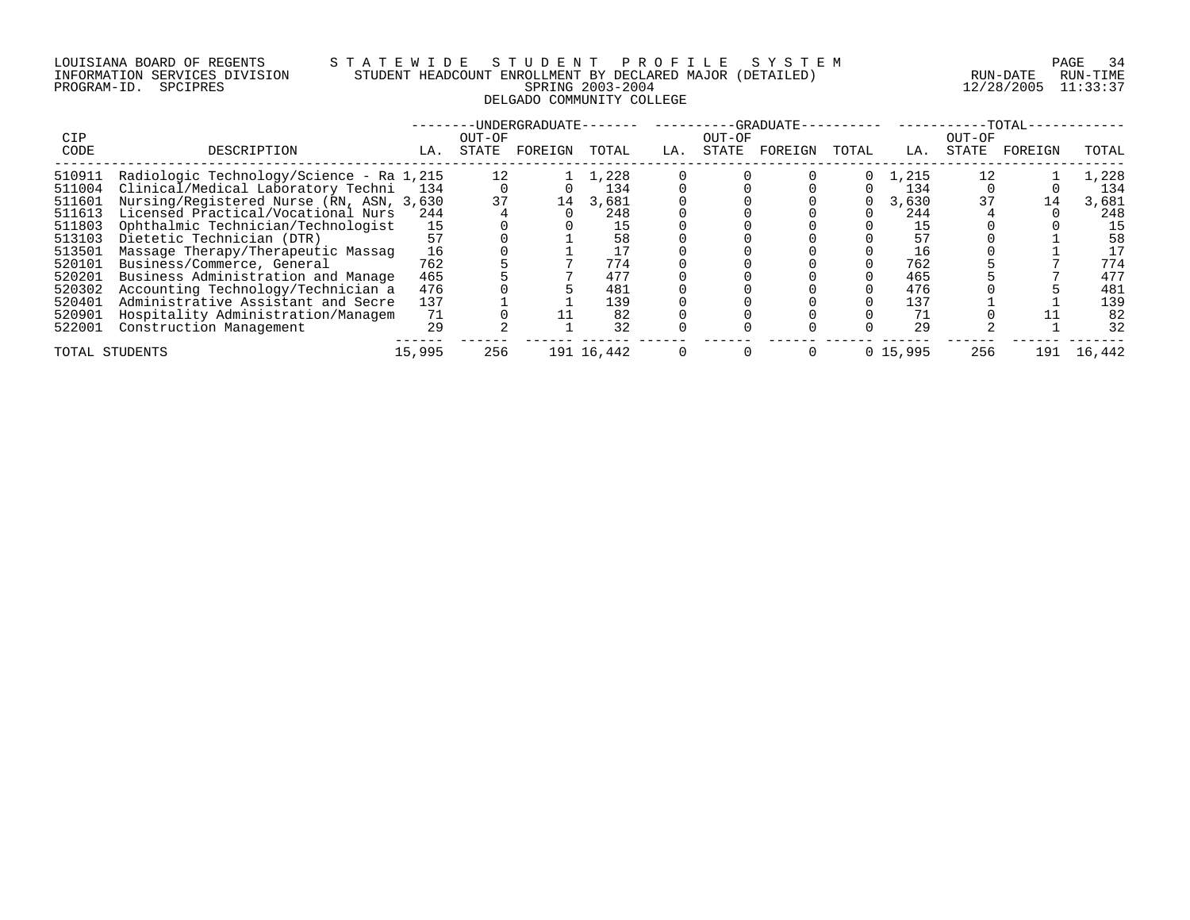LOUISIANA BOARD OF REGENTS — STATEWIDE STUDENT PROFILE SYSTEM
INFORMATION SERVICES DIVISION — STUDENT HEADCOUNT ENROLLMENT BY DECLARED MAJOR (DETAILED)
PROGRAM-ID. SPCIPRES — SPRING 2003-2004 — RUN-DATE 12/28/2005 RUN-TIME 11:33:37

DELGADO COMMUNITY COLLEGE

| CIP CODE | DESCRIPTION | UNDERGRADUATE LA. | UNDERGRADUATE OUT-OF STATE | UNDERGRADUATE FOREIGN | UNDERGRADUATE TOTAL | GRADUATE LA. | GRADUATE OUT-OF STATE | GRADUATE FOREIGN | GRADUATE TOTAL | TOTAL LA. | TOTAL OUT-OF STATE | TOTAL FOREIGN | TOTAL |
|---|---|---|---|---|---|---|---|---|---|---|---|---|---|
| 510911 | Radiologic Technology/Science - Ra | 1,215 | 12 | 1 | 1,228 | 0 | 0 | 0 | 0 | 1,215 | 12 | 1 | 1,228 |
| 511004 | Clinical/Medical Laboratory Techni | 134 | 0 | 0 | 134 | 0 | 0 | 0 | 0 | 134 | 0 | 0 | 134 |
| 511601 | Nursing/Registered Nurse (RN, ASN, | 3,630 | 37 | 14 | 3,681 | 0 | 0 | 0 | 0 | 3,630 | 37 | 14 | 3,681 |
| 511613 | Licensed Practical/Vocational Nurs | 244 | 4 | 0 | 248 | 0 | 0 | 0 | 0 | 244 | 4 | 0 | 248 |
| 511803 | Ophthalmic Technician/Technologist | 15 | 0 | 0 | 15 | 0 | 0 | 0 | 0 | 15 | 0 | 0 | 15 |
| 513103 | Dietetic Technician (DTR) | 57 | 0 | 1 | 58 | 0 | 0 | 0 | 0 | 57 | 0 | 1 | 58 |
| 513501 | Massage Therapy/Therapeutic Massag | 16 | 0 | 1 | 17 | 0 | 0 | 0 | 0 | 16 | 0 | 1 | 17 |
| 520101 | Business/Commerce, General | 762 | 5 | 7 | 774 | 0 | 0 | 0 | 0 | 762 | 5 | 7 | 774 |
| 520201 | Business Administration and Manage | 465 | 5 | 7 | 477 | 0 | 0 | 0 | 0 | 465 | 5 | 7 | 477 |
| 520302 | Accounting Technology/Technician a | 476 | 0 | 5 | 481 | 0 | 0 | 0 | 0 | 476 | 0 | 5 | 481 |
| 520401 | Administrative Assistant and Secre | 137 | 1 | 1 | 139 | 0 | 0 | 0 | 0 | 137 | 1 | 1 | 139 |
| 520901 | Hospitality Administration/Managem | 71 | 0 | 11 | 82 | 0 | 0 | 0 | 0 | 71 | 0 | 11 | 82 |
| 522001 | Construction Management | 29 | 2 | 1 | 32 | 0 | 0 | 0 | 0 | 29 | 2 | 1 | 32 |
| TOTAL STUDENTS | | 15,995 | 256 | 191 | 16,442 | 0 | 0 | 0 | 0 | 15,995 | 256 | 191 | 16,442 |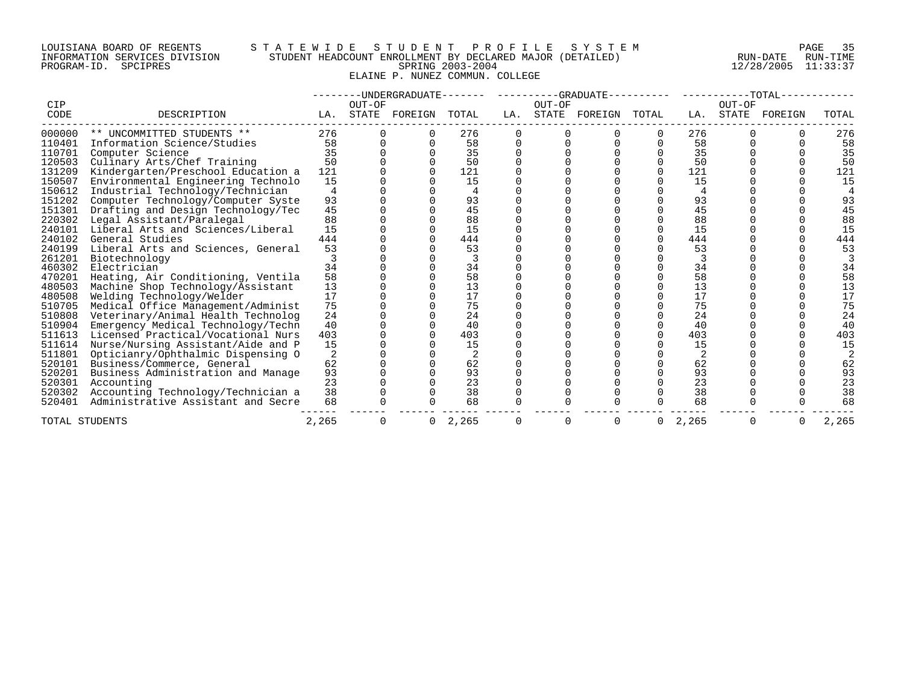LOUISIANA BOARD OF REGENTS — STATEWIDE STUDENT PROFILE SYSTEM
INFORMATION SERVICES DIVISION — STUDENT HEADCOUNT ENROLLMENT BY DECLARED MAJOR (DETAILED) — RUN-DATE 12/28/2005 RUN-TIME 11:33:37
PROGRAM-ID. SPCIPRES — SPRING 2003-2004

## ELAINE P. NUNEZ COMMUN. COLLEGE

| CIP CODE | DESCRIPTION | UNDERGRADUATE LA. | UNDERGRADUATE OUT-OF STATE | UNDERGRADUATE FOREIGN | UNDERGRADUATE TOTAL | GRADUATE LA. | GRADUATE OUT-OF STATE | GRADUATE FOREIGN | GRADUATE TOTAL | TOTAL LA. | TOTAL OUT-OF STATE | TOTAL FOREIGN | TOTAL TOTAL |
|---|---|---|---|---|---|---|---|---|---|---|---|---|---|
| 000000 | ** UNCOMMITTED STUDENTS ** | 276 | 0 | 0 | 276 | 0 | 0 | 0 | 0 | 276 | 0 | 0 | 276 |
| 110401 | Information Science/Studies | 58 | 0 | 0 | 58 | 0 | 0 | 0 | 0 | 58 | 0 | 0 | 58 |
| 110701 | Computer Science | 35 | 0 | 0 | 35 | 0 | 0 | 0 | 0 | 35 | 0 | 0 | 35 |
| 120503 | Culinary Arts/Chef Training | 50 | 0 | 0 | 50 | 0 | 0 | 0 | 0 | 50 | 0 | 0 | 50 |
| 131209 | Kindergarten/Preschool Education a | 121 | 0 | 0 | 121 | 0 | 0 | 0 | 0 | 121 | 0 | 0 | 121 |
| 150507 | Environmental Engineering Technolo | 15 | 0 | 0 | 15 | 0 | 0 | 0 | 0 | 15 | 0 | 0 | 15 |
| 150612 | Industrial Technology/Technician | 4 | 0 | 0 | 4 | 0 | 0 | 0 | 0 | 4 | 0 | 0 | 4 |
| 151202 | Computer Technology/Computer Syste | 93 | 0 | 0 | 93 | 0 | 0 | 0 | 0 | 93 | 0 | 0 | 93 |
| 151301 | Drafting and Design Technology/Tec | 45 | 0 | 0 | 45 | 0 | 0 | 0 | 0 | 45 | 0 | 0 | 45 |
| 220302 | Legal Assistant/Paralegal | 88 | 0 | 0 | 88 | 0 | 0 | 0 | 0 | 88 | 0 | 0 | 88 |
| 240101 | Liberal Arts and Sciences/Liberal | 15 | 0 | 0 | 15 | 0 | 0 | 0 | 0 | 15 | 0 | 0 | 15 |
| 240102 | General Studies | 444 | 0 | 0 | 444 | 0 | 0 | 0 | 0 | 444 | 0 | 0 | 444 |
| 240199 | Liberal Arts and Sciences, General | 53 | 0 | 0 | 53 | 0 | 0 | 0 | 0 | 53 | 0 | 0 | 53 |
| 261201 | Biotechnology | 3 | 0 | 0 | 3 | 0 | 0 | 0 | 0 | 3 | 0 | 0 | 3 |
| 460302 | Electrician | 34 | 0 | 0 | 34 | 0 | 0 | 0 | 0 | 34 | 0 | 0 | 34 |
| 470201 | Heating, Air Conditioning, Ventila | 58 | 0 | 0 | 58 | 0 | 0 | 0 | 0 | 58 | 0 | 0 | 58 |
| 480503 | Machine Shop Technology/Assistant | 13 | 0 | 0 | 13 | 0 | 0 | 0 | 0 | 13 | 0 | 0 | 13 |
| 480508 | Welding Technology/Welder | 17 | 0 | 0 | 17 | 0 | 0 | 0 | 0 | 17 | 0 | 0 | 17 |
| 510705 | Medical Office Management/Administ | 75 | 0 | 0 | 75 | 0 | 0 | 0 | 0 | 75 | 0 | 0 | 75 |
| 510808 | Veterinary/Animal Health Technolog | 24 | 0 | 0 | 24 | 0 | 0 | 0 | 0 | 24 | 0 | 0 | 24 |
| 510904 | Emergency Medical Technology/Techn | 40 | 0 | 0 | 40 | 0 | 0 | 0 | 0 | 40 | 0 | 0 | 40 |
| 511613 | Licensed Practical/Vocational Nurs | 403 | 0 | 0 | 403 | 0 | 0 | 0 | 0 | 403 | 0 | 0 | 403 |
| 511614 | Nurse/Nursing Assistant/Aide and P | 15 | 0 | 0 | 15 | 0 | 0 | 0 | 0 | 15 | 0 | 0 | 15 |
| 511801 | Opticianry/Ophthalmic Dispensing O | 2 | 0 | 0 | 2 | 0 | 0 | 0 | 0 | 2 | 0 | 0 | 2 |
| 520101 | Business/Commerce, General | 62 | 0 | 0 | 62 | 0 | 0 | 0 | 0 | 62 | 0 | 0 | 62 |
| 520201 | Business Administration and Manage | 93 | 0 | 0 | 93 | 0 | 0 | 0 | 0 | 93 | 0 | 0 | 93 |
| 520301 | Accounting | 23 | 0 | 0 | 23 | 0 | 0 | 0 | 0 | 23 | 0 | 0 | 23 |
| 520302 | Accounting Technology/Technician a | 38 | 0 | 0 | 38 | 0 | 0 | 0 | 0 | 38 | 0 | 0 | 38 |
| 520401 | Administrative Assistant and Secre | 68 | 0 | 0 | 68 | 0 | 0 | 0 | 0 | 68 | 0 | 0 | 68 |
| TOTAL STUDENTS | | 2,265 | 0 | 0 | 2,265 | 0 | 0 | 0 | 0 | 2,265 | 0 | 0 | 2,265 |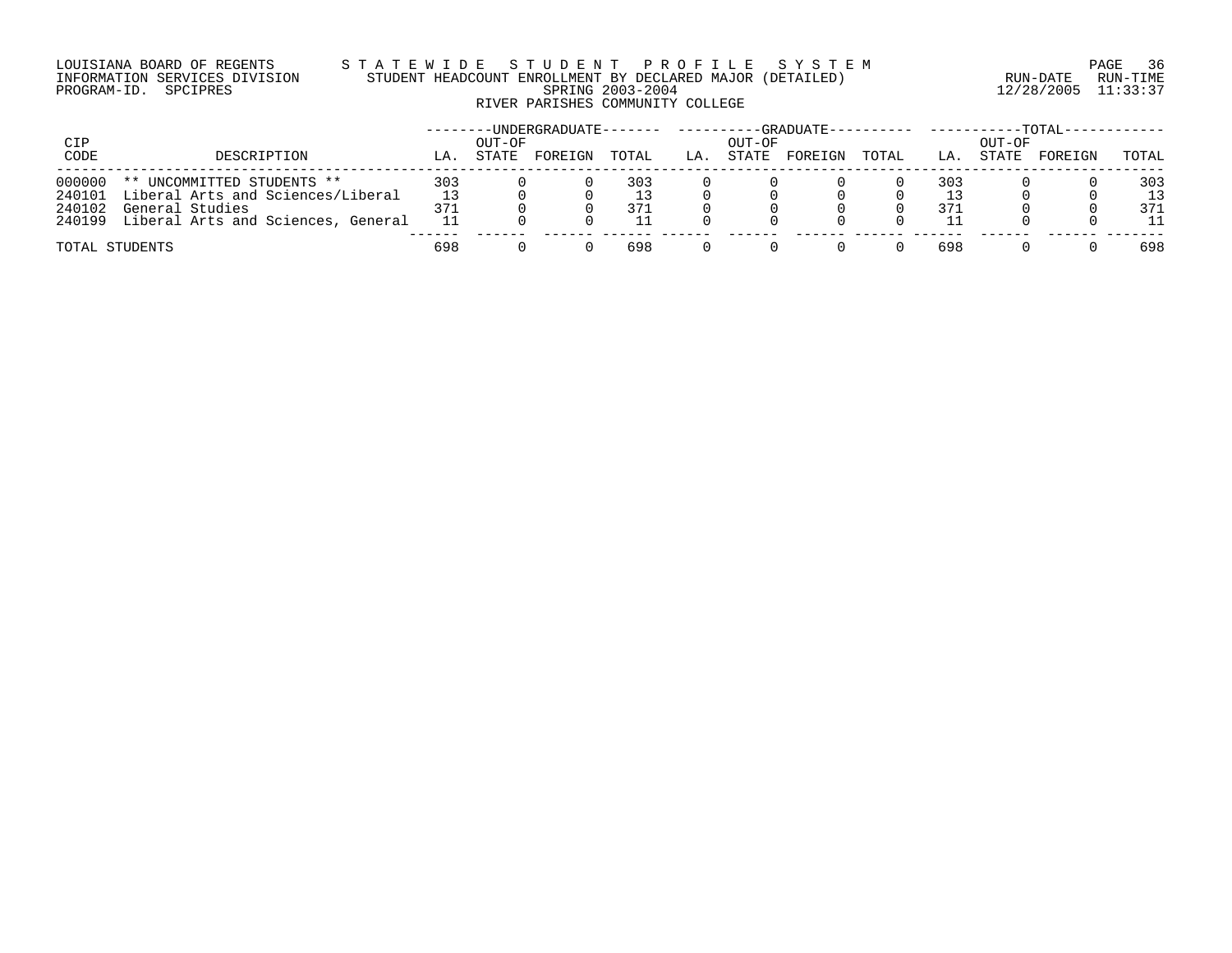LOUISIANA BOARD OF REGENTS — STATEWIDE STUDENT PROFILE SYSTEM
INFORMATION SERVICES DIVISION — STUDENT HEADCOUNT ENROLLMENT BY DECLARED MAJOR (DETAILED)
PROGRAM-ID. SPCIPRES — SPRING 2003-2004 — RUN-DATE 12/28/2005 RUN-TIME 11:33:37

RIVER PARISHES COMMUNITY COLLEGE

| CIP CODE | DESCRIPTION | UNDERGRADUATE LA. | UNDERGRADUATE OUT-OF STATE | UNDERGRADUATE FOREIGN | UNDERGRADUATE TOTAL | GRADUATE LA. | GRADUATE OUT-OF STATE | GRADUATE FOREIGN | GRADUATE TOTAL | TOTAL LA. | TOTAL OUT-OF STATE | TOTAL FOREIGN | TOTAL TOTAL |
|---|---|---|---|---|---|---|---|---|---|---|---|---|---|
| 000000 | ** UNCOMMITTED STUDENTS ** | 303 | 0 | 0 | 303 | 0 | 0 | 0 | 0 | 303 | 0 | 0 | 303 |
| 240101 | Liberal Arts and Sciences/Liberal | 13 | 0 | 0 | 13 | 0 | 0 | 0 | 0 | 13 | 0 | 0 | 13 |
| 240102 | General Studies | 371 | 0 | 0 | 371 | 0 | 0 | 0 | 0 | 371 | 0 | 0 | 371 |
| 240199 | Liberal Arts and Sciences, General | 11 | 0 | 0 | 11 | 0 | 0 | 0 | 0 | 11 | 0 | 0 | 11 |
| TOTAL STUDENTS | | 698 | 0 | 0 | 698 | 0 | 0 | 0 | 0 | 698 | 0 | 0 | 698 |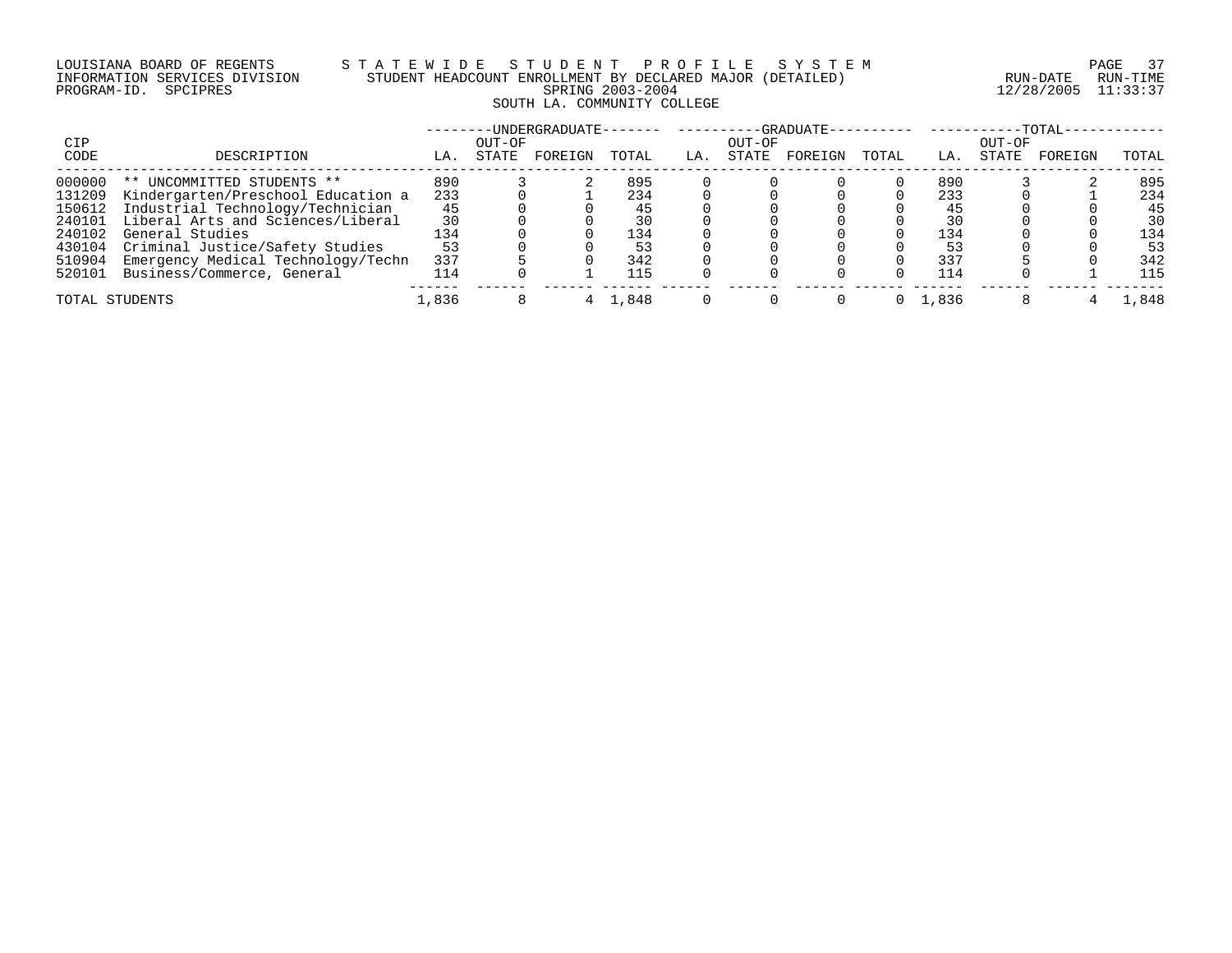LOUISIANA BOARD OF REGENTS — S T A T E W I D E   S T U D E N T   P R O F I L E   S Y S T E M

INFORMATION SERVICES DIVISION — STUDENT HEADCOUNT ENROLLMENT BY DECLARED MAJOR (DETAILED) — RUN-DATE 12/28/2005 RUN-TIME 11:33:37

PROGRAM-ID. SPCIPRES — SPRING 2003-2004

SOUTH LA. COMMUNITY COLLEGE

| CIP | | UNDERGRADUATE | | | | GRADUATE | | | | TOTAL | | | |
|---|---|---|---|---|---|---|---|---|---|---|---|---|---|
| CODE | DESCRIPTION | LA. | OUT-OF STATE | FOREIGN | TOTAL | LA. | OUT-OF STATE | FOREIGN | TOTAL | LA. | OUT-OF STATE | FOREIGN | TOTAL |
| 000000 | ** UNCOMMITTED STUDENTS ** | 890 | 3 | 2 | 895 | 0 | 0 | 0 | 0 | 890 | 3 | 2 | 895 |
| 131209 | Kindergarten/Preschool Education a | 233 | 0 | 1 | 234 | 0 | 0 | 0 | 0 | 233 | 0 | 1 | 234 |
| 150612 | Industrial Technology/Technician | 45 | 0 | 0 | 45 | 0 | 0 | 0 | 0 | 45 | 0 | 0 | 45 |
| 240101 | Liberal Arts and Sciences/Liberal | 30 | 0 | 0 | 30 | 0 | 0 | 0 | 0 | 30 | 0 | 0 | 30 |
| 240102 | General Studies | 134 | 0 | 0 | 134 | 0 | 0 | 0 | 0 | 134 | 0 | 0 | 134 |
| 430104 | Criminal Justice/Safety Studies | 53 | 0 | 0 | 53 | 0 | 0 | 0 | 0 | 53 | 0 | 0 | 53 |
| 510904 | Emergency Medical Technology/Techn | 337 | 5 | 0 | 342 | 0 | 0 | 0 | 0 | 337 | 5 | 0 | 342 |
| 520101 | Business/Commerce, General | 114 | 0 | 1 | 115 | 0 | 0 | 0 | 0 | 114 | 0 | 1 | 115 |
| TOTAL STUDENTS | | 1,836 | 8 | 4 | 1,848 | 0 | 0 | 0 | 0 | 1,836 | 8 | 4 | 1,848 |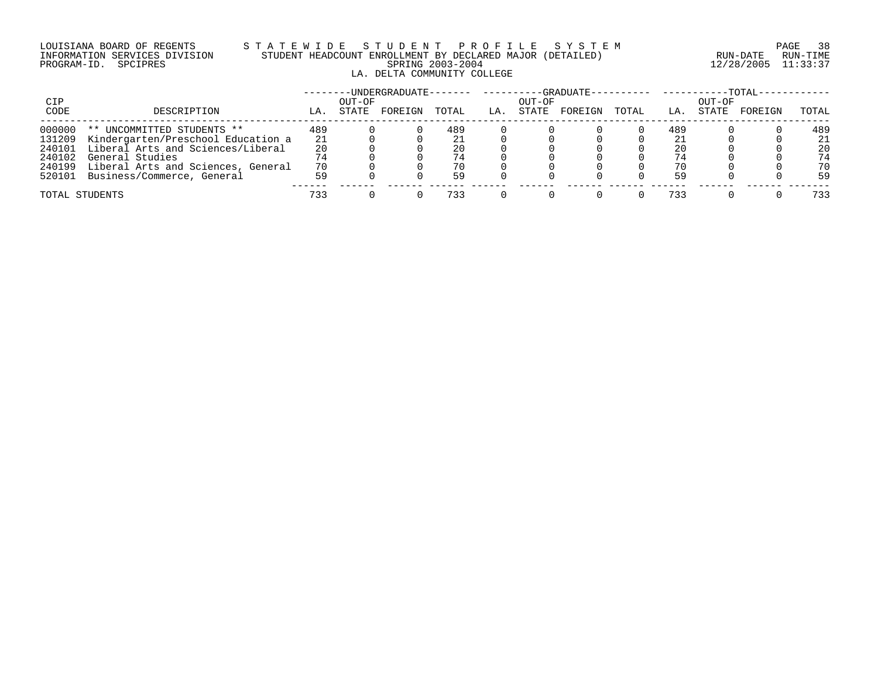LOUISIANA BOARD OF REGENTS — STATEWIDE STUDENT PROFILE SYSTEM
INFORMATION SERVICES DIVISION — STUDENT HEADCOUNT ENROLLMENT BY DECLARED MAJOR (DETAILED) — RUN-DATE 12/28/2005 RUN-TIME 11:33:37
PROGRAM-ID. SPCIPRES — SPRING 2003-2004

## LA. DELTA COMMUNITY COLLEGE

| CIP CODE | DESCRIPTION | UNDERGRADUATE LA. | UNDERGRADUATE OUT-OF STATE | UNDERGRADUATE FOREIGN | UNDERGRADUATE TOTAL | GRADUATE LA. | GRADUATE OUT-OF STATE | GRADUATE FOREIGN | GRADUATE TOTAL | TOTAL LA. | TOTAL OUT-OF STATE | TOTAL FOREIGN | TOTAL TOTAL |
|---|---|---|---|---|---|---|---|---|---|---|---|---|---|
| 000000 | ** UNCOMMITTED STUDENTS ** | 489 | 0 | 0 | 489 | 0 | 0 | 0 | 0 | 489 | 0 | 0 | 489 |
| 131209 | Kindergarten/Preschool Education a | 21 | 0 | 0 | 21 | 0 | 0 | 0 | 0 | 21 | 0 | 0 | 21 |
| 240101 | Liberal Arts and Sciences/Liberal | 20 | 0 | 0 | 20 | 0 | 0 | 0 | 0 | 20 | 0 | 0 | 20 |
| 240102 | General Studies | 74 | 0 | 0 | 74 | 0 | 0 | 0 | 0 | 74 | 0 | 0 | 74 |
| 240199 | Liberal Arts and Sciences, General | 70 | 0 | 0 | 70 | 0 | 0 | 0 | 0 | 70 | 0 | 0 | 70 |
| 520101 | Business/Commerce, General | 59 | 0 | 0 | 59 | 0 | 0 | 0 | 0 | 59 | 0 | 0 | 59 |
| TOTAL STUDENTS | | 733 | 0 | 0 | 733 | 0 | 0 | 0 | 0 | 733 | 0 | 0 | 733 |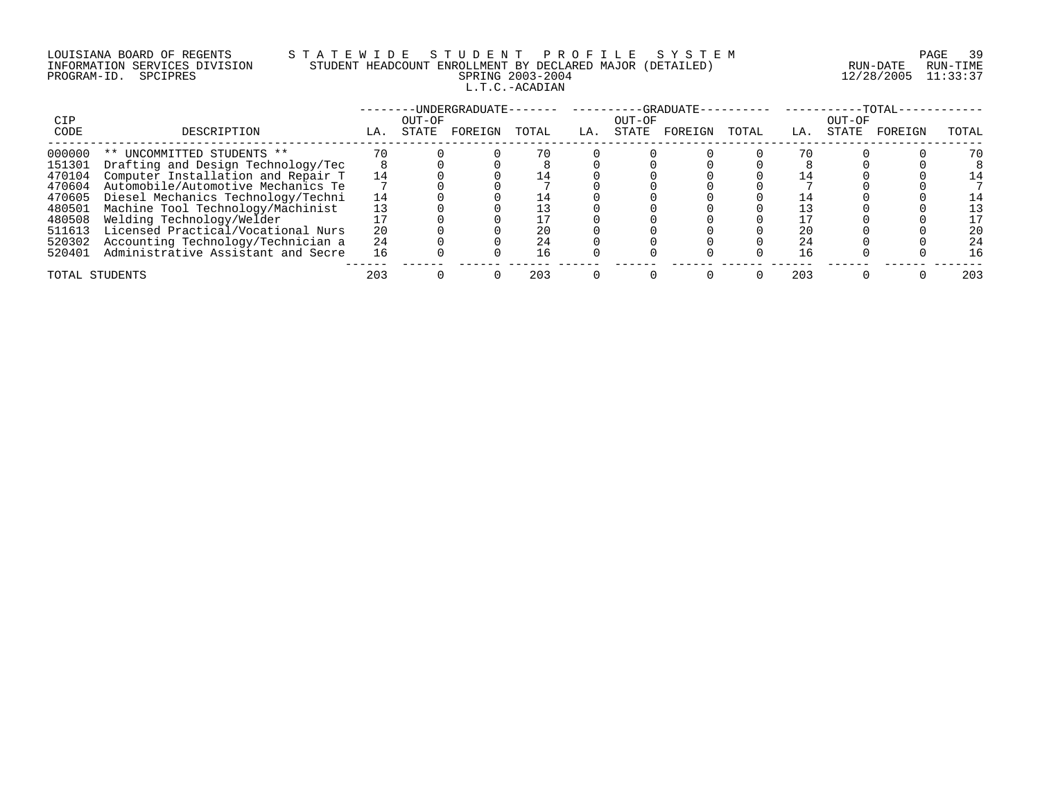LOUISIANA BOARD OF REGENTS — S T A T E W I D E   S T U D E N T   P R O F I L E   S Y S T E M
INFORMATION SERVICES DIVISION — STUDENT HEADCOUNT ENROLLMENT BY DECLARED MAJOR (DETAILED)
PROGRAM-ID. SPCIPRES — SPRING 2003-2004 — RUN-DATE 12/28/2005 RUN-TIME 11:33:37

L.T.C.-ACADIAN

| CIP CODE | DESCRIPTION | UNDERGRADUATE LA. | UNDERGRADUATE OUT-OF STATE | UNDERGRADUATE FOREIGN | UNDERGRADUATE TOTAL | GRADUATE LA. | GRADUATE OUT-OF STATE | GRADUATE FOREIGN | GRADUATE TOTAL | TOTAL LA. | TOTAL OUT-OF STATE | TOTAL FOREIGN | TOTAL |
|---|---|---|---|---|---|---|---|---|---|---|---|---|---|
| 000000 | ** UNCOMMITTED STUDENTS ** | 70 | 0 | 0 | 70 | 0 | 0 | 0 | 0 | 70 | 0 | 0 | 70 |
| 151301 | Drafting and Design Technology/Tec | 8 | 0 | 0 | 8 | 0 | 0 | 0 | 0 | 8 | 0 | 0 | 8 |
| 470104 | Computer Installation and Repair T | 14 | 0 | 0 | 14 | 0 | 0 | 0 | 0 | 14 | 0 | 0 | 14 |
| 470604 | Automobile/Automotive Mechanics Te | 7 | 0 | 0 | 7 | 0 | 0 | 0 | 0 | 7 | 0 | 0 | 7 |
| 470605 | Diesel Mechanics Technology/Techni | 14 | 0 | 0 | 14 | 0 | 0 | 0 | 0 | 14 | 0 | 0 | 14 |
| 480501 | Machine Tool Technology/Machinist | 13 | 0 | 0 | 13 | 0 | 0 | 0 | 0 | 13 | 0 | 0 | 13 |
| 480508 | Welding Technology/Welder | 17 | 0 | 0 | 17 | 0 | 0 | 0 | 0 | 17 | 0 | 0 | 17 |
| 511613 | Licensed Practical/Vocational Nurs | 20 | 0 | 0 | 20 | 0 | 0 | 0 | 0 | 20 | 0 | 0 | 20 |
| 520302 | Accounting Technology/Technician a | 24 | 0 | 0 | 24 | 0 | 0 | 0 | 0 | 24 | 0 | 0 | 24 |
| 520401 | Administrative Assistant and Secre | 16 | 0 | 0 | 16 | 0 | 0 | 0 | 0 | 16 | 0 | 0 | 16 |
| TOTAL STUDENTS | | 203 | 0 | 0 | 203 | 0 | 0 | 0 | 0 | 203 | 0 | 0 | 203 |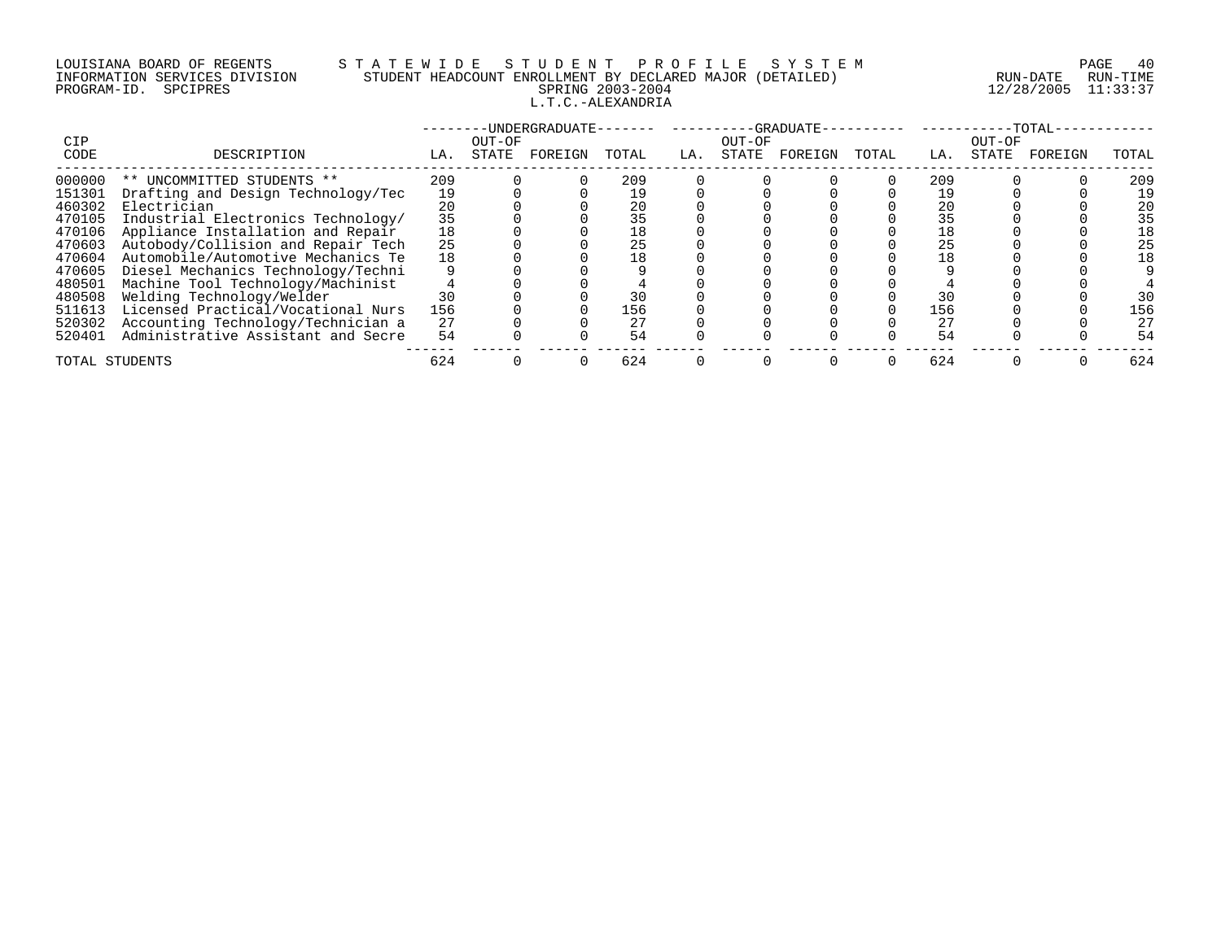LOUISIANA BOARD OF REGENTS — STATEWIDE STUDENT PROFILE SYSTEM
INFORMATION SERVICES DIVISION — STUDENT HEADCOUNT ENROLLMENT BY DECLARED MAJOR (DETAILED)
PROGRAM-ID. SPCIPRES — SPRING 2003-2004 — RUN-DATE 12/28/2005 RUN-TIME 11:33:37

L.T.C.-ALEXANDRIA

| CIP | | UNDERGRADUATE | | | | GRADUATE | | | | TOTAL | | | |
|---|---|---|---|---|---|---|---|---|---|---|---|---|---|
| CODE | DESCRIPTION | LA. | OUT-OF STATE | FOREIGN | TOTAL | LA. | OUT-OF STATE | FOREIGN | TOTAL | LA. | OUT-OF STATE | FOREIGN | TOTAL |
| 000000 | ** UNCOMMITTED STUDENTS ** | 209 | 0 | 0 | 209 | 0 | 0 | 0 | 0 | 209 | 0 | 0 | 209 |
| 151301 | Drafting and Design Technology/Tec | 19 | 0 | 0 | 19 | 0 | 0 | 0 | 0 | 19 | 0 | 0 | 19 |
| 460302 | Electrician | 20 | 0 | 0 | 20 | 0 | 0 | 0 | 0 | 20 | 0 | 0 | 20 |
| 470105 | Industrial Electronics Technology/ | 35 | 0 | 0 | 35 | 0 | 0 | 0 | 0 | 35 | 0 | 0 | 35 |
| 470106 | Appliance Installation and Repair | 18 | 0 | 0 | 18 | 0 | 0 | 0 | 0 | 18 | 0 | 0 | 18 |
| 470603 | Autobody/Collision and Repair Tech | 25 | 0 | 0 | 25 | 0 | 0 | 0 | 0 | 25 | 0 | 0 | 25 |
| 470604 | Automobile/Automotive Mechanics Te | 18 | 0 | 0 | 18 | 0 | 0 | 0 | 0 | 18 | 0 | 0 | 18 |
| 470605 | Diesel Mechanics Technology/Techni | 9 | 0 | 0 | 9 | 0 | 0 | 0 | 0 | 9 | 0 | 0 | 9 |
| 480501 | Machine Tool Technology/Machinist | 4 | 0 | 0 | 4 | 0 | 0 | 0 | 0 | 4 | 0 | 0 | 4 |
| 480508 | Welding Technology/Welder | 30 | 0 | 0 | 30 | 0 | 0 | 0 | 0 | 30 | 0 | 0 | 30 |
| 511613 | Licensed Practical/Vocational Nurs | 156 | 0 | 0 | 156 | 0 | 0 | 0 | 0 | 156 | 0 | 0 | 156 |
| 520302 | Accounting Technology/Technician a | 27 | 0 | 0 | 27 | 0 | 0 | 0 | 0 | 27 | 0 | 0 | 27 |
| 520401 | Administrative Assistant and Secre | 54 | 0 | 0 | 54 | 0 | 0 | 0 | 0 | 54 | 0 | 0 | 54 |
| TOTAL STUDENTS | | 624 | 0 | 0 | 624 | 0 | 0 | 0 | 0 | 624 | 0 | 0 | 624 |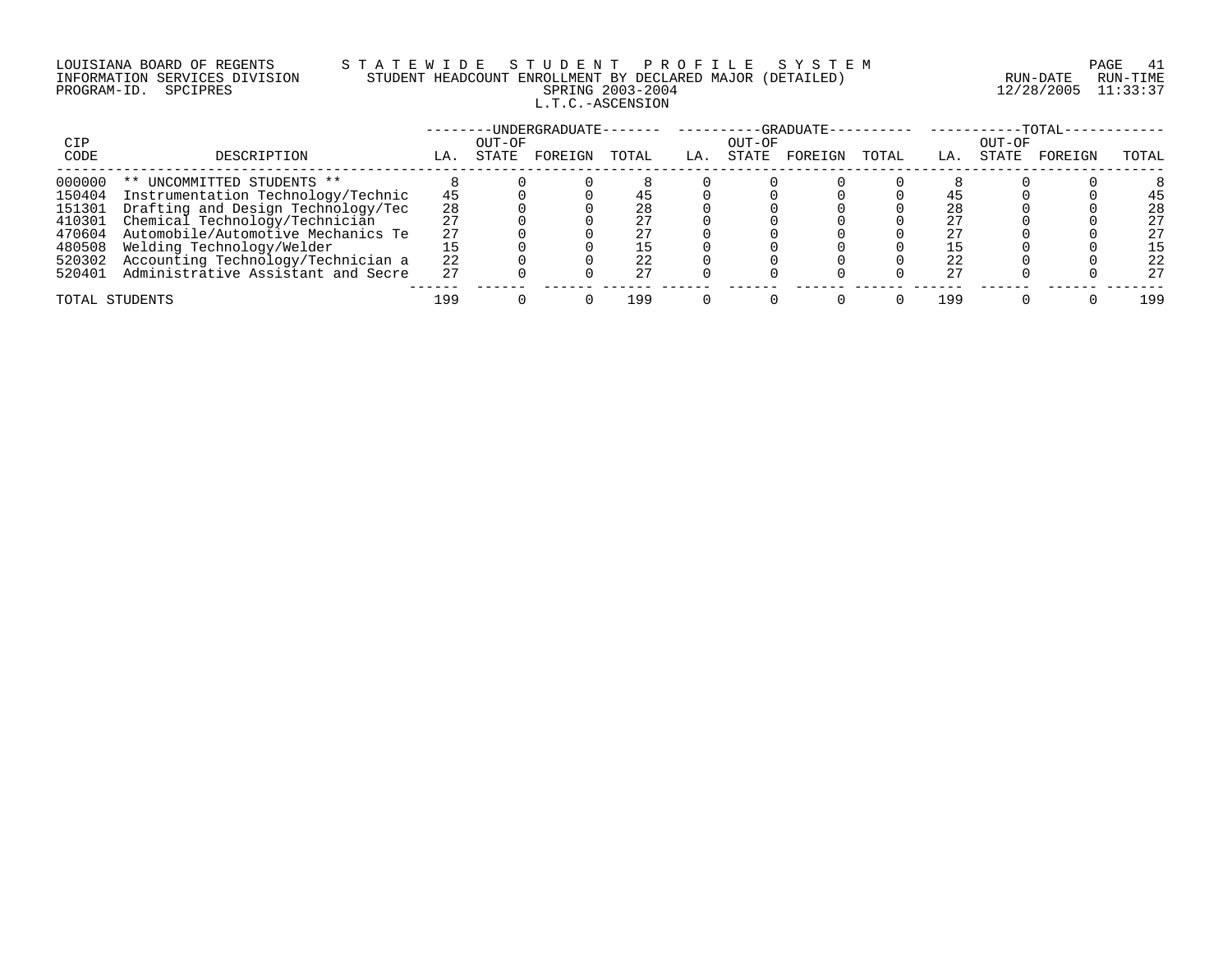LOUISIANA BOARD OF REGENTS — STATEWIDE STUDENT PROFILE SYSTEM
INFORMATION SERVICES DIVISION — STUDENT HEADCOUNT ENROLLMENT BY DECLARED MAJOR (DETAILED)
PROGRAM-ID. SPCIPRES — SPRING 2003-2004 — RUN-DATE 12/28/2005 RUN-TIME 11:33:37

L.T.C.-ASCENSION

| CIP CODE | DESCRIPTION | UNDERGRADUATE | | | | GRADUATE | | | | TOTAL | | | |
|---|---|---|---|---|---|---|---|---|---|---|---|---|---|
| | | LA. | OUT-OF STATE | FOREIGN | TOTAL | LA. | OUT-OF STATE | FOREIGN | TOTAL | LA. | OUT-OF STATE | FOREIGN | TOTAL |
| 000000 | ** UNCOMMITTED STUDENTS ** | 8 | 0 | 0 | 8 | 0 | 0 | 0 | 0 | 8 | 0 | 0 | 8 |
| 150404 | Instrumentation Technology/Technic | 45 | 0 | 0 | 45 | 0 | 0 | 0 | 0 | 45 | 0 | 0 | 45 |
| 151301 | Drafting and Design Technology/Tec | 28 | 0 | 0 | 28 | 0 | 0 | 0 | 0 | 28 | 0 | 0 | 28 |
| 410301 | Chemical Technology/Technician | 27 | 0 | 0 | 27 | 0 | 0 | 0 | 0 | 27 | 0 | 0 | 27 |
| 470604 | Automobile/Automotive Mechanics Te | 27 | 0 | 0 | 27 | 0 | 0 | 0 | 0 | 27 | 0 | 0 | 27 |
| 480508 | Welding Technology/Welder | 15 | 0 | 0 | 15 | 0 | 0 | 0 | 0 | 15 | 0 | 0 | 15 |
| 520302 | Accounting Technology/Technician a | 22 | 0 | 0 | 22 | 0 | 0 | 0 | 0 | 22 | 0 | 0 | 22 |
| 520401 | Administrative Assistant and Secre | 27 | 0 | 0 | 27 | 0 | 0 | 0 | 0 | 27 | 0 | 0 | 27 |
| TOTAL STUDENTS | | 199 | 0 | 0 | 199 | 0 | 0 | 0 | 0 | 199 | 0 | 0 | 199 |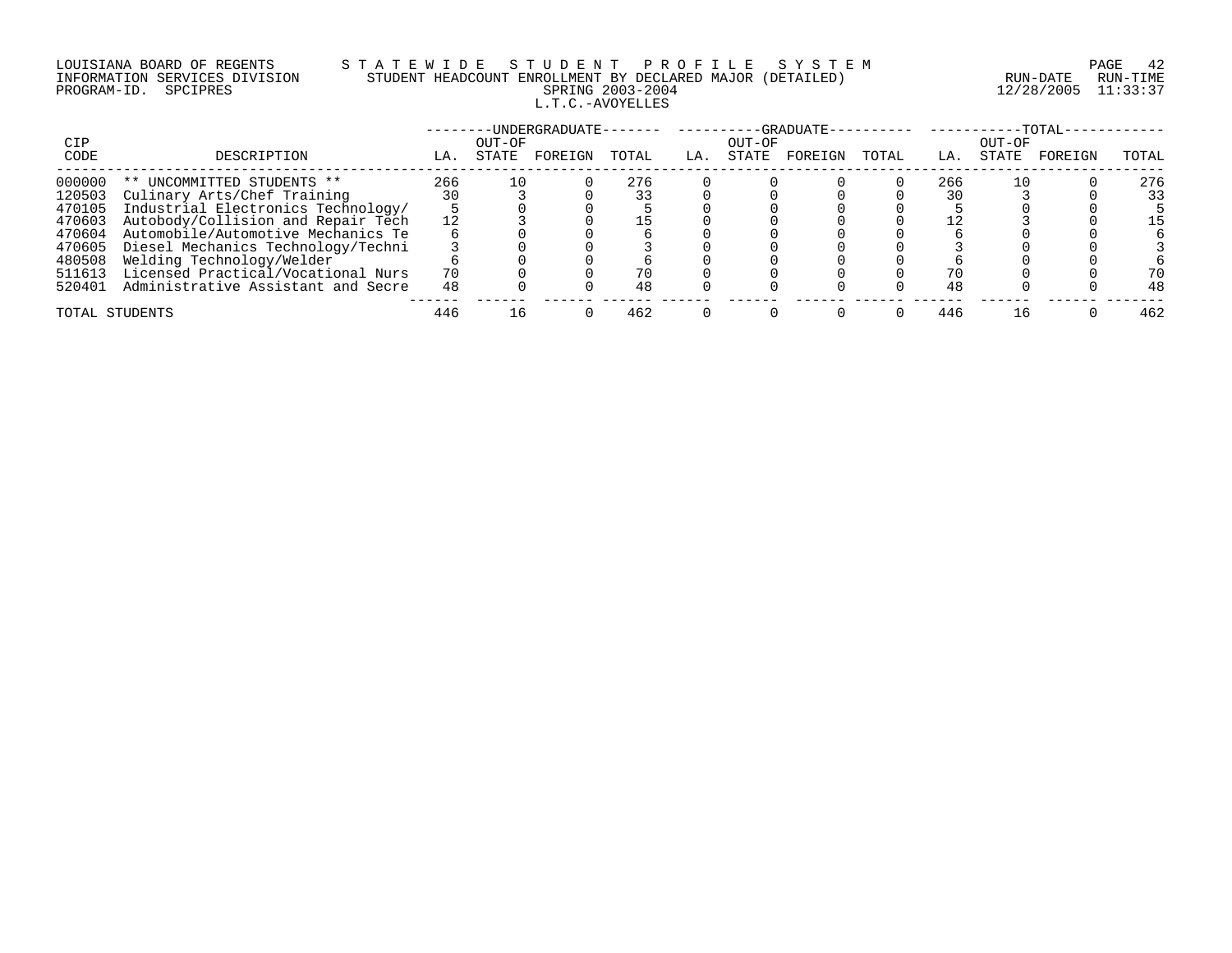LOUISIANA BOARD OF REGENTS
INFORMATION SERVICES DIVISION
PROGRAM-ID. SPCIPRES

STATEWIDE STUDENT PROFILE SYSTEM
STUDENT HEADCOUNT ENROLLMENT BY DECLARED MAJOR (DETAILED)
SPRING 2003-2004
L.T.C.-AVOYELLES

RUN-DATE 12/28/2005 RUN-TIME 11:33:37

| CIP CODE | DESCRIPTION | UNDERGRADUATE LA. | UNDERGRADUATE OUT-OF STATE | UNDERGRADUATE FOREIGN | UNDERGRADUATE TOTAL | GRADUATE LA. | GRADUATE OUT-OF STATE | GRADUATE FOREIGN | GRADUATE TOTAL | TOTAL LA. | TOTAL OUT-OF STATE | TOTAL FOREIGN | TOTAL TOTAL |
|---|---|---|---|---|---|---|---|---|---|---|---|---|---|
| 000000 | ** UNCOMMITTED STUDENTS ** | 266 | 10 | 0 | 276 | 0 | 0 | 0 | 0 | 266 | 10 | 0 | 276 |
| 120503 | Culinary Arts/Chef Training | 30 | 3 | 0 | 33 | 0 | 0 | 0 | 0 | 30 | 3 | 0 | 33 |
| 470105 | Industrial Electronics Technology/ | 5 | 0 | 0 | 5 | 0 | 0 | 0 | 0 | 5 | 0 | 0 | 5 |
| 470603 | Autobody/Collision and Repair Tech | 12 | 3 | 0 | 15 | 0 | 0 | 0 | 0 | 12 | 3 | 0 | 15 |
| 470604 | Automobile/Automotive Mechanics Te | 6 | 0 | 0 | 6 | 0 | 0 | 0 | 0 | 6 | 0 | 0 | 6 |
| 470605 | Diesel Mechanics Technology/Techni | 3 | 0 | 0 | 3 | 0 | 0 | 0 | 0 | 3 | 0 | 0 | 3 |
| 480508 | Welding Technology/Welder | 6 | 0 | 0 | 6 | 0 | 0 | 0 | 0 | 6 | 0 | 0 | 6 |
| 511613 | Licensed Practical/Vocational Nurs | 70 | 0 | 0 | 70 | 0 | 0 | 0 | 0 | 70 | 0 | 0 | 70 |
| 520401 | Administrative Assistant and Secre | 48 | 0 | 0 | 48 | 0 | 0 | 0 | 0 | 48 | 0 | 0 | 48 |
| TOTAL STUDENTS | | 446 | 16 | 0 | 462 | 0 | 0 | 0 | 0 | 446 | 16 | 0 | 462 |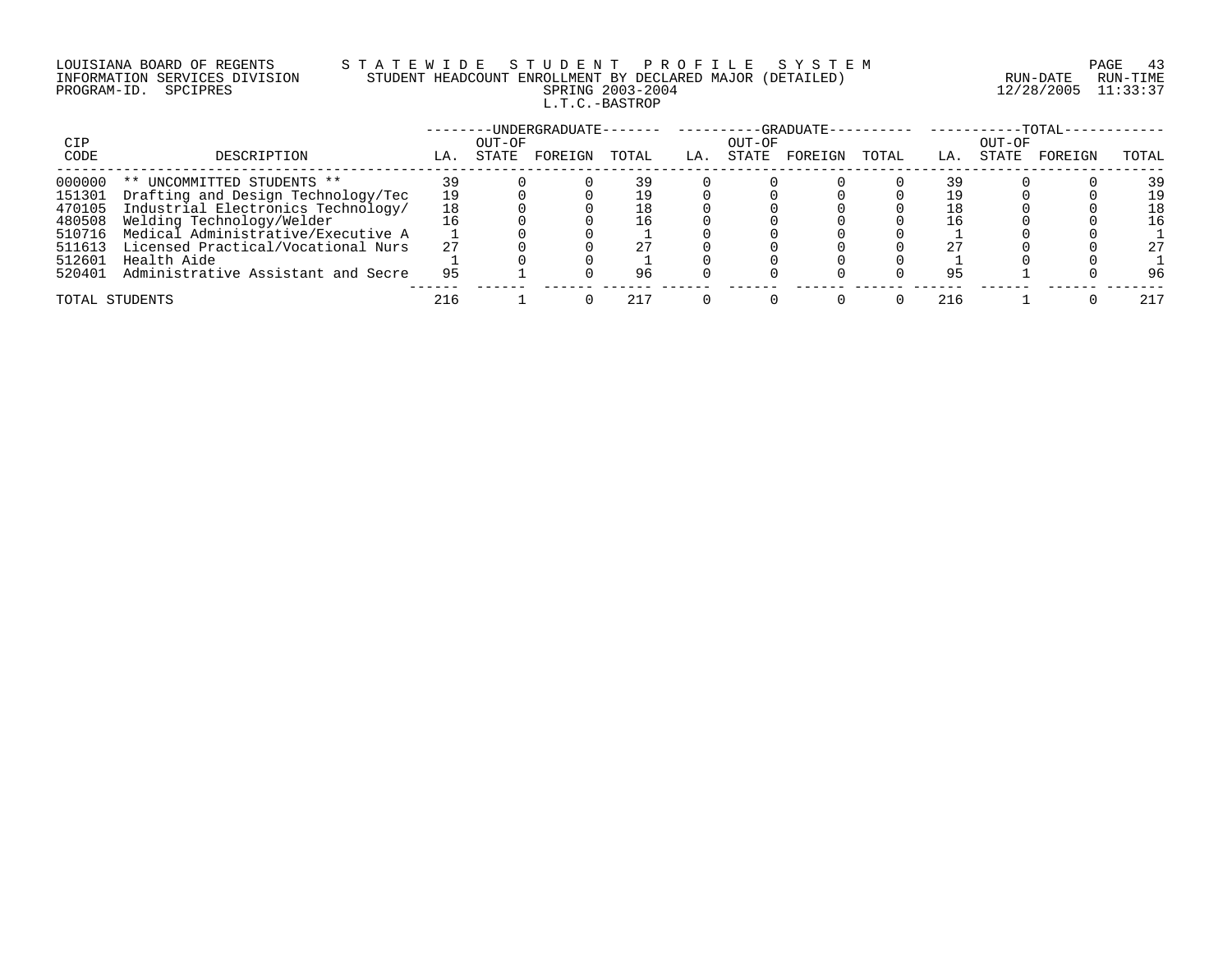LOUISIANA BOARD OF REGENTS — STATEWIDE STUDENT PROFILE SYSTEM
INFORMATION SERVICES DIVISION — STUDENT HEADCOUNT ENROLLMENT BY DECLARED MAJOR (DETAILED)
PROGRAM-ID. SPCIPRES — SPRING 2003-2004
RUN-DATE 12/28/2005 RUN-TIME 11:33:37

L.T.C.-BASTROP

| CIP CODE | DESCRIPTION | UNDERGRADUATE LA. | UNDERGRADUATE OUT-OF STATE | UNDERGRADUATE FOREIGN | UNDERGRADUATE TOTAL | GRADUATE LA. | GRADUATE OUT-OF STATE | GRADUATE FOREIGN | GRADUATE TOTAL | TOTAL LA. | TOTAL OUT-OF STATE | TOTAL FOREIGN | TOTAL TOTAL |
|---|---|---|---|---|---|---|---|---|---|---|---|---|---|
| 000000 | ** UNCOMMITTED STUDENTS ** | 39 | 0 | 0 | 39 | 0 | 0 | 0 | 0 | 39 | 0 | 0 | 39 |
| 151301 | Drafting and Design Technology/Tec | 19 | 0 | 0 | 19 | 0 | 0 | 0 | 0 | 19 | 0 | 0 | 19 |
| 470105 | Industrial Electronics Technology/ | 18 | 0 | 0 | 18 | 0 | 0 | 0 | 0 | 18 | 0 | 0 | 18 |
| 480508 | Welding Technology/Welder | 16 | 0 | 0 | 16 | 0 | 0 | 0 | 0 | 16 | 0 | 0 | 16 |
| 510716 | Medical Administrative/Executive A | 1 | 0 | 0 | 1 | 0 | 0 | 0 | 0 | 1 | 0 | 0 | 1 |
| 511613 | Licensed Practical/Vocational Nurs | 27 | 0 | 0 | 27 | 0 | 0 | 0 | 0 | 27 | 0 | 0 | 27 |
| 512601 | Health Aide | 1 | 0 | 0 | 1 | 0 | 0 | 0 | 0 | 1 | 0 | 0 | 1 |
| 520401 | Administrative Assistant and Secre | 95 | 1 | 0 | 96 | 0 | 0 | 0 | 0 | 95 | 1 | 0 | 96 |
| TOTAL STUDENTS | | 216 | 1 | 0 | 217 | 0 | 0 | 0 | 0 | 216 | 1 | 0 | 217 |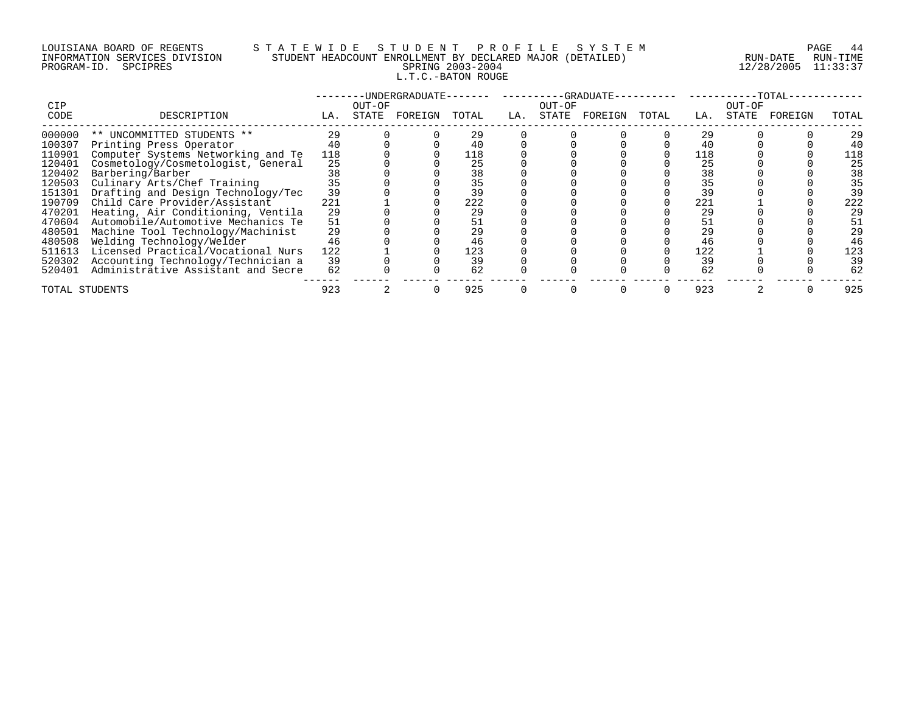LOUISIANA BOARD OF REGENTS — STATEWIDE STUDENT PROFILE SYSTEM
INFORMATION SERVICES DIVISION — STUDENT HEADCOUNT ENROLLMENT BY DECLARED MAJOR (DETAILED)
PROGRAM-ID. SPCIPRES — SPRING 2003-2004
RUN-DATE 12/28/2005 RUN-TIME 11:33:37

## L.T.C.-BATON ROUGE

| CIP CODE | DESCRIPTION | UNDERGRADUATE LA. | UNDERGRADUATE OUT-OF STATE | UNDERGRADUATE FOREIGN | UNDERGRADUATE TOTAL | GRADUATE LA. | GRADUATE OUT-OF STATE | GRADUATE FOREIGN | GRADUATE TOTAL | TOTAL LA. | TOTAL OUT-OF STATE | TOTAL FOREIGN | TOTAL TOTAL |
|---|---|---|---|---|---|---|---|---|---|---|---|---|---|
| 000000 | ** UNCOMMITTED STUDENTS ** | 29 | 0 | 0 | 29 | 0 | 0 | 0 | 0 | 29 | 0 | 0 | 29 |
| 100307 | Printing Press Operator | 40 | 0 | 0 | 40 | 0 | 0 | 0 | 0 | 40 | 0 | 0 | 40 |
| 110901 | Computer Systems Networking and Te | 118 | 0 | 0 | 118 | 0 | 0 | 0 | 0 | 118 | 0 | 0 | 118 |
| 120401 | Cosmetology/Cosmetologist, General | 25 | 0 | 0 | 25 | 0 | 0 | 0 | 0 | 25 | 0 | 0 | 25 |
| 120402 | Barbering/Barber | 38 | 0 | 0 | 38 | 0 | 0 | 0 | 0 | 38 | 0 | 0 | 38 |
| 120503 | Culinary Arts/Chef Training | 35 | 0 | 0 | 35 | 0 | 0 | 0 | 0 | 35 | 0 | 0 | 35 |
| 151301 | Drafting and Design Technology/Tec | 39 | 0 | 0 | 39 | 0 | 0 | 0 | 0 | 39 | 0 | 0 | 39 |
| 190709 | Child Care Provider/Assistant | 221 | 1 | 0 | 222 | 0 | 0 | 0 | 0 | 221 | 1 | 0 | 222 |
| 470201 | Heating, Air Conditioning, Ventila | 29 | 0 | 0 | 29 | 0 | 0 | 0 | 0 | 29 | 0 | 0 | 29 |
| 470604 | Automobile/Automotive Mechanics Te | 51 | 0 | 0 | 51 | 0 | 0 | 0 | 0 | 51 | 0 | 0 | 51 |
| 480501 | Machine Tool Technology/Machinist | 29 | 0 | 0 | 29 | 0 | 0 | 0 | 0 | 29 | 0 | 0 | 29 |
| 480508 | Welding Technology/Welder | 46 | 0 | 0 | 46 | 0 | 0 | 0 | 0 | 46 | 0 | 0 | 46 |
| 511613 | Licensed Practical/Vocational Nurs | 122 | 1 | 0 | 123 | 0 | 0 | 0 | 0 | 122 | 1 | 0 | 123 |
| 520302 | Accounting Technology/Technician a | 39 | 0 | 0 | 39 | 0 | 0 | 0 | 0 | 39 | 0 | 0 | 39 |
| 520401 | Administrative Assistant and Secre | 62 | 0 | 0 | 62 | 0 | 0 | 0 | 0 | 62 | 0 | 0 | 62 |
| TOTAL STUDENTS | | 923 | 2 | 0 | 925 | 0 | 0 | 0 | 0 | 923 | 2 | 0 | 925 |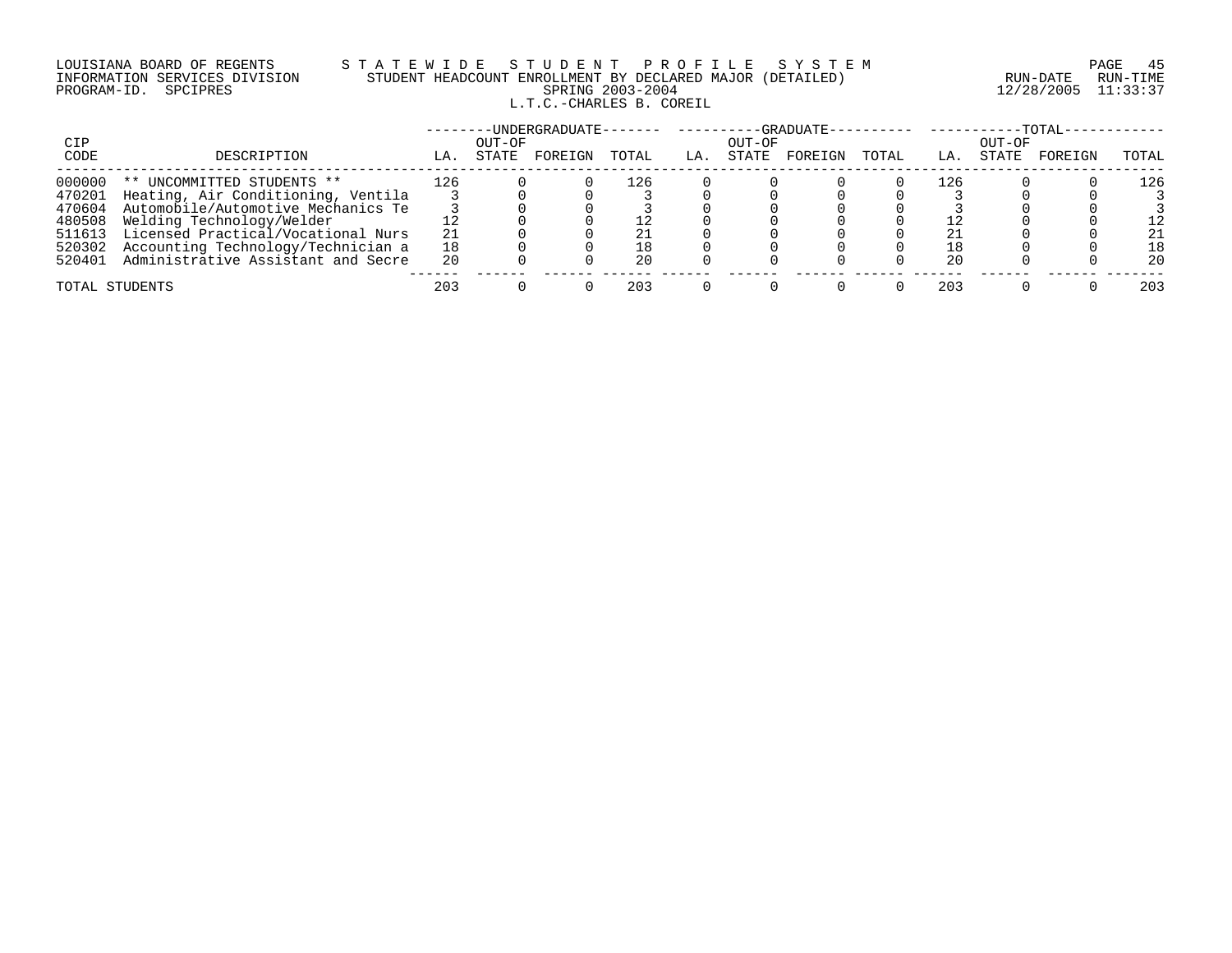LOUISIANA BOARD OF REGENTS
INFORMATION SERVICES DIVISION
PROGRAM-ID. SPCIPRES

STATEWIDE STUDENT PROFILE SYSTEM
STUDENT HEADCOUNT ENROLLMENT BY DECLARED MAJOR (DETAILED)
SPRING 2003-2004
L.T.C.-CHARLES B. COREIL

RUN-DATE 12/28/2005 RUN-TIME 11:33:37

| CIP CODE | DESCRIPTION | UNDERGRADUATE LA. | UNDERGRADUATE OUT-OF STATE | UNDERGRADUATE FOREIGN | UNDERGRADUATE TOTAL | GRADUATE LA. | GRADUATE OUT-OF STATE | GRADUATE FOREIGN | GRADUATE TOTAL | TOTAL LA. | TOTAL OUT-OF STATE | TOTAL FOREIGN | TOTAL TOTAL |
|---|---|---|---|---|---|---|---|---|---|---|---|---|---|
| 000000 | ** UNCOMMITTED STUDENTS ** | 126 | 0 | 0 | 126 | 0 | 0 | 0 | 0 | 126 | 0 | 0 | 126 |
| 470201 | Heating, Air Conditioning, Ventila | 3 | 0 | 0 | 3 | 0 | 0 | 0 | 0 | 3 | 0 | 0 | 3 |
| 470604 | Automobile/Automotive Mechanics Te | 3 | 0 | 0 | 3 | 0 | 0 | 0 | 0 | 3 | 0 | 0 | 3 |
| 480508 | Welding Technology/Welder | 12 | 0 | 0 | 12 | 0 | 0 | 0 | 0 | 12 | 0 | 0 | 12 |
| 511613 | Licensed Practical/Vocational Nurs | 21 | 0 | 0 | 21 | 0 | 0 | 0 | 0 | 21 | 0 | 0 | 21 |
| 520302 | Accounting Technology/Technician a | 18 | 0 | 0 | 18 | 0 | 0 | 0 | 0 | 18 | 0 | 0 | 18 |
| 520401 | Administrative Assistant and Secre | 20 | 0 | 0 | 20 | 0 | 0 | 0 | 0 | 20 | 0 | 0 | 20 |
| TOTAL STUDENTS | | 203 | 0 | 0 | 203 | 0 | 0 | 0 | 0 | 203 | 0 | 0 | 203 |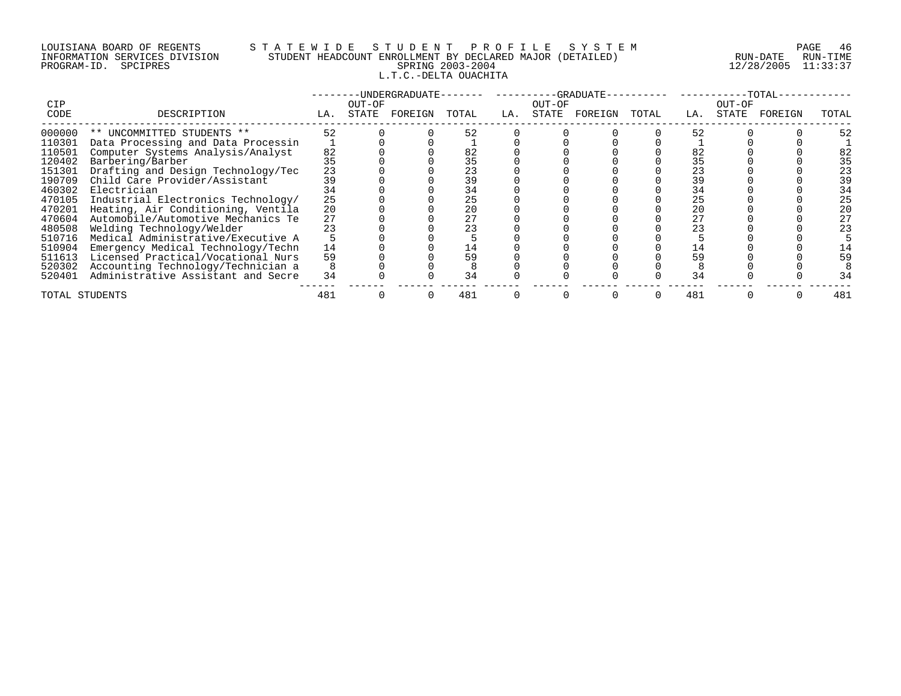LOUISIANA BOARD OF REGENTS — STATEWIDE STUDENT PROFILE SYSTEM
INFORMATION SERVICES DIVISION — STUDENT HEADCOUNT ENROLLMENT BY DECLARED MAJOR (DETAILED) — RUN-DATE 12/28/2005 RUN-TIME 11:33:37
PROGRAM-ID. SPCIPRES — SPRING 2003-2004

L.T.C.-DELTA OUACHITA

| CIP | | UNDERGRADUATE | | | | GRADUATE | | | | TOTAL | | | |
|---|---|---|---|---|---|---|---|---|---|---|---|---|---|
| CODE | DESCRIPTION | LA. | OUT-OF STATE | FOREIGN | TOTAL | LA. | OUT-OF STATE | FOREIGN | TOTAL | LA. | OUT-OF STATE | FOREIGN | TOTAL |
| 000000 | ** UNCOMMITTED STUDENTS ** | 52 | 0 | 0 | 52 | 0 | 0 | 0 | 0 | 52 | 0 | 0 | 52 |
| 110301 | Data Processing and Data Processin | 1 | 0 | 0 | 1 | 0 | 0 | 0 | 0 | 1 | 0 | 0 | 1 |
| 110501 | Computer Systems Analysis/Analyst | 82 | 0 | 0 | 82 | 0 | 0 | 0 | 0 | 82 | 0 | 0 | 82 |
| 120402 | Barbering/Barber | 35 | 0 | 0 | 35 | 0 | 0 | 0 | 0 | 35 | 0 | 0 | 35 |
| 151301 | Drafting and Design Technology/Tec | 23 | 0 | 0 | 23 | 0 | 0 | 0 | 0 | 23 | 0 | 0 | 23 |
| 190709 | Child Care Provider/Assistant | 39 | 0 | 0 | 39 | 0 | 0 | 0 | 0 | 39 | 0 | 0 | 39 |
| 460302 | Electrician | 34 | 0 | 0 | 34 | 0 | 0 | 0 | 0 | 34 | 0 | 0 | 34 |
| 470105 | Industrial Electronics Technology/ | 25 | 0 | 0 | 25 | 0 | 0 | 0 | 0 | 25 | 0 | 0 | 25 |
| 470201 | Heating, Air Conditioning, Ventila | 20 | 0 | 0 | 20 | 0 | 0 | 0 | 0 | 20 | 0 | 0 | 20 |
| 470604 | Automobile/Automotive Mechanics Te | 27 | 0 | 0 | 27 | 0 | 0 | 0 | 0 | 27 | 0 | 0 | 27 |
| 480508 | Welding Technology/Welder | 23 | 0 | 0 | 23 | 0 | 0 | 0 | 0 | 23 | 0 | 0 | 23 |
| 510716 | Medical Administrative/Executive A | 5 | 0 | 0 | 5 | 0 | 0 | 0 | 0 | 5 | 0 | 0 | 5 |
| 510904 | Emergency Medical Technology/Techn | 14 | 0 | 0 | 14 | 0 | 0 | 0 | 0 | 14 | 0 | 0 | 14 |
| 511613 | Licensed Practical/Vocational Nurs | 59 | 0 | 0 | 59 | 0 | 0 | 0 | 0 | 59 | 0 | 0 | 59 |
| 520302 | Accounting Technology/Technician a | 8 | 0 | 0 | 8 | 0 | 0 | 0 | 0 | 8 | 0 | 0 | 8 |
| 520401 | Administrative Assistant and Secre | 34 | 0 | 0 | 34 | 0 | 0 | 0 | 0 | 34 | 0 | 0 | 34 |
| TOTAL STUDENTS | | 481 | 0 | 0 | 481 | 0 | 0 | 0 | 0 | 481 | 0 | 0 | 481 |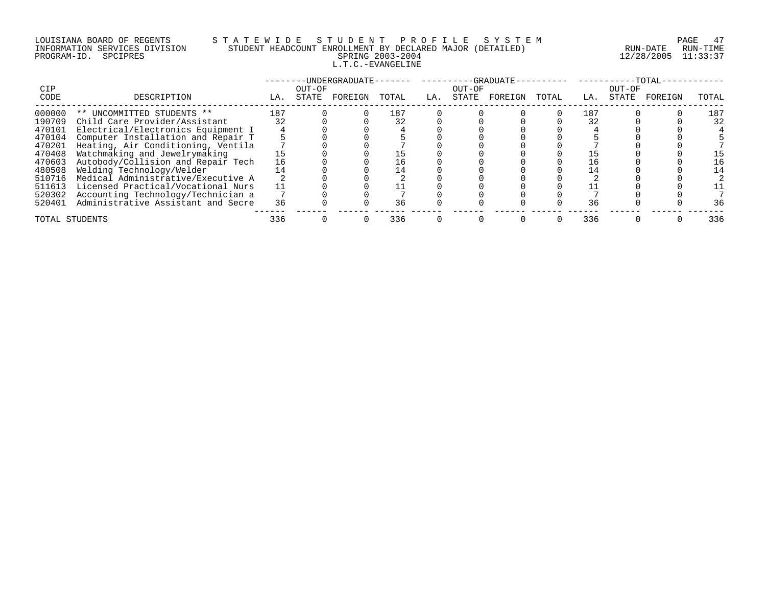LOUISIANA BOARD OF REGENTS — STATEWIDE STUDENT PROFILE SYSTEM
INFORMATION SERVICES DIVISION — STUDENT HEADCOUNT ENROLLMENT BY DECLARED MAJOR (DETAILED)
PROGRAM-ID. SPCIPRES — SPRING 2003-2004 — RUN-DATE 12/28/2005 RUN-TIME 11:33:37

L.T.C.-EVANGELINE

| CIP CODE | DESCRIPTION | UNDERGRADUATE LA. | UNDERGRADUATE OUT-OF STATE | UNDERGRADUATE FOREIGN | UNDERGRADUATE TOTAL | GRADUATE LA. | GRADUATE OUT-OF STATE | GRADUATE FOREIGN | GRADUATE TOTAL | TOTAL LA. | TOTAL OUT-OF STATE | TOTAL FOREIGN | TOTAL TOTAL |
|---|---|---|---|---|---|---|---|---|---|---|---|---|---|
| 000000 | ** UNCOMMITTED STUDENTS ** | 187 | 0 | 0 | 187 | 0 | 0 | 0 | 0 | 187 | 0 | 0 | 187 |
| 190709 | Child Care Provider/Assistant | 32 | 0 | 0 | 32 | 0 | 0 | 0 | 0 | 32 | 0 | 0 | 32 |
| 470101 | Electrical/Electronics Equipment I | 4 | 0 | 0 | 4 | 0 | 0 | 0 | 0 | 4 | 0 | 0 | 4 |
| 470104 | Computer Installation and Repair T | 5 | 0 | 0 | 5 | 0 | 0 | 0 | 0 | 5 | 0 | 0 | 5 |
| 470201 | Heating, Air Conditioning, Ventila | 7 | 0 | 0 | 7 | 0 | 0 | 0 | 0 | 7 | 0 | 0 | 7 |
| 470408 | Watchmaking and Jewelrymaking | 15 | 0 | 0 | 15 | 0 | 0 | 0 | 0 | 15 | 0 | 0 | 15 |
| 470603 | Autobody/Collision and Repair Tech | 16 | 0 | 0 | 16 | 0 | 0 | 0 | 0 | 16 | 0 | 0 | 16 |
| 480508 | Welding Technology/Welder | 14 | 0 | 0 | 14 | 0 | 0 | 0 | 0 | 14 | 0 | 0 | 14 |
| 510716 | Medical Administrative/Executive A | 2 | 0 | 0 | 2 | 0 | 0 | 0 | 0 | 2 | 0 | 0 | 2 |
| 511613 | Licensed Practical/Vocational Nurs | 11 | 0 | 0 | 11 | 0 | 0 | 0 | 0 | 11 | 0 | 0 | 11 |
| 520302 | Accounting Technology/Technician a | 7 | 0 | 0 | 7 | 0 | 0 | 0 | 0 | 7 | 0 | 0 | 7 |
| 520401 | Administrative Assistant and Secre | 36 | 0 | 0 | 36 | 0 | 0 | 0 | 0 | 36 | 0 | 0 | 36 |
| TOTAL STUDENTS | | 336 | 0 | 0 | 336 | 0 | 0 | 0 | 0 | 336 | 0 | 0 | 336 |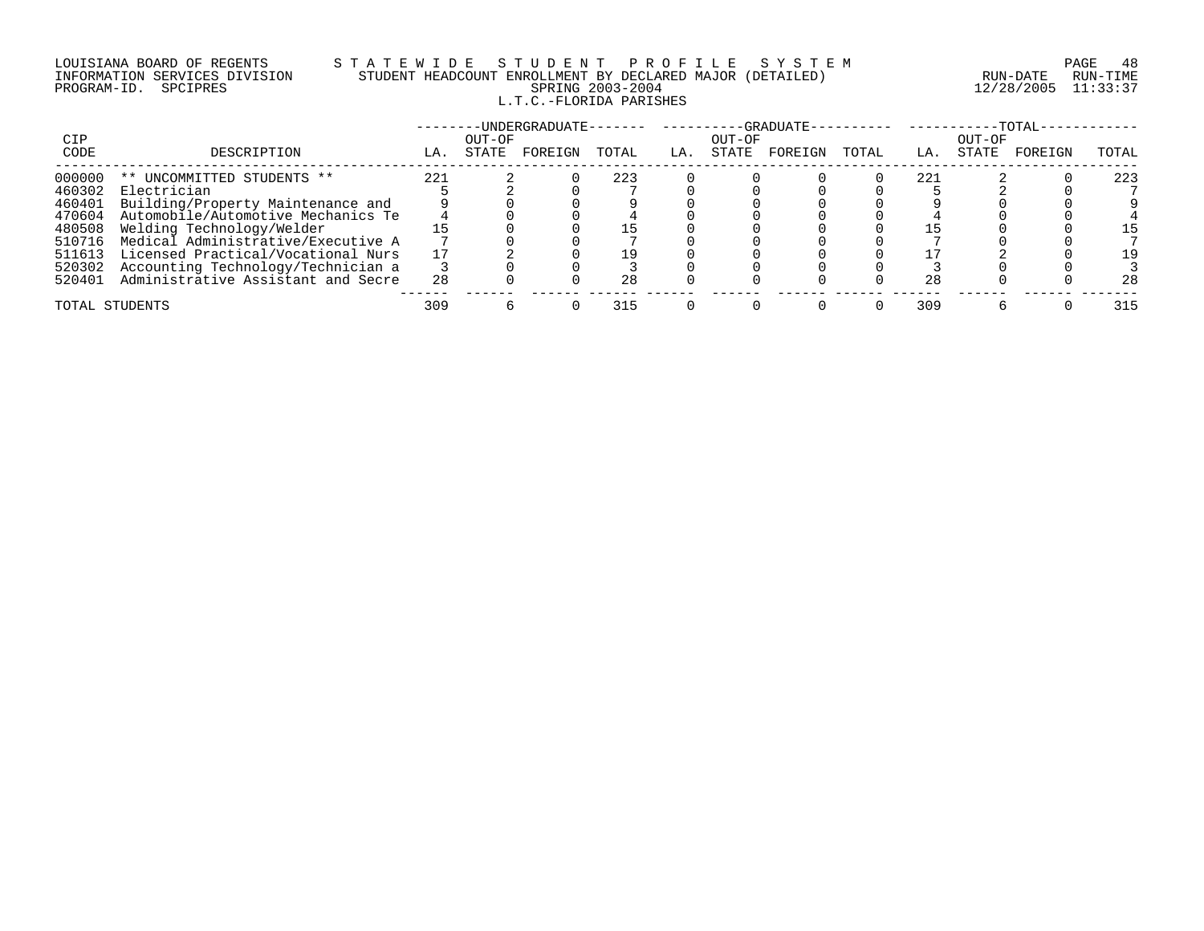LOUISIANA BOARD OF REGENTS — STATEWIDE STUDENT PROFILE SYSTEM
INFORMATION SERVICES DIVISION — STUDENT HEADCOUNT ENROLLMENT BY DECLARED MAJOR (DETAILED)
PROGRAM-ID. SPCIPRES — SPRING 2003-2004
L.T.C.-FLORIDA PARISHES

RUN-DATE 12/28/2005 RUN-TIME 11:33:37

| CIP CODE | DESCRIPTION | UNDERGRADUATE LA. | UNDERGRADUATE OUT-OF STATE | UNDERGRADUATE FOREIGN | UNDERGRADUATE TOTAL | GRADUATE LA. | GRADUATE OUT-OF STATE | GRADUATE FOREIGN | GRADUATE TOTAL | TOTAL LA. | TOTAL OUT-OF STATE | TOTAL FOREIGN | TOTAL TOTAL |
|---|---|---|---|---|---|---|---|---|---|---|---|---|---|
| 000000 | ** UNCOMMITTED STUDENTS ** | 221 | 2 | 0 | 223 | 0 | 0 | 0 | 0 | 221 | 2 | 0 | 223 |
| 460302 | Electrician | 5 | 2 | 0 | 7 | 0 | 0 | 0 | 0 | 5 | 2 | 0 | 7 |
| 460401 | Building/Property Maintenance and | 9 | 0 | 0 | 9 | 0 | 0 | 0 | 0 | 9 | 0 | 0 | 9 |
| 470604 | Automobile/Automotive Mechanics Te | 4 | 0 | 0 | 4 | 0 | 0 | 0 | 0 | 4 | 0 | 0 | 4 |
| 480508 | Welding Technology/Welder | 15 | 0 | 0 | 15 | 0 | 0 | 0 | 0 | 15 | 0 | 0 | 15 |
| 510716 | Medical Administrative/Executive A | 7 | 0 | 0 | 7 | 0 | 0 | 0 | 0 | 7 | 0 | 0 | 7 |
| 511613 | Licensed Practical/Vocational Nurs | 17 | 2 | 0 | 19 | 0 | 0 | 0 | 0 | 17 | 2 | 0 | 19 |
| 520302 | Accounting Technology/Technician a | 3 | 0 | 0 | 3 | 0 | 0 | 0 | 0 | 3 | 0 | 0 | 3 |
| 520401 | Administrative Assistant and Secre | 28 | 0 | 0 | 28 | 0 | 0 | 0 | 0 | 28 | 0 | 0 | 28 |
| TOTAL STUDENTS | | 309 | 6 | 0 | 315 | 0 | 0 | 0 | 0 | 309 | 6 | 0 | 315 |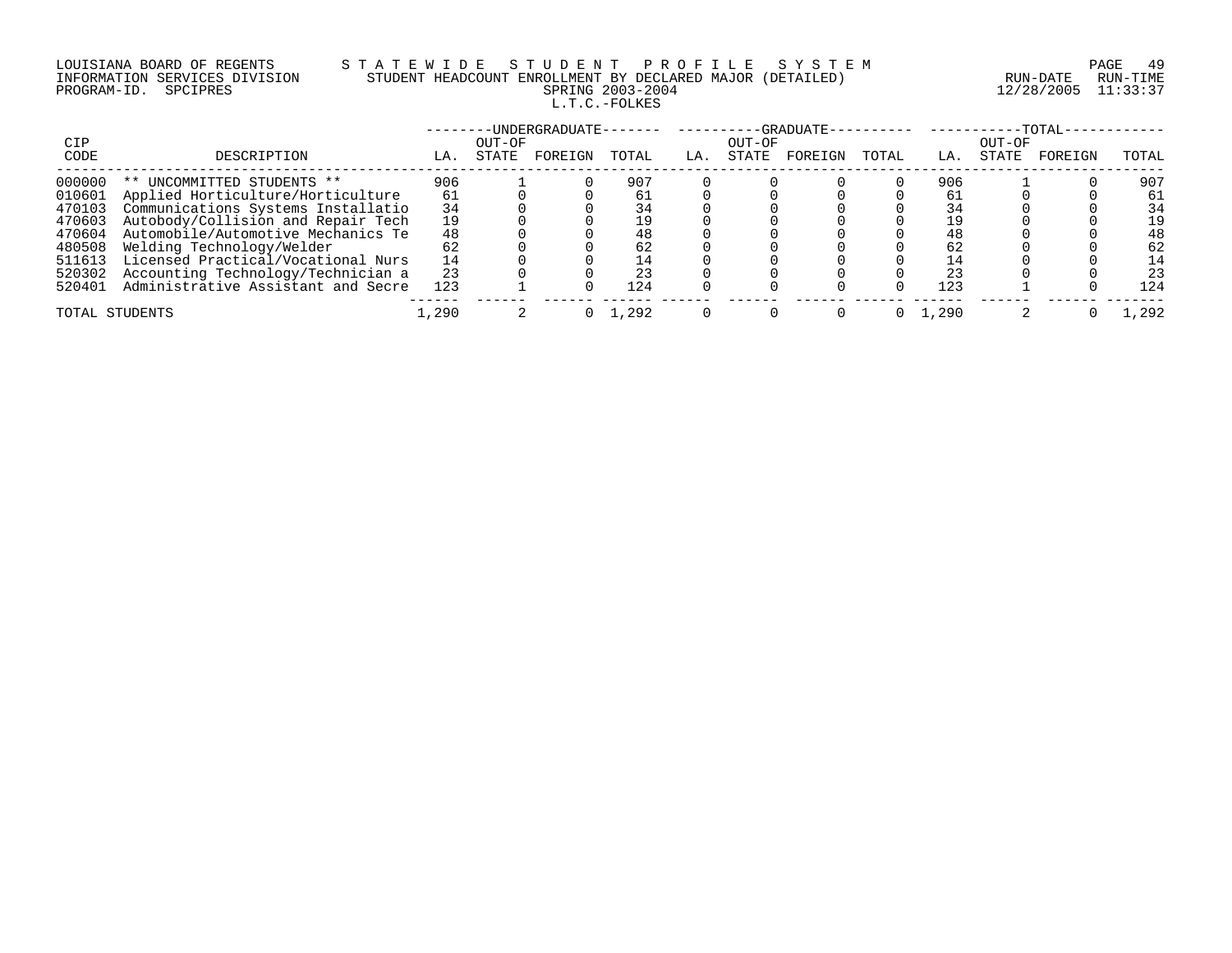LOUISIANA BOARD OF REGENTS — STATEWIDE STUDENT PROFILE SYSTEM
INFORMATION SERVICES DIVISION — STUDENT HEADCOUNT ENROLLMENT BY DECLARED MAJOR (DETAILED)
PROGRAM-ID. SPCIPRES — SPRING 2003-2004
RUN-DATE 12/28/2005 RUN-TIME 11:33:37

L.T.C.-FOLKES

| CIP CODE | DESCRIPTION | UNDERGRADUATE LA. | UNDERGRADUATE OUT-OF STATE | UNDERGRADUATE FOREIGN | UNDERGRADUATE TOTAL | GRADUATE LA. | GRADUATE OUT-OF STATE | GRADUATE FOREIGN | GRADUATE TOTAL | TOTAL LA. | TOTAL OUT-OF STATE | TOTAL FOREIGN | TOTAL TOTAL |
|---|---|---|---|---|---|---|---|---|---|---|---|---|---|
| 000000 | ** UNCOMMITTED STUDENTS ** | 906 | 1 | 0 | 907 | 0 | 0 | 0 | 0 | 906 | 1 | 0 | 907 |
| 010601 | Applied Horticulture/Horticulture | 61 | 0 | 0 | 61 | 0 | 0 | 0 | 0 | 61 | 0 | 0 | 61 |
| 470103 | Communications Systems Installatio | 34 | 0 | 0 | 34 | 0 | 0 | 0 | 0 | 34 | 0 | 0 | 34 |
| 470603 | Autobody/Collision and Repair Tech | 19 | 0 | 0 | 19 | 0 | 0 | 0 | 0 | 19 | 0 | 0 | 19 |
| 470604 | Automobile/Automotive Mechanics Te | 48 | 0 | 0 | 48 | 0 | 0 | 0 | 0 | 48 | 0 | 0 | 48 |
| 480508 | Welding Technology/Welder | 62 | 0 | 0 | 62 | 0 | 0 | 0 | 0 | 62 | 0 | 0 | 62 |
| 511613 | Licensed Practical/Vocational Nurs | 14 | 0 | 0 | 14 | 0 | 0 | 0 | 0 | 14 | 0 | 0 | 14 |
| 520302 | Accounting Technology/Technician a | 23 | 0 | 0 | 23 | 0 | 0 | 0 | 0 | 23 | 0 | 0 | 23 |
| 520401 | Administrative Assistant and Secre | 123 | 1 | 0 | 124 | 0 | 0 | 0 | 0 | 123 | 1 | 0 | 124 |
| TOTAL STUDENTS | | 1,290 | 2 | 0 | 1,292 | 0 | 0 | 0 | 0 | 1,290 | 2 | 0 | 1,292 |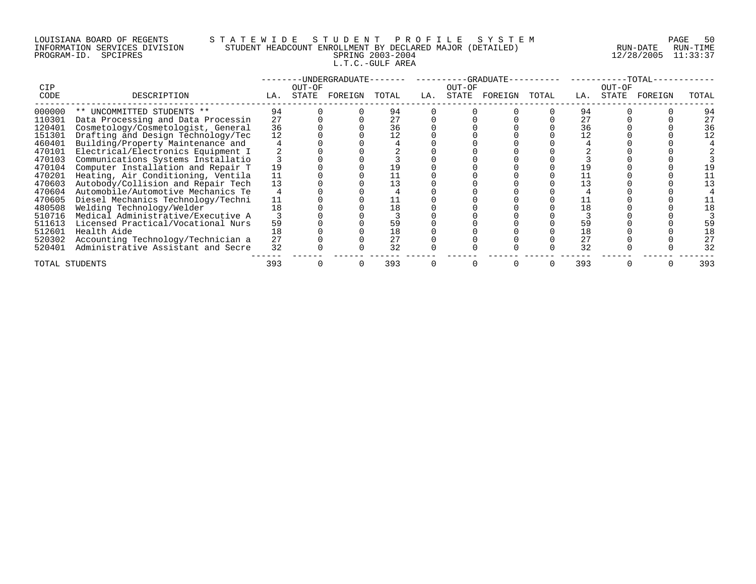LOUISIANA BOARD OF REGENTS — STATEWIDE STUDENT PROFILE SYSTEM
INFORMATION SERVICES DIVISION — STUDENT HEADCOUNT ENROLLMENT BY DECLARED MAJOR (DETAILED)
PROGRAM-ID. SPCIPRES — SPRING 2003-2004
RUN-DATE 12/28/2005 RUN-TIME 11:33:37

L.T.C.-GULF AREA

| CIP CODE | DESCRIPTION | UNDERGRADUATE LA. | UNDERGRADUATE OUT-OF STATE | UNDERGRADUATE FOREIGN | UNDERGRADUATE TOTAL | GRADUATE LA. | GRADUATE OUT-OF STATE | GRADUATE FOREIGN | GRADUATE TOTAL | TOTAL LA. | TOTAL OUT-OF STATE | TOTAL FOREIGN | TOTAL |
|---|---|---|---|---|---|---|---|---|---|---|---|---|---|
| 000000 | ** UNCOMMITTED STUDENTS ** | 94 | 0 | 0 | 94 | 0 | 0 | 0 | 0 | 94 | 0 | 0 | 94 |
| 110301 | Data Processing and Data Processin | 27 | 0 | 0 | 27 | 0 | 0 | 0 | 0 | 27 | 0 | 0 | 27 |
| 120401 | Cosmetology/Cosmetologist, General | 36 | 0 | 0 | 36 | 0 | 0 | 0 | 0 | 36 | 0 | 0 | 36 |
| 151301 | Drafting and Design Technology/Tec | 12 | 0 | 0 | 12 | 0 | 0 | 0 | 0 | 12 | 0 | 0 | 12 |
| 460401 | Building/Property Maintenance and | 4 | 0 | 0 | 4 | 0 | 0 | 0 | 0 | 4 | 0 | 0 | 4 |
| 470101 | Electrical/Electronics Equipment I | 2 | 0 | 0 | 2 | 0 | 0 | 0 | 0 | 2 | 0 | 0 | 2 |
| 470103 | Communications Systems Installatio | 3 | 0 | 0 | 3 | 0 | 0 | 0 | 0 | 3 | 0 | 0 | 3 |
| 470104 | Computer Installation and Repair T | 19 | 0 | 0 | 19 | 0 | 0 | 0 | 0 | 19 | 0 | 0 | 19 |
| 470201 | Heating, Air Conditioning, Ventila | 11 | 0 | 0 | 11 | 0 | 0 | 0 | 0 | 11 | 0 | 0 | 11 |
| 470603 | Autobody/Collision and Repair Tech | 13 | 0 | 0 | 13 | 0 | 0 | 0 | 0 | 13 | 0 | 0 | 13 |
| 470604 | Automobile/Automotive Mechanics Te | 4 | 0 | 0 | 4 | 0 | 0 | 0 | 0 | 4 | 0 | 0 | 4 |
| 470605 | Diesel Mechanics Technology/Techni | 11 | 0 | 0 | 11 | 0 | 0 | 0 | 0 | 11 | 0 | 0 | 11 |
| 480508 | Welding Technology/Welder | 18 | 0 | 0 | 18 | 0 | 0 | 0 | 0 | 18 | 0 | 0 | 18 |
| 510716 | Medical Administrative/Executive A | 3 | 0 | 0 | 3 | 0 | 0 | 0 | 0 | 3 | 0 | 0 | 3 |
| 511613 | Licensed Practical/Vocational Nurs | 59 | 0 | 0 | 59 | 0 | 0 | 0 | 0 | 59 | 0 | 0 | 59 |
| 512601 | Health Aide | 18 | 0 | 0 | 18 | 0 | 0 | 0 | 0 | 18 | 0 | 0 | 18 |
| 520302 | Accounting Technology/Technician a | 27 | 0 | 0 | 27 | 0 | 0 | 0 | 0 | 27 | 0 | 0 | 27 |
| 520401 | Administrative Assistant and Secre | 32 | 0 | 0 | 32 | 0 | 0 | 0 | 0 | 32 | 0 | 0 | 32 |
| TOTAL STUDENTS | | 393 | 0 | 0 | 393 | 0 | 0 | 0 | 0 | 393 | 0 | 0 | 393 |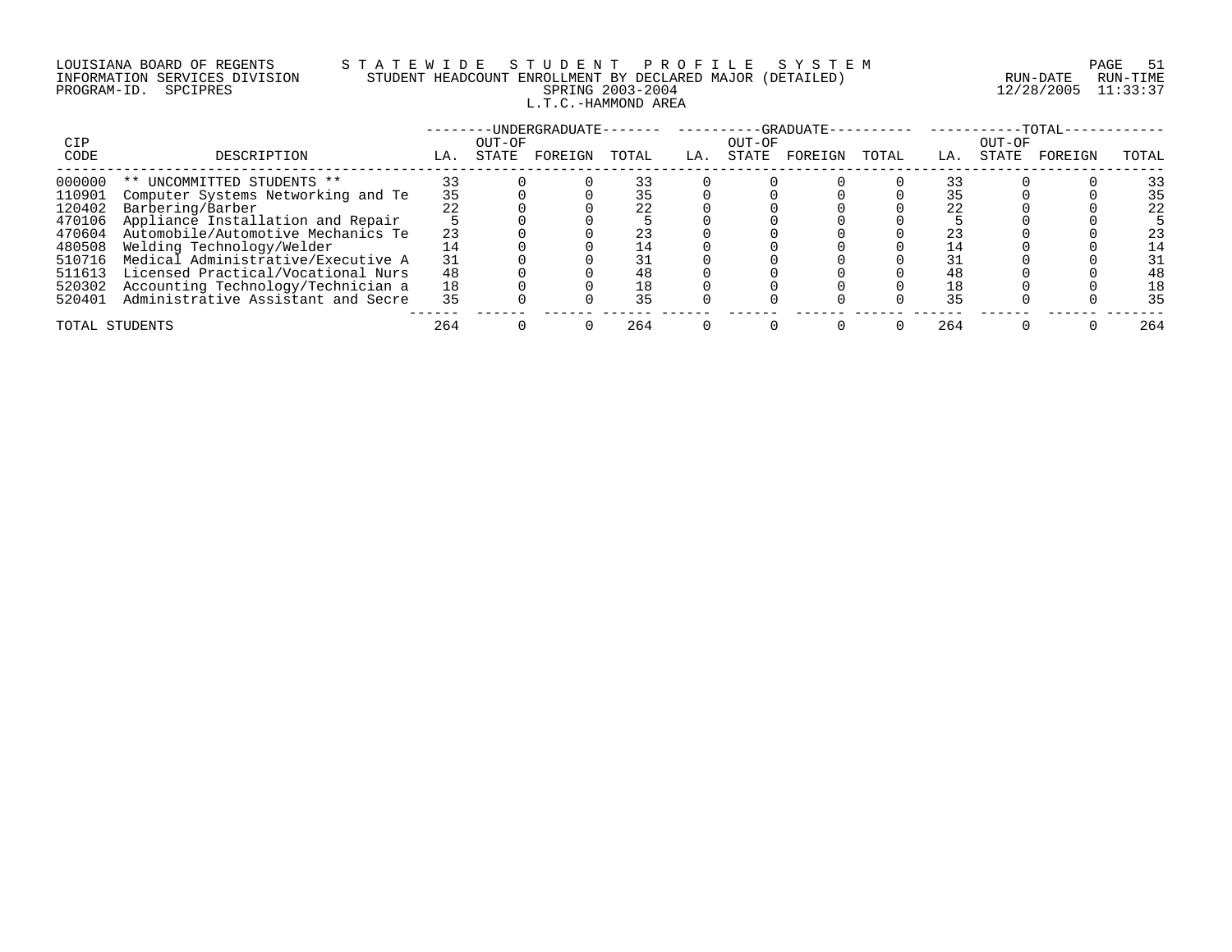LOUISIANA BOARD OF REGENTS — STATEWIDE STUDENT PROFILE SYSTEM
INFORMATION SERVICES DIVISION — STUDENT HEADCOUNT ENROLLMENT BY DECLARED MAJOR (DETAILED)
PROGRAM-ID. SPCIPRES — SPRING 2003-2004 — RUN-DATE 12/28/2005 RUN-TIME 11:33:37

L.T.C.-HAMMOND AREA

| CIP | | UNDERGRADUATE | | | | GRADUATE | | | | TOTAL | | | |
|---|---|---|---|---|---|---|---|---|---|---|---|---|---|
| CODE | DESCRIPTION | LA. | OUT-OF STATE | FOREIGN | TOTAL | LA. | OUT-OF STATE | FOREIGN | TOTAL | LA. | OUT-OF STATE | FOREIGN | TOTAL |
| 000000 | ** UNCOMMITTED STUDENTS ** | 33 | 0 | 0 | 33 | 0 | 0 | 0 | 0 | 33 | 0 | 0 | 33 |
| 110901 | Computer Systems Networking and Te | 35 | 0 | 0 | 35 | 0 | 0 | 0 | 0 | 35 | 0 | 0 | 35 |
| 120402 | Barbering/Barber | 22 | 0 | 0 | 22 | 0 | 0 | 0 | 0 | 22 | 0 | 0 | 22 |
| 470106 | Appliance Installation and Repair | 5 | 0 | 0 | 5 | 0 | 0 | 0 | 0 | 5 | 0 | 0 | 5 |
| 470604 | Automobile/Automotive Mechanics Te | 23 | 0 | 0 | 23 | 0 | 0 | 0 | 0 | 23 | 0 | 0 | 23 |
| 480508 | Welding Technology/Welder | 14 | 0 | 0 | 14 | 0 | 0 | 0 | 0 | 14 | 0 | 0 | 14 |
| 510716 | Medical Administrative/Executive A | 31 | 0 | 0 | 31 | 0 | 0 | 0 | 0 | 31 | 0 | 0 | 31 |
| 511613 | Licensed Practical/Vocational Nurs | 48 | 0 | 0 | 48 | 0 | 0 | 0 | 0 | 48 | 0 | 0 | 48 |
| 520302 | Accounting Technology/Technician a | 18 | 0 | 0 | 18 | 0 | 0 | 0 | 0 | 18 | 0 | 0 | 18 |
| 520401 | Administrative Assistant and Secre | 35 | 0 | 0 | 35 | 0 | 0 | 0 | 0 | 35 | 0 | 0 | 35 |
| TOTAL STUDENTS | | 264 | 0 | 0 | 264 | 0 | 0 | 0 | 0 | 264 | 0 | 0 | 264 |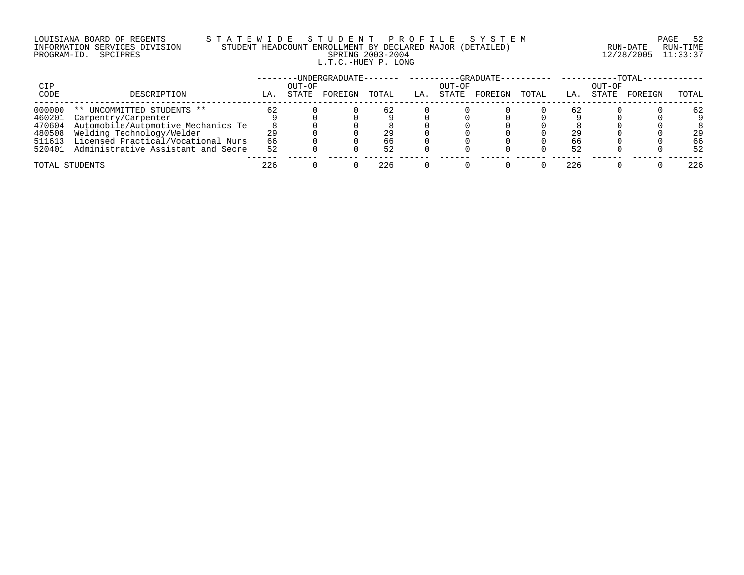LOUISIANA BOARD OF REGENTS
INFORMATION SERVICES DIVISION
PROGRAM-ID. SPCIPRES

STATEWIDE STUDENT PROFILE SYSTEM
STUDENT HEADCOUNT ENROLLMENT BY DECLARED MAJOR (DETAILED)
SPRING 2003-2004
L.T.C.-HUEY P. LONG

RUN-DATE 12/28/2005 RUN-TIME 11:33:37

| CIP CODE | DESCRIPTION | UNDERGRADUATE LA. | UNDERGRADUATE OUT-OF STATE | UNDERGRADUATE FOREIGN | UNDERGRADUATE TOTAL | GRADUATE LA. | GRADUATE OUT-OF STATE | GRADUATE FOREIGN | GRADUATE TOTAL | TOTAL LA. | TOTAL OUT-OF STATE | TOTAL FOREIGN | TOTAL TOTAL |
|---|---|---|---|---|---|---|---|---|---|---|---|---|---|
| 000000 | ** UNCOMMITTED STUDENTS ** | 62 | 0 | 0 | 62 | 0 | 0 | 0 | 0 | 62 | 0 | 0 | 62 |
| 460201 | Carpentry/Carpenter | 9 | 0 | 0 | 9 | 0 | 0 | 0 | 0 | 9 | 0 | 0 | 9 |
| 470604 | Automobile/Automotive Mechanics Te | 8 | 0 | 0 | 8 | 0 | 0 | 0 | 0 | 8 | 0 | 0 | 8 |
| 480508 | Welding Technology/Welder | 29 | 0 | 0 | 29 | 0 | 0 | 0 | 0 | 29 | 0 | 0 | 29 |
| 511613 | Licensed Practical/Vocational Nurs | 66 | 0 | 0 | 66 | 0 | 0 | 0 | 0 | 66 | 0 | 0 | 66 |
| 520401 | Administrative Assistant and Secre | 52 | 0 | 0 | 52 | 0 | 0 | 0 | 0 | 52 | 0 | 0 | 52 |
| TOTAL STUDENTS | | 226 | 0 | 0 | 226 | 0 | 0 | 0 | 0 | 226 | 0 | 0 | 226 |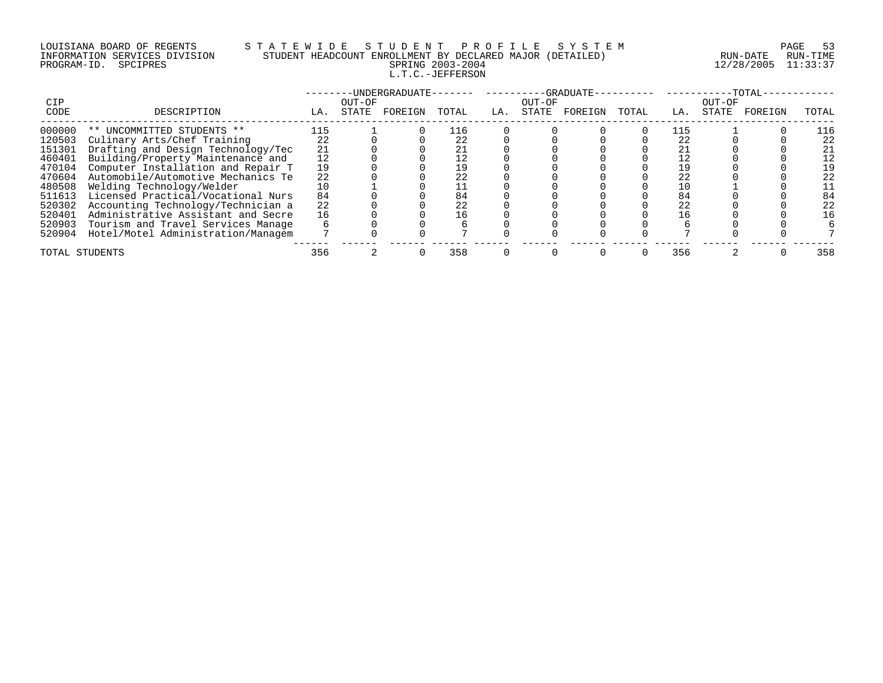LOUISIANA BOARD OF REGENTS — STATEWIDE STUDENT PROFILE SYSTEM
INFORMATION SERVICES DIVISION — STUDENT HEADCOUNT ENROLLMENT BY DECLARED MAJOR (DETAILED)
PROGRAM-ID. SPCIPRES — SPRING 2003-2004 — RUN-DATE 12/28/2005 RUN-TIME 11:33:37

L.T.C.-JEFFERSON

| CIP | | UNDERGRADUATE | | | | GRADUATE | | | | TOTAL | | | |
|---|---|---|---|---|---|---|---|---|---|---|---|---|---|
| CODE | DESCRIPTION | LA. | OUT-OF STATE | FOREIGN | TOTAL | LA. | OUT-OF STATE | FOREIGN | TOTAL | LA. | OUT-OF STATE | FOREIGN | TOTAL |
| 000000 | ** UNCOMMITTED STUDENTS ** | 115 | 1 | 0 | 116 | 0 | 0 | 0 | 0 | 115 | 1 | 0 | 116 |
| 120503 | Culinary Arts/Chef Training | 22 | 0 | 0 | 22 | 0 | 0 | 0 | 0 | 22 | 0 | 0 | 22 |
| 151301 | Drafting and Design Technology/Tec | 21 | 0 | 0 | 21 | 0 | 0 | 0 | 0 | 21 | 0 | 0 | 21 |
| 460401 | Building/Property Maintenance and | 12 | 0 | 0 | 12 | 0 | 0 | 0 | 0 | 12 | 0 | 0 | 12 |
| 470104 | Computer Installation and Repair T | 19 | 0 | 0 | 19 | 0 | 0 | 0 | 0 | 19 | 0 | 0 | 19 |
| 470604 | Automobile/Automotive Mechanics Te | 22 | 0 | 0 | 22 | 0 | 0 | 0 | 0 | 22 | 0 | 0 | 22 |
| 480508 | Welding Technology/Welder | 10 | 1 | 0 | 11 | 0 | 0 | 0 | 0 | 10 | 1 | 0 | 11 |
| 511613 | Licensed Practical/Vocational Nurs | 84 | 0 | 0 | 84 | 0 | 0 | 0 | 0 | 84 | 0 | 0 | 84 |
| 520302 | Accounting Technology/Technician a | 22 | 0 | 0 | 22 | 0 | 0 | 0 | 0 | 22 | 0 | 0 | 22 |
| 520401 | Administrative Assistant and Secre | 16 | 0 | 0 | 16 | 0 | 0 | 0 | 0 | 16 | 0 | 0 | 16 |
| 520903 | Tourism and Travel Services Manage | 6 | 0 | 0 | 6 | 0 | 0 | 0 | 0 | 6 | 0 | 0 | 6 |
| 520904 | Hotel/Motel Administration/Managem | 7 | 0 | 0 | 7 | 0 | 0 | 0 | 0 | 7 | 0 | 0 | 7 |
| TOTAL STUDENTS | | 356 | 2 | 0 | 358 | 0 | 0 | 0 | 0 | 356 | 2 | 0 | 358 |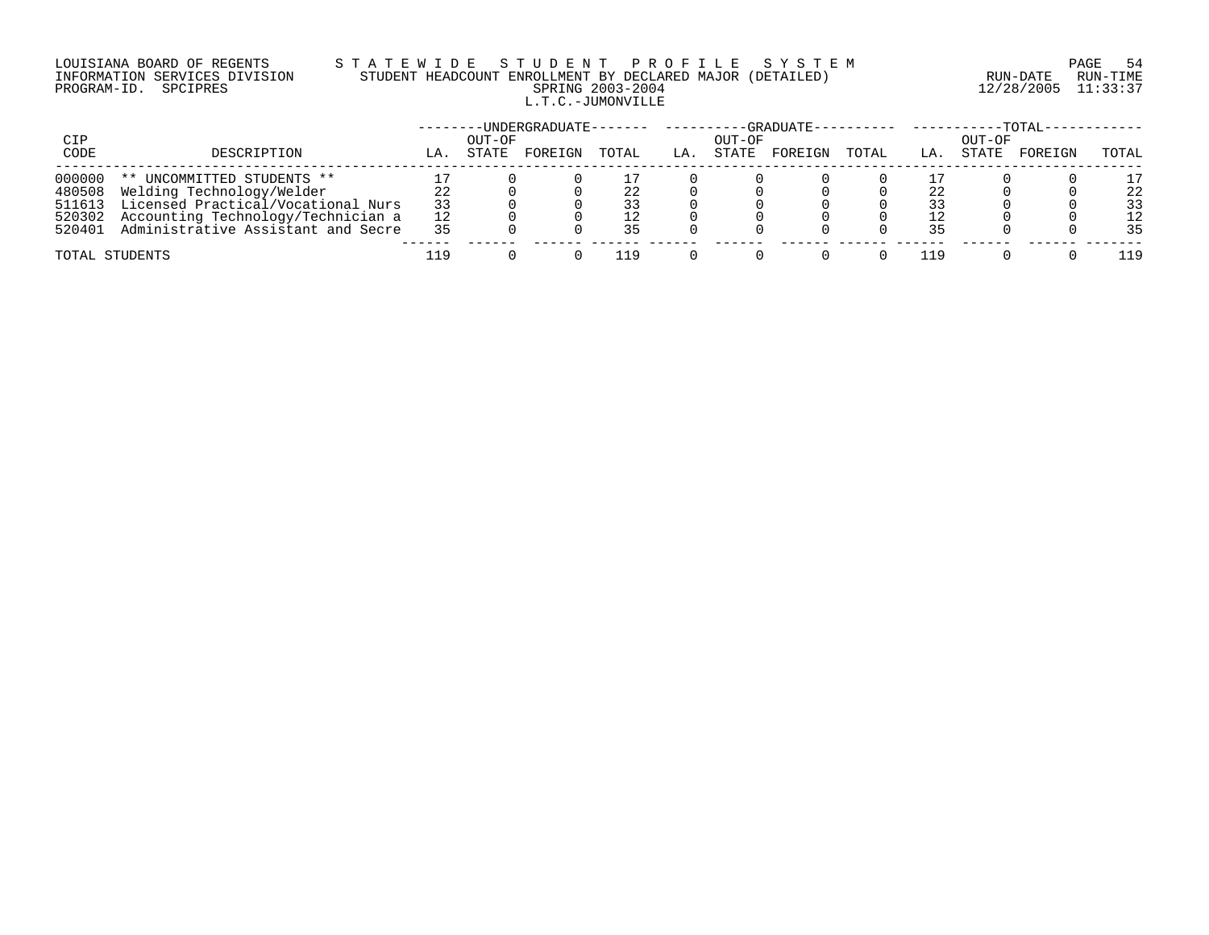LOUISIANA BOARD OF REGENTS — STATEWIDE STUDENT PROFILE SYSTEM
INFORMATION SERVICES DIVISION — STUDENT HEADCOUNT ENROLLMENT BY DECLARED MAJOR (DETAILED)
PROGRAM-ID. SPCIPRES — SPRING 2003-2004 — RUN-DATE 12/28/2005 RUN-TIME 11:33:37

## L.T.C.-JUMONVILLE

| CIP CODE | DESCRIPTION | UNDERGRADUATE LA. | UNDERGRADUATE OUT-OF STATE | UNDERGRADUATE FOREIGN | UNDERGRADUATE TOTAL | GRADUATE LA. | GRADUATE OUT-OF STATE | GRADUATE FOREIGN | GRADUATE TOTAL | TOTAL LA. | TOTAL OUT-OF STATE | TOTAL FOREIGN | TOTAL |
|---|---|---|---|---|---|---|---|---|---|---|---|---|---|
| 000000 | ** UNCOMMITTED STUDENTS ** | 17 | 0 | 0 | 17 | 0 | 0 | 0 | 0 | 17 | 0 | 0 | 17 |
| 480508 | Welding Technology/Welder | 22 | 0 | 0 | 22 | 0 | 0 | 0 | 0 | 22 | 0 | 0 | 22 |
| 511613 | Licensed Practical/Vocational Nurs | 33 | 0 | 0 | 33 | 0 | 0 | 0 | 0 | 33 | 0 | 0 | 33 |
| 520302 | Accounting Technology/Technician a | 12 | 0 | 0 | 12 | 0 | 0 | 0 | 0 | 12 | 0 | 0 | 12 |
| 520401 | Administrative Assistant and Secre | 35 | 0 | 0 | 35 | 0 | 0 | 0 | 0 | 35 | 0 | 0 | 35 |
| TOTAL STUDENTS | | 119 | 0 | 0 | 119 | 0 | 0 | 0 | 0 | 119 | 0 | 0 | 119 |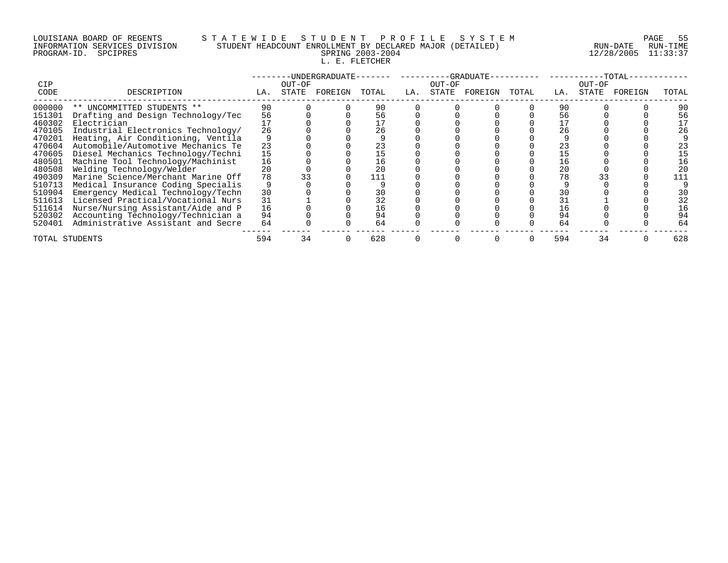LOUISIANA BOARD OF REGENTS — STATEWIDE STUDENT PROFILE SYSTEM
INFORMATION SERVICES DIVISION — STUDENT HEADCOUNT ENROLLMENT BY DECLARED MAJOR (DETAILED)
PROGRAM-ID. SPCIPRES — SPRING 2003-2004
RUN-DATE 12/28/2005 RUN-TIME 11:33:37

L. E. FLETCHER

| CIP CODE | DESCRIPTION | UNDERGRADUATE LA. | UNDERGRADUATE OUT-OF STATE | UNDERGRADUATE FOREIGN | UNDERGRADUATE TOTAL | GRADUATE LA. | GRADUATE OUT-OF STATE | GRADUATE FOREIGN | GRADUATE TOTAL | TOTAL LA. | TOTAL OUT-OF STATE | TOTAL FOREIGN | TOTAL |
|---|---|---|---|---|---|---|---|---|---|---|---|---|---|
| 000000 | ** UNCOMMITTED STUDENTS ** | 90 | 0 | 0 | 90 | 0 | 0 | 0 | 0 | 90 | 0 | 0 | 90 |
| 151301 | Drafting and Design Technology/Tec | 56 | 0 | 0 | 56 | 0 | 0 | 0 | 0 | 56 | 0 | 0 | 56 |
| 460302 | Electrician | 17 | 0 | 0 | 17 | 0 | 0 | 0 | 0 | 17 | 0 | 0 | 17 |
| 470105 | Industrial Electronics Technology/ | 26 | 0 | 0 | 26 | 0 | 0 | 0 | 0 | 26 | 0 | 0 | 26 |
| 470201 | Heating, Air Conditioning, Ventila | 9 | 0 | 0 | 9 | 0 | 0 | 0 | 0 | 9 | 0 | 0 | 9 |
| 470604 | Automobile/Automotive Mechanics Te | 23 | 0 | 0 | 23 | 0 | 0 | 0 | 0 | 23 | 0 | 0 | 23 |
| 470605 | Diesel Mechanics Technology/Techni | 15 | 0 | 0 | 15 | 0 | 0 | 0 | 0 | 15 | 0 | 0 | 15 |
| 480501 | Machine Tool Technology/Machinist | 16 | 0 | 0 | 16 | 0 | 0 | 0 | 0 | 16 | 0 | 0 | 16 |
| 480508 | Welding Technology/Welder | 20 | 0 | 0 | 20 | 0 | 0 | 0 | 0 | 20 | 0 | 0 | 20 |
| 490309 | Marine Science/Merchant Marine Off | 78 | 33 | 0 | 111 | 0 | 0 | 0 | 0 | 78 | 33 | 0 | 111 |
| 510713 | Medical Insurance Coding Specialis | 9 | 0 | 0 | 9 | 0 | 0 | 0 | 0 | 9 | 0 | 0 | 9 |
| 510904 | Emergency Medical Technology/Techn | 30 | 0 | 0 | 30 | 0 | 0 | 0 | 0 | 30 | 0 | 0 | 30 |
| 511613 | Licensed Practical/Vocational Nurs | 31 | 1 | 0 | 32 | 0 | 0 | 0 | 0 | 31 | 1 | 0 | 32 |
| 511614 | Nurse/Nursing Assistant/Aide and P | 16 | 0 | 0 | 16 | 0 | 0 | 0 | 0 | 16 | 0 | 0 | 16 |
| 520302 | Accounting Technology/Technician a | 94 | 0 | 0 | 94 | 0 | 0 | 0 | 0 | 94 | 0 | 0 | 94 |
| 520401 | Administrative Assistant and Secre | 64 | 0 | 0 | 64 | 0 | 0 | 0 | 0 | 64 | 0 | 0 | 64 |
| TOTAL STUDENTS | | 594 | 34 | 0 | 628 | 0 | 0 | 0 | 0 | 594 | 34 | 0 | 628 |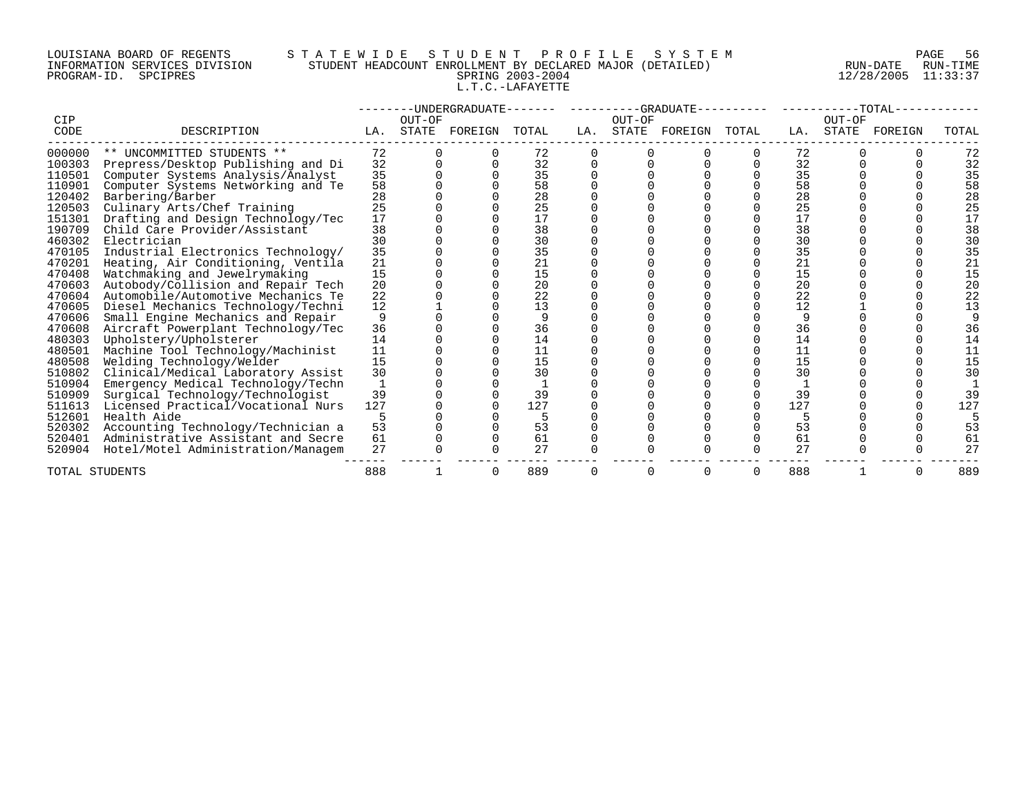LOUISIANA BOARD OF REGENTS — STATEWIDE STUDENT PROFILE SYSTEM
INFORMATION SERVICES DIVISION — STUDENT HEADCOUNT ENROLLMENT BY DECLARED MAJOR (DETAILED)
PROGRAM-ID. SPCIPRES — SPRING 2003-2004 — RUN-DATE 12/28/2005 RUN-TIME 11:33:37

L.T.C.-LAFAYETTE

| CIP CODE | DESCRIPTION | UNDERGRADUATE LA. | UNDERGRADUATE OUT-OF STATE | UNDERGRADUATE FOREIGN | UNDERGRADUATE TOTAL | GRADUATE LA. | GRADUATE OUT-OF STATE | GRADUATE FOREIGN | GRADUATE TOTAL | TOTAL LA. | TOTAL OUT-OF STATE | TOTAL FOREIGN | TOTAL |
|---|---|---|---|---|---|---|---|---|---|---|---|---|---|
| 000000 | ** UNCOMMITTED STUDENTS ** | 72 | 0 | 0 | 72 | 0 | 0 | 0 | 0 | 72 | 0 | 0 | 72 |
| 100303 | Prepress/Desktop Publishing and Di | 32 | 0 | 0 | 32 | 0 | 0 | 0 | 0 | 32 | 0 | 0 | 32 |
| 110501 | Computer Systems Analysis/Analyst | 35 | 0 | 0 | 35 | 0 | 0 | 0 | 0 | 35 | 0 | 0 | 35 |
| 110901 | Computer Systems Networking and Te | 58 | 0 | 0 | 58 | 0 | 0 | 0 | 0 | 58 | 0 | 0 | 58 |
| 120402 | Barbering/Barber | 28 | 0 | 0 | 28 | 0 | 0 | 0 | 0 | 28 | 0 | 0 | 28 |
| 120503 | Culinary Arts/Chef Training | 25 | 0 | 0 | 25 | 0 | 0 | 0 | 0 | 25 | 0 | 0 | 25 |
| 151301 | Drafting and Design Technology/Tec | 17 | 0 | 0 | 17 | 0 | 0 | 0 | 0 | 17 | 0 | 0 | 17 |
| 190709 | Child Care Provider/Assistant | 38 | 0 | 0 | 38 | 0 | 0 | 0 | 0 | 38 | 0 | 0 | 38 |
| 460302 | Electrician | 30 | 0 | 0 | 30 | 0 | 0 | 0 | 0 | 30 | 0 | 0 | 30 |
| 470105 | Industrial Electronics Technology/ | 35 | 0 | 0 | 35 | 0 | 0 | 0 | 0 | 35 | 0 | 0 | 35 |
| 470201 | Heating, Air Conditioning, Ventila | 21 | 0 | 0 | 21 | 0 | 0 | 0 | 0 | 21 | 0 | 0 | 21 |
| 470408 | Watchmaking and Jewelrymaking | 15 | 0 | 0 | 15 | 0 | 0 | 0 | 0 | 15 | 0 | 0 | 15 |
| 470603 | Autobody/Collision and Repair Tech | 20 | 0 | 0 | 20 | 0 | 0 | 0 | 0 | 20 | 0 | 0 | 20 |
| 470604 | Automobile/Automotive Mechanics Te | 22 | 0 | 0 | 22 | 0 | 0 | 0 | 0 | 22 | 0 | 0 | 22 |
| 470605 | Diesel Mechanics Technology/Techni | 12 | 1 | 0 | 13 | 0 | 0 | 0 | 0 | 12 | 1 | 0 | 13 |
| 470606 | Small Engine Mechanics and Repair | 9 | 0 | 0 | 9 | 0 | 0 | 0 | 0 | 9 | 0 | 0 | 9 |
| 470608 | Aircraft Powerplant Technology/Tec | 36 | 0 | 0 | 36 | 0 | 0 | 0 | 0 | 36 | 0 | 0 | 36 |
| 480303 | Upholstery/Upholsterer | 14 | 0 | 0 | 14 | 0 | 0 | 0 | 0 | 14 | 0 | 0 | 14 |
| 480501 | Machine Tool Technology/Machinist | 11 | 0 | 0 | 11 | 0 | 0 | 0 | 0 | 11 | 0 | 0 | 11 |
| 480508 | Welding Technology/Welder | 15 | 0 | 0 | 15 | 0 | 0 | 0 | 0 | 15 | 0 | 0 | 15 |
| 510802 | Clinical/Medical Laboratory Assist | 30 | 0 | 0 | 30 | 0 | 0 | 0 | 0 | 30 | 0 | 0 | 30 |
| 510904 | Emergency Medical Technology/Techn | 1 | 0 | 0 | 1 | 0 | 0 | 0 | 0 | 1 | 0 | 0 | 1 |
| 510909 | Surgical Technology/Technologist | 39 | 0 | 0 | 39 | 0 | 0 | 0 | 0 | 39 | 0 | 0 | 39 |
| 511613 | Licensed Practical/Vocational Nurs | 127 | 0 | 0 | 127 | 0 | 0 | 0 | 0 | 127 | 0 | 0 | 127 |
| 512601 | Health Aide | 5 | 0 | 0 | 5 | 0 | 0 | 0 | 0 | 5 | 0 | 0 | 5 |
| 520302 | Accounting Technology/Technician a | 53 | 0 | 0 | 53 | 0 | 0 | 0 | 0 | 53 | 0 | 0 | 53 |
| 520401 | Administrative Assistant and Secre | 61 | 0 | 0 | 61 | 0 | 0 | 0 | 0 | 61 | 0 | 0 | 61 |
| 520904 | Hotel/Motel Administration/Managem | 27 | 0 | 0 | 27 | 0 | 0 | 0 | 0 | 27 | 0 | 0 | 27 |
| TOTAL STUDENTS | | 888 | 1 | 0 | 889 | 0 | 0 | 0 | 0 | 888 | 1 | 0 | 889 |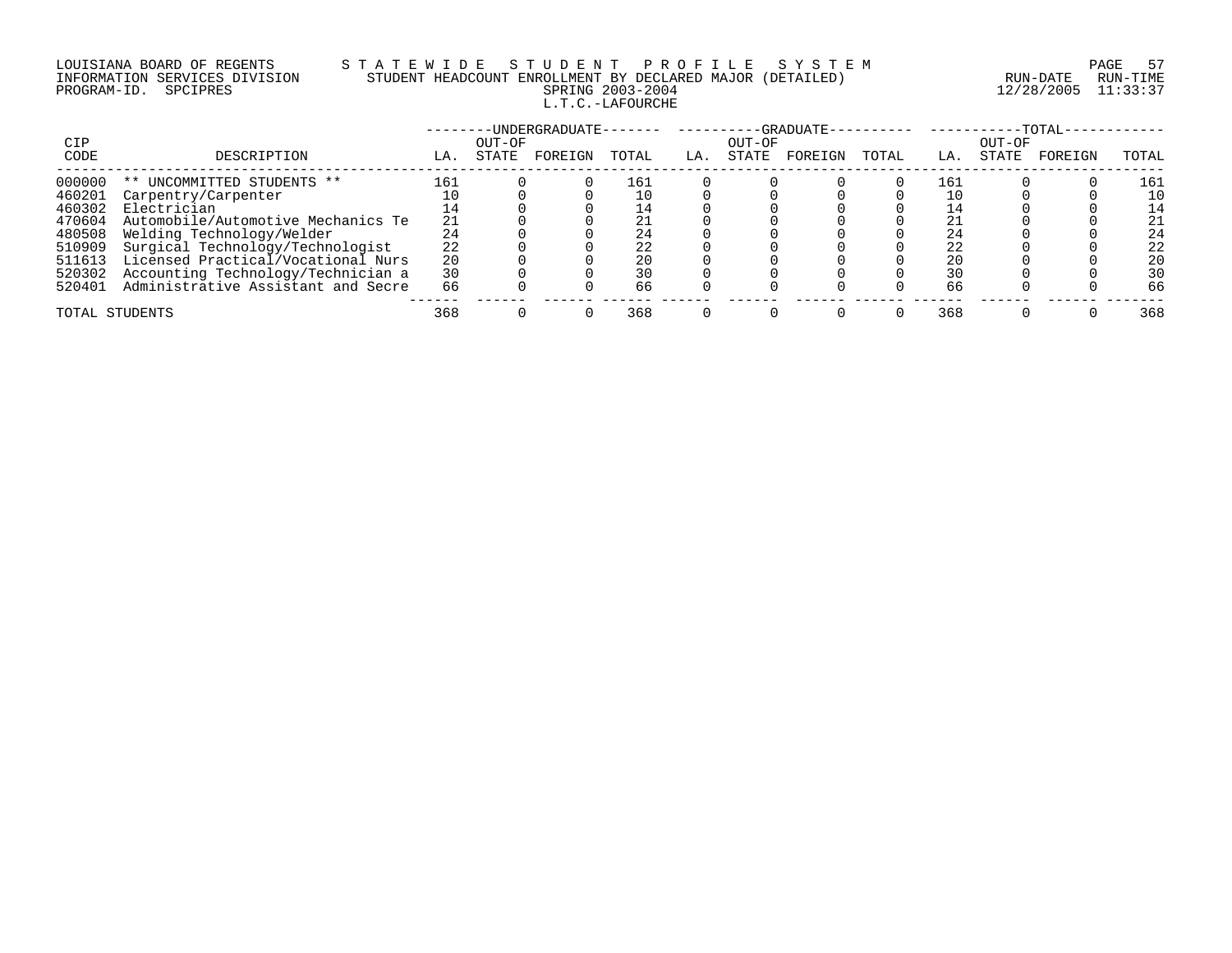LOUISIANA BOARD OF REGENTS
INFORMATION SERVICES DIVISION
PROGRAM-ID. SPCIPRES

STATEWIDE STUDENT PROFILE SYSTEM
STUDENT HEADCOUNT ENROLLMENT BY DECLARED MAJOR (DETAILED)
SPRING 2003-2004
L.T.C.-LAFOURCHE

RUN-DATE 12/28/2005 RUN-TIME 11:33:37

| CIP CODE | DESCRIPTION | UNDERGRADUATE LA. | UNDERGRADUATE OUT-OF STATE | UNDERGRADUATE FOREIGN | UNDERGRADUATE TOTAL | GRADUATE LA. | GRADUATE OUT-OF STATE | GRADUATE FOREIGN | GRADUATE TOTAL | TOTAL LA. | TOTAL OUT-OF STATE | TOTAL FOREIGN | TOTAL TOTAL |
|---|---|---|---|---|---|---|---|---|---|---|---|---|---|
| 000000 | ** UNCOMMITTED STUDENTS ** | 161 | 0 | 0 | 161 | 0 | 0 | 0 | 0 | 161 | 0 | 0 | 161 |
| 460201 | Carpentry/Carpenter | 10 | 0 | 0 | 10 | 0 | 0 | 0 | 0 | 10 | 0 | 0 | 10 |
| 460302 | Electrician | 14 | 0 | 0 | 14 | 0 | 0 | 0 | 0 | 14 | 0 | 0 | 14 |
| 470604 | Automobile/Automotive Mechanics Te | 21 | 0 | 0 | 21 | 0 | 0 | 0 | 0 | 21 | 0 | 0 | 21 |
| 480508 | Welding Technology/Welder | 24 | 0 | 0 | 24 | 0 | 0 | 0 | 0 | 24 | 0 | 0 | 24 |
| 510909 | Surgical Technology/Technologist | 22 | 0 | 0 | 22 | 0 | 0 | 0 | 0 | 22 | 0 | 0 | 22 |
| 511613 | Licensed Practical/Vocational Nurs | 20 | 0 | 0 | 20 | 0 | 0 | 0 | 0 | 20 | 0 | 0 | 20 |
| 520302 | Accounting Technology/Technician a | 30 | 0 | 0 | 30 | 0 | 0 | 0 | 0 | 30 | 0 | 0 | 30 |
| 520401 | Administrative Assistant and Secre | 66 | 0 | 0 | 66 | 0 | 0 | 0 | 0 | 66 | 0 | 0 | 66 |
| TOTAL STUDENTS | | 368 | 0 | 0 | 368 | 0 | 0 | 0 | 0 | 368 | 0 | 0 | 368 |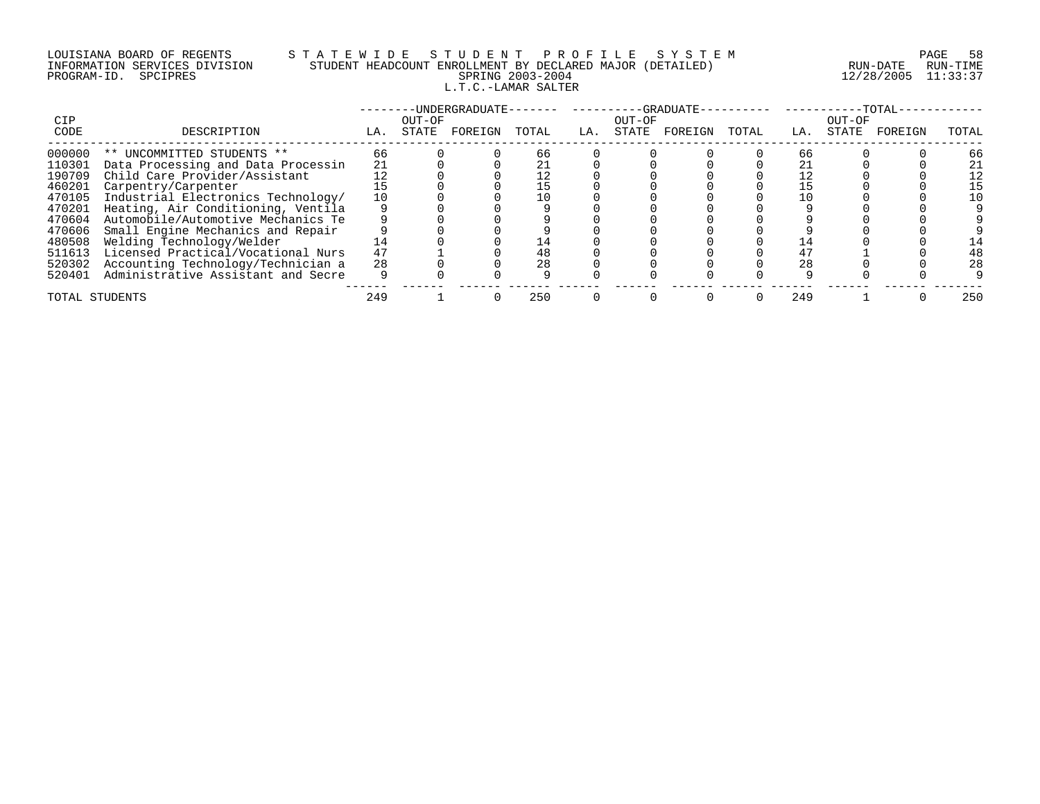LOUISIANA BOARD OF REGENTS — STATEWIDE STUDENT PROFILE SYSTEM
INFORMATION SERVICES DIVISION — STUDENT HEADCOUNT ENROLLMENT BY DECLARED MAJOR (DETAILED)
PROGRAM-ID. SPCIPRES — SPRING 2003-2004 — RUN-DATE 12/28/2005 RUN-TIME 11:33:37

L.T.C.-LAMAR SALTER

| CIP CODE | DESCRIPTION | UNDERGRADUATE LA. | UNDERGRADUATE OUT-OF STATE | UNDERGRADUATE FOREIGN | UNDERGRADUATE TOTAL | GRADUATE LA. | GRADUATE OUT-OF STATE | GRADUATE FOREIGN | GRADUATE TOTAL | TOTAL LA. | TOTAL OUT-OF STATE | TOTAL FOREIGN | TOTAL |
|---|---|---|---|---|---|---|---|---|---|---|---|---|---|
| 000000 | ** UNCOMMITTED STUDENTS ** | 66 | 0 | 0 | 66 | 0 | 0 | 0 | 0 | 66 | 0 | 0 | 66 |
| 110301 | Data Processing and Data Processin | 21 | 0 | 0 | 21 | 0 | 0 | 0 | 0 | 21 | 0 | 0 | 21 |
| 190709 | Child Care Provider/Assistant | 12 | 0 | 0 | 12 | 0 | 0 | 0 | 0 | 12 | 0 | 0 | 12 |
| 460201 | Carpentry/Carpenter | 15 | 0 | 0 | 15 | 0 | 0 | 0 | 0 | 15 | 0 | 0 | 15 |
| 470105 | Industrial Electronics Technology/ | 10 | 0 | 0 | 10 | 0 | 0 | 0 | 0 | 10 | 0 | 0 | 10 |
| 470201 | Heating, Air Conditioning, Ventila | 9 | 0 | 0 | 9 | 0 | 0 | 0 | 0 | 9 | 0 | 0 | 9 |
| 470604 | Automobile/Automotive Mechanics Te | 9 | 0 | 0 | 9 | 0 | 0 | 0 | 0 | 9 | 0 | 0 | 9 |
| 470606 | Small Engine Mechanics and Repair | 9 | 0 | 0 | 9 | 0 | 0 | 0 | 0 | 9 | 0 | 0 | 9 |
| 480508 | Welding Technology/Welder | 14 | 0 | 0 | 14 | 0 | 0 | 0 | 0 | 14 | 0 | 0 | 14 |
| 511613 | Licensed Practical/Vocational Nurs | 47 | 1 | 0 | 48 | 0 | 0 | 0 | 0 | 47 | 1 | 0 | 48 |
| 520302 | Accounting Technology/Technician a | 28 | 0 | 0 | 28 | 0 | 0 | 0 | 0 | 28 | 0 | 0 | 28 |
| 520401 | Administrative Assistant and Secre | 9 | 0 | 0 | 9 | 0 | 0 | 0 | 0 | 9 | 0 | 0 | 9 |
| TOTAL STUDENTS | | 249 | 1 | 0 | 250 | 0 | 0 | 0 | 0 | 249 | 1 | 0 | 250 |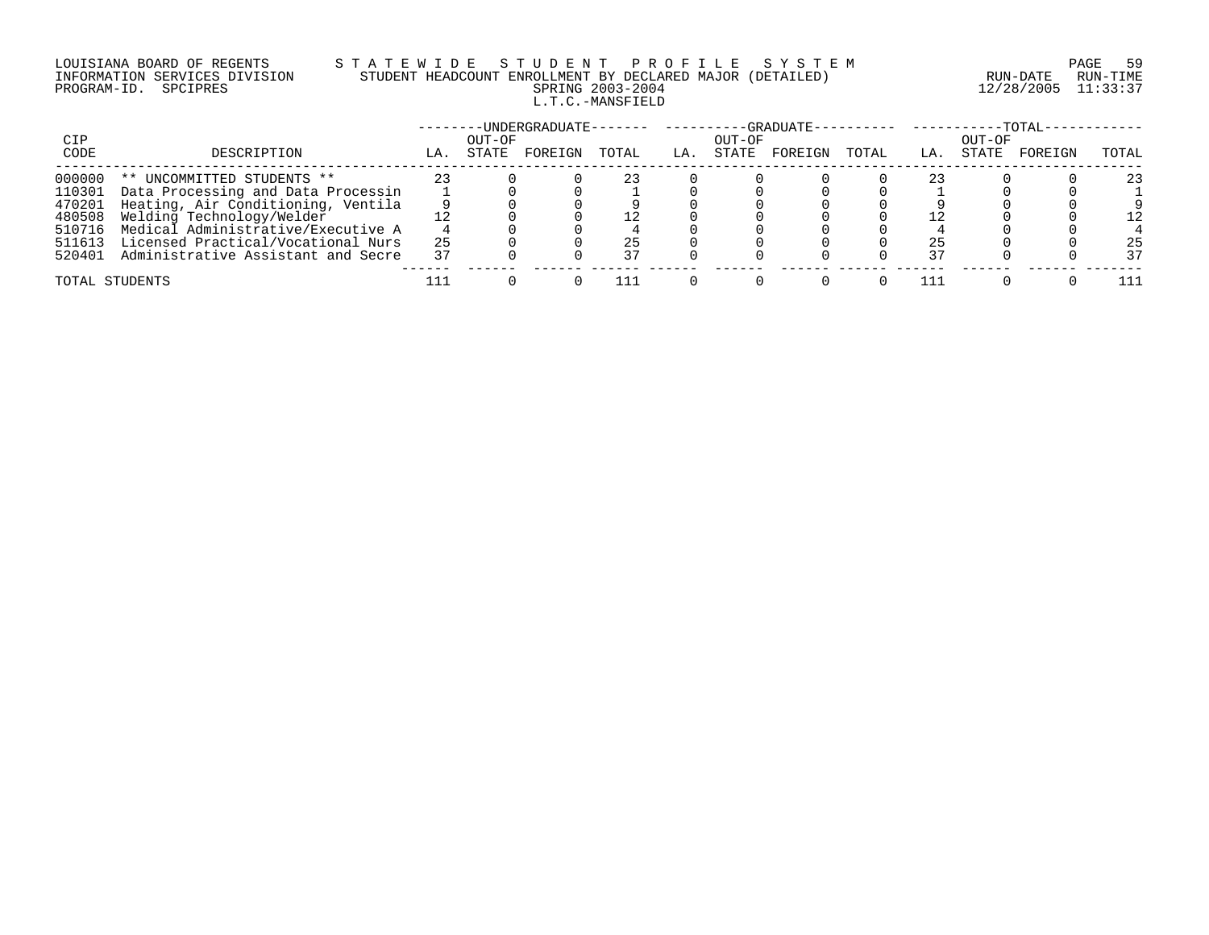LOUISIANA BOARD OF REGENTS — STATEWIDE STUDENT PROFILE SYSTEM
INFORMATION SERVICES DIVISION — STUDENT HEADCOUNT ENROLLMENT BY DECLARED MAJOR (DETAILED)
PROGRAM-ID. SPCIPRES — SPRING 2003-2004 — RUN-DATE 12/28/2005 RUN-TIME 11:33:37

L.T.C.-MANSFIELD

| CIP CODE | DESCRIPTION | UNDERGRADUATE LA. | UNDERGRADUATE OUT-OF STATE | UNDERGRADUATE FOREIGN | UNDERGRADUATE TOTAL | GRADUATE LA. | GRADUATE OUT-OF STATE | GRADUATE FOREIGN | GRADUATE TOTAL | TOTAL LA. | TOTAL OUT-OF STATE | TOTAL FOREIGN | TOTAL |
|---|---|---|---|---|---|---|---|---|---|---|---|---|---|
| 000000 | ** UNCOMMITTED STUDENTS ** | 23 | 0 | 0 | 23 | 0 | 0 | 0 | 0 | 23 | 0 | 0 | 23 |
| 110301 | Data Processing and Data Processin | 1 | 0 | 0 | 1 | 0 | 0 | 0 | 0 | 1 | 0 | 0 | 1 |
| 470201 | Heating, Air Conditioning, Ventila | 9 | 0 | 0 | 9 | 0 | 0 | 0 | 0 | 9 | 0 | 0 | 9 |
| 480508 | Welding Technology/Welder | 12 | 0 | 0 | 12 | 0 | 0 | 0 | 0 | 12 | 0 | 0 | 12 |
| 510716 | Medical Administrative/Executive A | 4 | 0 | 0 | 4 | 0 | 0 | 0 | 0 | 4 | 0 | 0 | 4 |
| 511613 | Licensed Practical/Vocational Nurs | 25 | 0 | 0 | 25 | 0 | 0 | 0 | 0 | 25 | 0 | 0 | 25 |
| 520401 | Administrative Assistant and Secre | 37 | 0 | 0 | 37 | 0 | 0 | 0 | 0 | 37 | 0 | 0 | 37 |
| TOTAL STUDENTS | | 111 | 0 | 0 | 111 | 0 | 0 | 0 | 0 | 111 | 0 | 0 | 111 |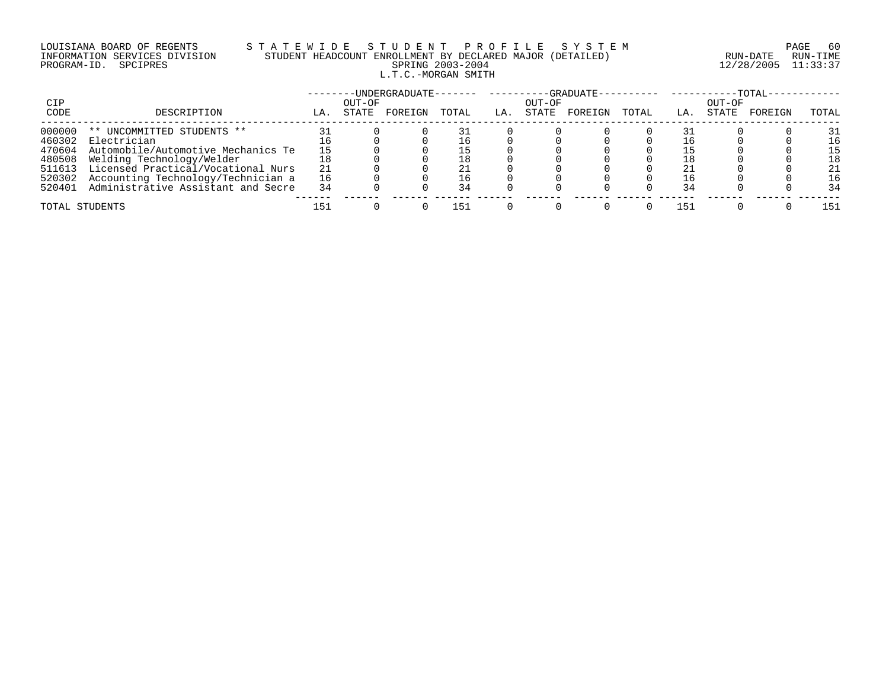LOUISIANA BOARD OF REGENTS — STATEWIDE STUDENT PROFILE SYSTEM
INFORMATION SERVICES DIVISION — STUDENT HEADCOUNT ENROLLMENT BY DECLARED MAJOR (DETAILED)
PROGRAM-ID. SPCIPRES — SPRING 2003-2004 — RUN-DATE 12/28/2005 RUN-TIME 11:33:37

L.T.C.-MORGAN SMITH

| CIP | | UNDERGRADUATE | | | | GRADUATE | | | | TOTAL | | | |
|---|---|---|---|---|---|---|---|---|---|---|---|---|---|
| CODE | DESCRIPTION | LA. | OUT-OF STATE | FOREIGN | TOTAL | LA. | OUT-OF STATE | FOREIGN | TOTAL | LA. | OUT-OF STATE | FOREIGN | TOTAL |
| 000000 | ** UNCOMMITTED STUDENTS ** | 31 | 0 | 0 | 31 | 0 | 0 | 0 | 0 | 31 | 0 | 0 | 31 |
| 460302 | Electrician | 16 | 0 | 0 | 16 | 0 | 0 | 0 | 0 | 16 | 0 | 0 | 16 |
| 470604 | Automobile/Automotive Mechanics Te | 15 | 0 | 0 | 15 | 0 | 0 | 0 | 0 | 15 | 0 | 0 | 15 |
| 480508 | Welding Technology/Welder | 18 | 0 | 0 | 18 | 0 | 0 | 0 | 0 | 18 | 0 | 0 | 18 |
| 511613 | Licensed Practical/Vocational Nurs | 21 | 0 | 0 | 21 | 0 | 0 | 0 | 0 | 21 | 0 | 0 | 21 |
| 520302 | Accounting Technology/Technician a | 16 | 0 | 0 | 16 | 0 | 0 | 0 | 0 | 16 | 0 | 0 | 16 |
| 520401 | Administrative Assistant and Secre | 34 | 0 | 0 | 34 | 0 | 0 | 0 | 0 | 34 | 0 | 0 | 34 |
| TOTAL STUDENTS | | 151 | 0 | 0 | 151 | 0 | 0 | 0 | 0 | 151 | 0 | 0 | 151 |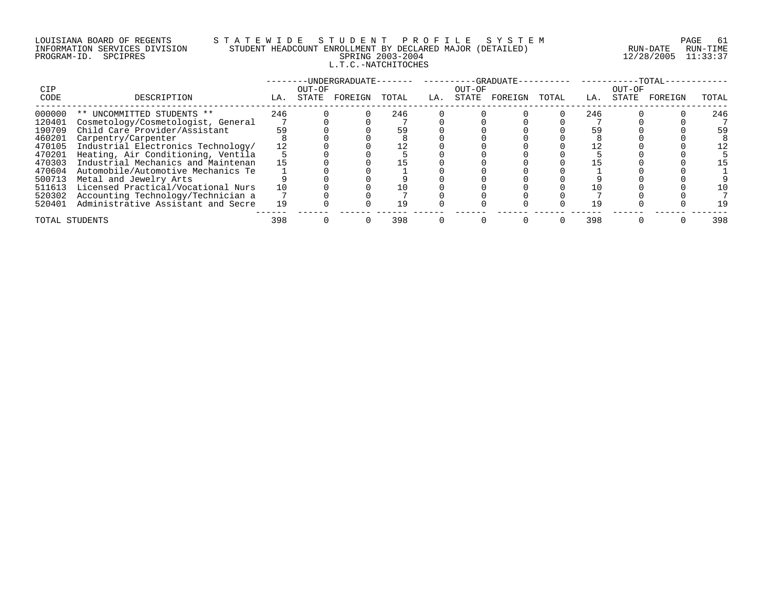LOUISIANA BOARD OF REGENTS — STATEWIDE STUDENT PROFILE SYSTEM
INFORMATION SERVICES DIVISION — STUDENT HEADCOUNT ENROLLMENT BY DECLARED MAJOR (DETAILED)
PROGRAM-ID. SPCIPRES — SPRING 2003-2004 — RUN-DATE 12/28/2005 RUN-TIME 11:33:37

## L.T.C.-NATCHITOCHES

| CIP CODE | DESCRIPTION | UNDERGRADUATE LA. | UNDERGRADUATE OUT-OF STATE | UNDERGRADUATE FOREIGN | UNDERGRADUATE TOTAL | GRADUATE LA. | GRADUATE OUT-OF STATE | GRADUATE FOREIGN | GRADUATE TOTAL | TOTAL LA. | TOTAL OUT-OF STATE | TOTAL FOREIGN | TOTAL TOTAL |
|---|---|---|---|---|---|---|---|---|---|---|---|---|---|
| 000000 | ** UNCOMMITTED STUDENTS ** | 246 | 0 | 0 | 246 | 0 | 0 | 0 | 0 | 246 | 0 | 0 | 246 |
| 120401 | Cosmetology/Cosmetologist, General | 7 | 0 | 0 | 7 | 0 | 0 | 0 | 0 | 7 | 0 | 0 | 7 |
| 190709 | Child Care Provider/Assistant | 59 | 0 | 0 | 59 | 0 | 0 | 0 | 0 | 59 | 0 | 0 | 59 |
| 460201 | Carpentry/Carpenter | 8 | 0 | 0 | 8 | 0 | 0 | 0 | 0 | 8 | 0 | 0 | 8 |
| 470105 | Industrial Electronics Technology/ | 12 | 0 | 0 | 12 | 0 | 0 | 0 | 0 | 12 | 0 | 0 | 12 |
| 470201 | Heating, Air Conditioning, Ventila | 5 | 0 | 0 | 5 | 0 | 0 | 0 | 0 | 5 | 0 | 0 | 5 |
| 470303 | Industrial Mechanics and Maintenan | 15 | 0 | 0 | 15 | 0 | 0 | 0 | 0 | 15 | 0 | 0 | 15 |
| 470604 | Automobile/Automotive Mechanics Te | 1 | 0 | 0 | 1 | 0 | 0 | 0 | 0 | 1 | 0 | 0 | 1 |
| 500713 | Metal and Jewelry Arts | 9 | 0 | 0 | 9 | 0 | 0 | 0 | 0 | 9 | 0 | 0 | 9 |
| 511613 | Licensed Practical/Vocational Nurs | 10 | 0 | 0 | 10 | 0 | 0 | 0 | 0 | 10 | 0 | 0 | 10 |
| 520302 | Accounting Technology/Technician a | 7 | 0 | 0 | 7 | 0 | 0 | 0 | 0 | 7 | 0 | 0 | 7 |
| 520401 | Administrative Assistant and Secre | 19 | 0 | 0 | 19 | 0 | 0 | 0 | 0 | 19 | 0 | 0 | 19 |
| TOTAL STUDENTS | | 398 | 0 | 0 | 398 | 0 | 0 | 0 | 0 | 398 | 0 | 0 | 398 |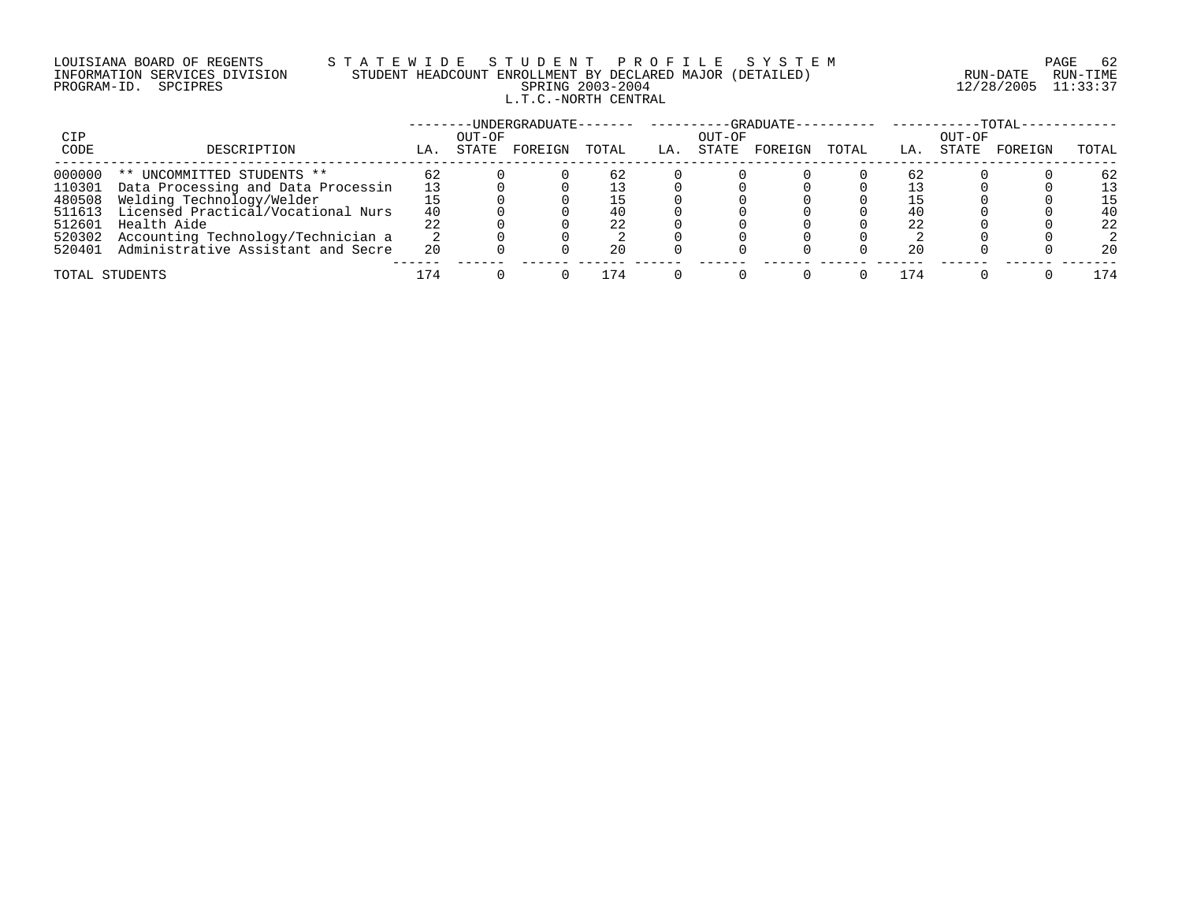LOUISIANA BOARD OF REGENTS — STATEWIDE STUDENT PROFILE SYSTEM
INFORMATION SERVICES DIVISION — STUDENT HEADCOUNT ENROLLMENT BY DECLARED MAJOR (DETAILED)
PROGRAM-ID. SPCIPRES — SPRING 2003-2004 — RUN-DATE 12/28/2005 RUN-TIME 11:33:37

L.T.C.-NORTH CENTRAL

| CIP CODE | DESCRIPTION | UNDERGRADUATE LA. | UNDERGRADUATE OUT-OF STATE | UNDERGRADUATE FOREIGN | UNDERGRADUATE TOTAL | GRADUATE LA. | GRADUATE OUT-OF STATE | GRADUATE FOREIGN | GRADUATE TOTAL | TOTAL LA. | TOTAL OUT-OF STATE | TOTAL FOREIGN | TOTAL TOTAL |
|---|---|---|---|---|---|---|---|---|---|---|---|---|---|
| 000000 | ** UNCOMMITTED STUDENTS ** | 62 | 0 | 0 | 62 | 0 | 0 | 0 | 0 | 62 | 0 | 0 | 62 |
| 110301 | Data Processing and Data Processin | 13 | 0 | 0 | 13 | 0 | 0 | 0 | 0 | 13 | 0 | 0 | 13 |
| 480508 | Welding Technology/Welder | 15 | 0 | 0 | 15 | 0 | 0 | 0 | 0 | 15 | 0 | 0 | 15 |
| 511613 | Licensed Practical/Vocational Nurs | 40 | 0 | 0 | 40 | 0 | 0 | 0 | 0 | 40 | 0 | 0 | 40 |
| 512601 | Health Aide | 22 | 0 | 0 | 22 | 0 | 0 | 0 | 0 | 22 | 0 | 0 | 22 |
| 520302 | Accounting Technology/Technician a | 2 | 0 | 0 | 2 | 0 | 0 | 0 | 0 | 2 | 0 | 0 | 2 |
| 520401 | Administrative Assistant and Secre | 20 | 0 | 0 | 20 | 0 | 0 | 0 | 0 | 20 | 0 | 0 | 20 |
| TOTAL STUDENTS | | 174 | 0 | 0 | 174 | 0 | 0 | 0 | 0 | 174 | 0 | 0 | 174 |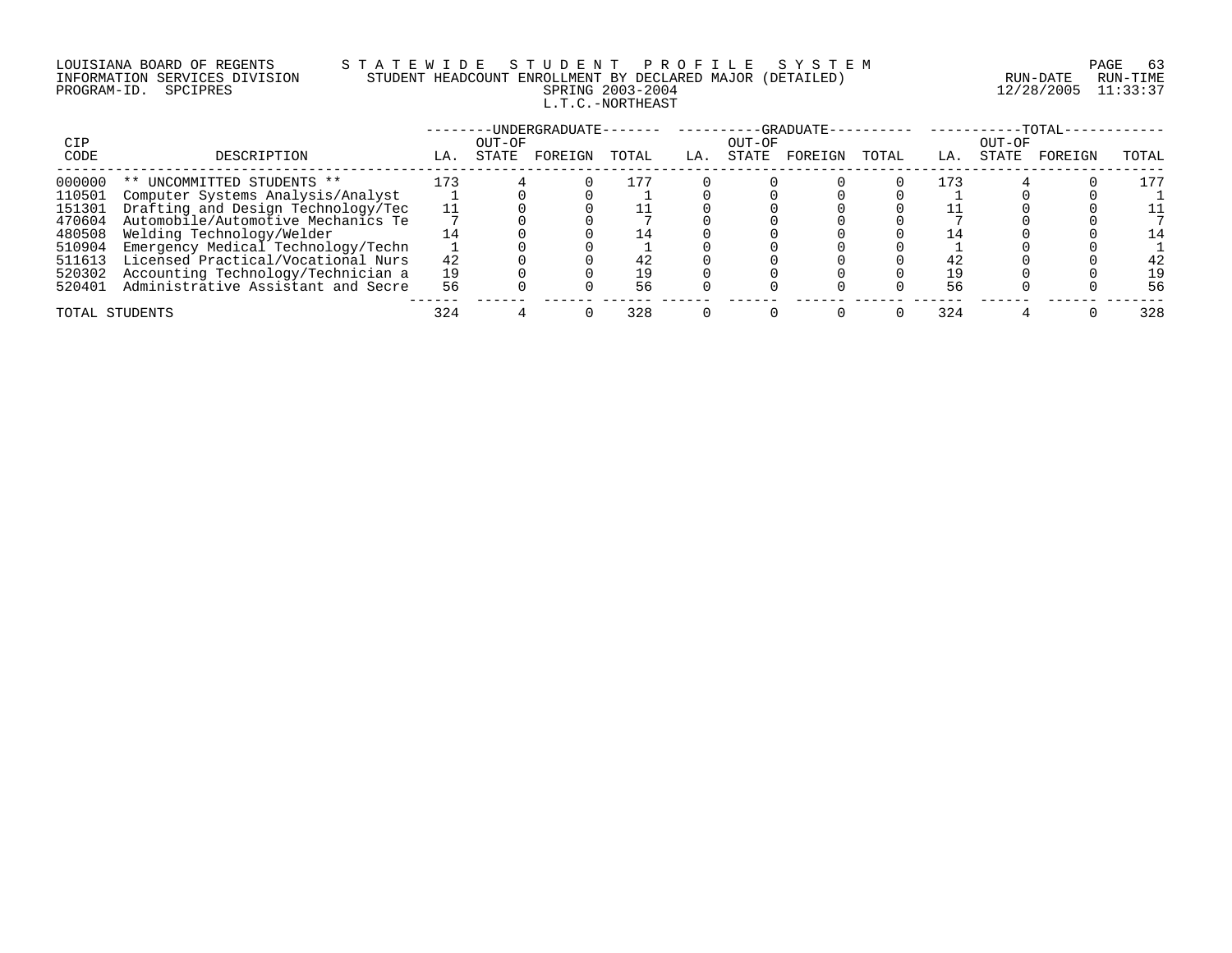LOUISIANA BOARD OF REGENTS — STATEWIDE STUDENT PROFILE SYSTEM
INFORMATION SERVICES DIVISION — STUDENT HEADCOUNT ENROLLMENT BY DECLARED MAJOR (DETAILED)
PROGRAM-ID. SPCIPRES — SPRING 2003-2004 — RUN-DATE 12/28/2005 RUN-TIME 11:33:37

L.T.C.-NORTHEAST

| CIP | | UNDERGRADUATE | | | | GRADUATE | | | | TOTAL | | | |
|---|---|---|---|---|---|---|---|---|---|---|---|---|---|
| CODE | DESCRIPTION | LA. | OUT-OF STATE | FOREIGN | TOTAL | LA. | OUT-OF STATE | FOREIGN | TOTAL | LA. | OUT-OF STATE | FOREIGN | TOTAL |
| 000000 | ** UNCOMMITTED STUDENTS ** | 173 | 4 | 0 | 177 | 0 | 0 | 0 | 0 | 173 | 4 | 0 | 177 |
| 110501 | Computer Systems Analysis/Analyst | 1 | 0 | 0 | 1 | 0 | 0 | 0 | 0 | 1 | 0 | 0 | 1 |
| 151301 | Drafting and Design Technology/Tec | 11 | 0 | 0 | 11 | 0 | 0 | 0 | 0 | 11 | 0 | 0 | 11 |
| 470604 | Automobile/Automotive Mechanics Te | 7 | 0 | 0 | 7 | 0 | 0 | 0 | 0 | 7 | 0 | 0 | 7 |
| 480508 | Welding Technology/Welder | 14 | 0 | 0 | 14 | 0 | 0 | 0 | 0 | 14 | 0 | 0 | 14 |
| 510904 | Emergency Medical Technology/Techn | 1 | 0 | 0 | 1 | 0 | 0 | 0 | 0 | 1 | 0 | 0 | 1 |
| 511613 | Licensed Practical/Vocational Nurs | 42 | 0 | 0 | 42 | 0 | 0 | 0 | 0 | 42 | 0 | 0 | 42 |
| 520302 | Accounting Technology/Technician a | 19 | 0 | 0 | 19 | 0 | 0 | 0 | 0 | 19 | 0 | 0 | 19 |
| 520401 | Administrative Assistant and Secre | 56 | 0 | 0 | 56 | 0 | 0 | 0 | 0 | 56 | 0 | 0 | 56 |
| TOTAL STUDENTS | | 324 | 4 | 0 | 328 | 0 | 0 | 0 | 0 | 324 | 4 | 0 | 328 |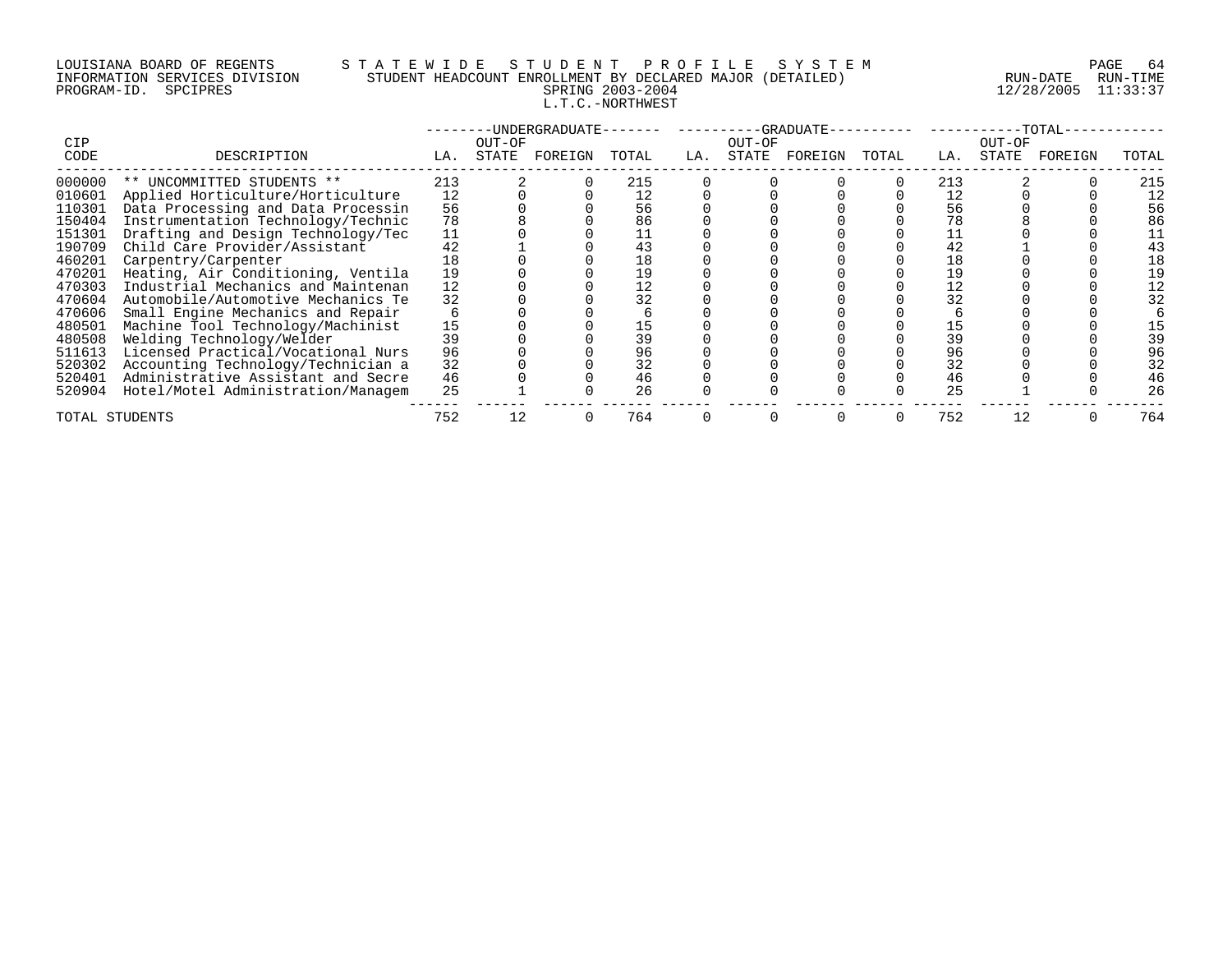LOUISIANA BOARD OF REGENTS — STATEWIDE STUDENT PROFILE SYSTEM
INFORMATION SERVICES DIVISION — STUDENT HEADCOUNT ENROLLMENT BY DECLARED MAJOR (DETAILED)
PROGRAM-ID. SPCIPRES — SPRING 2003-2004
RUN-DATE 12/28/2005 RUN-TIME 11:33:37

L.T.C.-NORTHWEST

| CIP CODE | DESCRIPTION | UNDERGRADUATE LA. | UNDERGRADUATE OUT-OF STATE | UNDERGRADUATE FOREIGN | UNDERGRADUATE TOTAL | GRADUATE LA. | GRADUATE OUT-OF STATE | GRADUATE FOREIGN | GRADUATE TOTAL | TOTAL LA. | TOTAL OUT-OF STATE | TOTAL FOREIGN | TOTAL TOTAL |
|---|---|---|---|---|---|---|---|---|---|---|---|---|---|
| 000000 | ** UNCOMMITTED STUDENTS ** | 213 | 2 | 0 | 215 | 0 | 0 | 0 | 0 | 213 | 2 | 0 | 215 |
| 010601 | Applied Horticulture/Horticulture | 12 | 0 | 0 | 12 | 0 | 0 | 0 | 0 | 12 | 0 | 0 | 12 |
| 110301 | Data Processing and Data Processin | 56 | 0 | 0 | 56 | 0 | 0 | 0 | 0 | 56 | 0 | 0 | 56 |
| 150404 | Instrumentation Technology/Technic | 78 | 8 | 0 | 86 | 0 | 0 | 0 | 0 | 78 | 8 | 0 | 86 |
| 151301 | Drafting and Design Technology/Tec | 11 | 0 | 0 | 11 | 0 | 0 | 0 | 0 | 11 | 0 | 0 | 11 |
| 190709 | Child Care Provider/Assistant | 42 | 1 | 0 | 43 | 0 | 0 | 0 | 0 | 42 | 1 | 0 | 43 |
| 460201 | Carpentry/Carpenter | 18 | 0 | 0 | 18 | 0 | 0 | 0 | 0 | 18 | 0 | 0 | 18 |
| 470201 | Heating, Air Conditioning, Ventila | 19 | 0 | 0 | 19 | 0 | 0 | 0 | 0 | 19 | 0 | 0 | 19 |
| 470303 | Industrial Mechanics and Maintenan | 12 | 0 | 0 | 12 | 0 | 0 | 0 | 0 | 12 | 0 | 0 | 12 |
| 470604 | Automobile/Automotive Mechanics Te | 32 | 0 | 0 | 32 | 0 | 0 | 0 | 0 | 32 | 0 | 0 | 32 |
| 470606 | Small Engine Mechanics and Repair | 6 | 0 | 0 | 6 | 0 | 0 | 0 | 0 | 6 | 0 | 0 | 6 |
| 480501 | Machine Tool Technology/Machinist | 15 | 0 | 0 | 15 | 0 | 0 | 0 | 0 | 15 | 0 | 0 | 15 |
| 480508 | Welding Technology/Welder | 39 | 0 | 0 | 39 | 0 | 0 | 0 | 0 | 39 | 0 | 0 | 39 |
| 511613 | Licensed Practical/Vocational Nurs | 96 | 0 | 0 | 96 | 0 | 0 | 0 | 0 | 96 | 0 | 0 | 96 |
| 520302 | Accounting Technology/Technician a | 32 | 0 | 0 | 32 | 0 | 0 | 0 | 0 | 32 | 0 | 0 | 32 |
| 520401 | Administrative Assistant and Secre | 46 | 0 | 0 | 46 | 0 | 0 | 0 | 0 | 46 | 0 | 0 | 46 |
| 520904 | Hotel/Motel Administration/Managem | 25 | 1 | 0 | 26 | 0 | 0 | 0 | 0 | 25 | 1 | 0 | 26 |
| TOTAL STUDENTS | | 752 | 12 | 0 | 764 | 0 | 0 | 0 | 0 | 752 | 12 | 0 | 764 |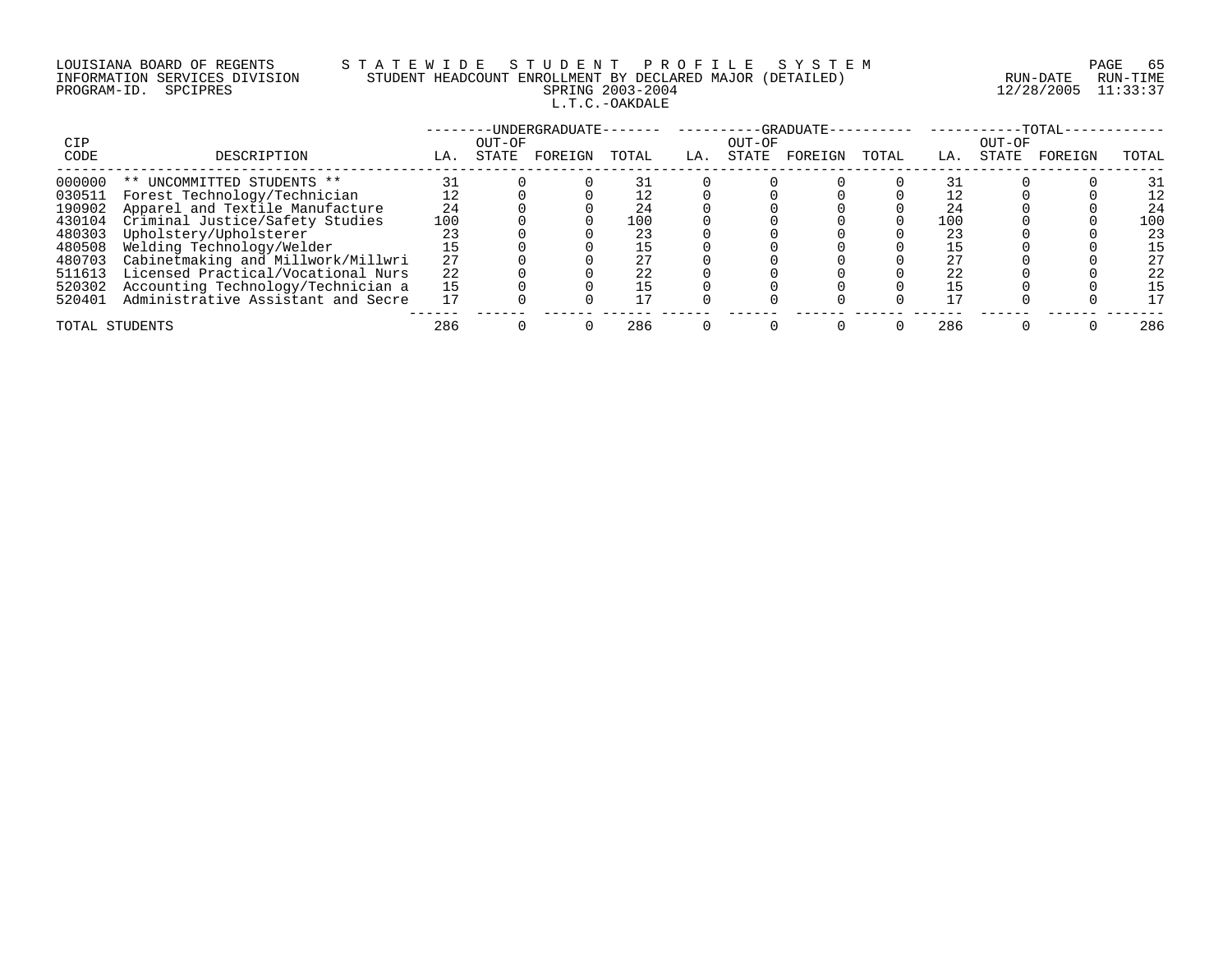LOUISIANA BOARD OF REGENTS — STATEWIDE STUDENT PROFILE SYSTEM
INFORMATION SERVICES DIVISION — STUDENT HEADCOUNT ENROLLMENT BY DECLARED MAJOR (DETAILED)
PROGRAM-ID. SPCIPRES — SPRING 2003-2004 — RUN-DATE 12/28/2005 RUN-TIME 11:33:37

L.T.C.-OAKDALE

| CIP CODE | DESCRIPTION | UNDERGRADUATE LA. | UNDERGRADUATE OUT-OF STATE | UNDERGRADUATE FOREIGN | UNDERGRADUATE TOTAL | GRADUATE LA. | GRADUATE OUT-OF STATE | GRADUATE FOREIGN | GRADUATE TOTAL | TOTAL LA. | TOTAL OUT-OF STATE | TOTAL FOREIGN | TOTAL TOTAL |
|---|---|---|---|---|---|---|---|---|---|---|---|---|---|
| 000000 | ** UNCOMMITTED STUDENTS ** | 31 | 0 | 0 | 31 | 0 | 0 | 0 | 0 | 31 | 0 | 0 | 31 |
| 030511 | Forest Technology/Technician | 12 | 0 | 0 | 12 | 0 | 0 | 0 | 0 | 12 | 0 | 0 | 12 |
| 190902 | Apparel and Textile Manufacture | 24 | 0 | 0 | 24 | 0 | 0 | 0 | 0 | 24 | 0 | 0 | 24 |
| 430104 | Criminal Justice/Safety Studies | 100 | 0 | 0 | 100 | 0 | 0 | 0 | 0 | 100 | 0 | 0 | 100 |
| 480303 | Upholstery/Upholsterer | 23 | 0 | 0 | 23 | 0 | 0 | 0 | 0 | 23 | 0 | 0 | 23 |
| 480508 | Welding Technology/Welder | 15 | 0 | 0 | 15 | 0 | 0 | 0 | 0 | 15 | 0 | 0 | 15 |
| 480703 | Cabinetmaking and Millwork/Millwri | 27 | 0 | 0 | 27 | 0 | 0 | 0 | 0 | 27 | 0 | 0 | 27 |
| 511613 | Licensed Practical/Vocational Nurs | 22 | 0 | 0 | 22 | 0 | 0 | 0 | 0 | 22 | 0 | 0 | 22 |
| 520302 | Accounting Technology/Technician a | 15 | 0 | 0 | 15 | 0 | 0 | 0 | 0 | 15 | 0 | 0 | 15 |
| 520401 | Administrative Assistant and Secre | 17 | 0 | 0 | 17 | 0 | 0 | 0 | 0 | 17 | 0 | 0 | 17 |
| TOTAL STUDENTS | | 286 | 0 | 0 | 286 | 0 | 0 | 0 | 0 | 286 | 0 | 0 | 286 |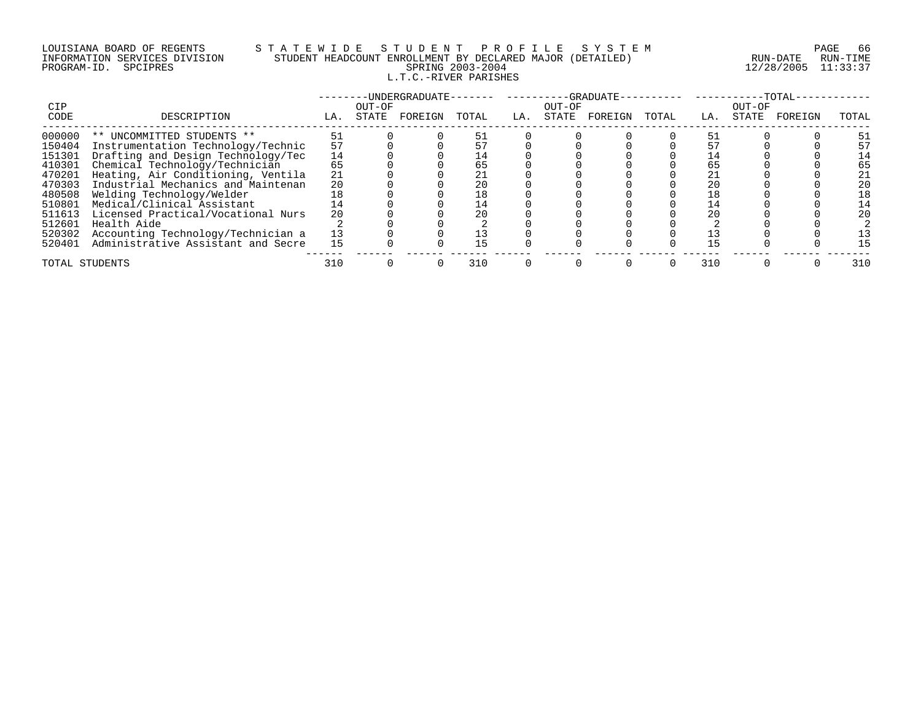LOUISIANA BOARD OF REGENTS — STATEWIDE STUDENT PROFILE SYSTEM
INFORMATION SERVICES DIVISION — STUDENT HEADCOUNT ENROLLMENT BY DECLARED MAJOR (DETAILED)
PROGRAM-ID. SPCIPRES — SPRING 2003-2004 — RUN-DATE 12/28/2005 RUN-TIME 11:33:37

## L.T.C.-RIVER PARISHES

| CIP CODE | DESCRIPTION | UNDERGRADUATE LA. | UNDERGRADUATE OUT-OF STATE | UNDERGRADUATE FOREIGN | UNDERGRADUATE TOTAL | GRADUATE LA. | GRADUATE OUT-OF STATE | GRADUATE FOREIGN | GRADUATE TOTAL | TOTAL LA. | TOTAL OUT-OF STATE | TOTAL FOREIGN | TOTAL TOTAL |
|---|---|---|---|---|---|---|---|---|---|---|---|---|---|
| 000000 | ** UNCOMMITTED STUDENTS ** | 51 | 0 | 0 | 51 | 0 | 0 | 0 | 0 | 51 | 0 | 0 | 51 |
| 150404 | Instrumentation Technology/Technic | 57 | 0 | 0 | 57 | 0 | 0 | 0 | 0 | 57 | 0 | 0 | 57 |
| 151301 | Drafting and Design Technology/Tec | 14 | 0 | 0 | 14 | 0 | 0 | 0 | 0 | 14 | 0 | 0 | 14 |
| 410301 | Chemical Technology/Technician | 65 | 0 | 0 | 65 | 0 | 0 | 0 | 0 | 65 | 0 | 0 | 65 |
| 470201 | Heating, Air Conditioning, Ventila | 21 | 0 | 0 | 21 | 0 | 0 | 0 | 0 | 21 | 0 | 0 | 21 |
| 470303 | Industrial Mechanics and Maintenan | 20 | 0 | 0 | 20 | 0 | 0 | 0 | 0 | 20 | 0 | 0 | 20 |
| 480508 | Welding Technology/Welder | 18 | 0 | 0 | 18 | 0 | 0 | 0 | 0 | 18 | 0 | 0 | 18 |
| 510801 | Medical/Clinical Assistant | 14 | 0 | 0 | 14 | 0 | 0 | 0 | 0 | 14 | 0 | 0 | 14 |
| 511613 | Licensed Practical/Vocational Nurs | 20 | 0 | 0 | 20 | 0 | 0 | 0 | 0 | 20 | 0 | 0 | 20 |
| 512601 | Health Aide | 2 | 0 | 0 | 2 | 0 | 0 | 0 | 0 | 2 | 0 | 0 | 2 |
| 520302 | Accounting Technology/Technician a | 13 | 0 | 0 | 13 | 0 | 0 | 0 | 0 | 13 | 0 | 0 | 13 |
| 520401 | Administrative Assistant and Secre | 15 | 0 | 0 | 15 | 0 | 0 | 0 | 0 | 15 | 0 | 0 | 15 |
| TOTAL STUDENTS | | 310 | 0 | 0 | 310 | 0 | 0 | 0 | 0 | 310 | 0 | 0 | 310 |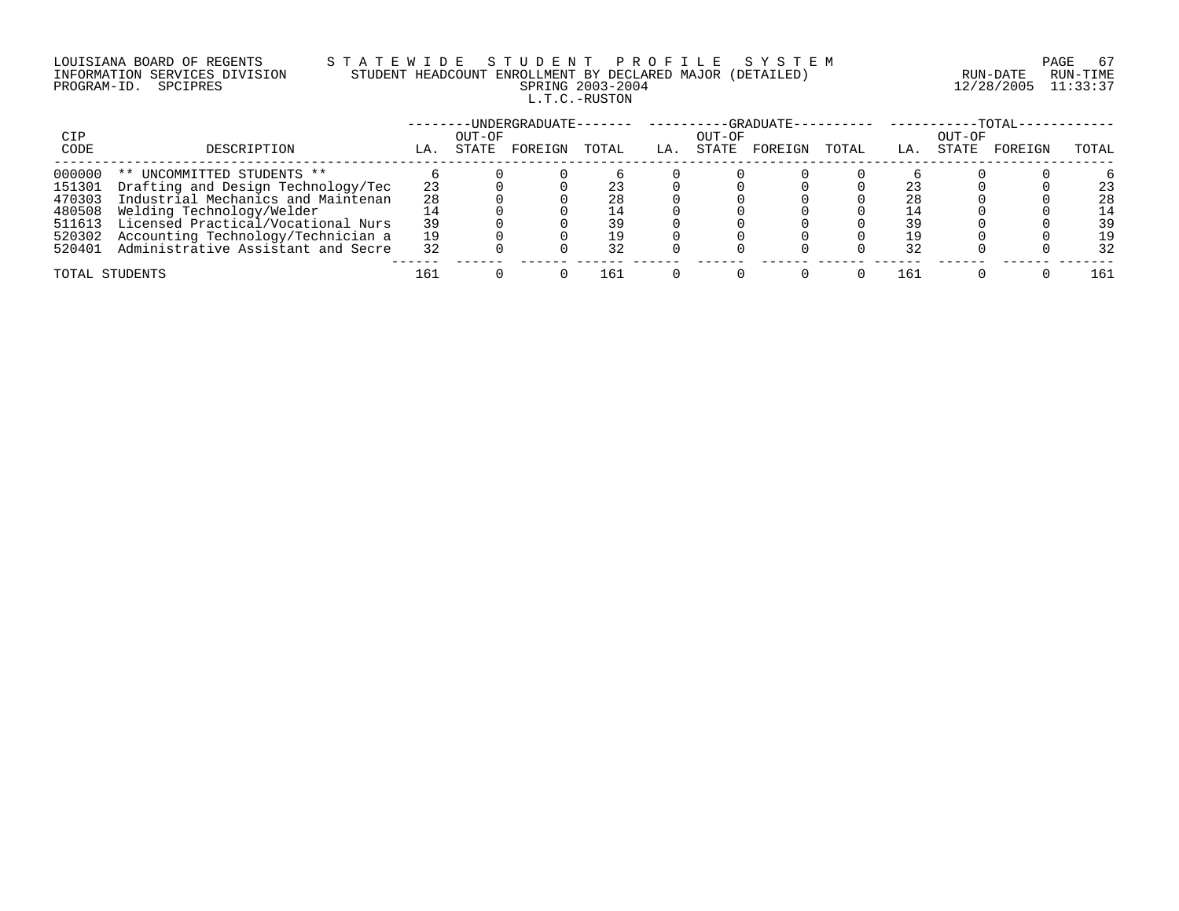LOUISIANA BOARD OF REGENTS — STATEWIDE STUDENT PROFILE SYSTEM
INFORMATION SERVICES DIVISION — STUDENT HEADCOUNT ENROLLMENT BY DECLARED MAJOR (DETAILED)
PROGRAM-ID. SPCIPRES — SPRING 2003-2004
RUN-DATE 12/28/2005 RUN-TIME 11:33:37

L.T.C.-RUSTON

| CIP CODE | DESCRIPTION | UNDERGRADUATE LA. | UNDERGRADUATE OUT-OF STATE | UNDERGRADUATE FOREIGN | UNDERGRADUATE TOTAL | GRADUATE LA. | GRADUATE OUT-OF STATE | GRADUATE FOREIGN | GRADUATE TOTAL | TOTAL LA. | TOTAL OUT-OF STATE | TOTAL FOREIGN | TOTAL TOTAL |
|---|---|---|---|---|---|---|---|---|---|---|---|---|---|
| 000000 | ** UNCOMMITTED STUDENTS ** | 6 | 0 | 0 | 6 | 0 | 0 | 0 | 0 | 6 | 0 | 0 | 6 |
| 151301 | Drafting and Design Technology/Tec | 23 | 0 | 0 | 23 | 0 | 0 | 0 | 0 | 23 | 0 | 0 | 23 |
| 470303 | Industrial Mechanics and Maintenan | 28 | 0 | 0 | 28 | 0 | 0 | 0 | 0 | 28 | 0 | 0 | 28 |
| 480508 | Welding Technology/Welder | 14 | 0 | 0 | 14 | 0 | 0 | 0 | 0 | 14 | 0 | 0 | 14 |
| 511613 | Licensed Practical/Vocational Nurs | 39 | 0 | 0 | 39 | 0 | 0 | 0 | 0 | 39 | 0 | 0 | 39 |
| 520302 | Accounting Technology/Technician a | 19 | 0 | 0 | 19 | 0 | 0 | 0 | 0 | 19 | 0 | 0 | 19 |
| 520401 | Administrative Assistant and Secre | 32 | 0 | 0 | 32 | 0 | 0 | 0 | 0 | 32 | 0 | 0 | 32 |
| TOTAL STUDENTS | | 161 | 0 | 0 | 161 | 0 | 0 | 0 | 0 | 161 | 0 | 0 | 161 |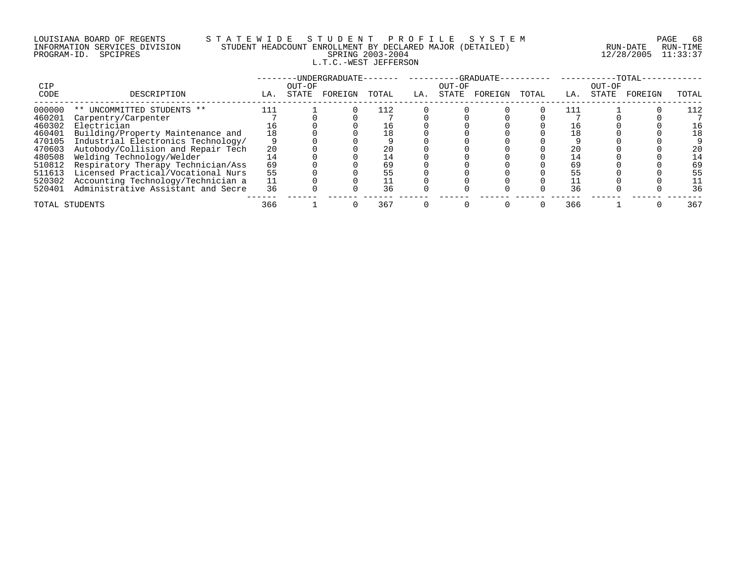LOUISIANA BOARD OF REGENTS — STATEWIDE STUDENT PROFILE SYSTEM
INFORMATION SERVICES DIVISION — STUDENT HEADCOUNT ENROLLMENT BY DECLARED MAJOR (DETAILED)
PROGRAM-ID. SPCIPRES — SPRING 2003-2004
RUN-DATE 12/28/2005 RUN-TIME 11:33:37

## L.T.C.-WEST JEFFERSON

| CIP | | UNDERGRADUATE | | | | GRADUATE | | | | TOTAL | | | |
|---|---|---|---|---|---|---|---|---|---|---|---|---|---|
| CODE | DESCRIPTION | LA. | OUT-OF STATE | FOREIGN | TOTAL | LA. | OUT-OF STATE | FOREIGN | TOTAL | LA. | OUT-OF STATE | FOREIGN | TOTAL |
| 000000 | ** UNCOMMITTED STUDENTS ** | 111 | 1 | 0 | 112 | 0 | 0 | 0 | 0 | 111 | 1 | 0 | 112 |
| 460201 | Carpentry/Carpenter | 7 | 0 | 0 | 7 | 0 | 0 | 0 | 0 | 7 | 0 | 0 | 7 |
| 460302 | Electrician | 16 | 0 | 0 | 16 | 0 | 0 | 0 | 0 | 16 | 0 | 0 | 16 |
| 460401 | Building/Property Maintenance and | 18 | 0 | 0 | 18 | 0 | 0 | 0 | 0 | 18 | 0 | 0 | 18 |
| 470105 | Industrial Electronics Technology/ | 9 | 0 | 0 | 9 | 0 | 0 | 0 | 0 | 9 | 0 | 0 | 9 |
| 470603 | Autobody/Collision and Repair Tech | 20 | 0 | 0 | 20 | 0 | 0 | 0 | 0 | 20 | 0 | 0 | 20 |
| 480508 | Welding Technology/Welder | 14 | 0 | 0 | 14 | 0 | 0 | 0 | 0 | 14 | 0 | 0 | 14 |
| 510812 | Respiratory Therapy Technician/Ass | 69 | 0 | 0 | 69 | 0 | 0 | 0 | 0 | 69 | 0 | 0 | 69 |
| 511613 | Licensed Practical/Vocational Nurs | 55 | 0 | 0 | 55 | 0 | 0 | 0 | 0 | 55 | 0 | 0 | 55 |
| 520302 | Accounting Technology/Technician a | 11 | 0 | 0 | 11 | 0 | 0 | 0 | 0 | 11 | 0 | 0 | 11 |
| 520401 | Administrative Assistant and Secre | 36 | 0 | 0 | 36 | 0 | 0 | 0 | 0 | 36 | 0 | 0 | 36 |
| TOTAL STUDENTS | | 366 | 1 | 0 | 367 | 0 | 0 | 0 | 0 | 366 | 1 | 0 | 367 |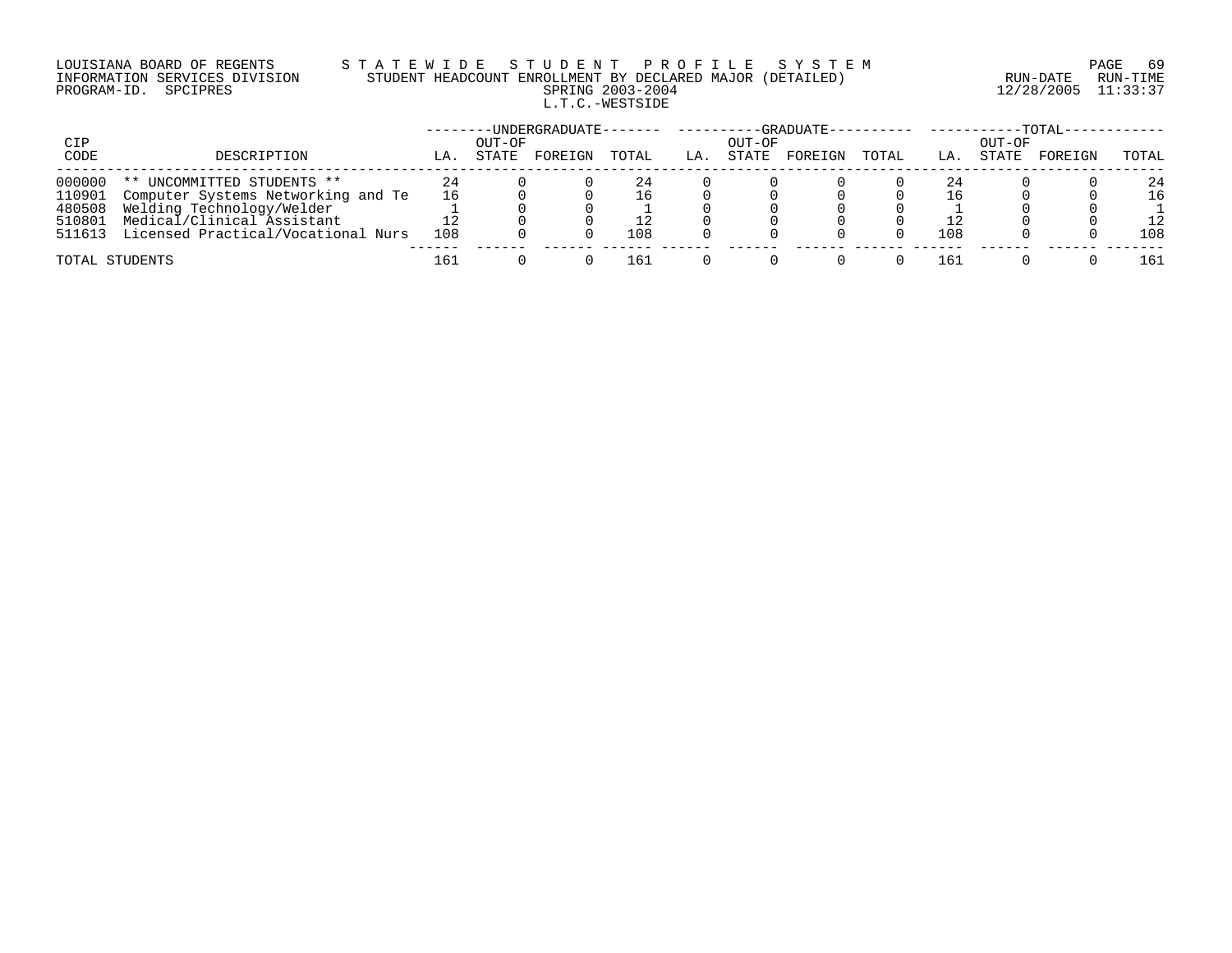LOUISIANA BOARD OF REGENTS — STATEWIDE STUDENT PROFILE SYSTEM

INFORMATION SERVICES DIVISION — STUDENT HEADCOUNT ENROLLMENT BY DECLARED MAJOR (DETAILED)

PROGRAM-ID. SPCIPRES — SPRING 2003-2004

RUN-DATE 12/28/2005 RUN-TIME 11:33:37

L.T.C.-WESTSIDE

| CIP CODE | DESCRIPTION | UNDERGRADUATE LA. | UNDERGRADUATE OUT-OF STATE | UNDERGRADUATE FOREIGN | UNDERGRADUATE TOTAL | GRADUATE LA. | GRADUATE OUT-OF STATE | GRADUATE FOREIGN | GRADUATE TOTAL | TOTAL LA. | TOTAL OUT-OF STATE | TOTAL FOREIGN | TOTAL TOTAL |
|---|---|---|---|---|---|---|---|---|---|---|---|---|---|
| 000000 | ** UNCOMMITTED STUDENTS ** | 24 | 0 | 0 | 24 | 0 | 0 | 0 | 0 | 24 | 0 | 0 | 24 |
| 110901 | Computer Systems Networking and Te | 16 | 0 | 0 | 16 | 0 | 0 | 0 | 0 | 16 | 0 | 0 | 16 |
| 480508 | Welding Technology/Welder | 1 | 0 | 0 | 1 | 0 | 0 | 0 | 0 | 1 | 0 | 0 | 1 |
| 510801 | Medical/Clinical Assistant | 12 | 0 | 0 | 12 | 0 | 0 | 0 | 0 | 12 | 0 | 0 | 12 |
| 511613 | Licensed Practical/Vocational Nurs | 108 | 0 | 0 | 108 | 0 | 0 | 0 | 0 | 108 | 0 | 0 | 108 |
| TOTAL STUDENTS | | 161 | 0 | 0 | 161 | 0 | 0 | 0 | 0 | 161 | 0 | 0 | 161 |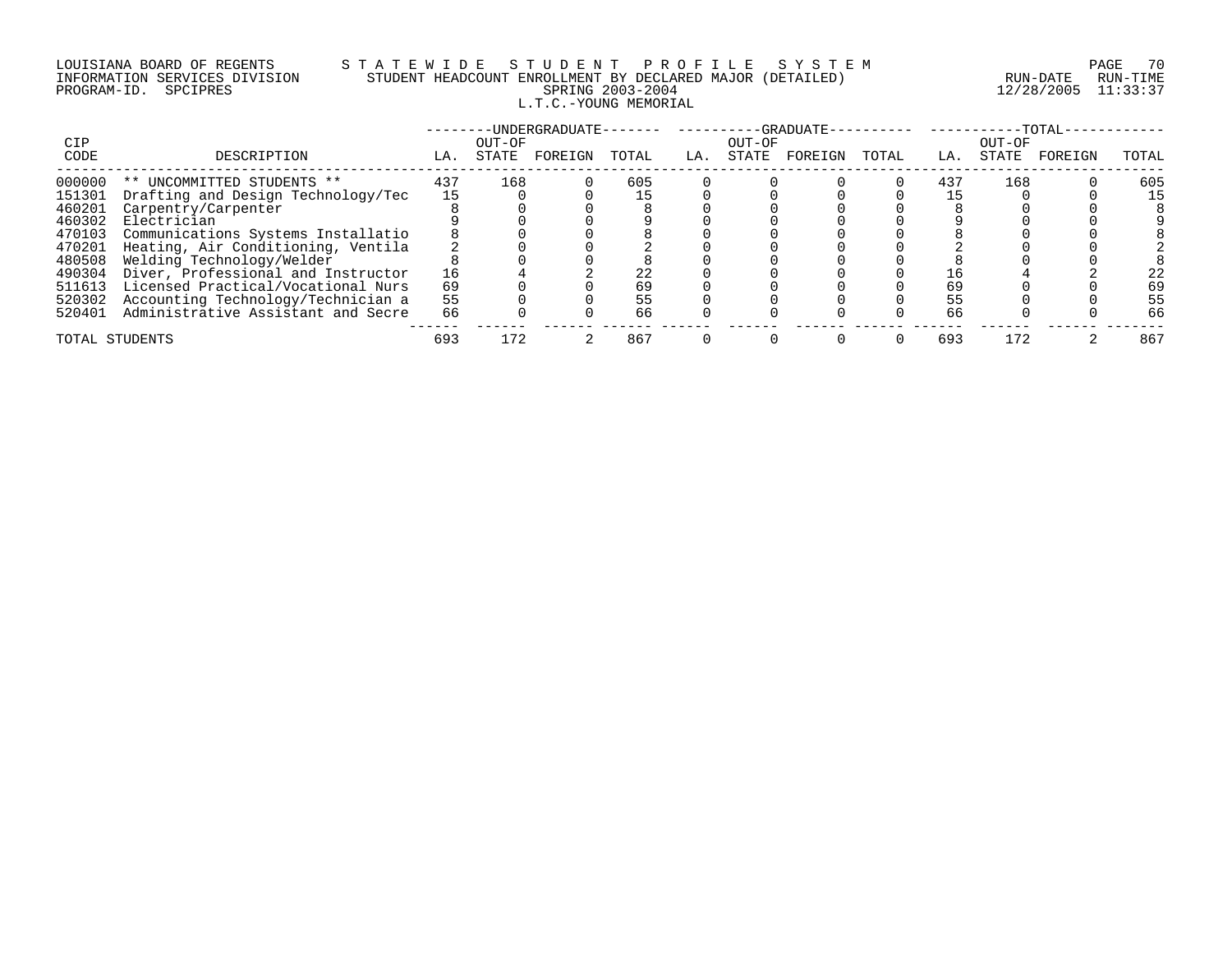LOUISIANA BOARD OF REGENTS — STATEWIDE STUDENT PROFILE SYSTEM
INFORMATION SERVICES DIVISION — STUDENT HEADCOUNT ENROLLMENT BY DECLARED MAJOR (DETAILED)
PROGRAM-ID. SPCIPRES — SPRING 2003-2004
RUN-DATE 12/28/2005 RUN-TIME 11:33:37

## L.T.C.-YOUNG MEMORIAL

| CIP CODE | DESCRIPTION | UNDERGRADUATE LA. | UNDERGRADUATE OUT-OF STATE | UNDERGRADUATE FOREIGN | UNDERGRADUATE TOTAL | GRADUATE LA. | GRADUATE OUT-OF STATE | GRADUATE FOREIGN | GRADUATE TOTAL | TOTAL LA. | TOTAL OUT-OF STATE | TOTAL FOREIGN | TOTAL |
|---|---|---|---|---|---|---|---|---|---|---|---|---|---|
| 000000 | ** UNCOMMITTED STUDENTS ** | 437 | 168 | 0 | 605 | 0 | 0 | 0 | 0 | 437 | 168 | 0 | 605 |
| 151301 | Drafting and Design Technology/Tec | 15 | 0 | 0 | 15 | 0 | 0 | 0 | 0 | 15 | 0 | 0 | 15 |
| 460201 | Carpentry/Carpenter | 8 | 0 | 0 | 8 | 0 | 0 | 0 | 0 | 8 | 0 | 0 | 8 |
| 460302 | Electrician | 9 | 0 | 0 | 9 | 0 | 0 | 0 | 0 | 9 | 0 | 0 | 9 |
| 470103 | Communications Systems Installatio | 8 | 0 | 0 | 8 | 0 | 0 | 0 | 0 | 8 | 0 | 0 | 8 |
| 470201 | Heating, Air Conditioning, Ventila | 2 | 0 | 0 | 2 | 0 | 0 | 0 | 0 | 2 | 0 | 0 | 2 |
| 480508 | Welding Technology/Welder | 8 | 0 | 0 | 8 | 0 | 0 | 0 | 0 | 8 | 0 | 0 | 8 |
| 490304 | Diver, Professional and Instructor | 16 | 4 | 2 | 22 | 0 | 0 | 0 | 0 | 16 | 4 | 2 | 22 |
| 511613 | Licensed Practical/Vocational Nurs | 69 | 0 | 0 | 69 | 0 | 0 | 0 | 0 | 69 | 0 | 0 | 69 |
| 520302 | Accounting Technology/Technician a | 55 | 0 | 0 | 55 | 0 | 0 | 0 | 0 | 55 | 0 | 0 | 55 |
| 520401 | Administrative Assistant and Secre | 66 | 0 | 0 | 66 | 0 | 0 | 0 | 0 | 66 | 0 | 0 | 66 |
| TOTAL STUDENTS | | 693 | 172 | 2 | 867 | 0 | 0 | 0 | 0 | 693 | 172 | 2 | 867 |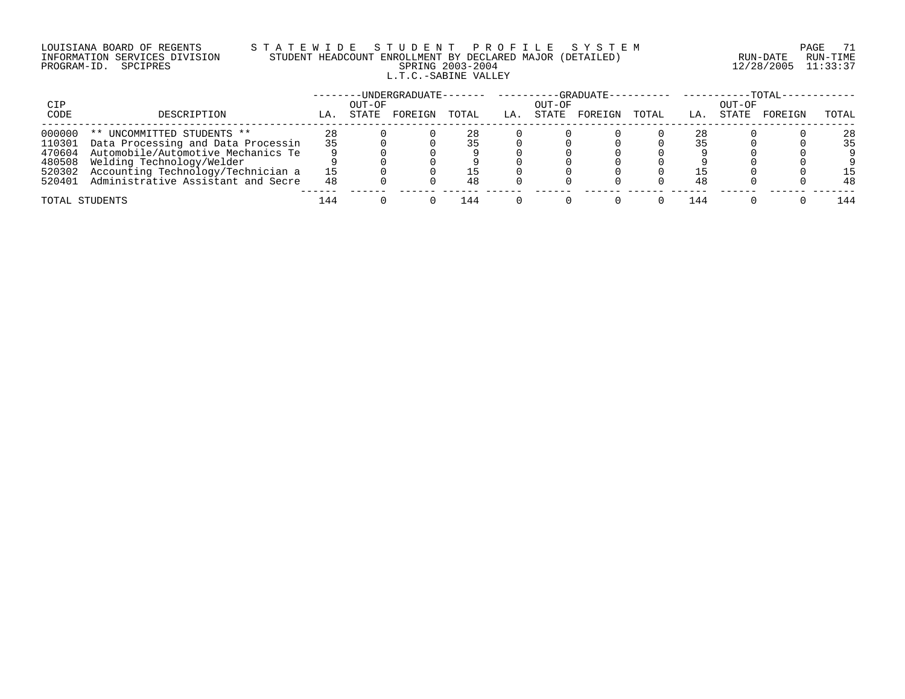LOUISIANA BOARD OF REGENTS — STATEWIDE STUDENT PROFILE SYSTEM
INFORMATION SERVICES DIVISION — STUDENT HEADCOUNT ENROLLMENT BY DECLARED MAJOR (DETAILED)
PROGRAM-ID. SPCIPRES — SPRING 2003-2004 — RUN-DATE 12/28/2005 RUN-TIME 11:33:37

L.T.C.-SABINE VALLEY

| CIP | | UNDERGRADUATE | | | | GRADUATE | | | | TOTAL | | | |
|---|---|---|---|---|---|---|---|---|---|---|---|---|---|
| CODE | DESCRIPTION | LA. | OUT-OF STATE | FOREIGN | TOTAL | LA. | OUT-OF STATE | FOREIGN | TOTAL | LA. | OUT-OF STATE | FOREIGN | TOTAL |
| 000000 | ** UNCOMMITTED STUDENTS ** | 28 | 0 | 0 | 28 | 0 | 0 | 0 | 0 | 28 | 0 | 0 | 28 |
| 110301 | Data Processing and Data Processin | 35 | 0 | 0 | 35 | 0 | 0 | 0 | 0 | 35 | 0 | 0 | 35 |
| 470604 | Automobile/Automotive Mechanics Te | 9 | 0 | 0 | 9 | 0 | 0 | 0 | 0 | 9 | 0 | 0 | 9 |
| 480508 | Welding Technology/Welder | 9 | 0 | 0 | 9 | 0 | 0 | 0 | 0 | 9 | 0 | 0 | 9 |
| 520302 | Accounting Technology/Technician a | 15 | 0 | 0 | 15 | 0 | 0 | 0 | 0 | 15 | 0 | 0 | 15 |
| 520401 | Administrative Assistant and Secre | 48 | 0 | 0 | 48 | 0 | 0 | 0 | 0 | 48 | 0 | 0 | 48 |
| TOTAL STUDENTS | | 144 | 0 | 0 | 144 | 0 | 0 | 0 | 0 | 144 | 0 | 0 | 144 |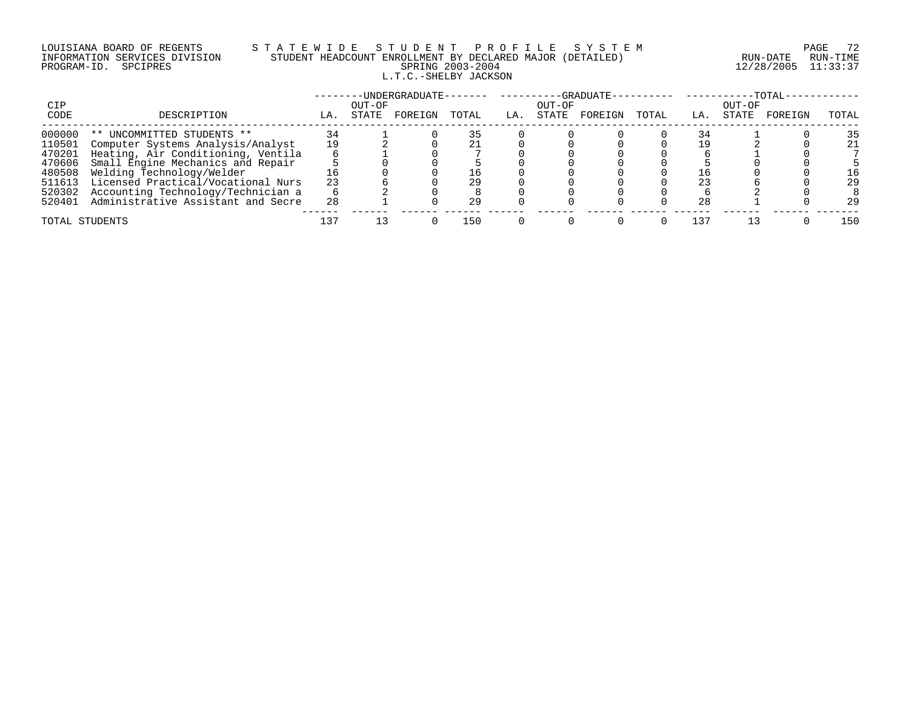LOUISIANA BOARD OF REGENTS
INFORMATION SERVICES DIVISION
PROGRAM-ID. SPCIPRES

S T A T E W I D E   S T U D E N T   P R O F I L E   S Y S T E M
STUDENT HEADCOUNT ENROLLMENT BY DECLARED MAJOR (DETAILED)
SPRING 2003-2004
L.T.C.-SHELBY JACKSON

RUN-DATE 12/28/2005 RUN-TIME 11:33:37

| CIP CODE | DESCRIPTION | UNDERGRADUATE LA. | UNDERGRADUATE OUT-OF STATE | UNDERGRADUATE FOREIGN | UNDERGRADUATE TOTAL | GRADUATE LA. | GRADUATE OUT-OF STATE | GRADUATE FOREIGN | GRADUATE TOTAL | TOTAL LA. | TOTAL OUT-OF STATE | TOTAL FOREIGN | TOTAL TOTAL |
|---|---|---|---|---|---|---|---|---|---|---|---|---|---|
| 000000 | ** UNCOMMITTED STUDENTS ** | 34 | 1 | 0 | 35 | 0 | 0 | 0 | 0 | 34 | 1 | 0 | 35 |
| 110501 | Computer Systems Analysis/Analyst | 19 | 2 | 0 | 21 | 0 | 0 | 0 | 0 | 19 | 2 | 0 | 21 |
| 470201 | Heating, Air Conditioning, Ventila | 6 | 1 | 0 | 7 | 0 | 0 | 0 | 0 | 6 | 1 | 0 | 7 |
| 470606 | Small Engine Mechanics and Repair | 5 | 0 | 0 | 5 | 0 | 0 | 0 | 0 | 5 | 0 | 0 | 5 |
| 480508 | Welding Technology/Welder | 16 | 0 | 0 | 16 | 0 | 0 | 0 | 0 | 16 | 0 | 0 | 16 |
| 511613 | Licensed Practical/Vocational Nurs | 23 | 6 | 0 | 29 | 0 | 0 | 0 | 0 | 23 | 6 | 0 | 29 |
| 520302 | Accounting Technology/Technician a | 6 | 2 | 0 | 8 | 0 | 0 | 0 | 0 | 6 | 2 | 0 | 8 |
| 520401 | Administrative Assistant and Secre | 28 | 1 | 0 | 29 | 0 | 0 | 0 | 0 | 28 | 1 | 0 | 29 |
| TOTAL STUDENTS | | 137 | 13 | 0 | 150 | 0 | 0 | 0 | 0 | 137 | 13 | 0 | 150 |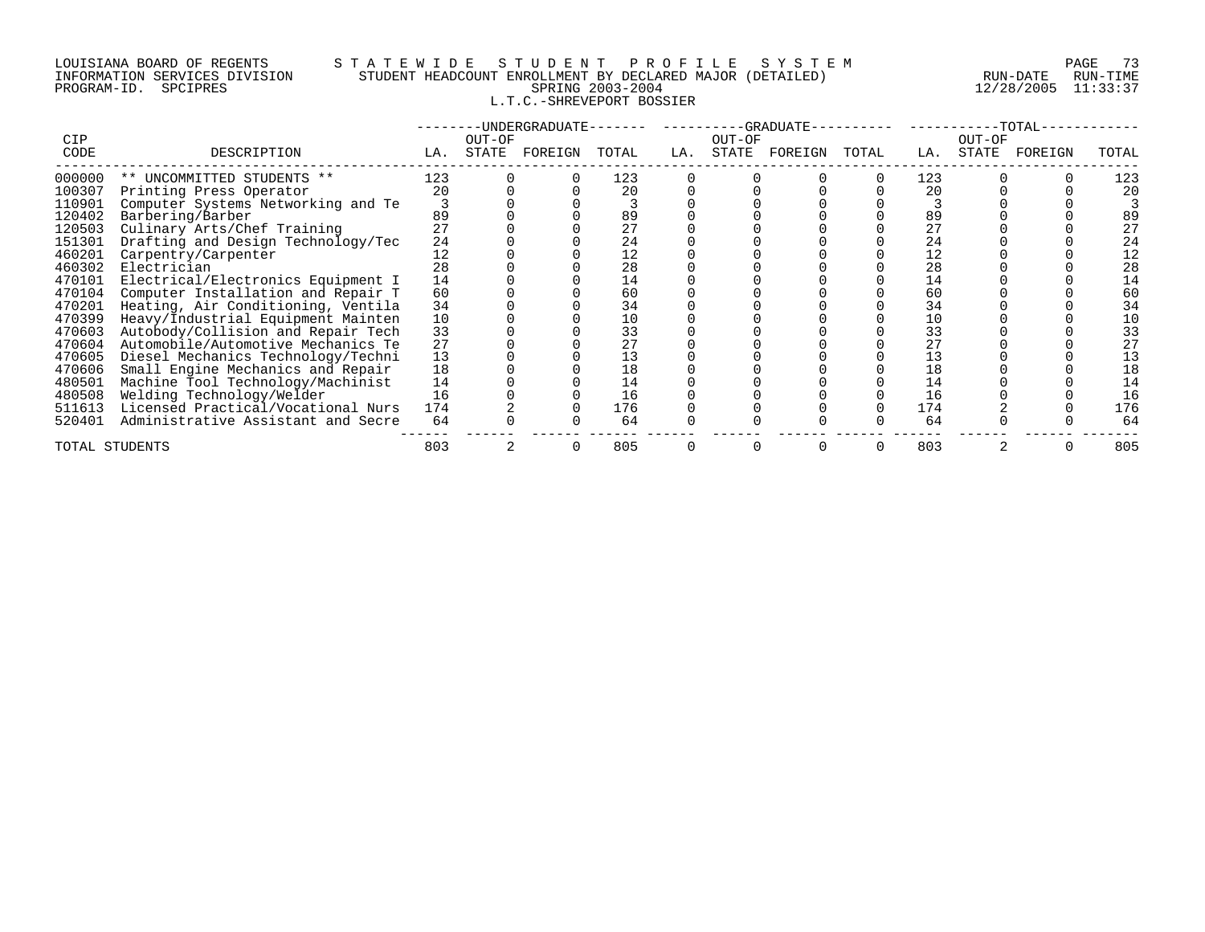LOUISIANA BOARD OF REGENTS — INFORMATION SERVICES DIVISION — PROGRAM-ID. SPCIPRES

# STATEWIDE STUDENT PROFILE SYSTEM

## STUDENT HEADCOUNT ENROLLMENT BY DECLARED MAJOR (DETAILED)

SPRING 2003-2004

### L.T.C.-SHREVEPORT BOSSIER

RUN-DATE 12/28/2005 RUN-TIME 11:33:37

| CIP | | UNDERGRADUATE | | | | GRADUATE | | | | TOTAL | | | |
|---|---|---|---|---|---|---|---|---|---|---|---|---|---|
| CODE | DESCRIPTION | LA. | OUT-OF STATE | FOREIGN | TOTAL | LA. | OUT-OF STATE | FOREIGN | TOTAL | LA. | OUT-OF STATE | FOREIGN | TOTAL |
| 000000 | ** UNCOMMITTED STUDENTS ** | 123 | 0 | 0 | 123 | 0 | 0 | 0 | 0 | 123 | 0 | 0 | 123 |
| 100307 | Printing Press Operator | 20 | 0 | 0 | 20 | 0 | 0 | 0 | 0 | 20 | 0 | 0 | 20 |
| 110901 | Computer Systems Networking and Te | 3 | 0 | 0 | 3 | 0 | 0 | 0 | 0 | 3 | 0 | 0 | 3 |
| 120402 | Barbering/Barber | 89 | 0 | 0 | 89 | 0 | 0 | 0 | 0 | 89 | 0 | 0 | 89 |
| 120503 | Culinary Arts/Chef Training | 27 | 0 | 0 | 27 | 0 | 0 | 0 | 0 | 27 | 0 | 0 | 27 |
| 151301 | Drafting and Design Technology/Tec | 24 | 0 | 0 | 24 | 0 | 0 | 0 | 0 | 24 | 0 | 0 | 24 |
| 460201 | Carpentry/Carpenter | 12 | 0 | 0 | 12 | 0 | 0 | 0 | 0 | 12 | 0 | 0 | 12 |
| 460302 | Electrician | 28 | 0 | 0 | 28 | 0 | 0 | 0 | 0 | 28 | 0 | 0 | 28 |
| 470101 | Electrical/Electronics Equipment I | 14 | 0 | 0 | 14 | 0 | 0 | 0 | 0 | 14 | 0 | 0 | 14 |
| 470104 | Computer Installation and Repair T | 60 | 0 | 0 | 60 | 0 | 0 | 0 | 0 | 60 | 0 | 0 | 60 |
| 470201 | Heating, Air Conditioning, Ventila | 34 | 0 | 0 | 34 | 0 | 0 | 0 | 0 | 34 | 0 | 0 | 34 |
| 470399 | Heavy/Industrial Equipment Mainten | 10 | 0 | 0 | 10 | 0 | 0 | 0 | 0 | 10 | 0 | 0 | 10 |
| 470603 | Autobody/Collision and Repair Tech | 33 | 0 | 0 | 33 | 0 | 0 | 0 | 0 | 33 | 0 | 0 | 33 |
| 470604 | Automobile/Automotive Mechanics Te | 27 | 0 | 0 | 27 | 0 | 0 | 0 | 0 | 27 | 0 | 0 | 27 |
| 470605 | Diesel Mechanics Technology/Techni | 13 | 0 | 0 | 13 | 0 | 0 | 0 | 0 | 13 | 0 | 0 | 13 |
| 470606 | Small Engine Mechanics and Repair | 18 | 0 | 0 | 18 | 0 | 0 | 0 | 0 | 18 | 0 | 0 | 18 |
| 480501 | Machine Tool Technology/Machinist | 14 | 0 | 0 | 14 | 0 | 0 | 0 | 0 | 14 | 0 | 0 | 14 |
| 480508 | Welding Technology/Welder | 16 | 0 | 0 | 16 | 0 | 0 | 0 | 0 | 16 | 0 | 0 | 16 |
| 511613 | Licensed Practical/Vocational Nurs | 174 | 2 | 0 | 176 | 0 | 0 | 0 | 0 | 174 | 2 | 0 | 176 |
| 520401 | Administrative Assistant and Secre | 64 | 0 | 0 | 64 | 0 | 0 | 0 | 0 | 64 | 0 | 0 | 64 |
| TOTAL STUDENTS | | 803 | 2 | 0 | 805 | 0 | 0 | 0 | 0 | 803 | 2 | 0 | 805 |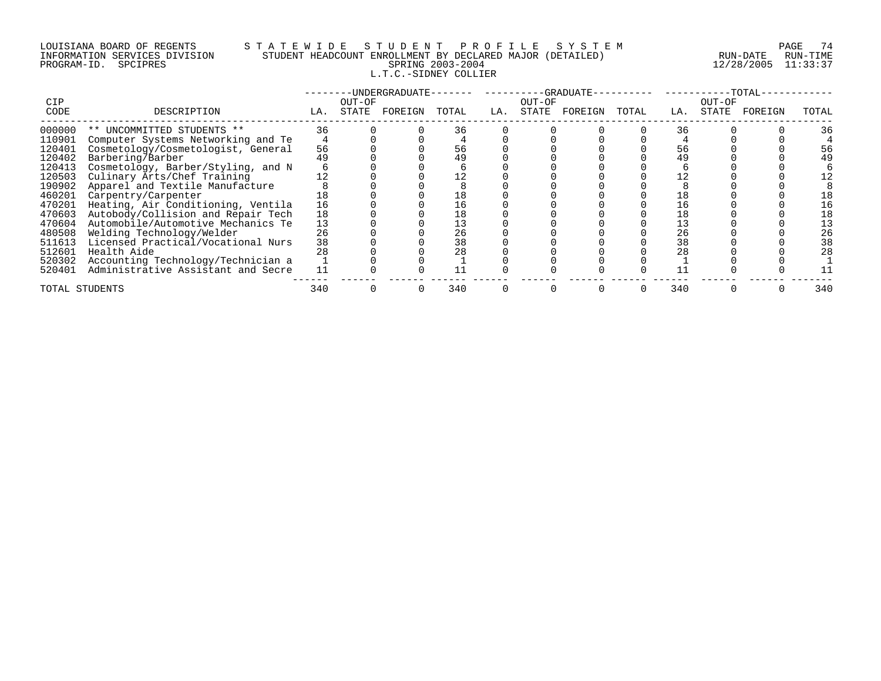LOUISIANA BOARD OF REGENTS — STATEWIDE STUDENT PROFILE SYSTEM
INFORMATION SERVICES DIVISION — STUDENT HEADCOUNT ENROLLMENT BY DECLARED MAJOR (DETAILED)
PROGRAM-ID. SPCIPRES — SPRING 2003-2004 — RUN-DATE 12/28/2005 RUN-TIME 11:33:37

L.T.C.-SIDNEY COLLIER

| CIP CODE | DESCRIPTION | UNDERGRADUATE | | | | GRADUATE | | | | TOTAL | | | |
|---|---|---|---|---|---|---|---|---|---|---|---|---|---|
| | | LA. | OUT-OF STATE | FOREIGN | TOTAL | LA. | OUT-OF STATE | FOREIGN | TOTAL | LA. | OUT-OF STATE | FOREIGN | TOTAL |
| 000000 | ** UNCOMMITTED STUDENTS ** | 36 | 0 | 0 | 36 | 0 | 0 | 0 | 0 | 36 | 0 | 0 | 36 |
| 110901 | Computer Systems Networking and Te | 4 | 0 | 0 | 4 | 0 | 0 | 0 | 0 | 4 | 0 | 0 | 4 |
| 120401 | Cosmetology/Cosmetologist, General | 56 | 0 | 0 | 56 | 0 | 0 | 0 | 0 | 56 | 0 | 0 | 56 |
| 120402 | Barbering/Barber | 49 | 0 | 0 | 49 | 0 | 0 | 0 | 0 | 49 | 0 | 0 | 49 |
| 120413 | Cosmetology, Barber/Styling, and N | 6 | 0 | 0 | 6 | 0 | 0 | 0 | 0 | 6 | 0 | 0 | 6 |
| 120503 | Culinary Arts/Chef Training | 12 | 0 | 0 | 12 | 0 | 0 | 0 | 0 | 12 | 0 | 0 | 12 |
| 190902 | Apparel and Textile Manufacture | 8 | 0 | 0 | 8 | 0 | 0 | 0 | 0 | 8 | 0 | 0 | 8 |
| 460201 | Carpentry/Carpenter | 18 | 0 | 0 | 18 | 0 | 0 | 0 | 0 | 18 | 0 | 0 | 18 |
| 470201 | Heating, Air Conditioning, Ventila | 16 | 0 | 0 | 16 | 0 | 0 | 0 | 0 | 16 | 0 | 0 | 16 |
| 470603 | Autobody/Collision and Repair Tech | 18 | 0 | 0 | 18 | 0 | 0 | 0 | 0 | 18 | 0 | 0 | 18 |
| 470604 | Automobile/Automotive Mechanics Te | 13 | 0 | 0 | 13 | 0 | 0 | 0 | 0 | 13 | 0 | 0 | 13 |
| 480508 | Welding Technology/Welder | 26 | 0 | 0 | 26 | 0 | 0 | 0 | 0 | 26 | 0 | 0 | 26 |
| 511613 | Licensed Practical/Vocational Nurs | 38 | 0 | 0 | 38 | 0 | 0 | 0 | 0 | 38 | 0 | 0 | 38 |
| 512601 | Health Aide | 28 | 0 | 0 | 28 | 0 | 0 | 0 | 0 | 28 | 0 | 0 | 28 |
| 520302 | Accounting Technology/Technician a | 1 | 0 | 0 | 1 | 0 | 0 | 0 | 0 | 1 | 0 | 0 | 1 |
| 520401 | Administrative Assistant and Secre | 11 | 0 | 0 | 11 | 0 | 0 | 0 | 0 | 11 | 0 | 0 | 11 |
| TOTAL STUDENTS | | 340 | 0 | 0 | 340 | 0 | 0 | 0 | 0 | 340 | 0 | 0 | 340 |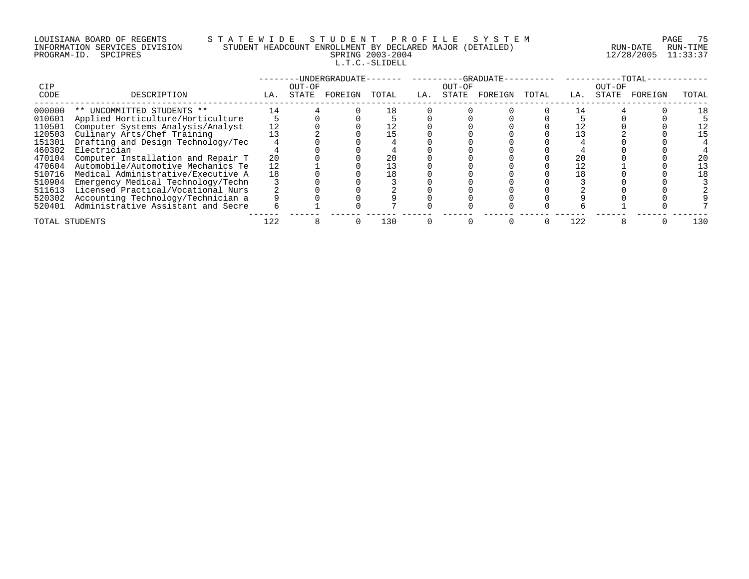LOUISIANA BOARD OF REGENTS — STATEWIDE STUDENT PROFILE SYSTEM
INFORMATION SERVICES DIVISION — STUDENT HEADCOUNT ENROLLMENT BY DECLARED MAJOR (DETAILED)
PROGRAM-ID. SPCIPRES — SPRING 2003-2004 — RUN-DATE 12/28/2005 RUN-TIME 11:33:37

## L.T.C.-SLIDELL

| CIP CODE | DESCRIPTION | UNDERGRADUATE LA. | UNDERGRADUATE OUT-OF STATE | UNDERGRADUATE FOREIGN | UNDERGRADUATE TOTAL | GRADUATE LA. | GRADUATE OUT-OF STATE | GRADUATE FOREIGN | GRADUATE TOTAL | TOTAL LA. | TOTAL OUT-OF STATE | TOTAL FOREIGN | TOTAL |
|---|---|---|---|---|---|---|---|---|---|---|---|---|---|
| 000000 | ** UNCOMMITTED STUDENTS ** | 14 | 4 | 0 | 18 | 0 | 0 | 0 | 0 | 14 | 4 | 0 | 18 |
| 010601 | Applied Horticulture/Horticulture | 5 | 0 | 0 | 5 | 0 | 0 | 0 | 0 | 5 | 0 | 0 | 5 |
| 110501 | Computer Systems Analysis/Analyst | 12 | 0 | 0 | 12 | 0 | 0 | 0 | 0 | 12 | 0 | 0 | 12 |
| 120503 | Culinary Arts/Chef Training | 13 | 2 | 0 | 15 | 0 | 0 | 0 | 0 | 13 | 2 | 0 | 15 |
| 151301 | Drafting and Design Technology/Tec | 4 | 0 | 0 | 4 | 0 | 0 | 0 | 0 | 4 | 0 | 0 | 4 |
| 460302 | Electrician | 4 | 0 | 0 | 4 | 0 | 0 | 0 | 0 | 4 | 0 | 0 | 4 |
| 470104 | Computer Installation and Repair T | 20 | 0 | 0 | 20 | 0 | 0 | 0 | 0 | 20 | 0 | 0 | 20 |
| 470604 | Automobile/Automotive Mechanics Te | 12 | 1 | 0 | 13 | 0 | 0 | 0 | 0 | 12 | 1 | 0 | 13 |
| 510716 | Medical Administrative/Executive A | 18 | 0 | 0 | 18 | 0 | 0 | 0 | 0 | 18 | 0 | 0 | 18 |
| 510904 | Emergency Medical Technology/Techn | 3 | 0 | 0 | 3 | 0 | 0 | 0 | 0 | 3 | 0 | 0 | 3 |
| 511613 | Licensed Practical/Vocational Nurs | 2 | 0 | 0 | 2 | 0 | 0 | 0 | 0 | 2 | 0 | 0 | 2 |
| 520302 | Accounting Technology/Technician a | 9 | 0 | 0 | 9 | 0 | 0 | 0 | 0 | 9 | 0 | 0 | 9 |
| 520401 | Administrative Assistant and Secre | 6 | 1 | 0 | 7 | 0 | 0 | 0 | 0 | 6 | 1 | 0 | 7 |
| TOTAL STUDENTS | | 122 | 8 | 0 | 130 | 0 | 0 | 0 | 0 | 122 | 8 | 0 | 130 |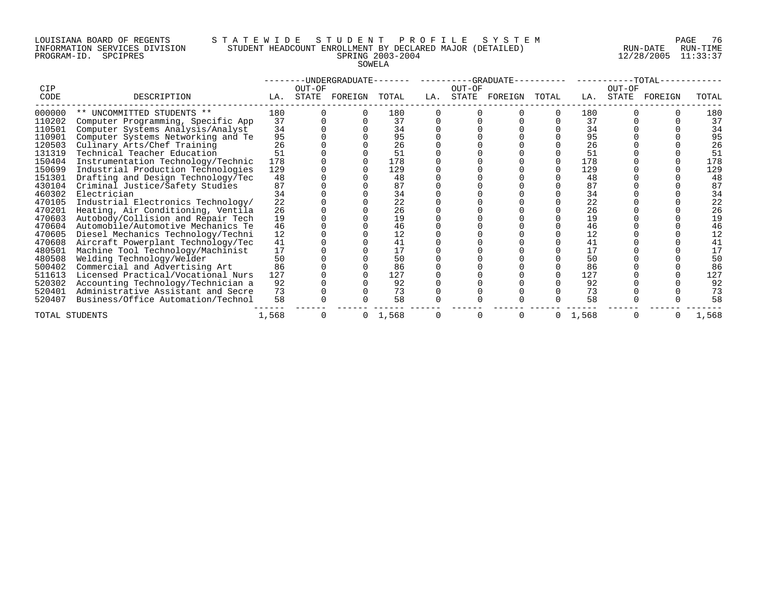LOUISIANA BOARD OF REGENTS
INFORMATION SERVICES DIVISION
PROGRAM-ID. SPCIPRES

STATEWIDE STUDENT PROFILE SYSTEM
STUDENT HEADCOUNT ENROLLMENT BY DECLARED MAJOR (DETAILED)
SPRING 2003-2004
SOWELA

RUN-DATE 12/28/2005 RUN-TIME 11:33:37

| CIP CODE | DESCRIPTION | UNDERGRADUATE LA. | UNDERGRADUATE OUT-OF STATE | UNDERGRADUATE FOREIGN | UNDERGRADUATE TOTAL | GRADUATE LA. | GRADUATE OUT-OF STATE | GRADUATE FOREIGN | GRADUATE TOTAL | TOTAL LA. | TOTAL OUT-OF STATE | TOTAL FOREIGN | TOTAL |
|---|---|---|---|---|---|---|---|---|---|---|---|---|---|
| 000000 | ** UNCOMMITTED STUDENTS ** | 180 | 0 | 0 | 180 | 0 | 0 | 0 | 0 | 180 | 0 | 0 | 180 |
| 110202 | Computer Programming, Specific App | 37 | 0 | 0 | 37 | 0 | 0 | 0 | 0 | 37 | 0 | 0 | 37 |
| 110501 | Computer Systems Analysis/Analyst | 34 | 0 | 0 | 34 | 0 | 0 | 0 | 0 | 34 | 0 | 0 | 34 |
| 110901 | Computer Systems Networking and Te | 95 | 0 | 0 | 95 | 0 | 0 | 0 | 0 | 95 | 0 | 0 | 95 |
| 120503 | Culinary Arts/Chef Training | 26 | 0 | 0 | 26 | 0 | 0 | 0 | 0 | 26 | 0 | 0 | 26 |
| 131319 | Technical Teacher Education | 51 | 0 | 0 | 51 | 0 | 0 | 0 | 0 | 51 | 0 | 0 | 51 |
| 150404 | Instrumentation Technology/Technic | 178 | 0 | 0 | 178 | 0 | 0 | 0 | 0 | 178 | 0 | 0 | 178 |
| 150699 | Industrial Production Technologies | 129 | 0 | 0 | 129 | 0 | 0 | 0 | 0 | 129 | 0 | 0 | 129 |
| 151301 | Drafting and Design Technology/Tec | 48 | 0 | 0 | 48 | 0 | 0 | 0 | 0 | 48 | 0 | 0 | 48 |
| 430104 | Criminal Justice/Safety Studies | 87 | 0 | 0 | 87 | 0 | 0 | 0 | 0 | 87 | 0 | 0 | 87 |
| 460302 | Electrician | 34 | 0 | 0 | 34 | 0 | 0 | 0 | 0 | 34 | 0 | 0 | 34 |
| 470105 | Industrial Electronics Technology/ | 22 | 0 | 0 | 22 | 0 | 0 | 0 | 0 | 22 | 0 | 0 | 22 |
| 470201 | Heating, Air Conditioning, Ventila | 26 | 0 | 0 | 26 | 0 | 0 | 0 | 0 | 26 | 0 | 0 | 26 |
| 470603 | Autobody/Collision and Repair Tech | 19 | 0 | 0 | 19 | 0 | 0 | 0 | 0 | 19 | 0 | 0 | 19 |
| 470604 | Automobile/Automotive Mechanics Te | 46 | 0 | 0 | 46 | 0 | 0 | 0 | 0 | 46 | 0 | 0 | 46 |
| 470605 | Diesel Mechanics Technology/Techni | 12 | 0 | 0 | 12 | 0 | 0 | 0 | 0 | 12 | 0 | 0 | 12 |
| 470608 | Aircraft Powerplant Technology/Tec | 41 | 0 | 0 | 41 | 0 | 0 | 0 | 0 | 41 | 0 | 0 | 41 |
| 480501 | Machine Tool Technology/Machinist | 17 | 0 | 0 | 17 | 0 | 0 | 0 | 0 | 17 | 0 | 0 | 17 |
| 480508 | Welding Technology/Welder | 50 | 0 | 0 | 50 | 0 | 0 | 0 | 0 | 50 | 0 | 0 | 50 |
| 500402 | Commercial and Advertising Art | 86 | 0 | 0 | 86 | 0 | 0 | 0 | 0 | 86 | 0 | 0 | 86 |
| 511613 | Licensed Practical/Vocational Nurs | 127 | 0 | 0 | 127 | 0 | 0 | 0 | 0 | 127 | 0 | 0 | 127 |
| 520302 | Accounting Technology/Technician a | 92 | 0 | 0 | 92 | 0 | 0 | 0 | 0 | 92 | 0 | 0 | 92 |
| 520401 | Administrative Assistant and Secre | 73 | 0 | 0 | 73 | 0 | 0 | 0 | 0 | 73 | 0 | 0 | 73 |
| 520407 | Business/Office Automation/Technol | 58 | 0 | 0 | 58 | 0 | 0 | 0 | 0 | 58 | 0 | 0 | 58 |
| TOTAL STUDENTS | | 1,568 | 0 | 0 | 1,568 | 0 | 0 | 0 | 0 | 1,568 | 0 | 0 | 1,568 |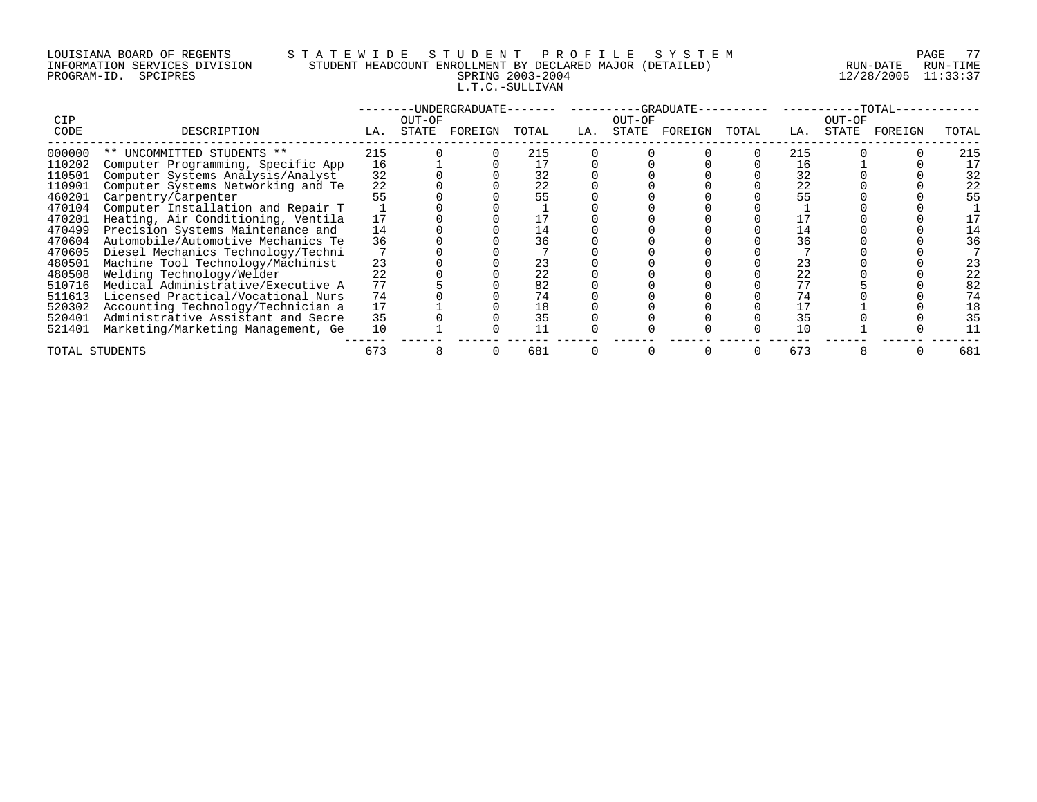LOUISIANA BOARD OF REGENTS — STATEWIDE STUDENT PROFILE SYSTEM
INFORMATION SERVICES DIVISION — STUDENT HEADCOUNT ENROLLMENT BY DECLARED MAJOR (DETAILED)
PROGRAM-ID. SPCIPRES — SPRING 2003-2004
RUN-DATE 12/28/2005 RUN-TIME 11:33:37

L.T.C.-SULLIVAN

| CIP CODE | DESCRIPTION | UNDERGRADUATE LA. | UNDERGRADUATE OUT-OF STATE | UNDERGRADUATE FOREIGN | UNDERGRADUATE TOTAL | GRADUATE LA. | GRADUATE OUT-OF STATE | GRADUATE FOREIGN | GRADUATE TOTAL | TOTAL LA. | TOTAL OUT-OF STATE | TOTAL FOREIGN | TOTAL TOTAL |
|---|---|---|---|---|---|---|---|---|---|---|---|---|---|
| 000000 | ** UNCOMMITTED STUDENTS ** | 215 | 0 | 0 | 215 | 0 | 0 | 0 | 0 | 215 | 0 | 0 | 215 |
| 110202 | Computer Programming, Specific App | 16 | 1 | 0 | 17 | 0 | 0 | 0 | 0 | 16 | 1 | 0 | 17 |
| 110501 | Computer Systems Analysis/Analyst | 32 | 0 | 0 | 32 | 0 | 0 | 0 | 0 | 32 | 0 | 0 | 32 |
| 110901 | Computer Systems Networking and Te | 22 | 0 | 0 | 22 | 0 | 0 | 0 | 0 | 22 | 0 | 0 | 22 |
| 460201 | Carpentry/Carpenter | 55 | 0 | 0 | 55 | 0 | 0 | 0 | 0 | 55 | 0 | 0 | 55 |
| 470104 | Computer Installation and Repair T | 1 | 0 | 0 | 1 | 0 | 0 | 0 | 0 | 1 | 0 | 0 | 1 |
| 470201 | Heating, Air Conditioning, Ventila | 17 | 0 | 0 | 17 | 0 | 0 | 0 | 0 | 17 | 0 | 0 | 17 |
| 470499 | Precision Systems Maintenance and | 14 | 0 | 0 | 14 | 0 | 0 | 0 | 0 | 14 | 0 | 0 | 14 |
| 470604 | Automobile/Automotive Mechanics Te | 36 | 0 | 0 | 36 | 0 | 0 | 0 | 0 | 36 | 0 | 0 | 36 |
| 470605 | Diesel Mechanics Technology/Techni | 7 | 0 | 0 | 7 | 0 | 0 | 0 | 0 | 7 | 0 | 0 | 7 |
| 480501 | Machine Tool Technology/Machinist | 23 | 0 | 0 | 23 | 0 | 0 | 0 | 0 | 23 | 0 | 0 | 23 |
| 480508 | Welding Technology/Welder | 22 | 0 | 0 | 22 | 0 | 0 | 0 | 0 | 22 | 0 | 0 | 22 |
| 510716 | Medical Administrative/Executive A | 77 | 5 | 0 | 82 | 0 | 0 | 0 | 0 | 77 | 5 | 0 | 82 |
| 511613 | Licensed Practical/Vocational Nurs | 74 | 0 | 0 | 74 | 0 | 0 | 0 | 0 | 74 | 0 | 0 | 74 |
| 520302 | Accounting Technology/Technician a | 17 | 1 | 0 | 18 | 0 | 0 | 0 | 0 | 17 | 1 | 0 | 18 |
| 520401 | Administrative Assistant and Secre | 35 | 0 | 0 | 35 | 0 | 0 | 0 | 0 | 35 | 0 | 0 | 35 |
| 521401 | Marketing/Marketing Management, Ge | 10 | 1 | 0 | 11 | 0 | 0 | 0 | 0 | 10 | 1 | 0 | 11 |
| TOTAL STUDENTS | | 673 | 8 | 0 | 681 | 0 | 0 | 0 | 0 | 673 | 8 | 0 | 681 |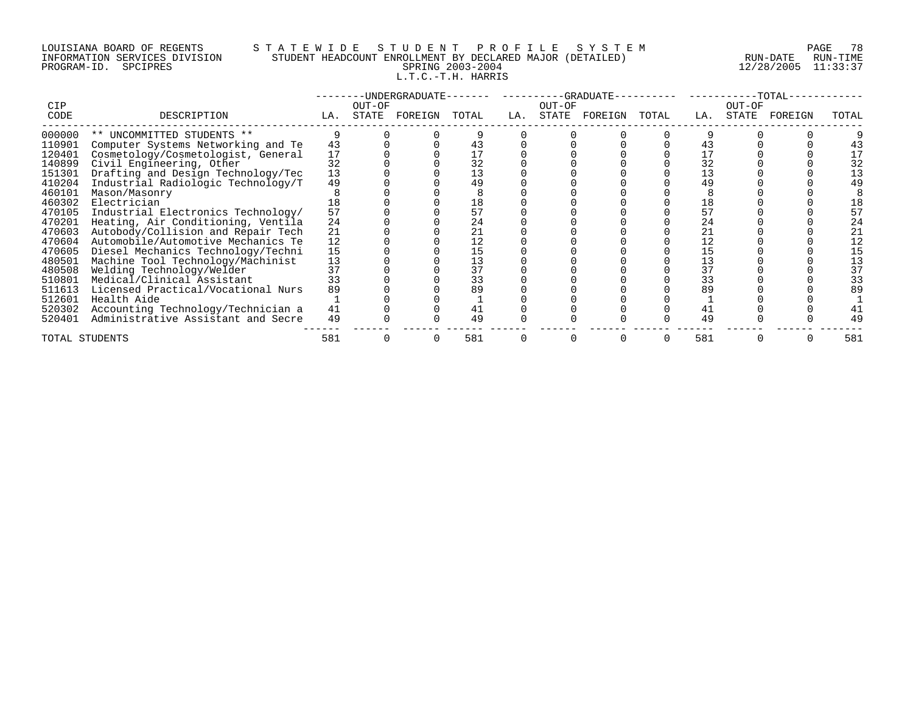LOUISIANA BOARD OF REGENTS — STATEWIDE STUDENT PROFILE SYSTEM
INFORMATION SERVICES DIVISION — STUDENT HEADCOUNT ENROLLMENT BY DECLARED MAJOR (DETAILED)
PROGRAM-ID. SPCIPRES — SPRING 2003-2004 — RUN-DATE 12/28/2005 RUN-TIME 11:33:37

L.T.C.-T.H. HARRIS

| CIP CODE | DESCRIPTION | UNDERGRADUATE LA. | UNDERGRADUATE OUT-OF STATE | UNDERGRADUATE FOREIGN | UNDERGRADUATE TOTAL | GRADUATE LA. | GRADUATE OUT-OF STATE | GRADUATE FOREIGN | GRADUATE TOTAL | TOTAL LA. | TOTAL OUT-OF STATE | TOTAL FOREIGN | TOTAL |
|---|---|---|---|---|---|---|---|---|---|---|---|---|---|
| 000000 | ** UNCOMMITTED STUDENTS ** | 9 | 0 | 0 | 9 | 0 | 0 | 0 | 0 | 9 | 0 | 0 | 9 |
| 110901 | Computer Systems Networking and Te | 43 | 0 | 0 | 43 | 0 | 0 | 0 | 0 | 43 | 0 | 0 | 43 |
| 120401 | Cosmetology/Cosmetologist, General | 17 | 0 | 0 | 17 | 0 | 0 | 0 | 0 | 17 | 0 | 0 | 17 |
| 140899 | Civil Engineering, Other | 32 | 0 | 0 | 32 | 0 | 0 | 0 | 0 | 32 | 0 | 0 | 32 |
| 151301 | Drafting and Design Technology/Tec | 13 | 0 | 0 | 13 | 0 | 0 | 0 | 0 | 13 | 0 | 0 | 13 |
| 410204 | Industrial Radiologic Technology/T | 49 | 0 | 0 | 49 | 0 | 0 | 0 | 0 | 49 | 0 | 0 | 49 |
| 460101 | Mason/Masonry | 8 | 0 | 0 | 8 | 0 | 0 | 0 | 0 | 8 | 0 | 0 | 8 |
| 460302 | Electrician | 18 | 0 | 0 | 18 | 0 | 0 | 0 | 0 | 18 | 0 | 0 | 18 |
| 470105 | Industrial Electronics Technology/ | 57 | 0 | 0 | 57 | 0 | 0 | 0 | 0 | 57 | 0 | 0 | 57 |
| 470201 | Heating, Air Conditioning, Ventila | 24 | 0 | 0 | 24 | 0 | 0 | 0 | 0 | 24 | 0 | 0 | 24 |
| 470603 | Autobody/Collision and Repair Tech | 21 | 0 | 0 | 21 | 0 | 0 | 0 | 0 | 21 | 0 | 0 | 21 |
| 470604 | Automobile/Automotive Mechanics Te | 12 | 0 | 0 | 12 | 0 | 0 | 0 | 0 | 12 | 0 | 0 | 12 |
| 470605 | Diesel Mechanics Technology/Techni | 15 | 0 | 0 | 15 | 0 | 0 | 0 | 0 | 15 | 0 | 0 | 15 |
| 480501 | Machine Tool Technology/Machinist | 13 | 0 | 0 | 13 | 0 | 0 | 0 | 0 | 13 | 0 | 0 | 13 |
| 480508 | Welding Technology/Welder | 37 | 0 | 0 | 37 | 0 | 0 | 0 | 0 | 37 | 0 | 0 | 37 |
| 510801 | Medical/Clinical Assistant | 33 | 0 | 0 | 33 | 0 | 0 | 0 | 0 | 33 | 0 | 0 | 33 |
| 511613 | Licensed Practical/Vocational Nurs | 89 | 0 | 0 | 89 | 0 | 0 | 0 | 0 | 89 | 0 | 0 | 89 |
| 512601 | Health Aide | 1 | 0 | 0 | 1 | 0 | 0 | 0 | 0 | 1 | 0 | 0 | 1 |
| 520302 | Accounting Technology/Technician a | 41 | 0 | 0 | 41 | 0 | 0 | 0 | 0 | 41 | 0 | 0 | 41 |
| 520401 | Administrative Assistant and Secre | 49 | 0 | 0 | 49 | 0 | 0 | 0 | 0 | 49 | 0 | 0 | 49 |
| TOTAL STUDENTS | | 581 | 0 | 0 | 581 | 0 | 0 | 0 | 0 | 581 | 0 | 0 | 581 |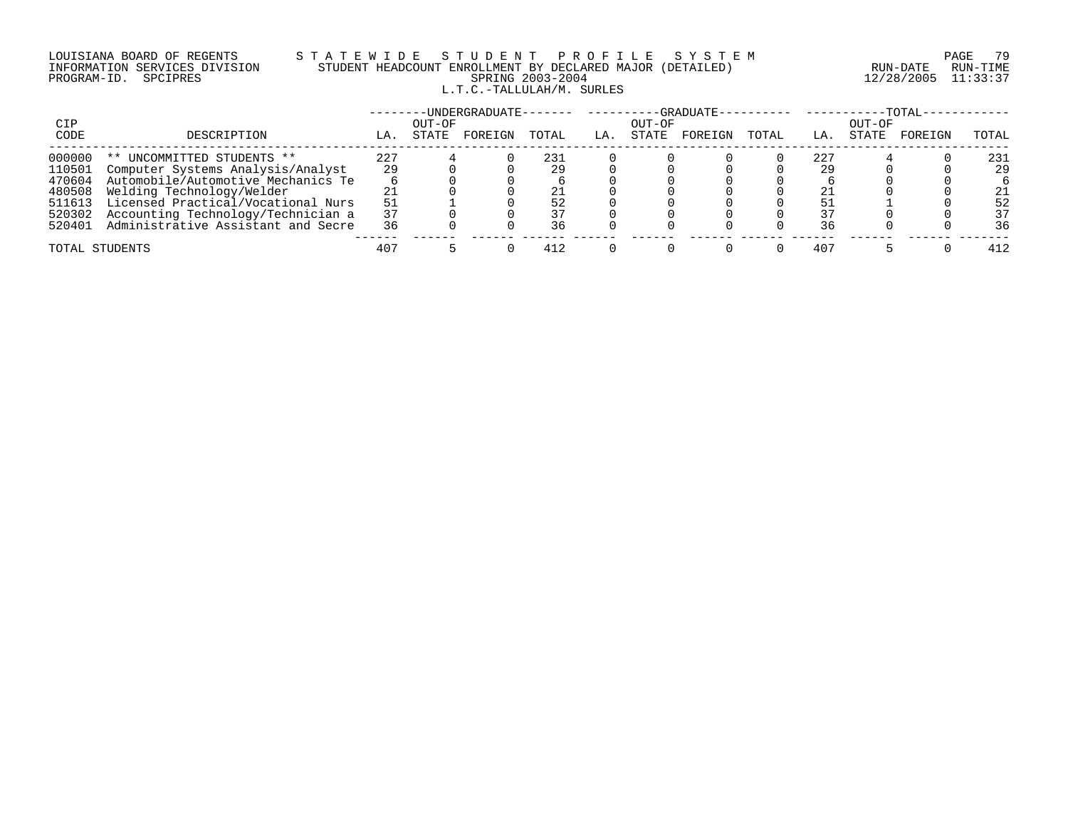LOUISIANA BOARD OF REGENTS — STATEWIDE STUDENT PROFILE SYSTEM
INFORMATION SERVICES DIVISION — STUDENT HEADCOUNT ENROLLMENT BY DECLARED MAJOR (DETAILED)
PROGRAM-ID. SPCIPRES — SPRING 2003-2004 — RUN-DATE 12/28/2005 RUN-TIME 11:33:37

## L.T.C.-TALLULAH/M. SURLES

| CIP CODE | DESCRIPTION | UNDERGRADUATE LA. | UNDERGRADUATE OUT-OF STATE | UNDERGRADUATE FOREIGN | UNDERGRADUATE TOTAL | GRADUATE LA. | GRADUATE OUT-OF STATE | GRADUATE FOREIGN | GRADUATE TOTAL | TOTAL LA. | TOTAL OUT-OF STATE | TOTAL FOREIGN | TOTAL |
|---|---|---|---|---|---|---|---|---|---|---|---|---|---|
| 000000 | ** UNCOMMITTED STUDENTS ** | 227 | 4 | 0 | 231 | 0 | 0 | 0 | 0 | 227 | 4 | 0 | 231 |
| 110501 | Computer Systems Analysis/Analyst | 29 | 0 | 0 | 29 | 0 | 0 | 0 | 0 | 29 | 0 | 0 | 29 |
| 470604 | Automobile/Automotive Mechanics Te | 6 | 0 | 0 | 6 | 0 | 0 | 0 | 0 | 6 | 0 | 0 | 6 |
| 480508 | Welding Technology/Welder | 21 | 0 | 0 | 21 | 0 | 0 | 0 | 0 | 21 | 0 | 0 | 21 |
| 511613 | Licensed Practical/Vocational Nurs | 51 | 1 | 0 | 52 | 0 | 0 | 0 | 0 | 51 | 1 | 0 | 52 |
| 520302 | Accounting Technology/Technician a | 37 | 0 | 0 | 37 | 0 | 0 | 0 | 0 | 37 | 0 | 0 | 37 |
| 520401 | Administrative Assistant and Secre | 36 | 0 | 0 | 36 | 0 | 0 | 0 | 0 | 36 | 0 | 0 | 36 |
| TOTAL STUDENTS | | 407 | 5 | 0 | 412 | 0 | 0 | 0 | 0 | 407 | 5 | 0 | 412 |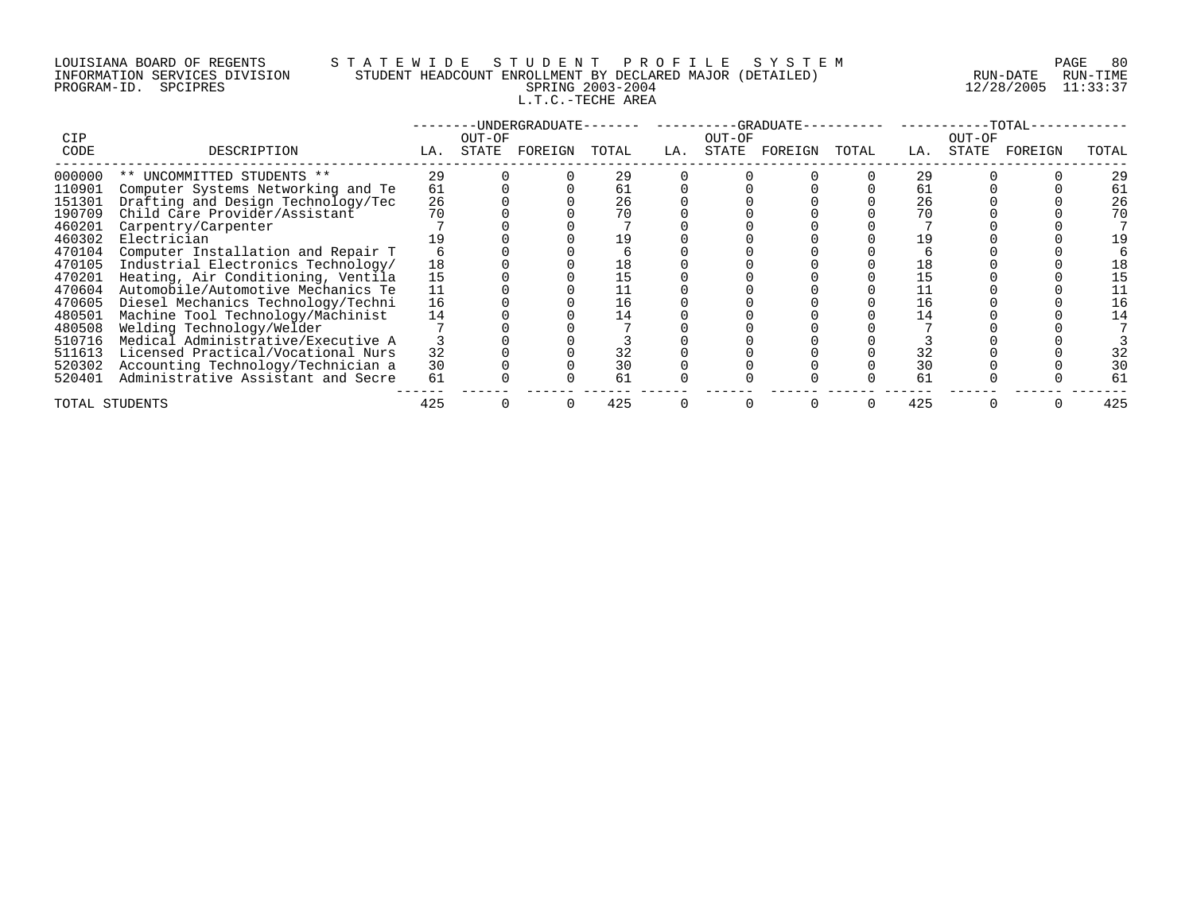LOUISIANA BOARD OF REGENTS
INFORMATION SERVICES DIVISION
PROGRAM-ID. SPCIPRES

# S T A T E W I D E S T U D E N T P R O F I L E S Y S T E M
## STUDENT HEADCOUNT ENROLLMENT BY DECLARED MAJOR (DETAILED)
### SPRING 2003-2004
### L.T.C.-TECHE AREA

RUN-DATE 12/28/2005 RUN-TIME 11:33:37

| CIP CODE | DESCRIPTION | UNDERGRADUATE LA. | UNDERGRADUATE OUT-OF STATE | UNDERGRADUATE FOREIGN | UNDERGRADUATE TOTAL | GRADUATE LA. | GRADUATE OUT-OF STATE | GRADUATE FOREIGN | GRADUATE TOTAL | TOTAL LA. | TOTAL OUT-OF STATE | TOTAL FOREIGN | TOTAL TOTAL |
|---|---|---|---|---|---|---|---|---|---|---|---|---|---|
| 000000 | ** UNCOMMITTED STUDENTS ** | 29 | 0 | 0 | 29 | 0 | 0 | 0 | 0 | 29 | 0 | 0 | 29 |
| 110901 | Computer Systems Networking and Te | 61 | 0 | 0 | 61 | 0 | 0 | 0 | 0 | 61 | 0 | 0 | 61 |
| 151301 | Drafting and Design Technology/Tec | 26 | 0 | 0 | 26 | 0 | 0 | 0 | 0 | 26 | 0 | 0 | 26 |
| 190709 | Child Care Provider/Assistant | 70 | 0 | 0 | 70 | 0 | 0 | 0 | 0 | 70 | 0 | 0 | 70 |
| 460201 | Carpentry/Carpenter | 7 | 0 | 0 | 7 | 0 | 0 | 0 | 0 | 7 | 0 | 0 | 7 |
| 460302 | Electrician | 19 | 0 | 0 | 19 | 0 | 0 | 0 | 0 | 19 | 0 | 0 | 19 |
| 470104 | Computer Installation and Repair T | 6 | 0 | 0 | 6 | 0 | 0 | 0 | 0 | 6 | 0 | 0 | 6 |
| 470105 | Industrial Electronics Technology/ | 18 | 0 | 0 | 18 | 0 | 0 | 0 | 0 | 18 | 0 | 0 | 18 |
| 470201 | Heating, Air Conditioning, Ventila | 15 | 0 | 0 | 15 | 0 | 0 | 0 | 0 | 15 | 0 | 0 | 15 |
| 470604 | Automobile/Automotive Mechanics Te | 11 | 0 | 0 | 11 | 0 | 0 | 0 | 0 | 11 | 0 | 0 | 11 |
| 470605 | Diesel Mechanics Technology/Techni | 16 | 0 | 0 | 16 | 0 | 0 | 0 | 0 | 16 | 0 | 0 | 16 |
| 480501 | Machine Tool Technology/Machinist | 14 | 0 | 0 | 14 | 0 | 0 | 0 | 0 | 14 | 0 | 0 | 14 |
| 480508 | Welding Technology/Welder | 7 | 0 | 0 | 7 | 0 | 0 | 0 | 0 | 7 | 0 | 0 | 7 |
| 510716 | Medical Administrative/Executive A | 3 | 0 | 0 | 3 | 0 | 0 | 0 | 0 | 3 | 0 | 0 | 3 |
| 511613 | Licensed Practical/Vocational Nurs | 32 | 0 | 0 | 32 | 0 | 0 | 0 | 0 | 32 | 0 | 0 | 32 |
| 520302 | Accounting Technology/Technician a | 30 | 0 | 0 | 30 | 0 | 0 | 0 | 0 | 30 | 0 | 0 | 30 |
| 520401 | Administrative Assistant and Secre | 61 | 0 | 0 | 61 | 0 | 0 | 0 | 0 | 61 | 0 | 0 | 61 |
| TOTAL STUDENTS | | 425 | 0 | 0 | 425 | 0 | 0 | 0 | 0 | 425 | 0 | 0 | 425 |